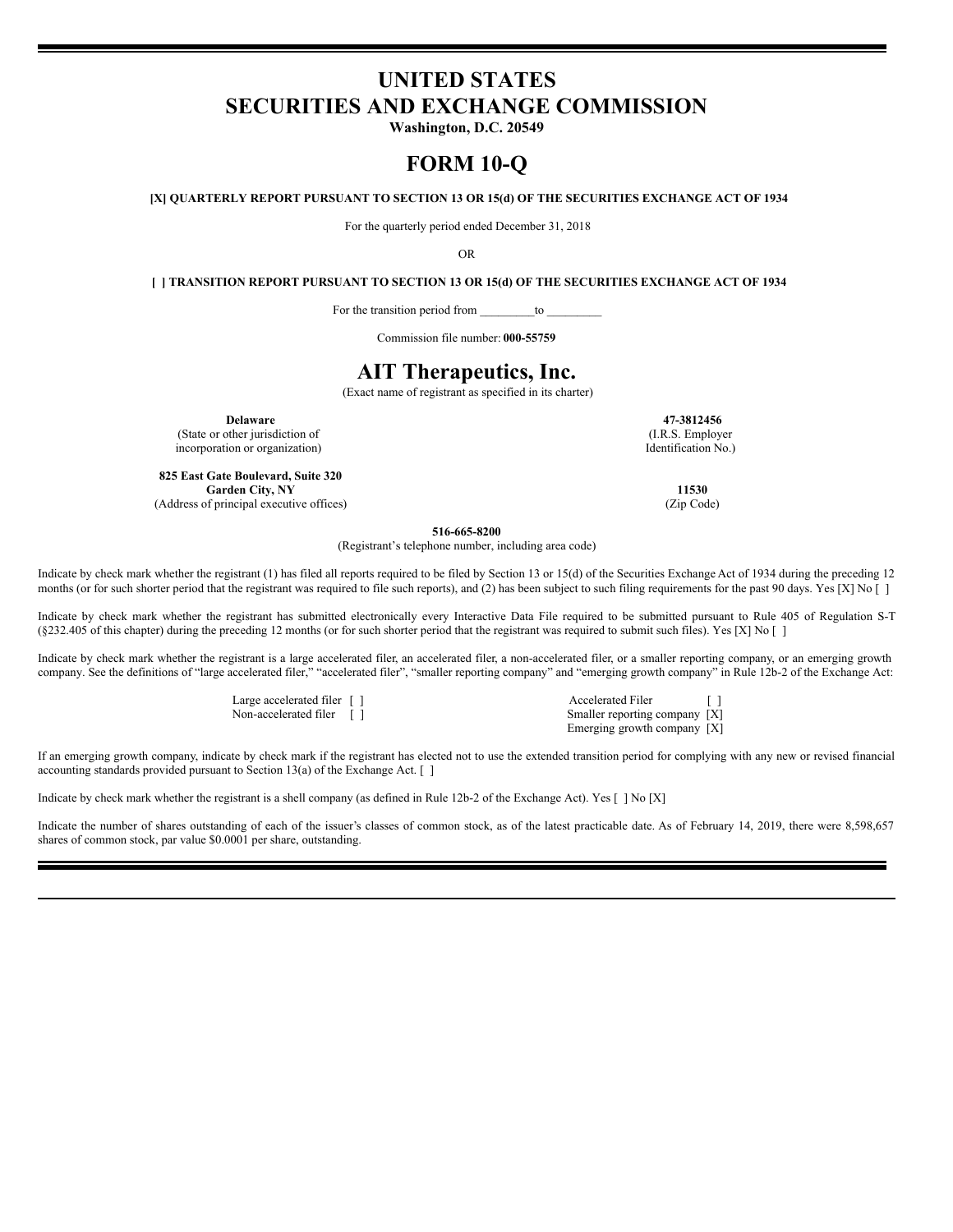# UNITED STATES
# SECURITIES AND EXCHANGE COMMISSION

**Washington, D.C. 20549**

# FORM 10-Q

**[X] QUARTERLY REPORT PURSUANT TO SECTION 13 OR 15(d) OF THE SECURITIES EXCHANGE ACT OF 1934**

For the quarterly period ended December 31, 2018

OR

**[ ] TRANSITION REPORT PURSUANT TO SECTION 13 OR 15(d) OF THE SECURITIES EXCHANGE ACT OF 1934**

For the transition period from _________to _________

Commission file number: **000-55759**

# AIT Therapeutics, Inc.

(Exact name of registrant as specified in its charter)

| | |
|---|---|
| **Delaware** | **47-3812456** |
| (State or other jurisdiction of incorporation or organization) | (I.R.S. Employer Identification No.) |
| **825 East Gate Boulevard, Suite 320** **Garden City, NY** | **11530** |
| (Address of principal executive offices) | (Zip Code) |

**516-665-8200**

(Registrant's telephone number, including area code)

Indicate by check mark whether the registrant (1) has filed all reports required to be filed by Section 13 or 15(d) of the Securities Exchange Act of 1934 during the preceding 12 months (or for such shorter period that the registrant was required to file such reports), and (2) has been subject to such filing requirements for the past 90 days. Yes [X] No [ ]

Indicate by check mark whether the registrant has submitted electronically every Interactive Data File required to be submitted pursuant to Rule 405 of Regulation S-T (§232.405 of this chapter) during the preceding 12 months (or for such shorter period that the registrant was required to submit such files). Yes [X] No [ ]

Indicate by check mark whether the registrant is a large accelerated filer, an accelerated filer, a non-accelerated filer, or a smaller reporting company, or an emerging growth company. See the definitions of "large accelerated filer," "accelerated filer", "smaller reporting company" and "emerging growth company" in Rule 12b-2 of the Exchange Act:

| | |
|---|---|
| Large accelerated filer [ ] | Accelerated Filer [ ] |
| Non-accelerated filer [ ] | Smaller reporting company [X] |
| | Emerging growth company [X] |

If an emerging growth company, indicate by check mark if the registrant has elected not to use the extended transition period for complying with any new or revised financial accounting standards provided pursuant to Section 13(a) of the Exchange Act. [ ]

Indicate by check mark whether the registrant is a shell company (as defined in Rule 12b-2 of the Exchange Act). Yes [ ] No [X]

Indicate the number of shares outstanding of each of the issuer's classes of common stock, as of the latest practicable date. As of February 14, 2019, there were 8,598,657 shares of common stock, par value $0.0001 per share, outstanding.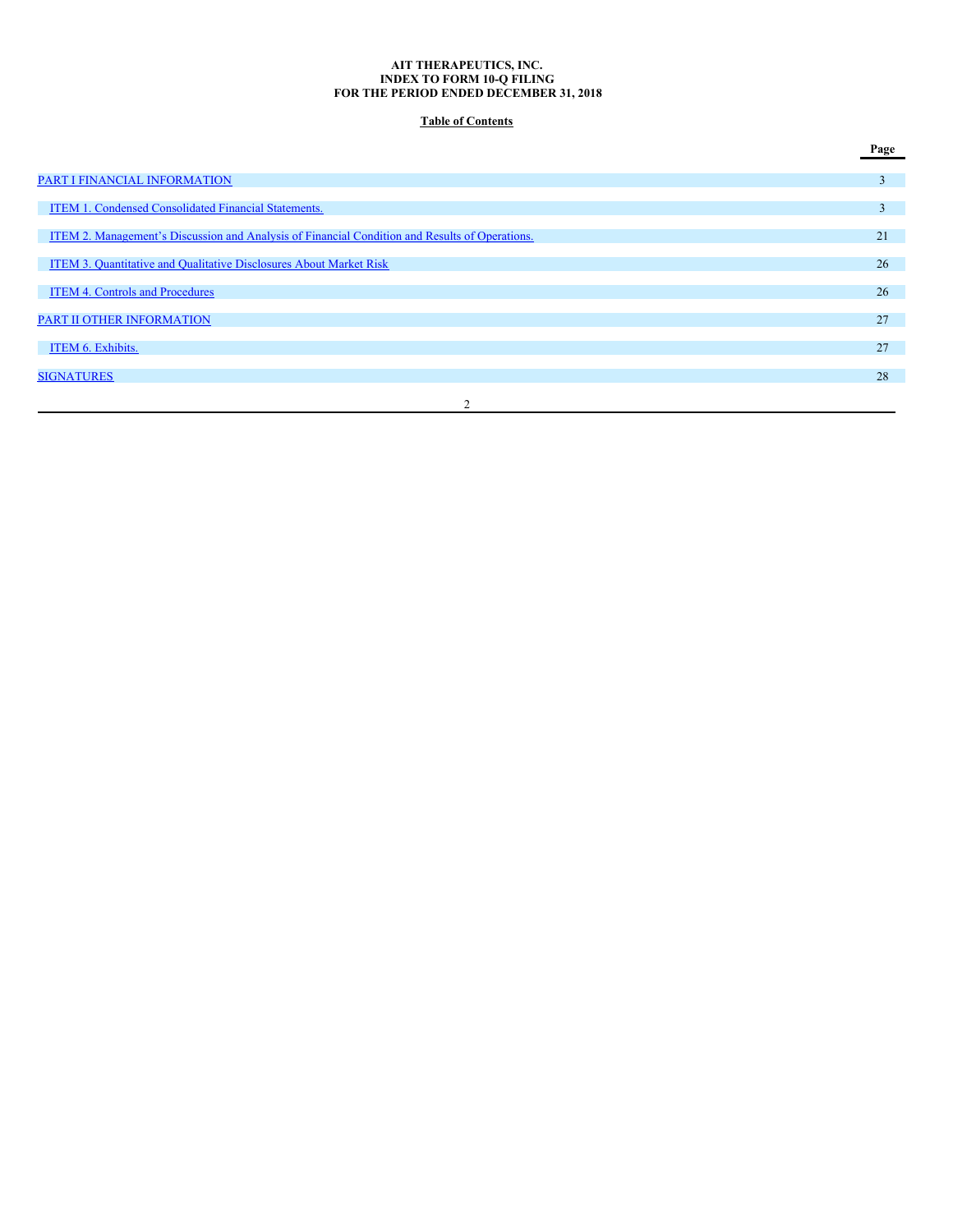**AIT THERAPEUTICS, INC.**
**INDEX TO FORM 10-Q FILING**
**FOR THE PERIOD ENDED DECEMBER 31, 2018**

**Table of Contents**

| | Page |
| --- | --- |
| PART I FINANCIAL INFORMATION | 3 |
| ITEM 1. Condensed Consolidated Financial Statements. | 3 |
| ITEM 2. Management's Discussion and Analysis of Financial Condition and Results of Operations. | 21 |
| ITEM 3. Quantitative and Qualitative Disclosures About Market Risk | 26 |
| ITEM 4. Controls and Procedures | 26 |
| PART II OTHER INFORMATION | 27 |
| ITEM 6. Exhibits. | 27 |
| SIGNATURES | 28 |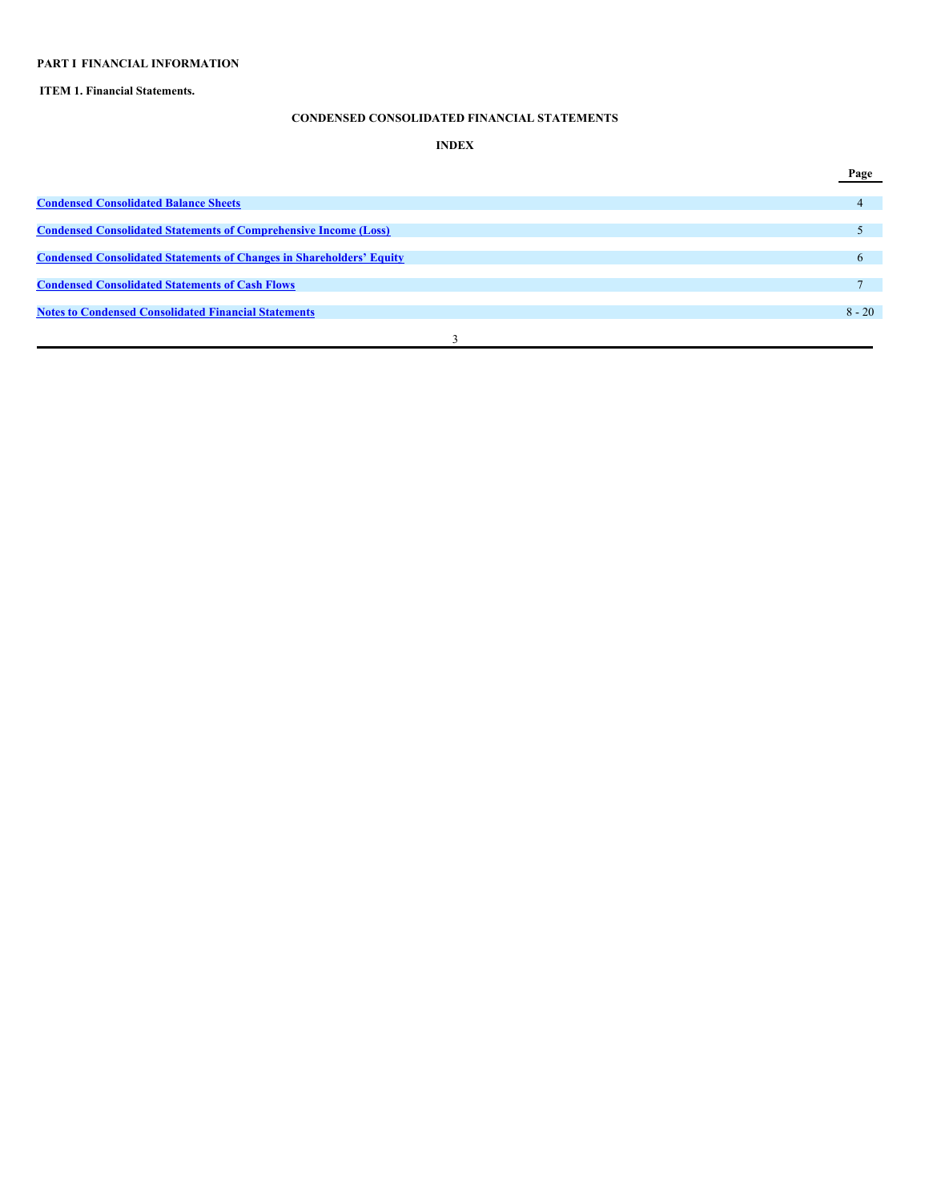**PART I FINANCIAL INFORMATION**

**ITEM 1. Financial Statements.**

**CONDENSED CONSOLIDATED FINANCIAL STATEMENTS**

**INDEX**

| | Page |
|---|---|
| **Condensed Consolidated Balance Sheets** | 4 |
| **Condensed Consolidated Statements of Comprehensive Income (Loss)** | 5 |
| **Condensed Consolidated Statements of Changes in Shareholders' Equity** | 6 |
| **Condensed Consolidated Statements of Cash Flows** | 7 |
| **Notes to Condensed Consolidated Financial Statements** | 8 - 20 |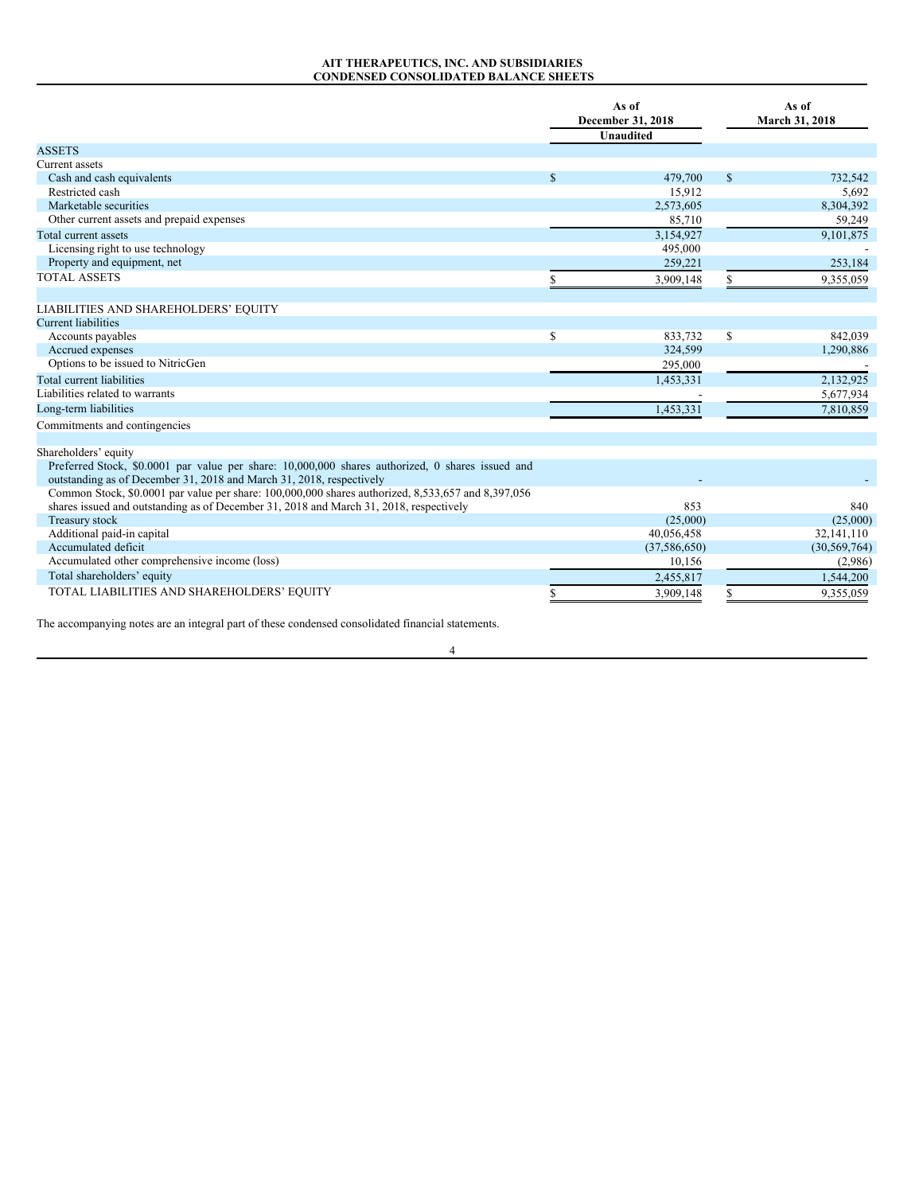# AIT THERAPEUTICS, INC. AND SUBSIDIARIES
## CONDENSED CONSOLIDATED BALANCE SHEETS

| | As of December 31, 2018 Unaudited | As of March 31, 2018 |
|---|---|---|
| ASSETS | | |
| Current assets | | |
| Cash and cash equivalents | $ 479,700 | $ 732,542 |
| Restricted cash | 15,912 | 5,692 |
| Marketable securities | 2,573,605 | 8,304,392 |
| Other current assets and prepaid expenses | 85,710 | 59,249 |
| Total current assets | 3,154,927 | 9,101,875 |
| Licensing right to use technology | 495,000 | - |
| Property and equipment, net | 259,221 | 253,184 |
| TOTAL ASSETS | $ 3,909,148 | $ 9,355,059 |
| | | |
| LIABILITIES AND SHAREHOLDERS' EQUITY | | |
| Current liabilities | | |
| Accounts payables | $ 833,732 | $ 842,039 |
| Accrued expenses | 324,599 | 1,290,886 |
| Options to be issued to NitricGen | 295,000 | - |
| Total current liabilities | 1,453,331 | 2,132,925 |
| Liabilities related to warrants | - | 5,677,934 |
| Long-term liabilities | 1,453,331 | 7,810,859 |
| Commitments and contingencies | | |
| | | |
| Shareholders' equity | | |
| Preferred Stock, $0.0001 par value per share: 10,000,000 shares authorized, 0 shares issued and outstanding as of December 31, 2018 and March 31, 2018, respectively | - | - |
| Common Stock, $0.0001 par value per share: 100,000,000 shares authorized, 8,533,657 and 8,397,056 shares issued and outstanding as of December 31, 2018 and March 31, 2018, respectively | 853 | 840 |
| Treasury stock | (25,000) | (25,000) |
| Additional paid-in capital | 40,056,458 | 32,141,110 |
| Accumulated deficit | (37,586,650) | (30,569,764) |
| Accumulated other comprehensive income (loss) | 10,156 | (2,986) |
| Total shareholders' equity | 2,455,817 | 1,544,200 |
| TOTAL LIABILITIES AND SHAREHOLDERS' EQUITY | $ 3,909,148 | $ 9,355,059 |

The accompanying notes are an integral part of these condensed consolidated financial statements.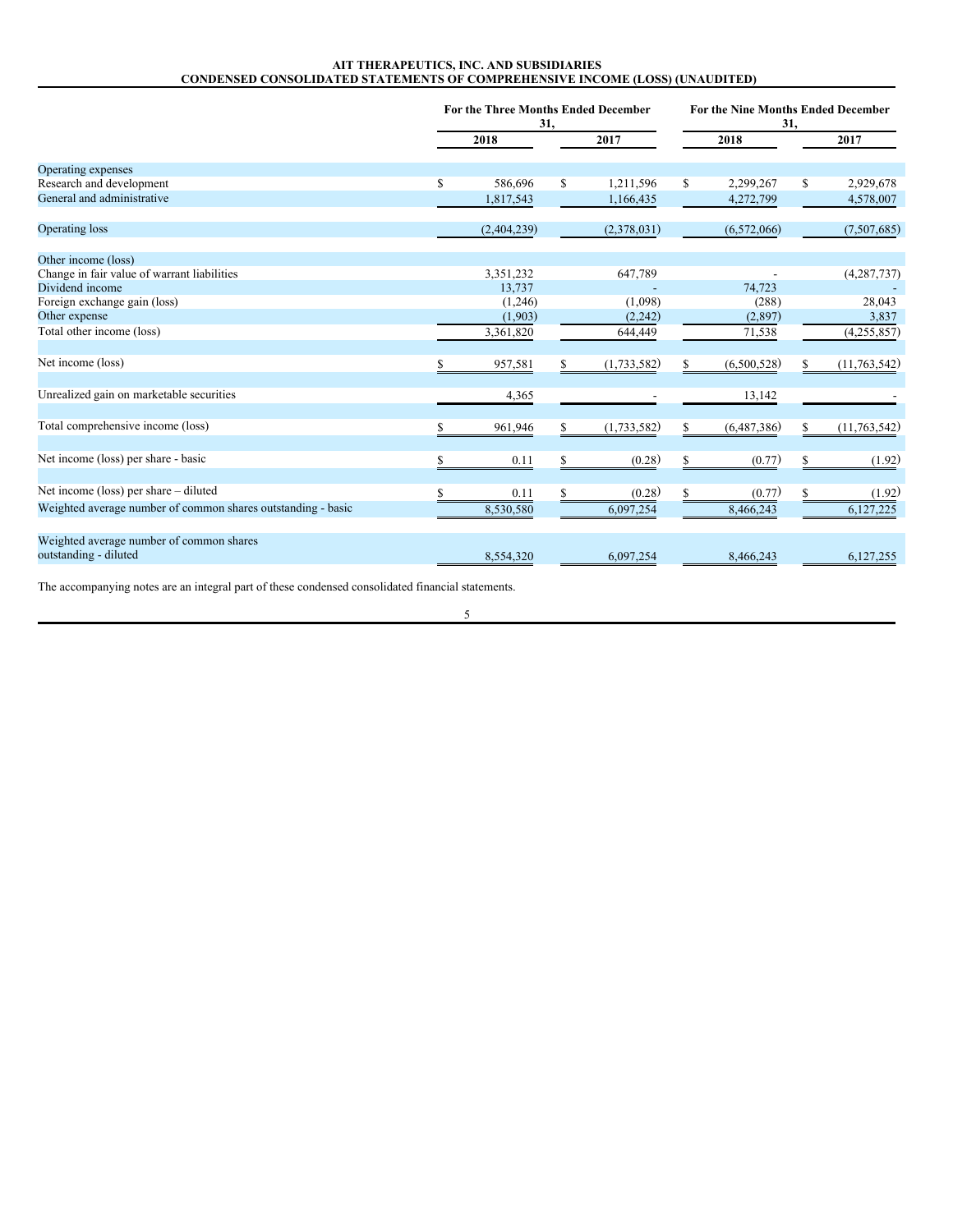**AIT THERAPEUTICS, INC. AND SUBSIDIARIES**
**CONDENSED CONSOLIDATED STATEMENTS OF COMPREHENSIVE INCOME (LOSS) (UNAUDITED)**

| | For the Three Months Ended December 31, | | For the Nine Months Ended December 31, | |
|---|---|---|---|---|
| | 2018 | 2017 | 2018 | 2017 |
| Operating expenses | | | | |
| Research and development | $ 586,696 | $ 1,211,596 | $ 2,299,267 | $ 2,929,678 |
| General and administrative | 1,817,543 | 1,166,435 | 4,272,799 | 4,578,007 |
| Operating loss | (2,404,239) | (2,378,031) | (6,572,066) | (7,507,685) |
| Other income (loss) | | | | |
| Change in fair value of warrant liabilities | 3,351,232 | 647,789 | - | (4,287,737) |
| Dividend income | 13,737 | - | 74,723 | - |
| Foreign exchange gain (loss) | (1,246) | (1,098) | (288) | 28,043 |
| Other expense | (1,903) | (2,242) | (2,897) | 3,837 |
| Total other income (loss) | 3,361,820 | 644,449 | 71,538 | (4,255,857) |
| Net income (loss) | $ 957,581 | $ (1,733,582) | $ (6,500,528) | $ (11,763,542) |
| Unrealized gain on marketable securities | 4,365 | - | 13,142 | - |
| Total comprehensive income (loss) | $ 961,946 | $ (1,733,582) | $ (6,487,386) | $ (11,763,542) |
| Net income (loss) per share - basic | $ 0.11 | $ (0.28) | $ (0.77) | $ (1.92) |
| Net income (loss) per share – diluted | $ 0.11 | $ (0.28) | $ (0.77) | $ (1.92) |
| Weighted average number of common shares outstanding - basic | 8,530,580 | 6,097,254 | 8,466,243 | 6,127,225 |
| Weighted average number of common shares outstanding - diluted | 8,554,320 | 6,097,254 | 8,466,243 | 6,127,255 |

The accompanying notes are an integral part of these condensed consolidated financial statements.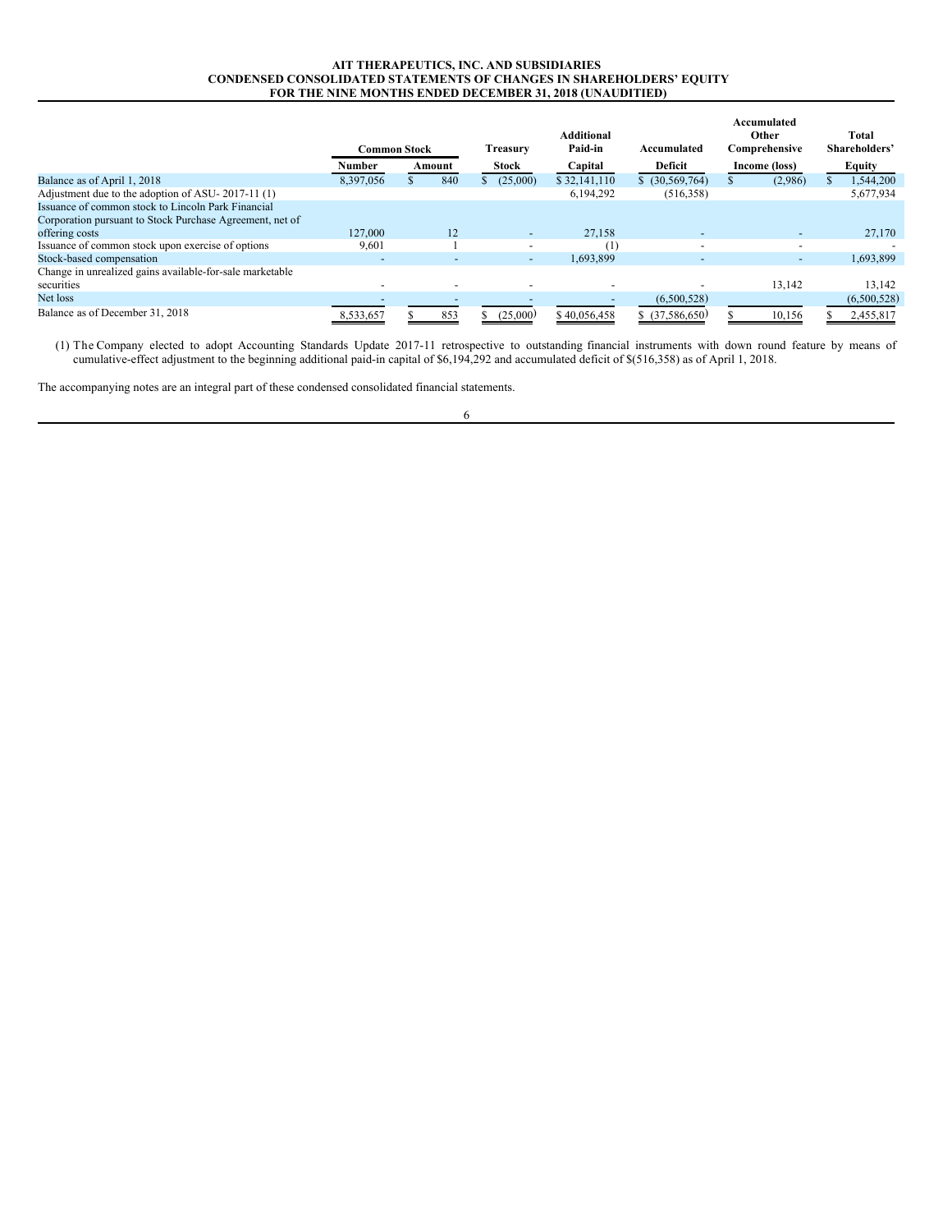**AIT THERAPEUTICS, INC. AND SUBSIDIARIES**
**CONDENSED CONSOLIDATED STATEMENTS OF CHANGES IN SHAREHOLDERS' EQUITY**
**FOR THE NINE MONTHS ENDED DECEMBER 31, 2018 (UNAUDITIED)**

| | Common Stock | | Treasury | Additional Paid-in | Accumulated | Accumulated Other Comprehensive | Total Shareholders' |
|---|---|---|---|---|---|---|---|
| | Number | Amount | Stock | Capital | Deficit | Income (loss) | Equity |
| Balance as of April 1, 2018 | 8,397,056 | $ 840 | $ (25,000) | $ 32,141,110 | $ (30,569,764) | $ (2,986) | $ 1,544,200 |
| Adjustment due to the adoption of ASU- 2017-11 (1) | | | | 6,194,292 | (516,358) | | 5,677,934 |
| Issuance of common stock to Lincoln Park Financial Corporation pursuant to Stock Purchase Agreement, net of offering costs | 127,000 | 12 | - | 27,158 | - | - | 27,170 |
| Issuance of common stock upon exercise of options | 9,601 | 1 | - | (1) | - | - | - |
| Stock-based compensation | - | - | - | 1,693,899 | - | - | 1,693,899 |
| Change in unrealized gains available-for-sale marketable securities | - | - | - | - | - | 13,142 | 13,142 |
| Net loss | - | - | - | - | (6,500,528) | | (6,500,528) |
| Balance as of December 31, 2018 | 8,533,657 | $ 853 | $ (25,000) | $ 40,056,458 | $ (37,586,650) | $ 10,156 | $ 2,455,817 |

(1) The Company elected to adopt Accounting Standards Update 2017-11 retrospective to outstanding financial instruments with down round feature by means of cumulative-effect adjustment to the beginning additional paid-in capital of $6,194,292 and accumulated deficit of $(516,358) as of April 1, 2018.

The accompanying notes are an integral part of these condensed consolidated financial statements.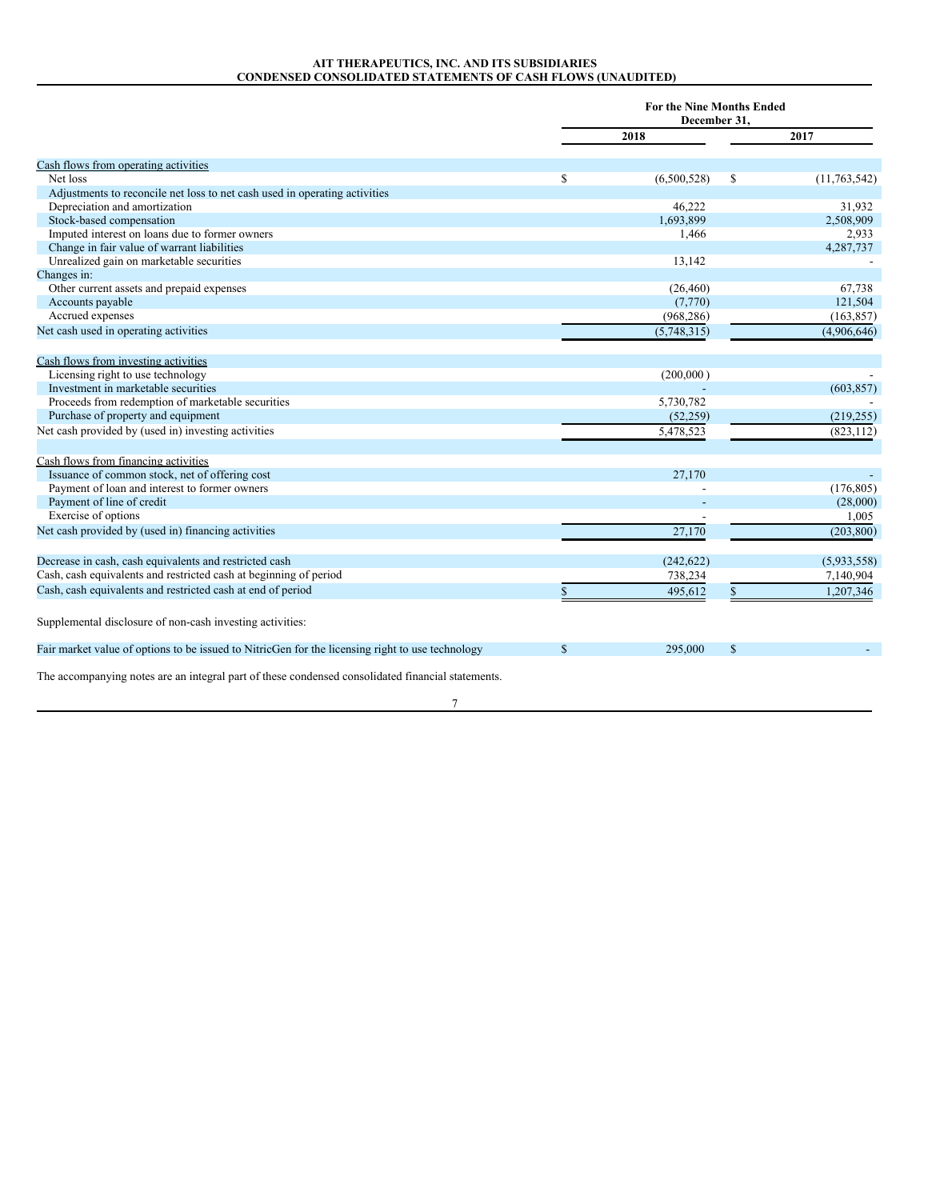**AIT THERAPEUTICS, INC. AND ITS SUBSIDIARIES**
**CONDENSED CONSOLIDATED STATEMENTS OF CASH FLOWS (UNAUDITED)**

| | For the Nine Months Ended December 31, | |
|---|---|---|
| | 2018 | 2017 |
| Cash flows from operating activities | | |
| Net loss | $ (6,500,528) | $ (11,763,542) |
| Adjustments to reconcile net loss to net cash used in operating activities | | |
| Depreciation and amortization | 46,222 | 31,932 |
| Stock-based compensation | 1,693,899 | 2,508,909 |
| Imputed interest on loans due to former owners | 1,466 | 2,933 |
| Change in fair value of warrant liabilities | | 4,287,737 |
| Unrealized gain on marketable securities | 13,142 | - |
| Changes in: | | |
| Other current assets and prepaid expenses | (26,460) | 67,738 |
| Accounts payable | (7,770) | 121,504 |
| Accrued expenses | (968,286) | (163,857) |
| Net cash used in operating activities | (5,748,315) | (4,906,646) |
| Cash flows from investing activities | | |
| Licensing right to use technology | (200,000 ) | - |
| Investment in marketable securities | - | (603,857) |
| Proceeds from redemption of marketable securities | 5,730,782 | - |
| Purchase of property and equipment | (52,259) | (219,255) |
| Net cash provided by (used in) investing activities | 5,478,523 | (823,112) |
| Cash flows from financing activities | | |
| Issuance of common stock, net of offering cost | 27,170 | - |
| Payment of loan and interest to former owners | - | (176,805) |
| Payment of line of credit | - | (28,000) |
| Exercise of options | - | 1,005 |
| Net cash provided by (used in) financing activities | 27,170 | (203,800) |
| Decrease in cash, cash equivalents and restricted cash | (242,622) | (5,933,558) |
| Cash, cash equivalents and restricted cash at beginning of period | 738,234 | 7,140,904 |
| Cash, cash equivalents and restricted cash at end of period | $ 495,612 | $ 1,207,346 |

Supplemental disclosure of non-cash investing activities:

| | | |
|---|---|---|
| Fair market value of options to be issued to NitricGen for the licensing right to use technology | $ 295,000 | $ - |

The accompanying notes are an integral part of these condensed consolidated financial statements.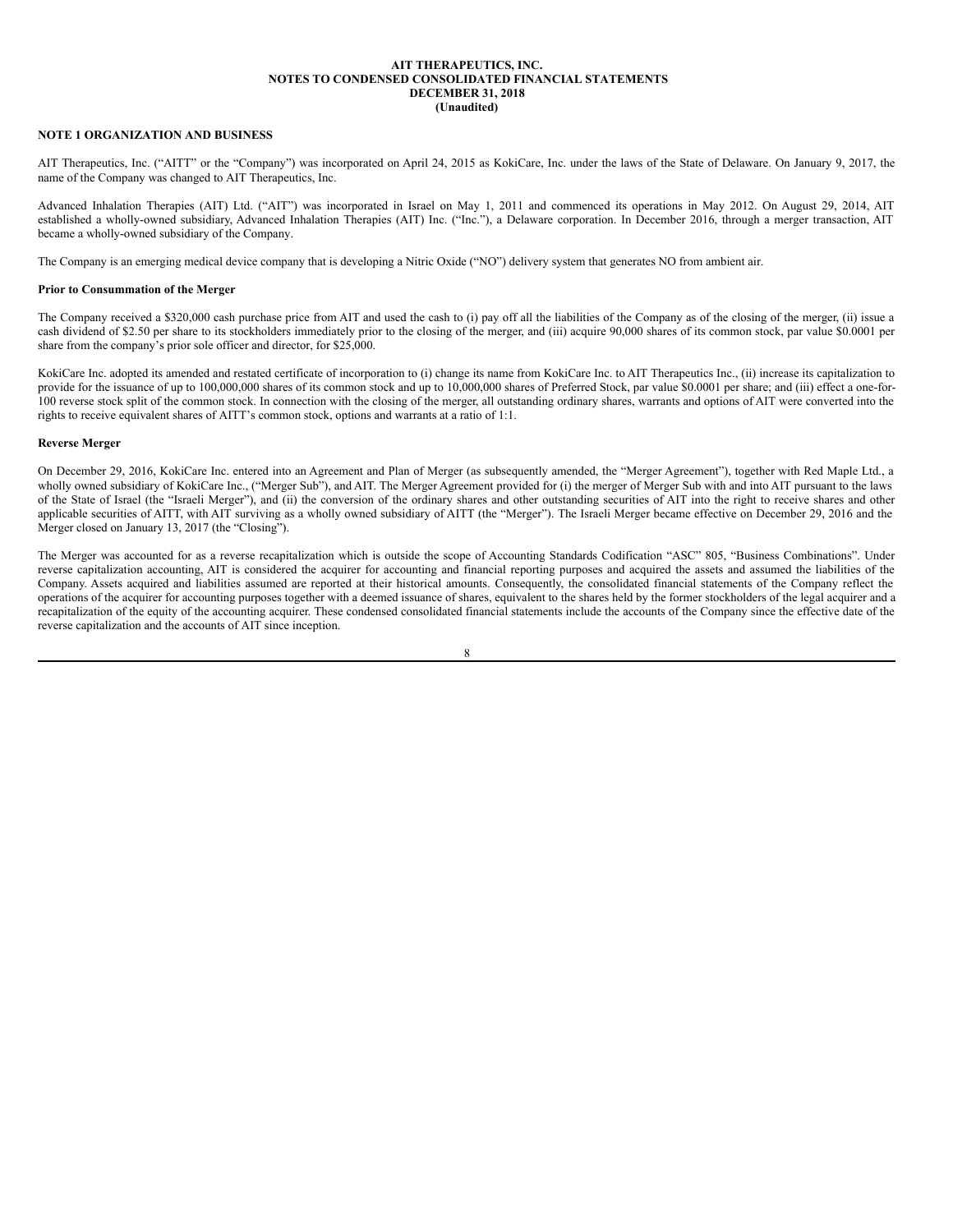**AIT THERAPEUTICS, INC.**
**NOTES TO CONDENSED CONSOLIDATED FINANCIAL STATEMENTS**
**DECEMBER 31, 2018**
**(Unaudited)**

## NOTE 1 ORGANIZATION AND BUSINESS

AIT Therapeutics, Inc. ("AITT" or the "Company") was incorporated on April 24, 2015 as KokiCare, Inc. under the laws of the State of Delaware. On January 9, 2017, the name of the Company was changed to AIT Therapeutics, Inc.

Advanced Inhalation Therapies (AIT) Ltd. ("AIT") was incorporated in Israel on May 1, 2011 and commenced its operations in May 2012. On August 29, 2014, AIT established a wholly-owned subsidiary, Advanced Inhalation Therapies (AIT) Inc. ("Inc."), a Delaware corporation. In December 2016, through a merger transaction, AIT became a wholly-owned subsidiary of the Company.

The Company is an emerging medical device company that is developing a Nitric Oxide ("NO") delivery system that generates NO from ambient air.

### Prior to Consummation of the Merger

The Company received a $320,000 cash purchase price from AIT and used the cash to (i) pay off all the liabilities of the Company as of the closing of the merger, (ii) issue a cash dividend of $2.50 per share to its stockholders immediately prior to the closing of the merger, and (iii) acquire 90,000 shares of its common stock, par value $0.0001 per share from the company's prior sole officer and director, for $25,000.

KokiCare Inc. adopted its amended and restated certificate of incorporation to (i) change its name from KokiCare Inc. to AIT Therapeutics Inc., (ii) increase its capitalization to provide for the issuance of up to 100,000,000 shares of its common stock and up to 10,000,000 shares of Preferred Stock, par value $0.0001 per share; and (iii) effect a one-for-100 reverse stock split of the common stock. In connection with the closing of the merger, all outstanding ordinary shares, warrants and options of AIT were converted into the rights to receive equivalent shares of AITT's common stock, options and warrants at a ratio of 1:1.

### Reverse Merger

On December 29, 2016, KokiCare Inc. entered into an Agreement and Plan of Merger (as subsequently amended, the "Merger Agreement"), together with Red Maple Ltd., a wholly owned subsidiary of KokiCare Inc., ("Merger Sub"), and AIT. The Merger Agreement provided for (i) the merger of Merger Sub with and into AIT pursuant to the laws of the State of Israel (the "Israeli Merger"), and (ii) the conversion of the ordinary shares and other outstanding securities of AIT into the right to receive shares and other applicable securities of AITT, with AIT surviving as a wholly owned subsidiary of AITT (the "Merger"). The Israeli Merger became effective on December 29, 2016 and the Merger closed on January 13, 2017 (the "Closing").

The Merger was accounted for as a reverse recapitalization which is outside the scope of Accounting Standards Codification "ASC" 805, "Business Combinations". Under reverse capitalization accounting, AIT is considered the acquirer for accounting and financial reporting purposes and acquired the assets and assumed the liabilities of the Company. Assets acquired and liabilities assumed are reported at their historical amounts. Consequently, the consolidated financial statements of the Company reflect the operations of the acquirer for accounting purposes together with a deemed issuance of shares, equivalent to the shares held by the former stockholders of the legal acquirer and a recapitalization of the equity of the accounting acquirer. These condensed consolidated financial statements include the accounts of the Company since the effective date of the reverse capitalization and the accounts of AIT since inception.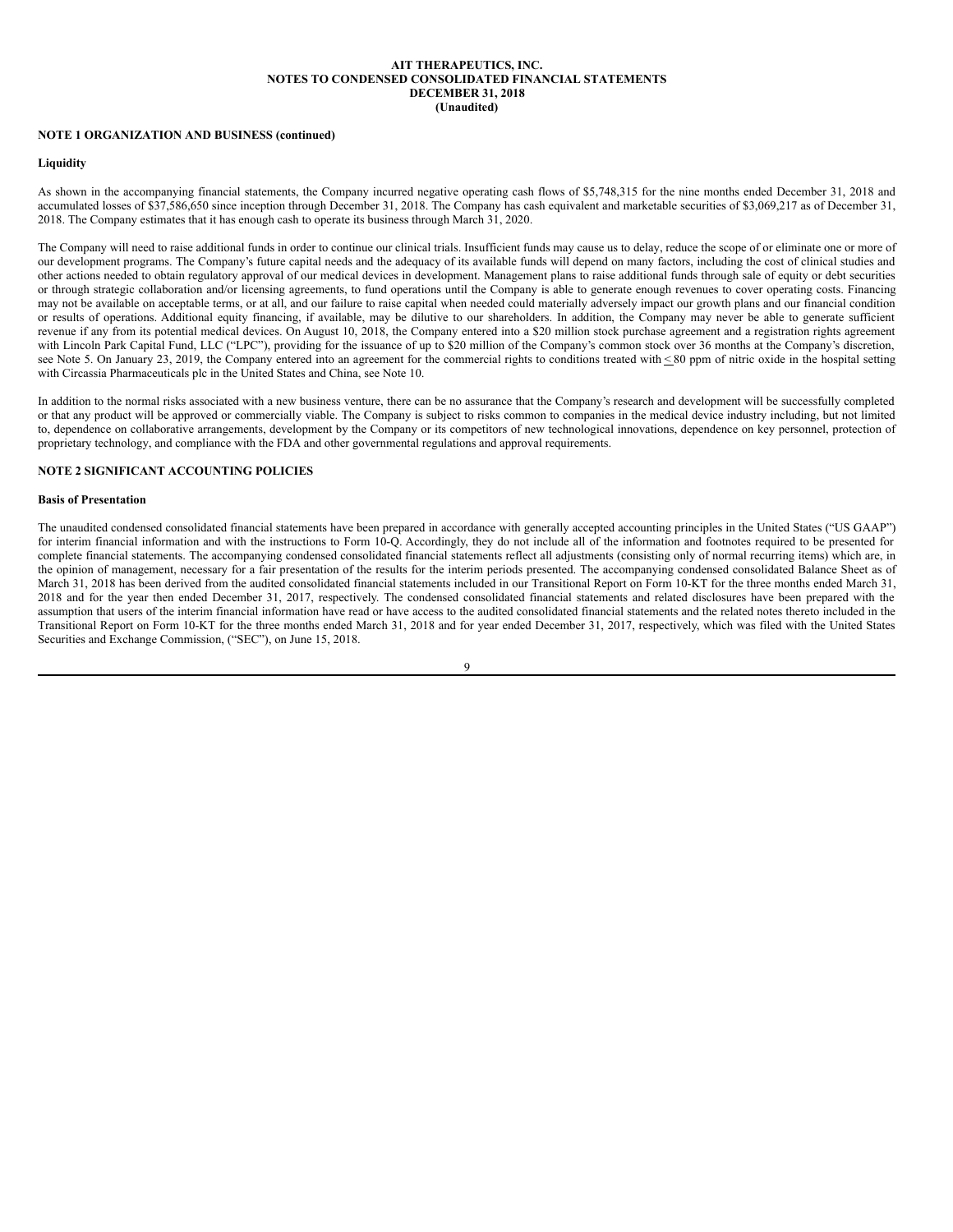**NOTE 1 ORGANIZATION AND BUSINESS (continued)**

**Liquidity**

As shown in the accompanying financial statements, the Company incurred negative operating cash flows of $5,748,315 for the nine months ended December 31, 2018 and accumulated losses of $37,586,650 since inception through December 31, 2018. The Company has cash equivalent and marketable securities of $3,069,217 as of December 31, 2018. The Company estimates that it has enough cash to operate its business through March 31, 2020.

The Company will need to raise additional funds in order to continue our clinical trials. Insufficient funds may cause us to delay, reduce the scope of or eliminate one or more of our development programs. The Company's future capital needs and the adequacy of its available funds will depend on many factors, including the cost of clinical studies and other actions needed to obtain regulatory approval of our medical devices in development. Management plans to raise additional funds through sale of equity or debt securities or through strategic collaboration and/or licensing agreements, to fund operations until the Company is able to generate enough revenues to cover operating costs. Financing may not be available on acceptable terms, or at all, and our failure to raise capital when needed could materially adversely impact our growth plans and our financial condition or results of operations. Additional equity financing, if available, may be dilutive to our shareholders. In addition, the Company may never be able to generate sufficient revenue if any from its potential medical devices. On August 10, 2018, the Company entered into a $20 million stock purchase agreement and a registration rights agreement with Lincoln Park Capital Fund, LLC ("LPC"), providing for the issuance of up to $20 million of the Company's common stock over 36 months at the Company's discretion, see Note 5. On January 23, 2019, the Company entered into an agreement for the commercial rights to conditions treated with ≤ 80 ppm of nitric oxide in the hospital setting with Circassia Pharmaceuticals plc in the United States and China, see Note 10.

In addition to the normal risks associated with a new business venture, there can be no assurance that the Company's research and development will be successfully completed or that any product will be approved or commercially viable. The Company is subject to risks common to companies in the medical device industry including, but not limited to, dependence on collaborative arrangements, development by the Company or its competitors of new technological innovations, dependence on key personnel, protection of proprietary technology, and compliance with the FDA and other governmental regulations and approval requirements.

**NOTE 2 SIGNIFICANT ACCOUNTING POLICIES**

**Basis of Presentation**

The unaudited condensed consolidated financial statements have been prepared in accordance with generally accepted accounting principles in the United States ("US GAAP") for interim financial information and with the instructions to Form 10-Q. Accordingly, they do not include all of the information and footnotes required to be presented for complete financial statements. The accompanying condensed consolidated financial statements reflect all adjustments (consisting only of normal recurring items) which are, in the opinion of management, necessary for a fair presentation of the results for the interim periods presented. The accompanying condensed consolidated Balance Sheet as of March 31, 2018 has been derived from the audited consolidated financial statements included in our Transitional Report on Form 10-KT for the three months ended March 31, 2018 and for the year then ended December 31, 2017, respectively. The condensed consolidated financial statements and related disclosures have been prepared with the assumption that users of the interim financial information have read or have access to the audited consolidated financial statements and the related notes thereto included in the Transitional Report on Form 10-KT for the three months ended March 31, 2018 and for year ended December 31, 2017, respectively, which was filed with the United States Securities and Exchange Commission, ("SEC"), on June 15, 2018.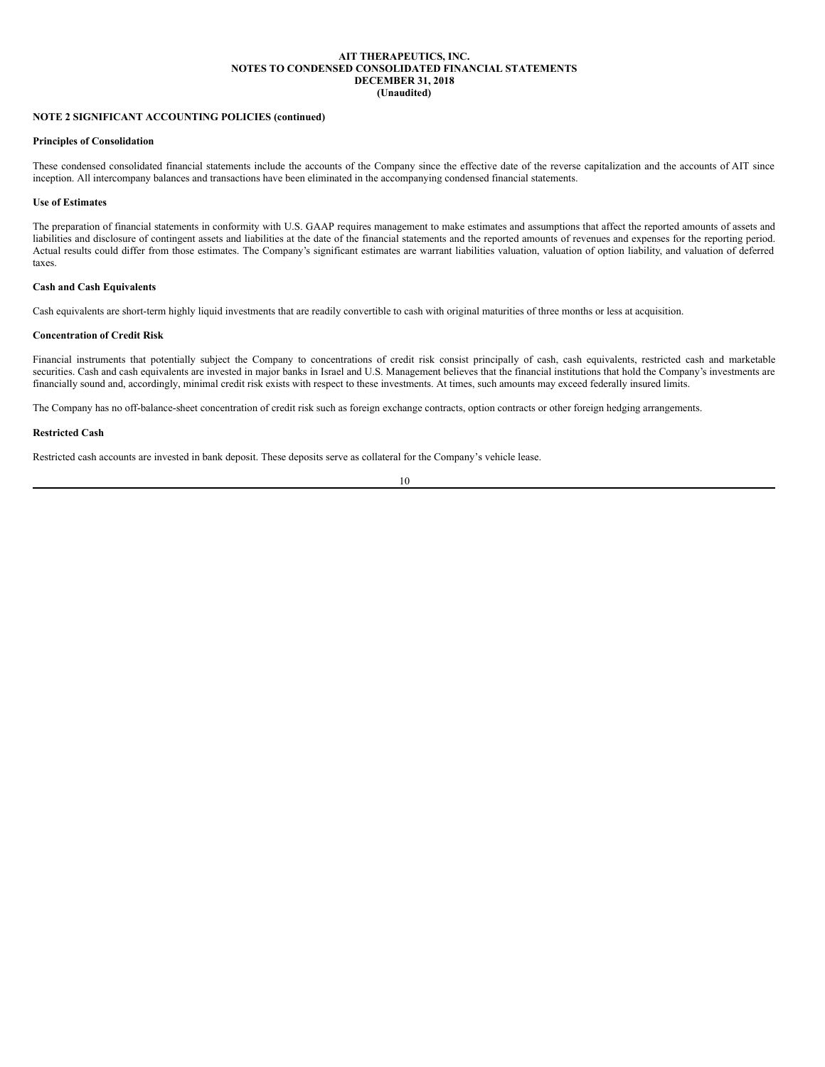**AIT THERAPEUTICS, INC.**
**NOTES TO CONDENSED CONSOLIDATED FINANCIAL STATEMENTS**
**DECEMBER 31, 2018**
**(Unaudited)**

**NOTE 2 SIGNIFICANT ACCOUNTING POLICIES (continued)**

**Principles of Consolidation**

These condensed consolidated financial statements include the accounts of the Company since the effective date of the reverse capitalization and the accounts of AIT since inception. All intercompany balances and transactions have been eliminated in the accompanying condensed financial statements.

**Use of Estimates**

The preparation of financial statements in conformity with U.S. GAAP requires management to make estimates and assumptions that affect the reported amounts of assets and liabilities and disclosure of contingent assets and liabilities at the date of the financial statements and the reported amounts of revenues and expenses for the reporting period. Actual results could differ from those estimates. The Company's significant estimates are warrant liabilities valuation, valuation of option liability, and valuation of deferred taxes.

**Cash and Cash Equivalents**

Cash equivalents are short-term highly liquid investments that are readily convertible to cash with original maturities of three months or less at acquisition.

**Concentration of Credit Risk**

Financial instruments that potentially subject the Company to concentrations of credit risk consist principally of cash, cash equivalents, restricted cash and marketable securities. Cash and cash equivalents are invested in major banks in Israel and U.S. Management believes that the financial institutions that hold the Company's investments are financially sound and, accordingly, minimal credit risk exists with respect to these investments. At times, such amounts may exceed federally insured limits.

The Company has no off-balance-sheet concentration of credit risk such as foreign exchange contracts, option contracts or other foreign hedging arrangements.

**Restricted Cash**

Restricted cash accounts are invested in bank deposit. These deposits serve as collateral for the Company's vehicle lease.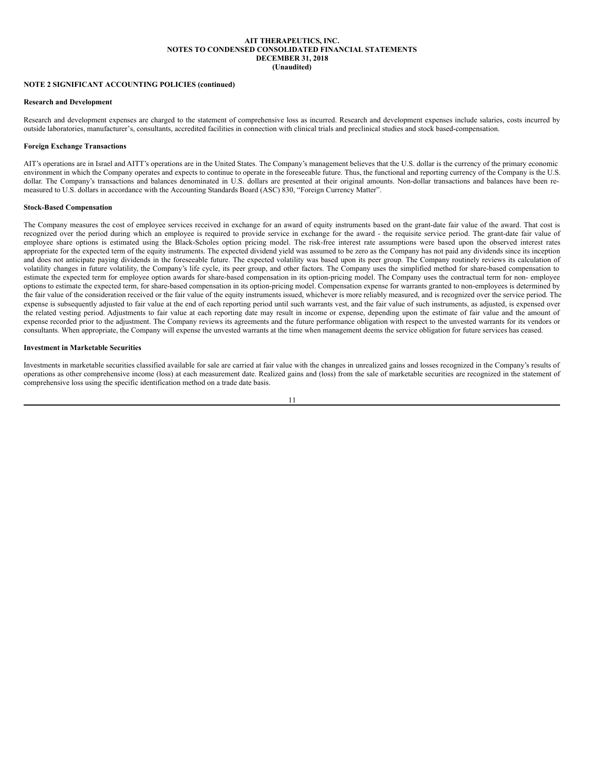**AIT THERAPEUTICS, INC.**
**NOTES TO CONDENSED CONSOLIDATED FINANCIAL STATEMENTS**
**DECEMBER 31, 2018**
**(Unaudited)**

**NOTE 2 SIGNIFICANT ACCOUNTING POLICIES (continued)**

**Research and Development**

Research and development expenses are charged to the statement of comprehensive loss as incurred. Research and development expenses include salaries, costs incurred by outside laboratories, manufacturer's, consultants, accredited facilities in connection with clinical trials and preclinical studies and stock based-compensation.

**Foreign Exchange Transactions**

AIT's operations are in Israel and AITT's operations are in the United States. The Company's management believes that the U.S. dollar is the currency of the primary economic environment in which the Company operates and expects to continue to operate in the foreseeable future. Thus, the functional and reporting currency of the Company is the U.S. dollar. The Company's transactions and balances denominated in U.S. dollars are presented at their original amounts. Non-dollar transactions and balances have been re-measured to U.S. dollars in accordance with the Accounting Standards Board (ASC) 830, "Foreign Currency Matter".

**Stock-Based Compensation**

The Company measures the cost of employee services received in exchange for an award of equity instruments based on the grant-date fair value of the award. That cost is recognized over the period during which an employee is required to provide service in exchange for the award - the requisite service period. The grant-date fair value of employee share options is estimated using the Black-Scholes option pricing model. The risk-free interest rate assumptions were based upon the observed interest rates appropriate for the expected term of the equity instruments. The expected dividend yield was assumed to be zero as the Company has not paid any dividends since its inception and does not anticipate paying dividends in the foreseeable future. The expected volatility was based upon its peer group. The Company routinely reviews its calculation of volatility changes in future volatility, the Company's life cycle, its peer group, and other factors. The Company uses the simplified method for share-based compensation to estimate the expected term for employee option awards for share-based compensation in its option-pricing model. The Company uses the contractual term for non- employee options to estimate the expected term, for share-based compensation in its option-pricing model. Compensation expense for warrants granted to non-employees is determined by the fair value of the consideration received or the fair value of the equity instruments issued, whichever is more reliably measured, and is recognized over the service period. The expense is subsequently adjusted to fair value at the end of each reporting period until such warrants vest, and the fair value of such instruments, as adjusted, is expensed over the related vesting period. Adjustments to fair value at each reporting date may result in income or expense, depending upon the estimate of fair value and the amount of expense recorded prior to the adjustment. The Company reviews its agreements and the future performance obligation with respect to the unvested warrants for its vendors or consultants. When appropriate, the Company will expense the unvested warrants at the time when management deems the service obligation for future services has ceased.

**Investment in Marketable Securities**

Investments in marketable securities classified available for sale are carried at fair value with the changes in unrealized gains and losses recognized in the Company's results of operations as other comprehensive income (loss) at each measurement date. Realized gains and (loss) from the sale of marketable securities are recognized in the statement of comprehensive loss using the specific identification method on a trade date basis.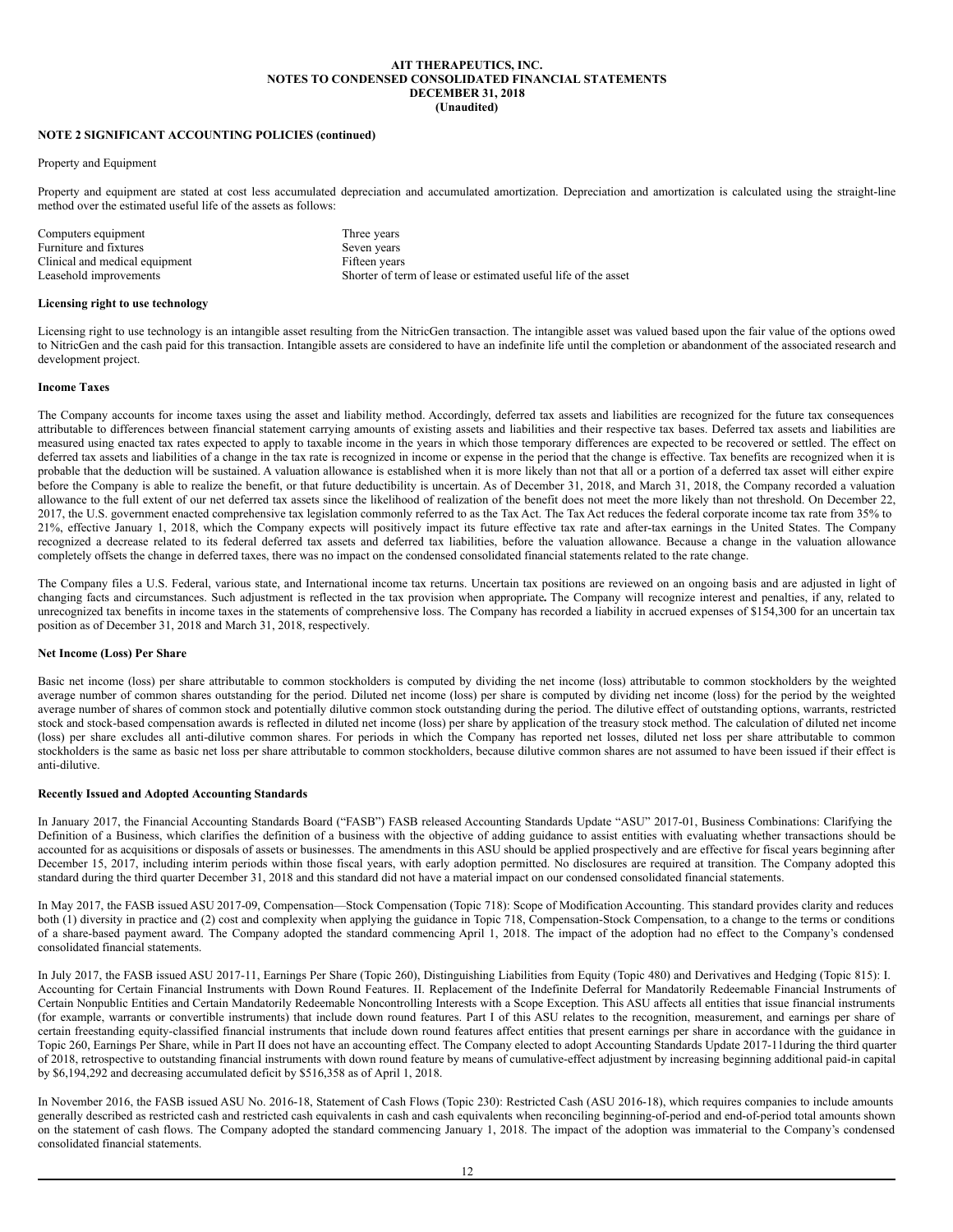**AIT THERAPEUTICS, INC.**
**NOTES TO CONDENSED CONSOLIDATED FINANCIAL STATEMENTS**
**DECEMBER 31, 2018**
**(Unaudited)**

**NOTE 2 SIGNIFICANT ACCOUNTING POLICIES (continued)**

Property and Equipment

Property and equipment are stated at cost less accumulated depreciation and accumulated amortization. Depreciation and amortization is calculated using the straight-line method over the estimated useful life of the assets as follows:

| | |
|---|---|
| Computers equipment | Three years |
| Furniture and fixtures | Seven years |
| Clinical and medical equipment | Fifteen years |
| Leasehold improvements | Shorter of term of lease or estimated useful life of the asset |

**Licensing right to use technology**

Licensing right to use technology is an intangible asset resulting from the NitricGen transaction. The intangible asset was valued based upon the fair value of the options owed to NitricGen and the cash paid for this transaction. Intangible assets are considered to have an indefinite life until the completion or abandonment of the associated research and development project.

**Income Taxes**

The Company accounts for income taxes using the asset and liability method. Accordingly, deferred tax assets and liabilities are recognized for the future tax consequences attributable to differences between financial statement carrying amounts of existing assets and liabilities and their respective tax bases. Deferred tax assets and liabilities are measured using enacted tax rates expected to apply to taxable income in the years in which those temporary differences are expected to be recovered or settled. The effect on deferred tax assets and liabilities of a change in the tax rate is recognized in income or expense in the period that the change is effective. Tax benefits are recognized when it is probable that the deduction will be sustained. A valuation allowance is established when it is more likely than not that all or a portion of a deferred tax asset will either expire before the Company is able to realize the benefit, or that future deductibility is uncertain. As of December 31, 2018, and March 31, 2018, the Company recorded a valuation allowance to the full extent of our net deferred tax assets since the likelihood of realization of the benefit does not meet the more likely than not threshold. On December 22, 2017, the U.S. government enacted comprehensive tax legislation commonly referred to as the Tax Act. The Tax Act reduces the federal corporate income tax rate from 35% to 21%, effective January 1, 2018, which the Company expects will positively impact its future effective tax rate and after-tax earnings in the United States. The Company recognized a decrease related to its federal deferred tax assets and deferred tax liabilities, before the valuation allowance. Because a change in the valuation allowance completely offsets the change in deferred taxes, there was no impact on the condensed consolidated financial statements related to the rate change.

The Company files a U.S. Federal, various state, and International income tax returns. Uncertain tax positions are reviewed on an ongoing basis and are adjusted in light of changing facts and circumstances. Such adjustment is reflected in the tax provision when appropriate**.** The Company will recognize interest and penalties, if any, related to unrecognized tax benefits in income taxes in the statements of comprehensive loss. The Company has recorded a liability in accrued expenses of $154,300 for an uncertain tax position as of December 31, 2018 and March 31, 2018, respectively.

**Net Income (Loss) Per Share**

Basic net income (loss) per share attributable to common stockholders is computed by dividing the net income (loss) attributable to common stockholders by the weighted average number of common shares outstanding for the period. Diluted net income (loss) per share is computed by dividing net income (loss) for the period by the weighted average number of shares of common stock and potentially dilutive common stock outstanding during the period. The dilutive effect of outstanding options, warrants, restricted stock and stock-based compensation awards is reflected in diluted net income (loss) per share by application of the treasury stock method. The calculation of diluted net income (loss) per share excludes all anti-dilutive common shares. For periods in which the Company has reported net losses, diluted net loss per share attributable to common stockholders is the same as basic net loss per share attributable to common stockholders, because dilutive common shares are not assumed to have been issued if their effect is anti-dilutive.

**Recently Issued and Adopted Accounting Standards**

In January 2017, the Financial Accounting Standards Board ("FASB") FASB released Accounting Standards Update "ASU" 2017-01, Business Combinations: Clarifying the Definition of a Business, which clarifies the definition of a business with the objective of adding guidance to assist entities with evaluating whether transactions should be accounted for as acquisitions or disposals of assets or businesses. The amendments in this ASU should be applied prospectively and are effective for fiscal years beginning after December 15, 2017, including interim periods within those fiscal years, with early adoption permitted. No disclosures are required at transition. The Company adopted this standard during the third quarter December 31, 2018 and this standard did not have a material impact on our condensed consolidated financial statements.

In May 2017, the FASB issued ASU 2017-09, Compensation—Stock Compensation (Topic 718): Scope of Modification Accounting. This standard provides clarity and reduces both (1) diversity in practice and (2) cost and complexity when applying the guidance in Topic 718, Compensation-Stock Compensation, to a change to the terms or conditions of a share-based payment award. The Company adopted the standard commencing April 1, 2018. The impact of the adoption had no effect to the Company's condensed consolidated financial statements.

In July 2017, the FASB issued ASU 2017-11, Earnings Per Share (Topic 260), Distinguishing Liabilities from Equity (Topic 480) and Derivatives and Hedging (Topic 815): I. Accounting for Certain Financial Instruments with Down Round Features. II. Replacement of the Indefinite Deferral for Mandatorily Redeemable Financial Instruments of Certain Nonpublic Entities and Certain Mandatorily Redeemable Noncontrolling Interests with a Scope Exception. This ASU affects all entities that issue financial instruments (for example, warrants or convertible instruments) that include down round features. Part I of this ASU relates to the recognition, measurement, and earnings per share of certain freestanding equity-classified financial instruments that include down round features affect entities that present earnings per share in accordance with the guidance in Topic 260, Earnings Per Share, while in Part II does not have an accounting effect. The Company elected to adopt Accounting Standards Update 2017-11during the third quarter of 2018, retrospective to outstanding financial instruments with down round feature by means of cumulative-effect adjustment by increasing beginning additional paid-in capital by $6,194,292 and decreasing accumulated deficit by $516,358 as of April 1, 2018.

In November 2016, the FASB issued ASU No. 2016-18, Statement of Cash Flows (Topic 230): Restricted Cash (ASU 2016-18), which requires companies to include amounts generally described as restricted cash and restricted cash equivalents in cash and cash equivalents when reconciling beginning-of-period and end-of-period total amounts shown on the statement of cash flows. The Company adopted the standard commencing January 1, 2018. The impact of the adoption was immaterial to the Company's condensed consolidated financial statements.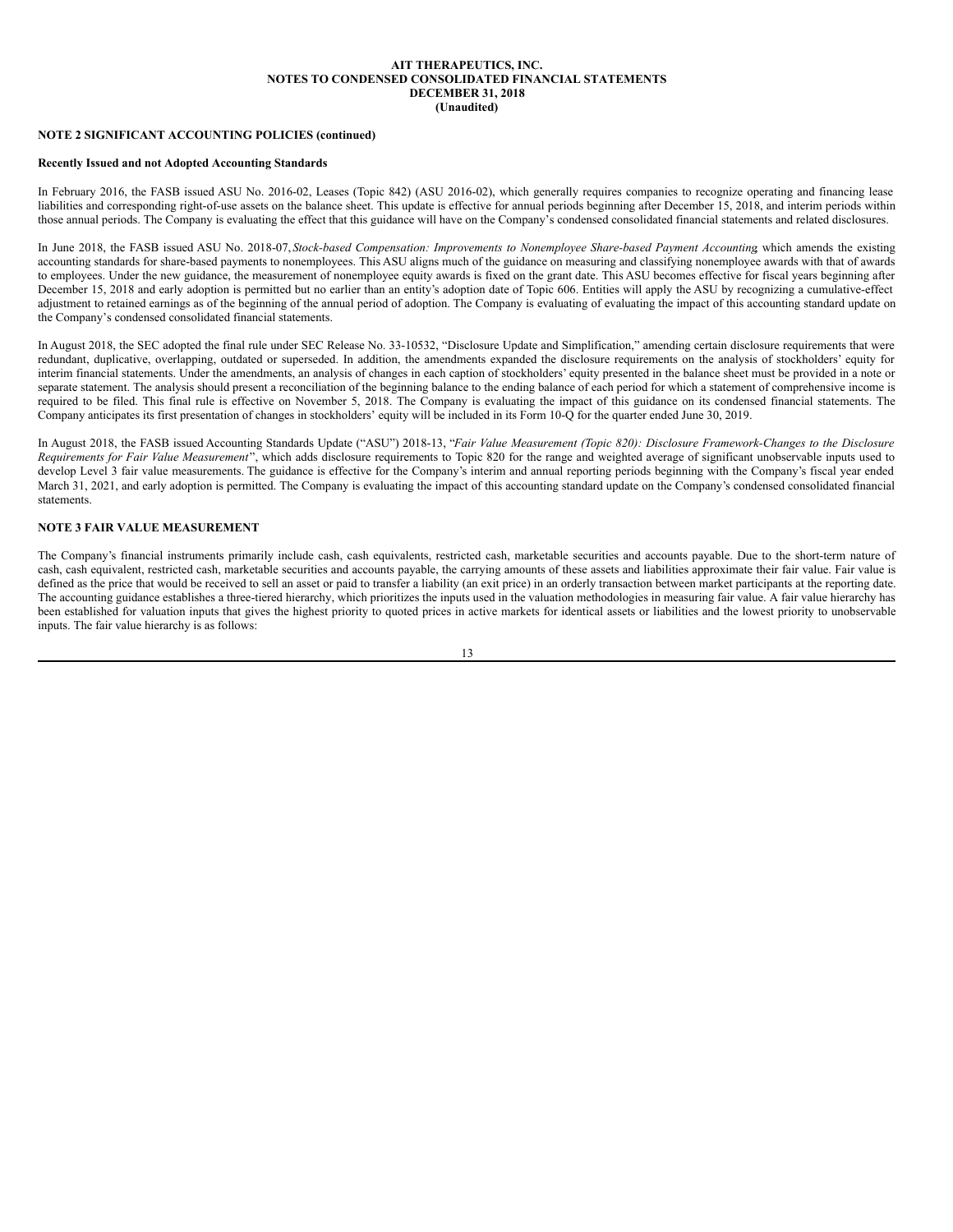**AIT THERAPEUTICS, INC.**
**NOTES TO CONDENSED CONSOLIDATED FINANCIAL STATEMENTS**
**DECEMBER 31, 2018**
**(Unaudited)**

**NOTE 2 SIGNIFICANT ACCOUNTING POLICIES (continued)**

**Recently Issued and not Adopted Accounting Standards**

In February 2016, the FASB issued ASU No. 2016-02, Leases (Topic 842) (ASU 2016-02), which generally requires companies to recognize operating and financing lease liabilities and corresponding right-of-use assets on the balance sheet. This update is effective for annual periods beginning after December 15, 2018, and interim periods within those annual periods. The Company is evaluating the effect that this guidance will have on the Company's condensed consolidated financial statements and related disclosures.

In June 2018, the FASB issued ASU No. 2018-07, *Stock-based Compensation: Improvements to Nonemployee Share-based Payment Accounting*, which amends the existing accounting standards for share-based payments to nonemployees. This ASU aligns much of the guidance on measuring and classifying nonemployee awards with that of awards to employees. Under the new guidance, the measurement of nonemployee equity awards is fixed on the grant date. This ASU becomes effective for fiscal years beginning after December 15, 2018 and early adoption is permitted but no earlier than an entity's adoption date of Topic 606. Entities will apply the ASU by recognizing a cumulative-effect adjustment to retained earnings as of the beginning of the annual period of adoption. The Company is evaluating of evaluating the impact of this accounting standard update on the Company's condensed consolidated financial statements.

In August 2018, the SEC adopted the final rule under SEC Release No. 33-10532, "Disclosure Update and Simplification," amending certain disclosure requirements that were redundant, duplicative, overlapping, outdated or superseded. In addition, the amendments expanded the disclosure requirements on the analysis of stockholders' equity for interim financial statements. Under the amendments, an analysis of changes in each caption of stockholders' equity presented in the balance sheet must be provided in a note or separate statement. The analysis should present a reconciliation of the beginning balance to the ending balance of each period for which a statement of comprehensive income is required to be filed. This final rule is effective on November 5, 2018. The Company is evaluating the impact of this guidance on its condensed financial statements. The Company anticipates its first presentation of changes in stockholders' equity will be included in its Form 10-Q for the quarter ended June 30, 2019.

In August 2018, the FASB issued Accounting Standards Update ("ASU") 2018-13, "*Fair Value Measurement (Topic 820): Disclosure Framework-Changes to the Disclosure Requirements for Fair Value Measurement*", which adds disclosure requirements to Topic 820 for the range and weighted average of significant unobservable inputs used to develop Level 3 fair value measurements. The guidance is effective for the Company's interim and annual reporting periods beginning with the Company's fiscal year ended March 31, 2021, and early adoption is permitted. The Company is evaluating the impact of this accounting standard update on the Company's condensed consolidated financial statements.

**NOTE 3 FAIR VALUE MEASUREMENT**

The Company's financial instruments primarily include cash, cash equivalents, restricted cash, marketable securities and accounts payable. Due to the short-term nature of cash, cash equivalent, restricted cash, marketable securities and accounts payable, the carrying amounts of these assets and liabilities approximate their fair value. Fair value is defined as the price that would be received to sell an asset or paid to transfer a liability (an exit price) in an orderly transaction between market participants at the reporting date. The accounting guidance establishes a three-tiered hierarchy, which prioritizes the inputs used in the valuation methodologies in measuring fair value. A fair value hierarchy has been established for valuation inputs that gives the highest priority to quoted prices in active markets for identical assets or liabilities and the lowest priority to unobservable inputs. The fair value hierarchy is as follows: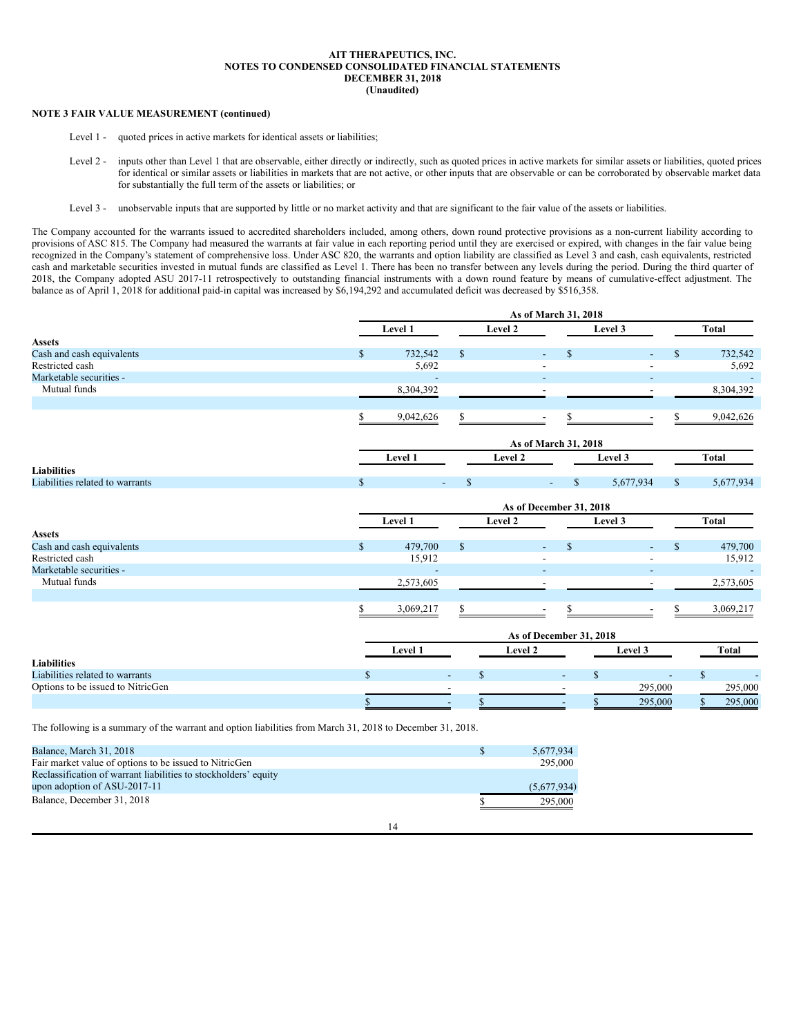**AIT THERAPEUTICS, INC.**
**NOTES TO CONDENSED CONSOLIDATED FINANCIAL STATEMENTS**
**DECEMBER 31, 2018**
**(Unaudited)**

**NOTE 3 FAIR VALUE MEASUREMENT (continued)**

Level 1 - quoted prices in active markets for identical assets or liabilities;

Level 2 - inputs other than Level 1 that are observable, either directly or indirectly, such as quoted prices in active markets for similar assets or liabilities, quoted prices for identical or similar assets or liabilities in markets that are not active, or other inputs that are observable or can be corroborated by observable market data for substantially the full term of the assets or liabilities; or

Level 3 - unobservable inputs that are supported by little or no market activity and that are significant to the fair value of the assets or liabilities.

The Company accounted for the warrants issued to accredited shareholders included, among others, down round protective provisions as a non-current liability according to provisions of ASC 815. The Company had measured the warrants at fair value in each reporting period until they are exercised or expired, with changes in the fair value being recognized in the Company's statement of comprehensive loss. Under ASC 820, the warrants and option liability are classified as Level 3 and cash, cash equivalents, restricted cash and marketable securities invested in mutual funds are classified as Level 1. There has been no transfer between any levels during the period. During the third quarter of 2018, the Company adopted ASU 2017-11 retrospectively to outstanding financial instruments with a down round feature by means of cumulative-effect adjustment. The balance as of April 1, 2018 for additional paid-in capital was increased by $6,194,292 and accumulated deficit was decreased by $516,358.

| | As of March 31, 2018 | | | |
|---|---|---|---|---|
| | Level 1 | Level 2 | Level 3 | Total |
| **Assets** | | | | |
| Cash and cash equivalents | $ 732,542 | $ - | $ - | $ 732,542 |
| Restricted cash | 5,692 | - | - | 5,692 |
| Marketable securities - | - | - | - | - |
| Mutual funds | 8,304,392 | - | - | 8,304,392 |
| | $ 9,042,626 | $ - | $ - | $ 9,042,626 |

| | As of March 31, 2018 | | | |
|---|---|---|---|---|
| | Level 1 | Level 2 | Level 3 | Total |
| **Liabilities** | | | | |
| Liabilities related to warrants | $ - | $ - | $ 5,677,934 | $ 5,677,934 |

| | As of December 31, 2018 | | | |
|---|---|---|---|---|
| | Level 1 | Level 2 | Level 3 | Total |
| **Assets** | | | | |
| Cash and cash equivalents | $ 479,700 | $ - | $ - | $ 479,700 |
| Restricted cash | 15,912 | - | - | 15,912 |
| Marketable securities - | - | - | - | - |
| Mutual funds | 2,573,605 | - | - | 2,573,605 |
| | $ 3,069,217 | $ - | $ - | $ 3,069,217 |

| | As of December 31, 2018 | | | |
|---|---|---|---|---|
| | Level 1 | Level 2 | Level 3 | Total |
| **Liabilities** | | | | |
| Liabilities related to warrants | $ - | $ - | $ - | $ - |
| Options to be issued to NitricGen | - | - | 295,000 | 295,000 |
| | $ - | $ - | $ 295,000 | $ 295,000 |

The following is a summary of the warrant and option liabilities from March 31, 2018 to December 31, 2018.

| | |
|---|---|
| Balance, March 31, 2018 | $ 5,677,934 |
| Fair market value of options to be issued to NitricGen | 295,000 |
| Reclassification of warrant liabilities to stockholders' equity upon adoption of ASU-2017-11 | (5,677,934) |
| Balance, December 31, 2018 | $ 295,000 |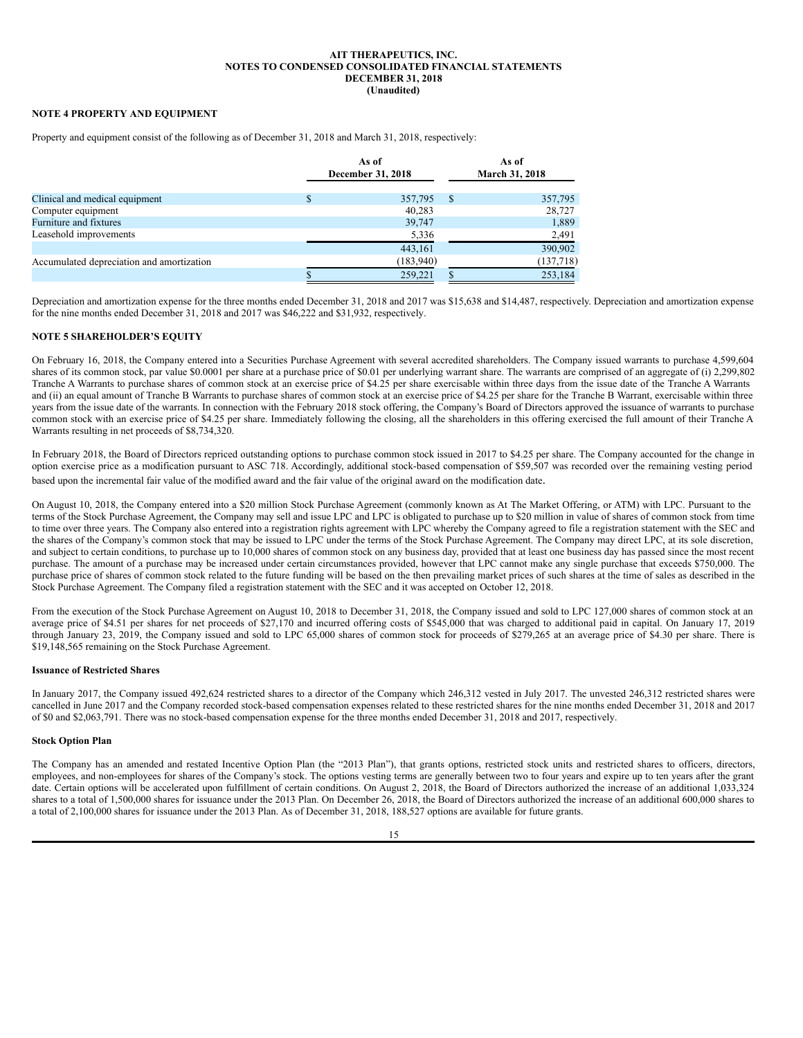**AIT THERAPEUTICS, INC.**
**NOTES TO CONDENSED CONSOLIDATED FINANCIAL STATEMENTS**
**DECEMBER 31, 2018**
**(Unaudited)**

**NOTE 4 PROPERTY AND EQUIPMENT**

Property and equipment consist of the following as of December 31, 2018 and March 31, 2018, respectively:

| | As of December 31, 2018 | As of March 31, 2018 |
|---|---|---|
| Clinical and medical equipment | $ 357,795 | $ 357,795 |
| Computer equipment | 40,283 | 28,727 |
| Furniture and fixtures | 39,747 | 1,889 |
| Leasehold improvements | 5,336 | 2,491 |
| | 443,161 | 390,902 |
| Accumulated depreciation and amortization | (183,940) | (137,718) |
| | $ 259,221 | $ 253,184 |

Depreciation and amortization expense for the three months ended December 31, 2018 and 2017 was $15,638 and $14,487, respectively. Depreciation and amortization expense for the nine months ended December 31, 2018 and 2017 was $46,222 and $31,932, respectively.

**NOTE 5 SHAREHOLDER'S EQUITY**

On February 16, 2018, the Company entered into a Securities Purchase Agreement with several accredited shareholders. The Company issued warrants to purchase 4,599,604 shares of its common stock, par value $0.0001 per share at a purchase price of $0.01 per underlying warrant share. The warrants are comprised of an aggregate of (i) 2,299,802 Tranche A Warrants to purchase shares of common stock at an exercise price of $4.25 per share exercisable within three days from the issue date of the Tranche A Warrants and (ii) an equal amount of Tranche B Warrants to purchase shares of common stock at an exercise price of $4.25 per share for the Tranche B Warrant, exercisable within three years from the issue date of the warrants. In connection with the February 2018 stock offering, the Company's Board of Directors approved the issuance of warrants to purchase common stock with an exercise price of $4.25 per share. Immediately following the closing, all the shareholders in this offering exercised the full amount of their Tranche A Warrants resulting in net proceeds of $8,734,320.

In February 2018, the Board of Directors repriced outstanding options to purchase common stock issued in 2017 to $4.25 per share. The Company accounted for the change in option exercise price as a modification pursuant to ASC 718. Accordingly, additional stock-based compensation of $59,507 was recorded over the remaining vesting period based upon the incremental fair value of the modified award and the fair value of the original award on the modification date.

On August 10, 2018, the Company entered into a $20 million Stock Purchase Agreement (commonly known as At The Market Offering, or ATM) with LPC. Pursuant to the terms of the Stock Purchase Agreement, the Company may sell and issue LPC and LPC is obligated to purchase up to $20 million in value of shares of common stock from time to time over three years. The Company also entered into a registration rights agreement with LPC whereby the Company agreed to file a registration statement with the SEC and the shares of the Company's common stock that may be issued to LPC under the terms of the Stock Purchase Agreement. The Company may direct LPC, at its sole discretion, and subject to certain conditions, to purchase up to 10,000 shares of common stock on any business day, provided that at least one business day has passed since the most recent purchase. The amount of a purchase may be increased under certain circumstances provided, however that LPC cannot make any single purchase that exceeds $750,000. The purchase price of shares of common stock related to the future funding will be based on the then prevailing market prices of such shares at the time of sales as described in the Stock Purchase Agreement. The Company filed a registration statement with the SEC and it was accepted on October 12, 2018.

From the execution of the Stock Purchase Agreement on August 10, 2018 to December 31, 2018, the Company issued and sold to LPC 127,000 shares of common stock at an average price of $4.51 per shares for net proceeds of $27,170 and incurred offering costs of $545,000 that was charged to additional paid in capital. On January 17, 2019 through January 23, 2019, the Company issued and sold to LPC 65,000 shares of common stock for proceeds of $279,265 at an average price of $4.30 per share. There is $19,148,565 remaining on the Stock Purchase Agreement.

**Issuance of Restricted Shares**

In January 2017, the Company issued 492,624 restricted shares to a director of the Company which 246,312 vested in July 2017. The unvested 246,312 restricted shares were cancelled in June 2017 and the Company recorded stock-based compensation expenses related to these restricted shares for the nine months ended December 31, 2018 and 2017 of $0 and $2,063,791. There was no stock-based compensation expense for the three months ended December 31, 2018 and 2017, respectively.

**Stock Option Plan**

The Company has an amended and restated Incentive Option Plan (the "2013 Plan"), that grants options, restricted stock units and restricted shares to officers, directors, employees, and non-employees for shares of the Company's stock. The options vesting terms are generally between two to four years and expire up to ten years after the grant date. Certain options will be accelerated upon fulfillment of certain conditions. On August 2, 2018, the Board of Directors authorized the increase of an additional 1,033,324 shares to a total of 1,500,000 shares for issuance under the 2013 Plan. On December 26, 2018, the Board of Directors authorized the increase of an additional 600,000 shares to a total of 2,100,000 shares for issuance under the 2013 Plan. As of December 31, 2018, 188,527 options are available for future grants.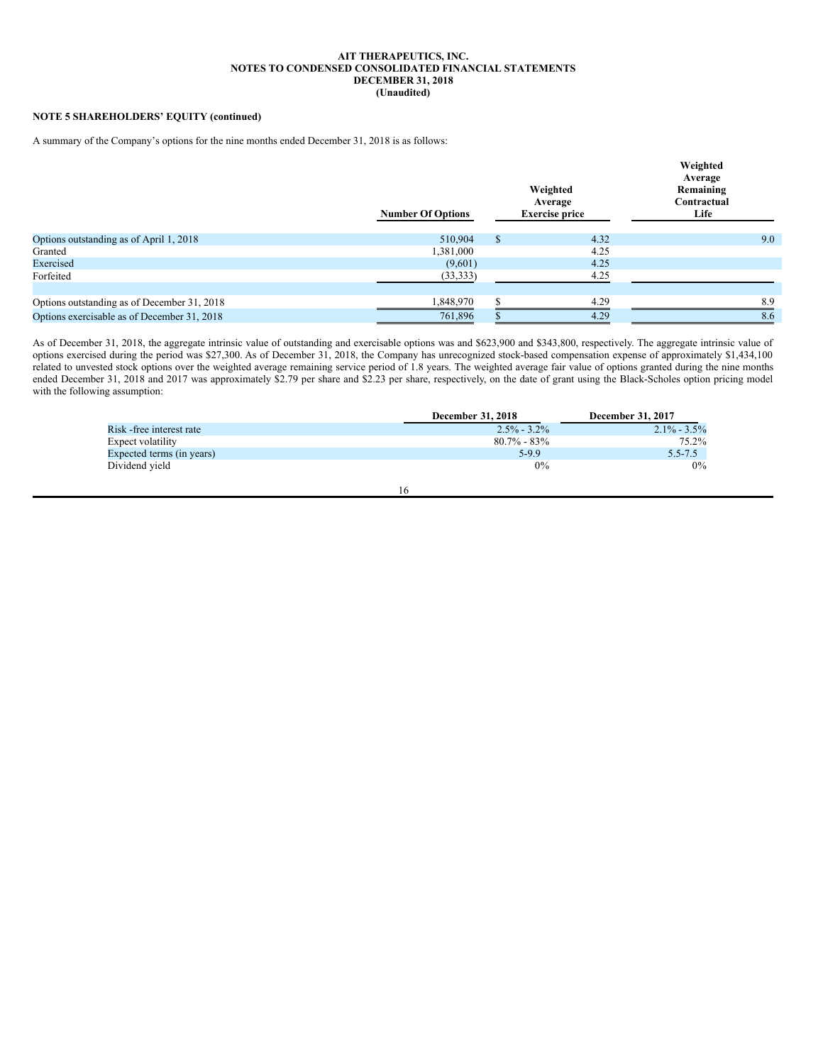AIT THERAPEUTICS, INC.
NOTES TO CONDENSED CONSOLIDATED FINANCIAL STATEMENTS
DECEMBER 31, 2018
(Unaudited)

**NOTE 5 SHAREHOLDERS' EQUITY (continued)**

A summary of the Company's options for the nine months ended December 31, 2018 is as follows:

| | Number Of Options | Weighted Average Exercise price | Weighted Average Remaining Contractual Life |
|---|---|---|---|
| Options outstanding as of April 1, 2018 | 510,904 | $ 4.32 | 9.0 |
| Granted | 1,381,000 | 4.25 | |
| Exercised | (9,601) | 4.25 | |
| Forfeited | (33,333) | 4.25 | |
| Options outstanding as of December 31, 2018 | 1,848,970 | $ 4.29 | 8.9 |
| Options exercisable as of December 31, 2018 | 761,896 | $ 4.29 | 8.6 |

As of December 31, 2018, the aggregate intrinsic value of outstanding and exercisable options was and $623,900 and $343,800, respectively. The aggregate intrinsic value of options exercised during the period was $27,300. As of December 31, 2018, the Company has unrecognized stock-based compensation expense of approximately $1,434,100 related to unvested stock options over the weighted average remaining service period of 1.8 years. The weighted average fair value of options granted during the nine months ended December 31, 2018 and 2017 was approximately $2.79 per share and $2.23 per share, respectively, on the date of grant using the Black-Scholes option pricing model with the following assumption:

| | December 31, 2018 | December 31, 2017 |
|---|---|---|
| Risk -free interest rate | 2.5% - 3.2% | 2.1% - 3.5% |
| Expect volatility | 80.7% - 83% | 75.2% |
| Expected terms (in years) | 5-9.9 | 5.5-7.5 |
| Dividend yield | 0% | 0% |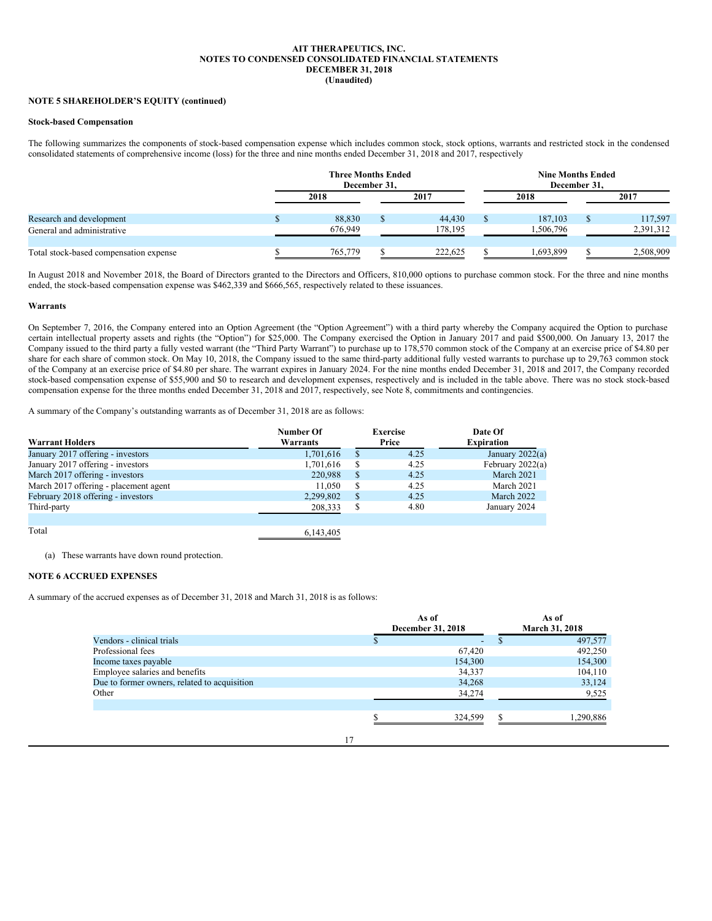**NOTE 5 SHAREHOLDER'S EQUITY (continued)**

**Stock-based Compensation**

The following summarizes the components of stock-based compensation expense which includes common stock, stock options, warrants and restricted stock in the condensed consolidated statements of comprehensive income (loss) for the three and nine months ended December 31, 2018 and 2017, respectively

| | Three Months Ended December 31, | | Nine Months Ended December 31, | |
|---|---|---|---|---|
| | 2018 | 2017 | 2018 | 2017 |
| Research and development | $ 88,830 | $ 44,430 | $ 187,103 | $ 117,597 |
| General and administrative | 676,949 | 178,195 | 1,506,796 | 2,391,312 |
| Total stock-based compensation expense | $ 765,779 | $ 222,625 | $ 1,693,899 | $ 2,508,909 |

In August 2018 and November 2018, the Board of Directors granted to the Directors and Officers, 810,000 options to purchase common stock. For the three and nine months ended, the stock-based compensation expense was $462,339 and $666,565, respectively related to these issuances.

**Warrants**

On September 7, 2016, the Company entered into an Option Agreement (the "Option Agreement") with a third party whereby the Company acquired the Option to purchase certain intellectual property assets and rights (the "Option") for $25,000. The Company exercised the Option in January 2017 and paid $500,000. On January 13, 2017 the Company issued to the third party a fully vested warrant (the "Third Party Warrant") to purchase up to 178,570 common stock of the Company at an exercise price of $4.80 per share for each share of common stock. On May 10, 2018, the Company issued to the same third-party additional fully vested warrants to purchase up to 29,763 common stock of the Company at an exercise price of $4.80 per share. The warrant expires in January 2024. For the nine months ended December 31, 2018 and 2017, the Company recorded stock-based compensation expense of $55,900 and $0 to research and development expenses, respectively and is included in the table above. There was no stock stock-based compensation expense for the three months ended December 31, 2018 and 2017, respectively, see Note 8, commitments and contingencies.

A summary of the Company's outstanding warrants as of December 31, 2018 are as follows:

| Warrant Holders | Number Of Warrants | Exercise Price | Date Of Expiration |
|---|---|---|---|
| January 2017 offering - investors | 1,701,616 | $ 4.25 | January 2022(a) |
| January 2017 offering - investors | 1,701,616 | $ 4.25 | February 2022(a) |
| March 2017 offering - investors | 220,988 | $ 4.25 | March 2021 |
| March 2017 offering - placement agent | 11,050 | $ 4.25 | March 2021 |
| February 2018 offering - investors | 2,299,802 | $ 4.25 | March 2022 |
| Third-party | 208,333 | $ 4.80 | January 2024 |
| Total | 6,143,405 | | |

(a) These warrants have down round protection.

**NOTE 6 ACCRUED EXPENSES**

A summary of the accrued expenses as of December 31, 2018 and March 31, 2018 is as follows:

| | As of December 31, 2018 | As of March 31, 2018 |
|---|---|---|
| Vendors - clinical trials | $ - | $ 497,577 |
| Professional fees | 67,420 | 492,250 |
| Income taxes payable | 154,300 | 154,300 |
| Employee salaries and benefits | 34,337 | 104,110 |
| Due to former owners, related to acquisition | 34,268 | 33,124 |
| Other | 34,274 | 9,525 |
| | $ 324,599 | $ 1,290,886 |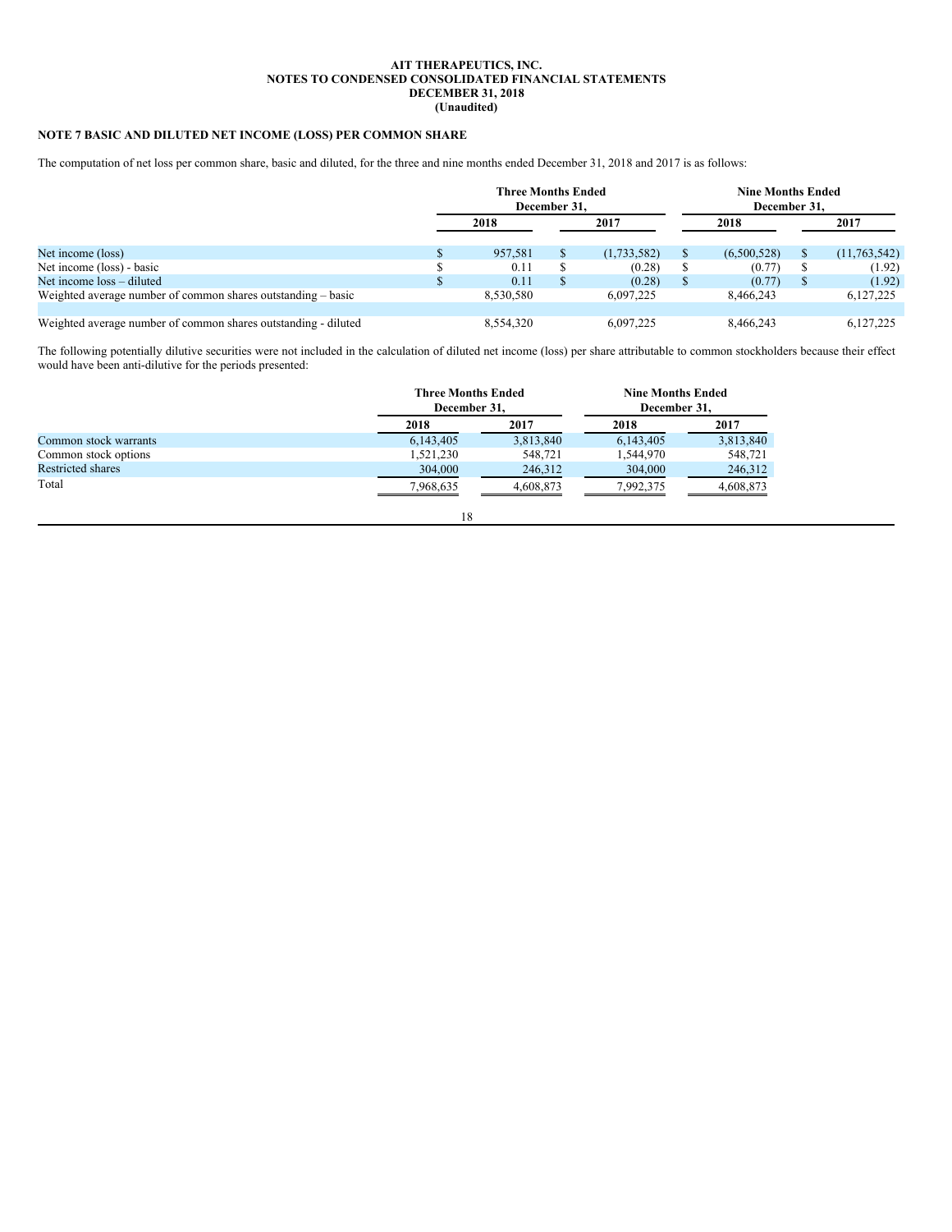AIT THERAPEUTICS, INC.
NOTES TO CONDENSED CONSOLIDATED FINANCIAL STATEMENTS
DECEMBER 31, 2018
(Unaudited)

**NOTE 7 BASIC AND DILUTED NET INCOME (LOSS) PER COMMON SHARE**

The computation of net loss per common share, basic and diluted, for the three and nine months ended December 31, 2018 and 2017 is as follows:

| | Three Months Ended December 31, | | Nine Months Ended December 31, | |
|---|---|---|---|---|
| | 2018 | 2017 | 2018 | 2017 |
| Net income (loss) | $ 957,581 | $ (1,733,582) | $ (6,500,528) | $ (11,763,542) |
| Net income (loss) - basic | $ 0.11 | $ (0.28) | $ (0.77) | $ (1.92) |
| Net income loss – diluted | $ 0.11 | $ (0.28) | $ (0.77) | $ (1.92) |
| Weighted average number of common shares outstanding – basic | 8,530,580 | 6,097,225 | 8,466,243 | 6,127,225 |
| Weighted average number of common shares outstanding - diluted | 8,554,320 | 6,097,225 | 8,466,243 | 6,127,225 |

The following potentially dilutive securities were not included in the calculation of diluted net income (loss) per share attributable to common stockholders because their effect would have been anti-dilutive for the periods presented:

| | Three Months Ended December 31, | | Nine Months Ended December 31, | |
|---|---|---|---|---|
| | 2018 | 2017 | 2018 | 2017 |
| Common stock warrants | 6,143,405 | 3,813,840 | 6,143,405 | 3,813,840 |
| Common stock options | 1,521,230 | 548,721 | 1,544,970 | 548,721 |
| Restricted shares | 304,000 | 246,312 | 304,000 | 246,312 |
| Total | 7,968,635 | 4,608,873 | 7,992,375 | 4,608,873 |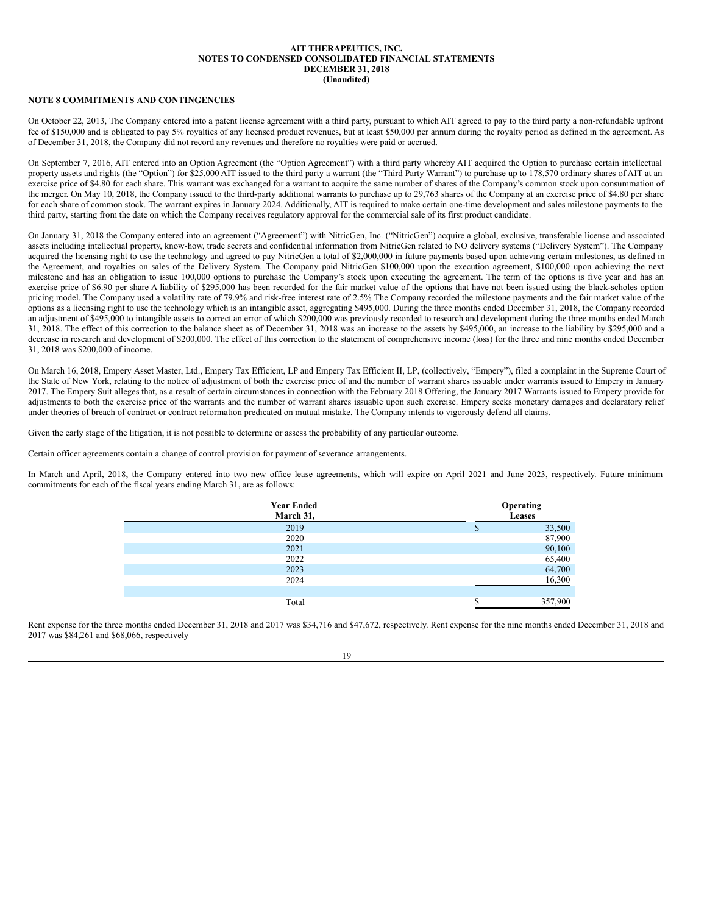**AIT THERAPEUTICS, INC.**
**NOTES TO CONDENSED CONSOLIDATED FINANCIAL STATEMENTS**
**DECEMBER 31, 2018**
**(Unaudited)**

**NOTE 8 COMMITMENTS AND CONTINGENCIES**

On October 22, 2013, The Company entered into a patent license agreement with a third party, pursuant to which AIT agreed to pay to the third party a non-refundable upfront fee of $150,000 and is obligated to pay 5% royalties of any licensed product revenues, but at least $50,000 per annum during the royalty period as defined in the agreement. As of December 31, 2018, the Company did not record any revenues and therefore no royalties were paid or accrued.

On September 7, 2016, AIT entered into an Option Agreement (the "Option Agreement") with a third party whereby AIT acquired the Option to purchase certain intellectual property assets and rights (the "Option") for $25,000 AIT issued to the third party a warrant (the "Third Party Warrant") to purchase up to 178,570 ordinary shares of AIT at an exercise price of $4.80 for each share. This warrant was exchanged for a warrant to acquire the same number of shares of the Company's common stock upon consummation of the merger. On May 10, 2018, the Company issued to the third-party additional warrants to purchase up to 29,763 shares of the Company at an exercise price of $4.80 per share for each share of common stock. The warrant expires in January 2024. Additionally, AIT is required to make certain one-time development and sales milestone payments to the third party, starting from the date on which the Company receives regulatory approval for the commercial sale of its first product candidate.

On January 31, 2018 the Company entered into an agreement ("Agreement") with NitricGen, Inc. ("NitricGen") acquire a global, exclusive, transferable license and associated assets including intellectual property, know-how, trade secrets and confidential information from NitricGen related to NO delivery systems ("Delivery System"). The Company acquired the licensing right to use the technology and agreed to pay NitricGen a total of $2,000,000 in future payments based upon achieving certain milestones, as defined in the Agreement, and royalties on sales of the Delivery System. The Company paid NitricGen $100,000 upon the execution agreement, $100,000 upon achieving the next milestone and has an obligation to issue 100,000 options to purchase the Company's stock upon executing the agreement. The term of the options is five year and has an exercise price of $6.90 per share A liability of $295,000 has been recorded for the fair market value of the options that have not been issued using the black-scholes option pricing model. The Company used a volatility rate of 79.9% and risk-free interest rate of 2.5% The Company recorded the milestone payments and the fair market value of the options as a licensing right to use the technology which is an intangible asset, aggregating $495,000. During the three months ended December 31, 2018, the Company recorded an adjustment of $495,000 to intangible assets to correct an error of which $200,000 was previously recorded to research and development during the three months ended March 31, 2018. The effect of this correction to the balance sheet as of December 31, 2018 was an increase to the assets by $495,000, an increase to the liability by $295,000 and a decrease in research and development of $200,000. The effect of this correction to the statement of comprehensive income (loss) for the three and nine months ended December 31, 2018 was $200,000 of income.

On March 16, 2018, Empery Asset Master, Ltd., Empery Tax Efficient, LP and Empery Tax Efficient II, LP, (collectively, "Empery"), filed a complaint in the Supreme Court of the State of New York, relating to the notice of adjustment of both the exercise price of and the number of warrant shares issuable under warrants issued to Empery in January 2017. The Empery Suit alleges that, as a result of certain circumstances in connection with the February 2018 Offering, the January 2017 Warrants issued to Empery provide for adjustments to both the exercise price of the warrants and the number of warrant shares issuable upon such exercise. Empery seeks monetary damages and declaratory relief under theories of breach of contract or contract reformation predicated on mutual mistake. The Company intends to vigorously defend all claims.

Given the early stage of the litigation, it is not possible to determine or assess the probability of any particular outcome.

Certain officer agreements contain a change of control provision for payment of severance arrangements.

In March and April, 2018, the Company entered into two new office lease agreements, which will expire on April 2021 and June 2023, respectively. Future minimum commitments for each of the fiscal years ending March 31, are as follows:

| Year Ended March 31, | Operating Leases |
|---|---|
| 2019 | $ 33,500 |
| 2020 | 87,900 |
| 2021 | 90,100 |
| 2022 | 65,400 |
| 2023 | 64,700 |
| 2024 | 16,300 |
| Total | $ 357,900 |

Rent expense for the three months ended December 31, 2018 and 2017 was $34,716 and $47,672, respectively. Rent expense for the nine months ended December 31, 2018 and 2017 was $84,261 and $68,066, respectively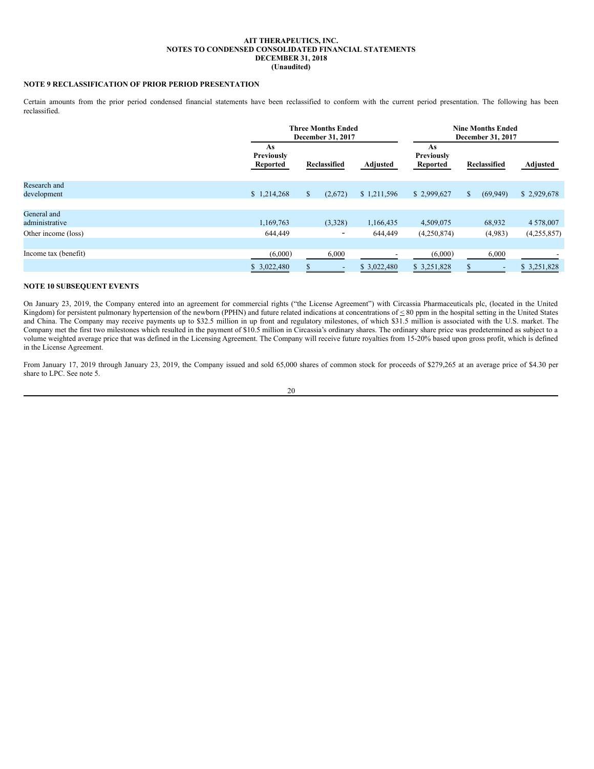AIT THERAPEUTICS, INC.
NOTES TO CONDENSED CONSOLIDATED FINANCIAL STATEMENTS
DECEMBER 31, 2018
(Unaudited)

## NOTE 9 RECLASSIFICATION OF PRIOR PERIOD PRESENTATION

Certain amounts from the prior period condensed financial statements have been reclassified to conform with the current period presentation. The following has been reclassified.

| | Three Months Ended December 31, 2017 | | | Nine Months Ended December 31, 2017 | | |
|---|---|---|---|---|---|---|
| | As Previously Reported | Reclassified | Adjusted | As Previously Reported | Reclassified | Adjusted |
| Research and development | $ 1,214,268 | $ (2,672) | $ 1,211,596 | $ 2,999,627 | $ (69,949) | $ 2,929,678 |
| General and administrative | 1,169,763 | (3,328) | 1,166,435 | 4,509,075 | 68,932 | 4 578,007 |
| Other income (loss) | 644,449 | - | 644,449 | (4,250,874) | (4,983) | (4,255,857) |
| Income tax (benefit) | (6,000) | 6,000 | - | (6,000) | 6,000 | - |
| | $ 3,022,480 | $ - | $ 3,022,480 | $ 3,251,828 | $ - | $ 3,251,828 |

## NOTE 10 SUBSEQUENT EVENTS

On January 23, 2019, the Company entered into an agreement for commercial rights ("the License Agreement") with Circassia Pharmaceuticals plc, (located in the United Kingdom) for persistent pulmonary hypertension of the newborn (PPHN) and future related indications at concentrations of ≤ 80 ppm in the hospital setting in the United States and China. The Company may receive payments up to $32.5 million in up front and regulatory milestones, of which $31.5 million is associated with the U.S. market. The Company met the first two milestones which resulted in the payment of $10.5 million in Circassia's ordinary shares. The ordinary share price was predetermined as subject to a volume weighted average price that was defined in the Licensing Agreement. The Company will receive future royalties from 15-20% based upon gross profit, which is defined in the License Agreement.

From January 17, 2019 through January 23, 2019, the Company issued and sold 65,000 shares of common stock for proceeds of $279,265 at an average price of $4.30 per share to LPC. See note 5.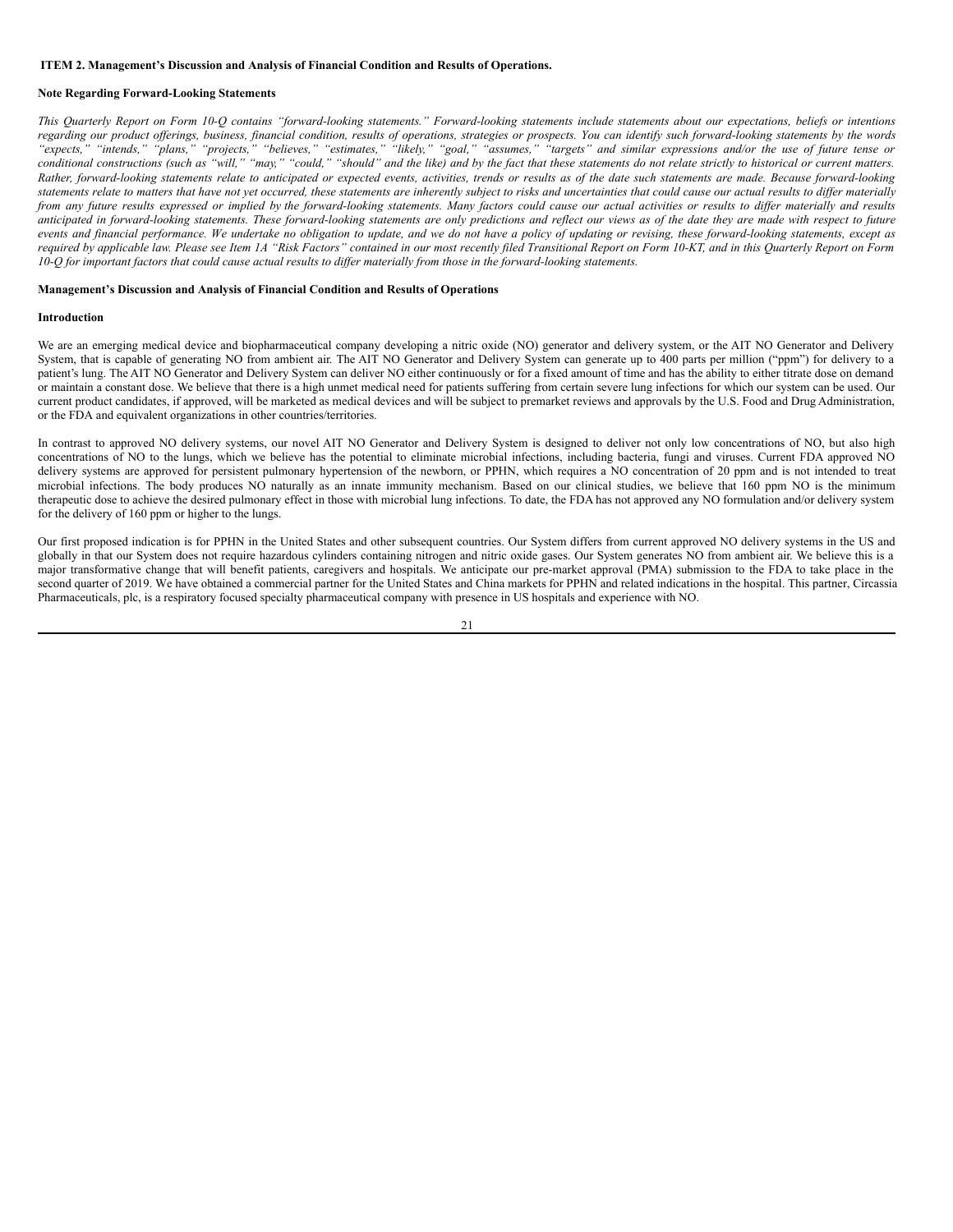## ITEM 2. Management's Discussion and Analysis of Financial Condition and Results of Operations.

### Note Regarding Forward-Looking Statements

*This Quarterly Report on Form 10-Q contains "forward-looking statements." Forward-looking statements include statements about our expectations, beliefs or intentions regarding our product offerings, business, financial condition, results of operations, strategies or prospects. You can identify such forward-looking statements by the words "expects," "intends," "plans," "projects," "believes," "estimates," "likely," "goal," "assumes," "targets" and similar expressions and/or the use of future tense or conditional constructions (such as "will," "may," "could," "should" and the like) and by the fact that these statements do not relate strictly to historical or current matters. Rather, forward-looking statements relate to anticipated or expected events, activities, trends or results as of the date such statements are made. Because forward-looking statements relate to matters that have not yet occurred, these statements are inherently subject to risks and uncertainties that could cause our actual results to differ materially from any future results expressed or implied by the forward-looking statements. Many factors could cause our actual activities or results to differ materially and results anticipated in forward-looking statements. These forward-looking statements are only predictions and reflect our views as of the date they are made with respect to future events and financial performance. We undertake no obligation to update, and we do not have a policy of updating or revising, these forward-looking statements, except as required by applicable law. Please see Item 1A "Risk Factors" contained in our most recently filed Transitional Report on Form 10-KT, and in this Quarterly Report on Form 10-Q for important factors that could cause actual results to differ materially from those in the forward-looking statements.*

### Management's Discussion and Analysis of Financial Condition and Results of Operations

### Introduction

We are an emerging medical device and biopharmaceutical company developing a nitric oxide (NO) generator and delivery system, or the AIT NO Generator and Delivery System, that is capable of generating NO from ambient air. The AIT NO Generator and Delivery System can generate up to 400 parts per million ("ppm") for delivery to a patient's lung. The AIT NO Generator and Delivery System can deliver NO either continuously or for a fixed amount of time and has the ability to either titrate dose on demand or maintain a constant dose. We believe that there is a high unmet medical need for patients suffering from certain severe lung infections for which our system can be used. Our current product candidates, if approved, will be marketed as medical devices and will be subject to premarket reviews and approvals by the U.S. Food and Drug Administration, or the FDA and equivalent organizations in other countries/territories.

In contrast to approved NO delivery systems, our novel AIT NO Generator and Delivery System is designed to deliver not only low concentrations of NO, but also high concentrations of NO to the lungs, which we believe has the potential to eliminate microbial infections, including bacteria, fungi and viruses. Current FDA approved NO delivery systems are approved for persistent pulmonary hypertension of the newborn, or PPHN, which requires a NO concentration of 20 ppm and is not intended to treat microbial infections. The body produces NO naturally as an innate immunity mechanism. Based on our clinical studies, we believe that 160 ppm NO is the minimum therapeutic dose to achieve the desired pulmonary effect in those with microbial lung infections. To date, the FDA has not approved any NO formulation and/or delivery system for the delivery of 160 ppm or higher to the lungs.

Our first proposed indication is for PPHN in the United States and other subsequent countries. Our System differs from current approved NO delivery systems in the US and globally in that our System does not require hazardous cylinders containing nitrogen and nitric oxide gases. Our System generates NO from ambient air. We believe this is a major transformative change that will benefit patients, caregivers and hospitals. We anticipate our pre-market approval (PMA) submission to the FDA to take place in the second quarter of 2019. We have obtained a commercial partner for the United States and China markets for PPHN and related indications in the hospital. This partner, Circassia Pharmaceuticals, plc, is a respiratory focused specialty pharmaceutical company with presence in US hospitals and experience with NO.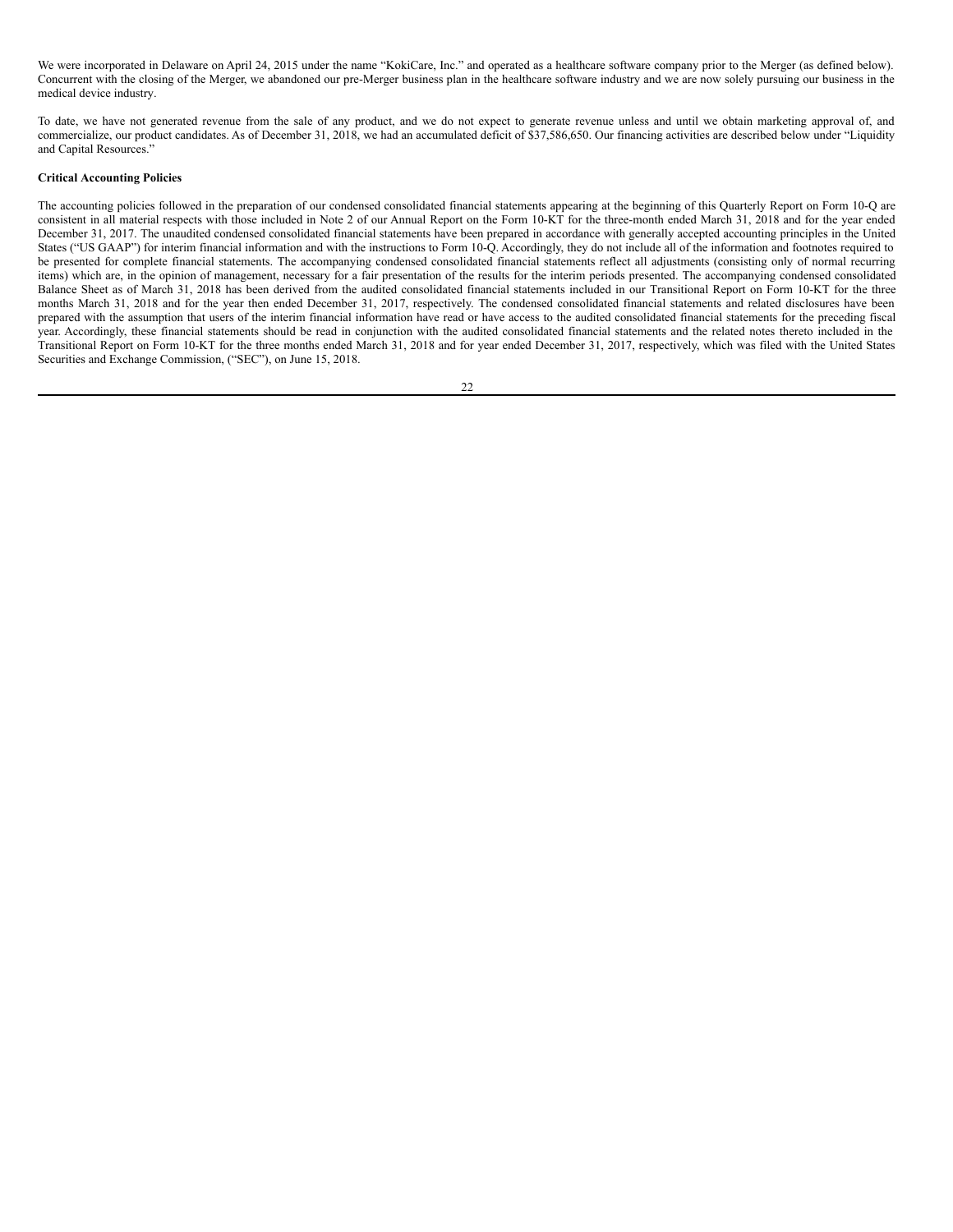We were incorporated in Delaware on April 24, 2015 under the name "KokiCare, Inc." and operated as a healthcare software company prior to the Merger (as defined below). Concurrent with the closing of the Merger, we abandoned our pre-Merger business plan in the healthcare software industry and we are now solely pursuing our business in the medical device industry.

To date, we have not generated revenue from the sale of any product, and we do not expect to generate revenue unless and until we obtain marketing approval of, and commercialize, our product candidates. As of December 31, 2018, we had an accumulated deficit of $37,586,650. Our financing activities are described below under "Liquidity and Capital Resources."

**Critical Accounting Policies**

The accounting policies followed in the preparation of our condensed consolidated financial statements appearing at the beginning of this Quarterly Report on Form 10-Q are consistent in all material respects with those included in Note 2 of our Annual Report on the Form 10-KT for the three-month ended March 31, 2018 and for the year ended December 31, 2017. The unaudited condensed consolidated financial statements have been prepared in accordance with generally accepted accounting principles in the United States ("US GAAP") for interim financial information and with the instructions to Form 10-Q. Accordingly, they do not include all of the information and footnotes required to be presented for complete financial statements. The accompanying condensed consolidated financial statements reflect all adjustments (consisting only of normal recurring items) which are, in the opinion of management, necessary for a fair presentation of the results for the interim periods presented. The accompanying condensed consolidated Balance Sheet as of March 31, 2018 has been derived from the audited consolidated financial statements included in our Transitional Report on Form 10-KT for the three months March 31, 2018 and for the year then ended December 31, 2017, respectively. The condensed consolidated financial statements and related disclosures have been prepared with the assumption that users of the interim financial information have read or have access to the audited consolidated financial statements for the preceding fiscal year. Accordingly, these financial statements should be read in conjunction with the audited consolidated financial statements and the related notes thereto included in the Transitional Report on Form 10-KT for the three months ended March 31, 2018 and for year ended December 31, 2017, respectively, which was filed with the United States Securities and Exchange Commission, ("SEC"), on June 15, 2018.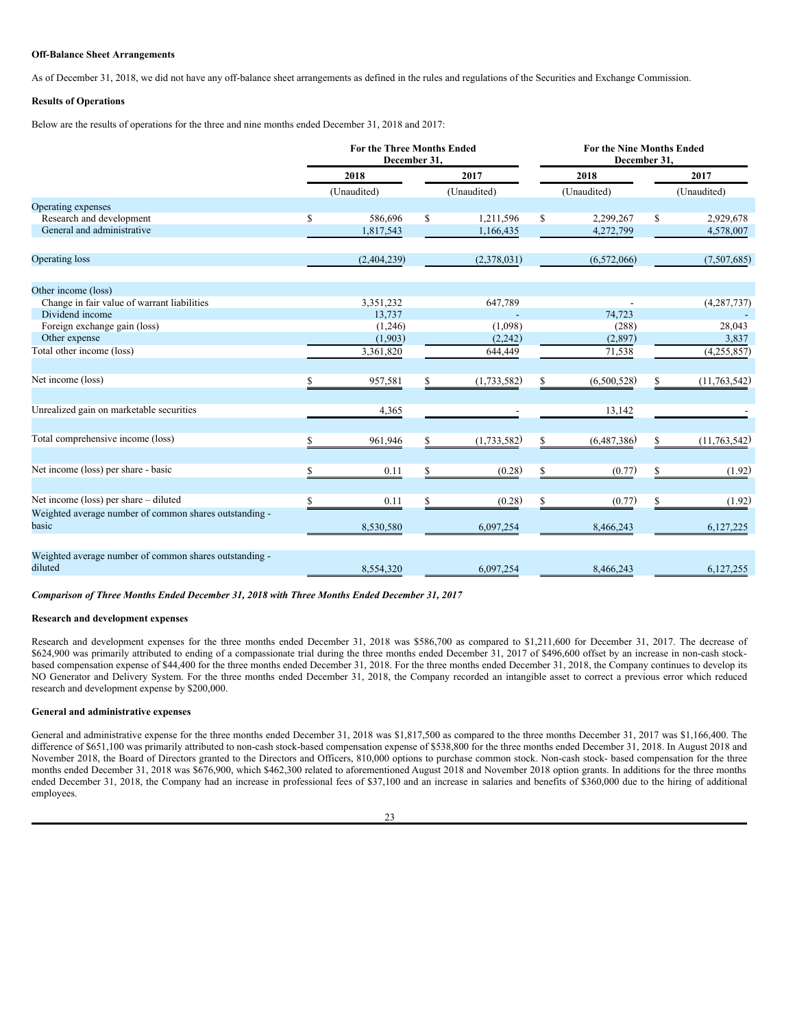**Off-Balance Sheet Arrangements**

As of December 31, 2018, we did not have any off-balance sheet arrangements as defined in the rules and regulations of the Securities and Exchange Commission.

**Results of Operations**

Below are the results of operations for the three and nine months ended December 31, 2018 and 2017:

| | For the Three Months Ended December 31, | | For the Nine Months Ended December 31, | |
|---|---|---|---|---|
| | 2018 | 2017 | 2018 | 2017 |
| | (Unaudited) | (Unaudited) | (Unaudited) | (Unaudited) |
| Operating expenses | | | | |
| Research and development | $ 586,696 | $ 1,211,596 | $ 2,299,267 | $ 2,929,678 |
| General and administrative | 1,817,543 | 1,166,435 | 4,272,799 | 4,578,007 |
| Operating loss | (2,404,239) | (2,378,031) | (6,572,066) | (7,507,685) |
| Other income (loss) | | | | |
| Change in fair value of warrant liabilities | 3,351,232 | 647,789 | - | (4,287,737) |
| Dividend income | 13,737 | - | 74,723 | - |
| Foreign exchange gain (loss) | (1,246) | (1,098) | (288) | 28,043 |
| Other expense | (1,903) | (2,242) | (2,897) | 3,837 |
| Total other income (loss) | 3,361,820 | 644,449 | 71,538 | (4,255,857) |
| Net income (loss) | $ 957,581 | $ (1,733,582) | $ (6,500,528) | $ (11,763,542) |
| Unrealized gain on marketable securities | 4,365 | - | 13,142 | - |
| Total comprehensive income (loss) | $ 961,946 | $ (1,733,582) | $ (6,487,386) | $ (11,763,542) |
| Net income (loss) per share - basic | $ 0.11 | $ (0.28) | $ (0.77) | $ (1.92) |
| Net income (loss) per share – diluted | $ 0.11 | $ (0.28) | $ (0.77) | $ (1.92) |
| Weighted average number of common shares outstanding - basic | 8,530,580 | 6,097,254 | 8,466,243 | 6,127,225 |
| Weighted average number of common shares outstanding - diluted | 8,554,320 | 6,097,254 | 8,466,243 | 6,127,255 |

***Comparison of Three Months Ended December 31, 2018 with Three Months Ended December 31, 2017***

**Research and development expenses**

Research and development expenses for the three months ended December 31, 2018 was $586,700 as compared to $1,211,600 for December 31, 2017. The decrease of $624,900 was primarily attributed to ending of a compassionate trial during the three months ended December 31, 2017 of $496,600 offset by an increase in non-cash stock-based compensation expense of $44,400 for the three months ended December 31, 2018. For the three months ended December 31, 2018, the Company continues to develop its NO Generator and Delivery System. For the three months ended December 31, 2018, the Company recorded an intangible asset to correct a previous error which reduced research and development expense by $200,000.

**General and administrative expenses**

General and administrative expense for the three months ended December 31, 2018 was $1,817,500 as compared to the three months December 31, 2017 was $1,166,400. The difference of $651,100 was primarily attributed to non-cash stock-based compensation expense of $538,800 for the three months ended December 31, 2018. In August 2018 and November 2018, the Board of Directors granted to the Directors and Officers, 810,000 options to purchase common stock. Non-cash stock- based compensation for the three months ended December 31, 2018 was $676,900, which $462,300 related to aforementioned August 2018 and November 2018 option grants. In additions for the three months ended December 31, 2018, the Company had an increase in professional fees of $37,100 and an increase in salaries and benefits of $360,000 due to the hiring of additional employees.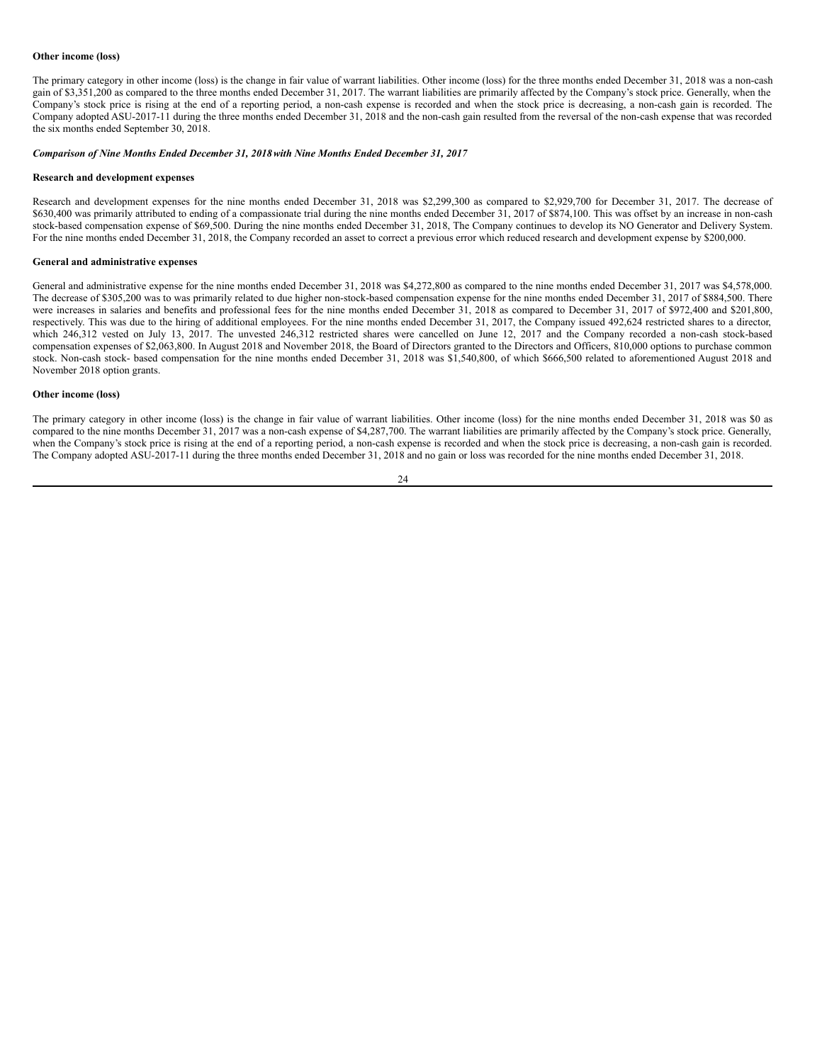**Other income (loss)**

The primary category in other income (loss) is the change in fair value of warrant liabilities. Other income (loss) for the three months ended December 31, 2018 was a non-cash gain of $3,351,200 as compared to the three months ended December 31, 2017. The warrant liabilities are primarily affected by the Company's stock price. Generally, when the Company's stock price is rising at the end of a reporting period, a non-cash expense is recorded and when the stock price is decreasing, a non-cash gain is recorded. The Company adopted ASU-2017-11 during the three months ended December 31, 2018 and the non-cash gain resulted from the reversal of the non-cash expense that was recorded the six months ended September 30, 2018.

***Comparison of Nine Months Ended December 31, 2018 with Nine Months Ended December 31, 2017***

**Research and development expenses**

Research and development expenses for the nine months ended December 31, 2018 was $2,299,300 as compared to $2,929,700 for December 31, 2017. The decrease of $630,400 was primarily attributed to ending of a compassionate trial during the nine months ended December 31, 2017 of $874,100. This was offset by an increase in non-cash stock-based compensation expense of $69,500. During the nine months ended December 31, 2018, The Company continues to develop its NO Generator and Delivery System. For the nine months ended December 31, 2018, the Company recorded an asset to correct a previous error which reduced research and development expense by $200,000.

**General and administrative expenses**

General and administrative expense for the nine months ended December 31, 2018 was $4,272,800 as compared to the nine months ended December 31, 2017 was $4,578,000. The decrease of $305,200 was to was primarily related to due higher non-stock-based compensation expense for the nine months ended December 31, 2017 of $884,500. There were increases in salaries and benefits and professional fees for the nine months ended December 31, 2018 as compared to December 31, 2017 of $972,400 and $201,800, respectively. This was due to the hiring of additional employees. For the nine months ended December 31, 2017, the Company issued 492,624 restricted shares to a director, which 246,312 vested on July 13, 2017. The unvested 246,312 restricted shares were cancelled on June 12, 2017 and the Company recorded a non-cash stock-based compensation expenses of $2,063,800. In August 2018 and November 2018, the Board of Directors granted to the Directors and Officers, 810,000 options to purchase common stock. Non-cash stock- based compensation for the nine months ended December 31, 2018 was $1,540,800, of which $666,500 related to aforementioned August 2018 and November 2018 option grants.

**Other income (loss)**

The primary category in other income (loss) is the change in fair value of warrant liabilities. Other income (loss) for the nine months ended December 31, 2018 was $0 as compared to the nine months December 31, 2017 was a non-cash expense of $4,287,700. The warrant liabilities are primarily affected by the Company's stock price. Generally, when the Company's stock price is rising at the end of a reporting period, a non-cash expense is recorded and when the stock price is decreasing, a non-cash gain is recorded. The Company adopted ASU-2017-11 during the three months ended December 31, 2018 and no gain or loss was recorded for the nine months ended December 31, 2018.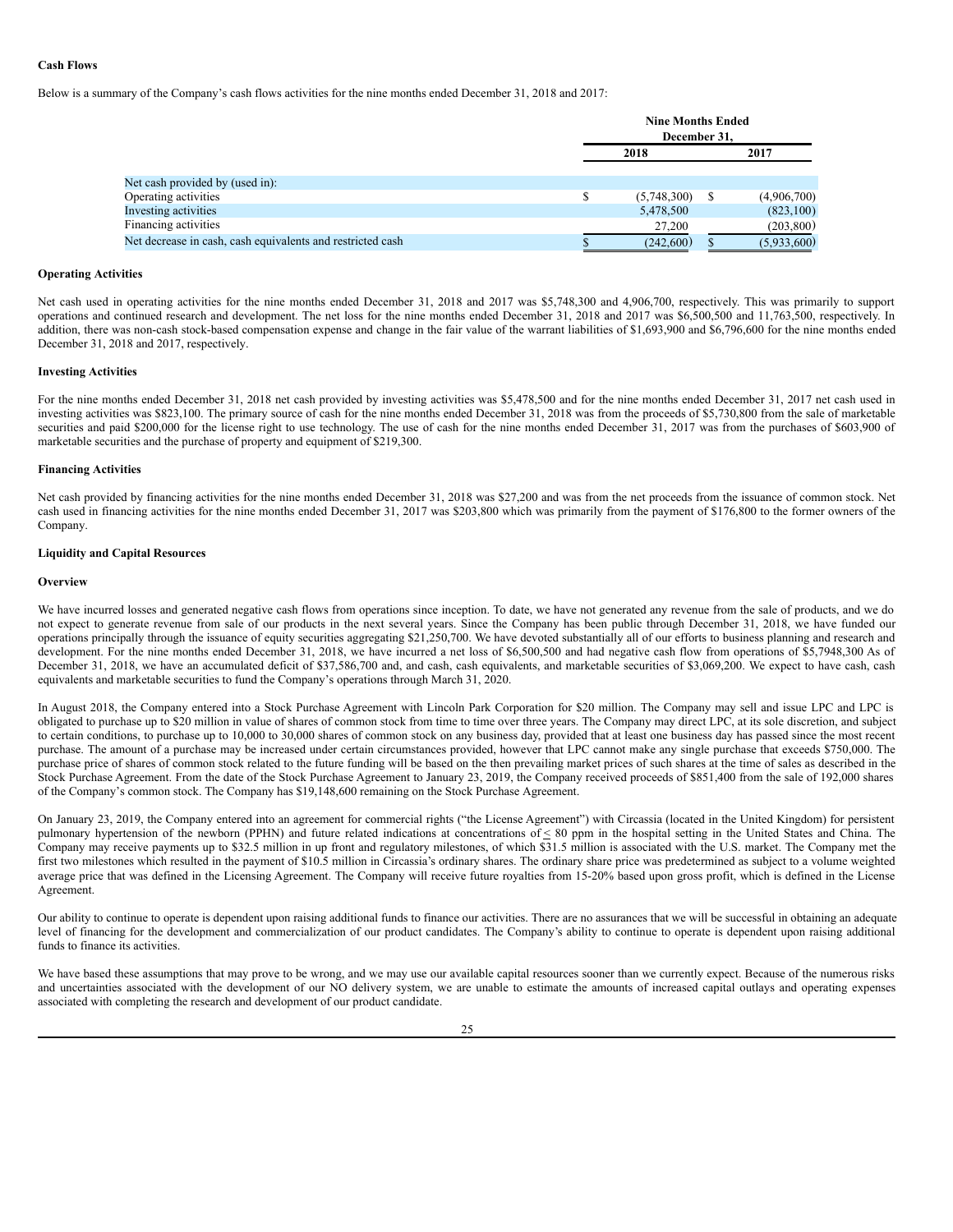**Cash Flows**

Below is a summary of the Company's cash flows activities for the nine months ended December 31, 2018 and 2017:

| | Nine Months Ended December 31, | |
|---|---|---|
| | 2018 | 2017 |
| Net cash provided by (used in): | | |
| Operating activities | $ (5,748,300) | $ (4,906,700) |
| Investing activities | 5,478,500 | (823,100) |
| Financing activities | 27,200 | (203,800) |
| Net decrease in cash, cash equivalents and restricted cash | $ (242,600) | $ (5,933,600) |

**Operating Activities**

Net cash used in operating activities for the nine months ended December 31, 2018 and 2017 was $5,748,300 and 4,906,700, respectively. This was primarily to support operations and continued research and development. The net loss for the nine months ended December 31, 2018 and 2017 was $6,500,500 and 11,763,500, respectively. In addition, there was non-cash stock-based compensation expense and change in the fair value of the warrant liabilities of $1,693,900 and $6,796,600 for the nine months ended December 31, 2018 and 2017, respectively.

**Investing Activities**

For the nine months ended December 31, 2018 net cash provided by investing activities was $5,478,500 and for the nine months ended December 31, 2017 net cash used in investing activities was $823,100. The primary source of cash for the nine months ended December 31, 2018 was from the proceeds of $5,730,800 from the sale of marketable securities and paid $200,000 for the license right to use technology. The use of cash for the nine months ended December 31, 2017 was from the purchases of $603,900 of marketable securities and the purchase of property and equipment of $219,300.

**Financing Activities**

Net cash provided by financing activities for the nine months ended December 31, 2018 was $27,200 and was from the net proceeds from the issuance of common stock. Net cash used in financing activities for the nine months ended December 31, 2017 was $203,800 which was primarily from the payment of $176,800 to the former owners of the Company.

**Liquidity and Capital Resources**

**Overview**

We have incurred losses and generated negative cash flows from operations since inception. To date, we have not generated any revenue from the sale of products, and we do not expect to generate revenue from sale of our products in the next several years. Since the Company has been public through December 31, 2018, we have funded our operations principally through the issuance of equity securities aggregating $21,250,700. We have devoted substantially all of our efforts to business planning and research and development. For the nine months ended December 31, 2018, we have incurred a net loss of $6,500,500 and had negative cash flow from operations of $5,7948,300 As of December 31, 2018, we have an accumulated deficit of $37,586,700 and, and cash, cash equivalents, and marketable securities of $3,069,200. We expect to have cash, cash equivalents and marketable securities to fund the Company's operations through March 31, 2020.

In August 2018, the Company entered into a Stock Purchase Agreement with Lincoln Park Corporation for $20 million. The Company may sell and issue LPC and LPC is obligated to purchase up to $20 million in value of shares of common stock from time to time over three years. The Company may direct LPC, at its sole discretion, and subject to certain conditions, to purchase up to 10,000 to 30,000 shares of common stock on any business day, provided that at least one business day has passed since the most recent purchase. The amount of a purchase may be increased under certain circumstances provided, however that LPC cannot make any single purchase that exceeds $750,000. The purchase price of shares of common stock related to the future funding will be based on the then prevailing market prices of such shares at the time of sales as described in the Stock Purchase Agreement. From the date of the Stock Purchase Agreement to January 23, 2019, the Company received proceeds of $851,400 from the sale of 192,000 shares of the Company's common stock. The Company has $19,148,600 remaining on the Stock Purchase Agreement.

On January 23, 2019, the Company entered into an agreement for commercial rights ("the License Agreement") with Circassia (located in the United Kingdom) for persistent pulmonary hypertension of the newborn (PPHN) and future related indications at concentrations of ≤ 80 ppm in the hospital setting in the United States and China. The Company may receive payments up to $32.5 million in up front and regulatory milestones, of which $31.5 million is associated with the U.S. market. The Company met the first two milestones which resulted in the payment of $10.5 million in Circassia's ordinary shares. The ordinary share price was predetermined as subject to a volume weighted average price that was defined in the Licensing Agreement. The Company will receive future royalties from 15-20% based upon gross profit, which is defined in the License Agreement.

Our ability to continue to operate is dependent upon raising additional funds to finance our activities. There are no assurances that we will be successful in obtaining an adequate level of financing for the development and commercialization of our product candidates. The Company's ability to continue to operate is dependent upon raising additional funds to finance its activities.

We have based these assumptions that may prove to be wrong, and we may use our available capital resources sooner than we currently expect. Because of the numerous risks and uncertainties associated with the development of our NO delivery system, we are unable to estimate the amounts of increased capital outlays and operating expenses associated with completing the research and development of our product candidate.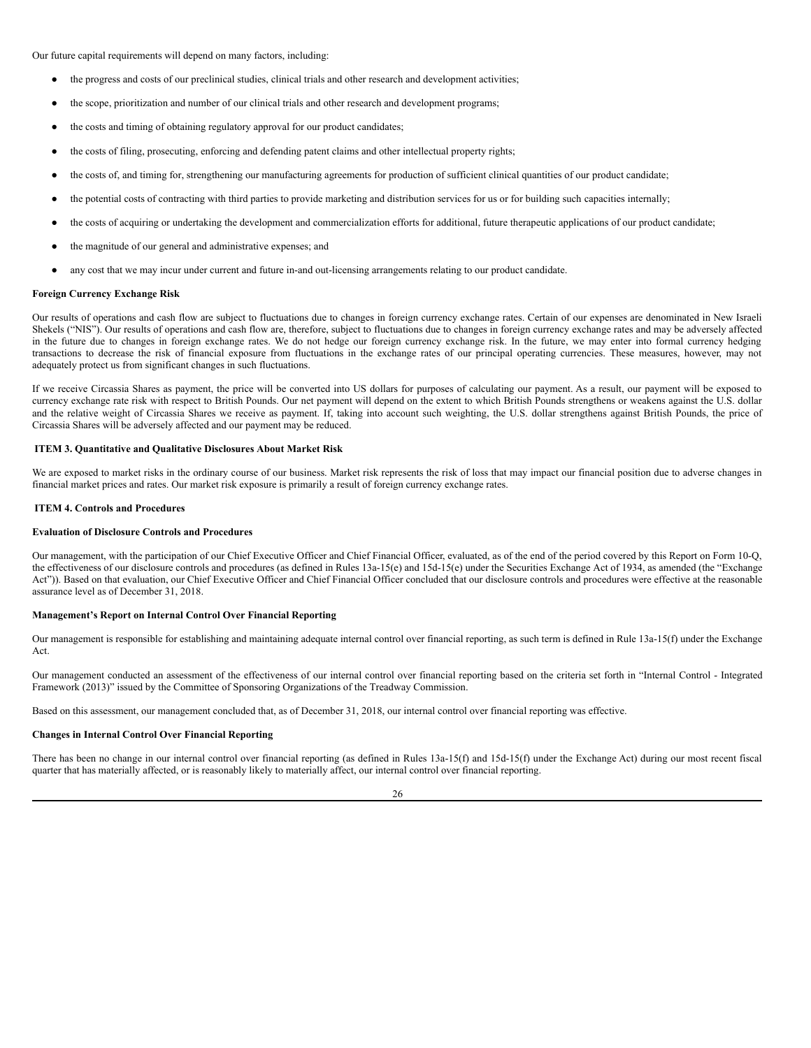Our future capital requirements will depend on many factors, including:

- the progress and costs of our preclinical studies, clinical trials and other research and development activities;
- the scope, prioritization and number of our clinical trials and other research and development programs;
- the costs and timing of obtaining regulatory approval for our product candidates;
- the costs of filing, prosecuting, enforcing and defending patent claims and other intellectual property rights;
- the costs of, and timing for, strengthening our manufacturing agreements for production of sufficient clinical quantities of our product candidate;
- the potential costs of contracting with third parties to provide marketing and distribution services for us or for building such capacities internally;
- the costs of acquiring or undertaking the development and commercialization efforts for additional, future therapeutic applications of our product candidate;
- the magnitude of our general and administrative expenses; and
- any cost that we may incur under current and future in-and out-licensing arrangements relating to our product candidate.

**Foreign Currency Exchange Risk**

Our results of operations and cash flow are subject to fluctuations due to changes in foreign currency exchange rates. Certain of our expenses are denominated in New Israeli Shekels ("NIS"). Our results of operations and cash flow are, therefore, subject to fluctuations due to changes in foreign currency exchange rates and may be adversely affected in the future due to changes in foreign exchange rates. We do not hedge our foreign currency exchange risk. In the future, we may enter into formal currency hedging transactions to decrease the risk of financial exposure from fluctuations in the exchange rates of our principal operating currencies. These measures, however, may not adequately protect us from significant changes in such fluctuations.

If we receive Circassia Shares as payment, the price will be converted into US dollars for purposes of calculating our payment. As a result, our payment will be exposed to currency exchange rate risk with respect to British Pounds. Our net payment will depend on the extent to which British Pounds strengthens or weakens against the U.S. dollar and the relative weight of Circassia Shares we receive as payment. If, taking into account such weighting, the U.S. dollar strengthens against British Pounds, the price of Circassia Shares will be adversely affected and our payment may be reduced.

## ITEM 3. Quantitative and Qualitative Disclosures About Market Risk

We are exposed to market risks in the ordinary course of our business. Market risk represents the risk of loss that may impact our financial position due to adverse changes in financial market prices and rates. Our market risk exposure is primarily a result of foreign currency exchange rates.

## ITEM 4. Controls and Procedures

**Evaluation of Disclosure Controls and Procedures**

Our management, with the participation of our Chief Executive Officer and Chief Financial Officer, evaluated, as of the end of the period covered by this Report on Form 10-Q, the effectiveness of our disclosure controls and procedures (as defined in Rules 13a-15(e) and 15d-15(e) under the Securities Exchange Act of 1934, as amended (the "Exchange Act")). Based on that evaluation, our Chief Executive Officer and Chief Financial Officer concluded that our disclosure controls and procedures were effective at the reasonable assurance level as of December 31, 2018.

**Management's Report on Internal Control Over Financial Reporting**

Our management is responsible for establishing and maintaining adequate internal control over financial reporting, as such term is defined in Rule 13a-15(f) under the Exchange Act.

Our management conducted an assessment of the effectiveness of our internal control over financial reporting based on the criteria set forth in "Internal Control - Integrated Framework (2013)" issued by the Committee of Sponsoring Organizations of the Treadway Commission.

Based on this assessment, our management concluded that, as of December 31, 2018, our internal control over financial reporting was effective.

**Changes in Internal Control Over Financial Reporting**

There has been no change in our internal control over financial reporting (as defined in Rules 13a-15(f) and 15d-15(f) under the Exchange Act) during our most recent fiscal quarter that has materially affected, or is reasonably likely to materially affect, our internal control over financial reporting.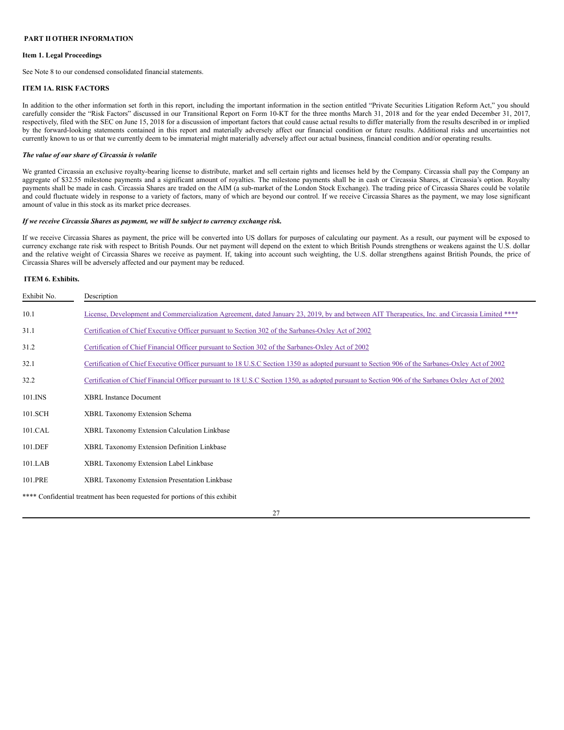## PART II OTHER INFORMATION

### Item 1. Legal Proceedings

See Note 8 to our condensed consolidated financial statements.

### ITEM 1A. RISK FACTORS

In addition to the other information set forth in this report, including the important information in the section entitled "Private Securities Litigation Reform Act," you should carefully consider the "Risk Factors" discussed in our Transitional Report on Form 10-KT for the three months March 31, 2018 and for the year ended December 31, 2017, respectively, filed with the SEC on June 15, 2018 for a discussion of important factors that could cause actual results to differ materially from the results described in or implied by the forward-looking statements contained in this report and materially adversely affect our financial condition or future results. Additional risks and uncertainties not currently known to us or that we currently deem to be immaterial might materially adversely affect our actual business, financial condition and/or operating results.

***The value of our share of Circassia is volatile***

We granted Circassia an exclusive royalty-bearing license to distribute, market and sell certain rights and licenses held by the Company. Circassia shall pay the Company an aggregate of $32.55 milestone payments and a significant amount of royalties. The milestone payments shall be in cash or Circassia Shares, at Circassia's option. Royalty payments shall be made in cash. Circassia Shares are traded on the AIM (a sub-market of the London Stock Exchange). The trading price of Circassia Shares could be volatile and could fluctuate widely in response to a variety of factors, many of which are beyond our control. If we receive Circassia Shares as the payment, we may lose significant amount of value in this stock as its market price decreases.

***If we receive Circassia Shares as payment, we will be subject to currency exchange risk.***

If we receive Circassia Shares as payment, the price will be converted into US dollars for purposes of calculating our payment. As a result, our payment will be exposed to currency exchange rate risk with respect to British Pounds. Our net payment will depend on the extent to which British Pounds strengthens or weakens against the U.S. dollar and the relative weight of Circassia Shares we receive as payment. If, taking into account such weighting, the U.S. dollar strengthens against British Pounds, the price of Circassia Shares will be adversely affected and our payment may be reduced.

### ITEM 6. Exhibits.

| Exhibit No. | Description |
|---|---|
| 10.1 | License, Development and Commercialization Agreement, dated January 23, 2019, by and between AIT Therapeutics, Inc. and Circassia Limited **** |
| 31.1 | Certification of Chief Executive Officer pursuant to Section 302 of the Sarbanes-Oxley Act of 2002 |
| 31.2 | Certification of Chief Financial Officer pursuant to Section 302 of the Sarbanes-Oxley Act of 2002 |
| 32.1 | Certification of Chief Executive Officer pursuant to 18 U.S.C Section 1350 as adopted pursuant to Section 906 of the Sarbanes-Oxley Act of 2002 |
| 32.2 | Certification of Chief Financial Officer pursuant to 18 U.S.C Section 1350, as adopted pursuant to Section 906 of the Sarbanes Oxley Act of 2002 |
| 101.INS | XBRL Instance Document |
| 101.SCH | XBRL Taxonomy Extension Schema |
| 101.CAL | XBRL Taxonomy Extension Calculation Linkbase |
| 101.DEF | XBRL Taxonomy Extension Definition Linkbase |
| 101.LAB | XBRL Taxonomy Extension Label Linkbase |
| 101.PRE | XBRL Taxonomy Extension Presentation Linkbase |

**** Confidential treatment has been requested for portions of this exhibit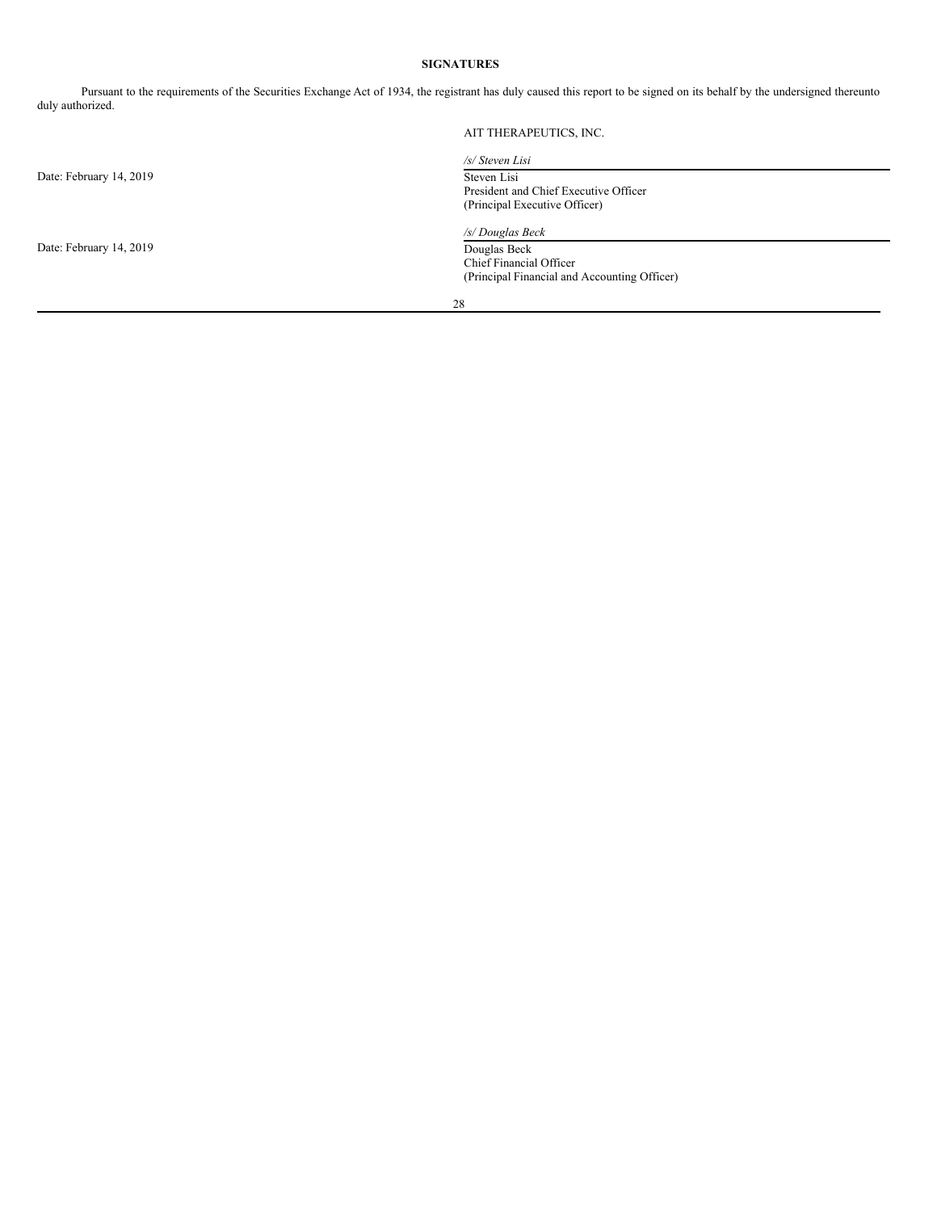**SIGNATURES**

Pursuant to the requirements of the Securities Exchange Act of 1934, the registrant has duly caused this report to be signed on its behalf by the undersigned thereunto duly authorized.

AIT THERAPEUTICS, INC.

| | |
|---|---|
| Date: February 14, 2019 | */s/ Steven Lisi*<br>Steven Lisi<br>President and Chief Executive Officer<br>(Principal Executive Officer) |
| Date: February 14, 2019 | */s/ Douglas Beck*<br>Douglas Beck<br>Chief Financial Officer<br>(Principal Financial and Accounting Officer) |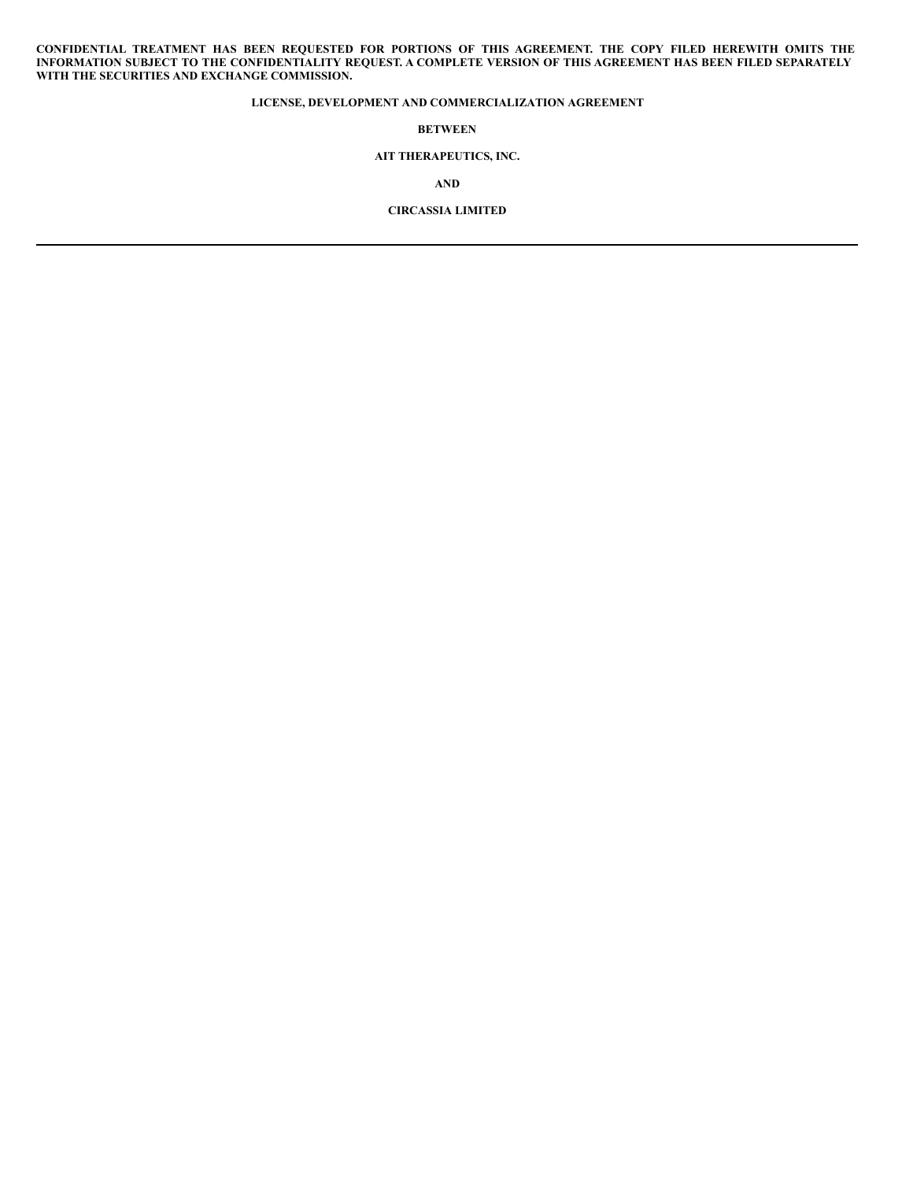**CONFIDENTIAL TREATMENT HAS BEEN REQUESTED FOR PORTIONS OF THIS AGREEMENT. THE COPY FILED HEREWITH OMITS THE INFORMATION SUBJECT TO THE CONFIDENTIALITY REQUEST. A COMPLETE VERSION OF THIS AGREEMENT HAS BEEN FILED SEPARATELY WITH THE SECURITIES AND EXCHANGE COMMISSION.**

**LICENSE, DEVELOPMENT AND COMMERCIALIZATION AGREEMENT**

**BETWEEN**

**AIT THERAPEUTICS, INC.**

**AND**

**CIRCASSIA LIMITED**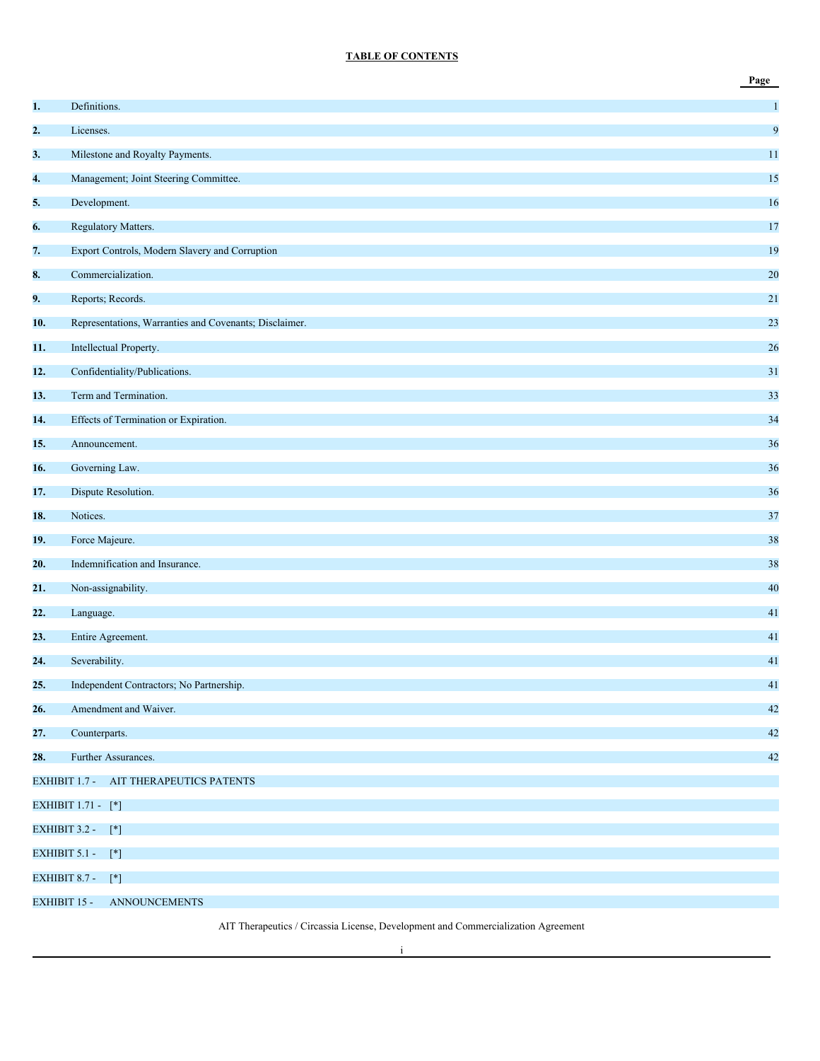**TABLE OF CONTENTS**

| | | Page |
|---|---|---|
| **1.** | Definitions. | 1 |
| **2.** | Licenses. | 9 |
| **3.** | Milestone and Royalty Payments. | 11 |
| **4.** | Management; Joint Steering Committee. | 15 |
| **5.** | Development. | 16 |
| **6.** | Regulatory Matters. | 17 |
| **7.** | Export Controls, Modern Slavery and Corruption | 19 |
| **8.** | Commercialization. | 20 |
| **9.** | Reports; Records. | 21 |
| **10.** | Representations, Warranties and Covenants; Disclaimer. | 23 |
| **11.** | Intellectual Property. | 26 |
| **12.** | Confidentiality/Publications. | 31 |
| **13.** | Term and Termination. | 33 |
| **14.** | Effects of Termination or Expiration. | 34 |
| **15.** | Announcement. | 36 |
| **16.** | Governing Law. | 36 |
| **17.** | Dispute Resolution. | 36 |
| **18.** | Notices. | 37 |
| **19.** | Force Majeure. | 38 |
| **20.** | Indemnification and Insurance. | 38 |
| **21.** | Non-assignability. | 40 |
| **22.** | Language. | 41 |
| **23.** | Entire Agreement. | 41 |
| **24.** | Severability. | 41 |
| **25.** | Independent Contractors; No Partnership. | 41 |
| **26.** | Amendment and Waiver. | 42 |
| **27.** | Counterparts. | 42 |
| **28.** | Further Assurances. | 42 |
| EXHIBIT 1.7 - | AIT THERAPEUTICS PATENTS | |
| EXHIBIT 1.71 - | [*] | |
| EXHIBIT 3.2 - | [*] | |
| EXHIBIT 5.1 - | [*] | |
| EXHIBIT 8.7 - | [*] | |
| EXHIBIT 15 - | ANNOUNCEMENTS | |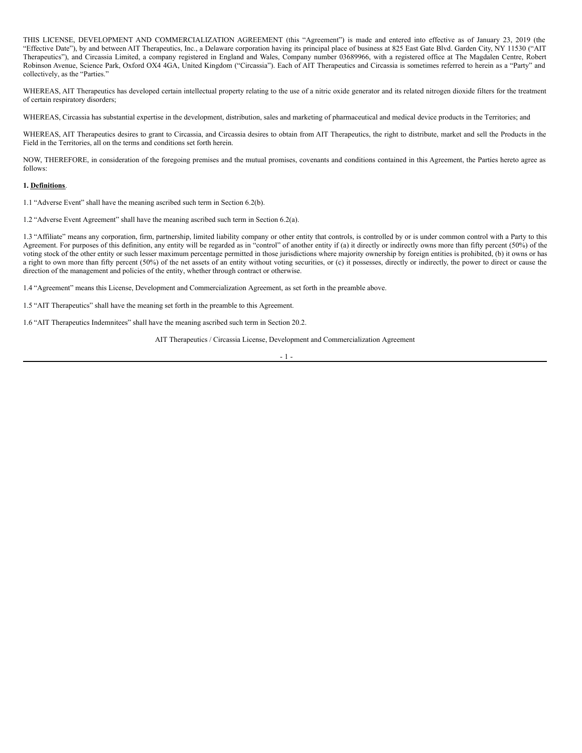THIS LICENSE, DEVELOPMENT AND COMMERCIALIZATION AGREEMENT (this "Agreement") is made and entered into effective as of January 23, 2019 (the "Effective Date"), by and between AIT Therapeutics, Inc., a Delaware corporation having its principal place of business at 825 East Gate Blvd. Garden City, NY 11530 ("AIT Therapeutics"), and Circassia Limited, a company registered in England and Wales, Company number 03689966, with a registered office at The Magdalen Centre, Robert Robinson Avenue, Science Park, Oxford OX4 4GA, United Kingdom ("Circassia"). Each of AIT Therapeutics and Circassia is sometimes referred to herein as a "Party" and collectively, as the "Parties."

WHEREAS, AIT Therapeutics has developed certain intellectual property relating to the use of a nitric oxide generator and its related nitrogen dioxide filters for the treatment of certain respiratory disorders;

WHEREAS, Circassia has substantial expertise in the development, distribution, sales and marketing of pharmaceutical and medical device products in the Territories; and

WHEREAS, AIT Therapeutics desires to grant to Circassia, and Circassia desires to obtain from AIT Therapeutics, the right to distribute, market and sell the Products in the Field in the Territories, all on the terms and conditions set forth herein.

NOW, THEREFORE, in consideration of the foregoing premises and the mutual promises, covenants and conditions contained in this Agreement, the Parties hereto agree as follows:

**1. Definitions**.

1.1 "Adverse Event" shall have the meaning ascribed such term in Section 6.2(b).

1.2 "Adverse Event Agreement" shall have the meaning ascribed such term in Section 6.2(a).

1.3 "Affiliate" means any corporation, firm, partnership, limited liability company or other entity that controls, is controlled by or is under common control with a Party to this Agreement. For purposes of this definition, any entity will be regarded as in "control" of another entity if (a) it directly or indirectly owns more than fifty percent (50%) of the voting stock of the other entity or such lesser maximum percentage permitted in those jurisdictions where majority ownership by foreign entities is prohibited, (b) it owns or has a right to own more than fifty percent (50%) of the net assets of an entity without voting securities, or (c) it possesses, directly or indirectly, the power to direct or cause the direction of the management and policies of the entity, whether through contract or otherwise.

1.4 "Agreement" means this License, Development and Commercialization Agreement, as set forth in the preamble above.

1.5 "AIT Therapeutics" shall have the meaning set forth in the preamble to this Agreement.

1.6 "AIT Therapeutics Indemnitees" shall have the meaning ascribed such term in Section 20.2.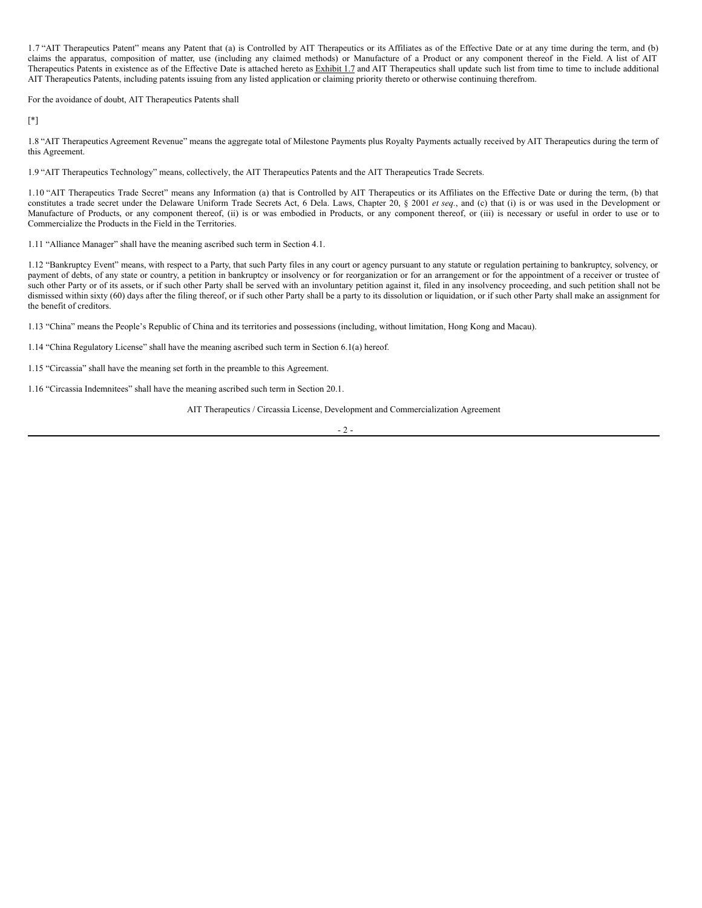1.7 “AIT Therapeutics Patent” means any Patent that (a) is Controlled by AIT Therapeutics or its Affiliates as of the Effective Date or at any time during the term, and (b) claims the apparatus, composition of matter, use (including any claimed methods) or Manufacture of a Product or any component thereof in the Field. A list of AIT Therapeutics Patents in existence as of the Effective Date is attached hereto as Exhibit 1.7 and AIT Therapeutics shall update such list from time to time to include additional AIT Therapeutics Patents, including patents issuing from any listed application or claiming priority thereto or otherwise continuing therefrom.

For the avoidance of doubt, AIT Therapeutics Patents shall

[*]

1.8 “AIT Therapeutics Agreement Revenue” means the aggregate total of Milestone Payments plus Royalty Payments actually received by AIT Therapeutics during the term of this Agreement.

1.9 “AIT Therapeutics Technology” means, collectively, the AIT Therapeutics Patents and the AIT Therapeutics Trade Secrets.

1.10 “AIT Therapeutics Trade Secret” means any Information (a) that is Controlled by AIT Therapeutics or its Affiliates on the Effective Date or during the term, (b) that constitutes a trade secret under the Delaware Uniform Trade Secrets Act, 6 Dela. Laws, Chapter 20, § 2001 *et seq.*, and (c) that (i) is or was used in the Development or Manufacture of Products, or any component thereof, (ii) is or was embodied in Products, or any component thereof, or (iii) is necessary or useful in order to use or to Commercialize the Products in the Field in the Territories.

1.11 “Alliance Manager” shall have the meaning ascribed such term in Section 4.1.

1.12 “Bankruptcy Event” means, with respect to a Party, that such Party files in any court or agency pursuant to any statute or regulation pertaining to bankruptcy, solvency, or payment of debts, of any state or country, a petition in bankruptcy or insolvency or for reorganization or for an arrangement or for the appointment of a receiver or trustee of such other Party or of its assets, or if such other Party shall be served with an involuntary petition against it, filed in any insolvency proceeding, and such petition shall not be dismissed within sixty (60) days after the filing thereof, or if such other Party shall be a party to its dissolution or liquidation, or if such other Party shall make an assignment for the benefit of creditors.

1.13 “China” means the People’s Republic of China and its territories and possessions (including, without limitation, Hong Kong and Macau).

1.14 “China Regulatory License” shall have the meaning ascribed such term in Section 6.1(a) hereof.

1.15 “Circassia” shall have the meaning set forth in the preamble to this Agreement.

1.16 “Circassia Indemnitees” shall have the meaning ascribed such term in Section 20.1.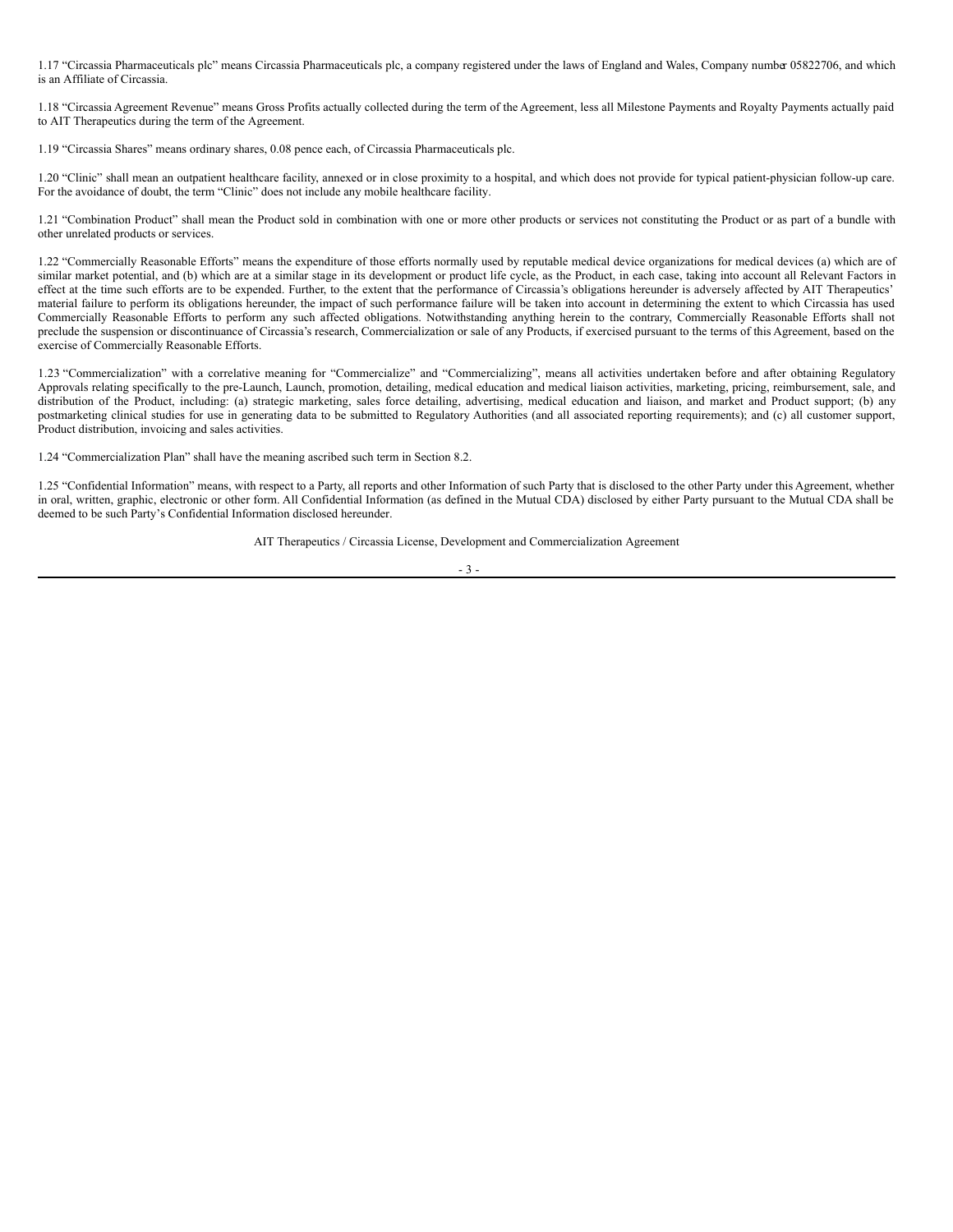1.17 "Circassia Pharmaceuticals plc" means Circassia Pharmaceuticals plc, a company registered under the laws of England and Wales, Company number 05822706, and which is an Affiliate of Circassia.

1.18 "Circassia Agreement Revenue" means Gross Profits actually collected during the term of the Agreement, less all Milestone Payments and Royalty Payments actually paid to AIT Therapeutics during the term of the Agreement.

1.19 "Circassia Shares" means ordinary shares, 0.08 pence each, of Circassia Pharmaceuticals plc.

1.20 "Clinic" shall mean an outpatient healthcare facility, annexed or in close proximity to a hospital, and which does not provide for typical patient-physician follow-up care. For the avoidance of doubt, the term "Clinic" does not include any mobile healthcare facility.

1.21 "Combination Product" shall mean the Product sold in combination with one or more other products or services not constituting the Product or as part of a bundle with other unrelated products or services.

1.22 "Commercially Reasonable Efforts" means the expenditure of those efforts normally used by reputable medical device organizations for medical devices (a) which are of similar market potential, and (b) which are at a similar stage in its development or product life cycle, as the Product, in each case, taking into account all Relevant Factors in effect at the time such efforts are to be expended. Further, to the extent that the performance of Circassia's obligations hereunder is adversely affected by AIT Therapeutics' material failure to perform its obligations hereunder, the impact of such performance failure will be taken into account in determining the extent to which Circassia has used Commercially Reasonable Efforts to perform any such affected obligations. Notwithstanding anything herein to the contrary, Commercially Reasonable Efforts shall not preclude the suspension or discontinuance of Circassia's research, Commercialization or sale of any Products, if exercised pursuant to the terms of this Agreement, based on the exercise of Commercially Reasonable Efforts.

1.23 "Commercialization" with a correlative meaning for "Commercialize" and "Commercializing", means all activities undertaken before and after obtaining Regulatory Approvals relating specifically to the pre-Launch, Launch, promotion, detailing, medical education and medical liaison activities, marketing, pricing, reimbursement, sale, and distribution of the Product, including: (a) strategic marketing, sales force detailing, advertising, medical education and liaison, and market and Product support; (b) any postmarketing clinical studies for use in generating data to be submitted to Regulatory Authorities (and all associated reporting requirements); and (c) all customer support, Product distribution, invoicing and sales activities.

1.24 "Commercialization Plan" shall have the meaning ascribed such term in Section 8.2.

1.25 "Confidential Information" means, with respect to a Party, all reports and other Information of such Party that is disclosed to the other Party under this Agreement, whether in oral, written, graphic, electronic or other form. All Confidential Information (as defined in the Mutual CDA) disclosed by either Party pursuant to the Mutual CDA shall be deemed to be such Party's Confidential Information disclosed hereunder.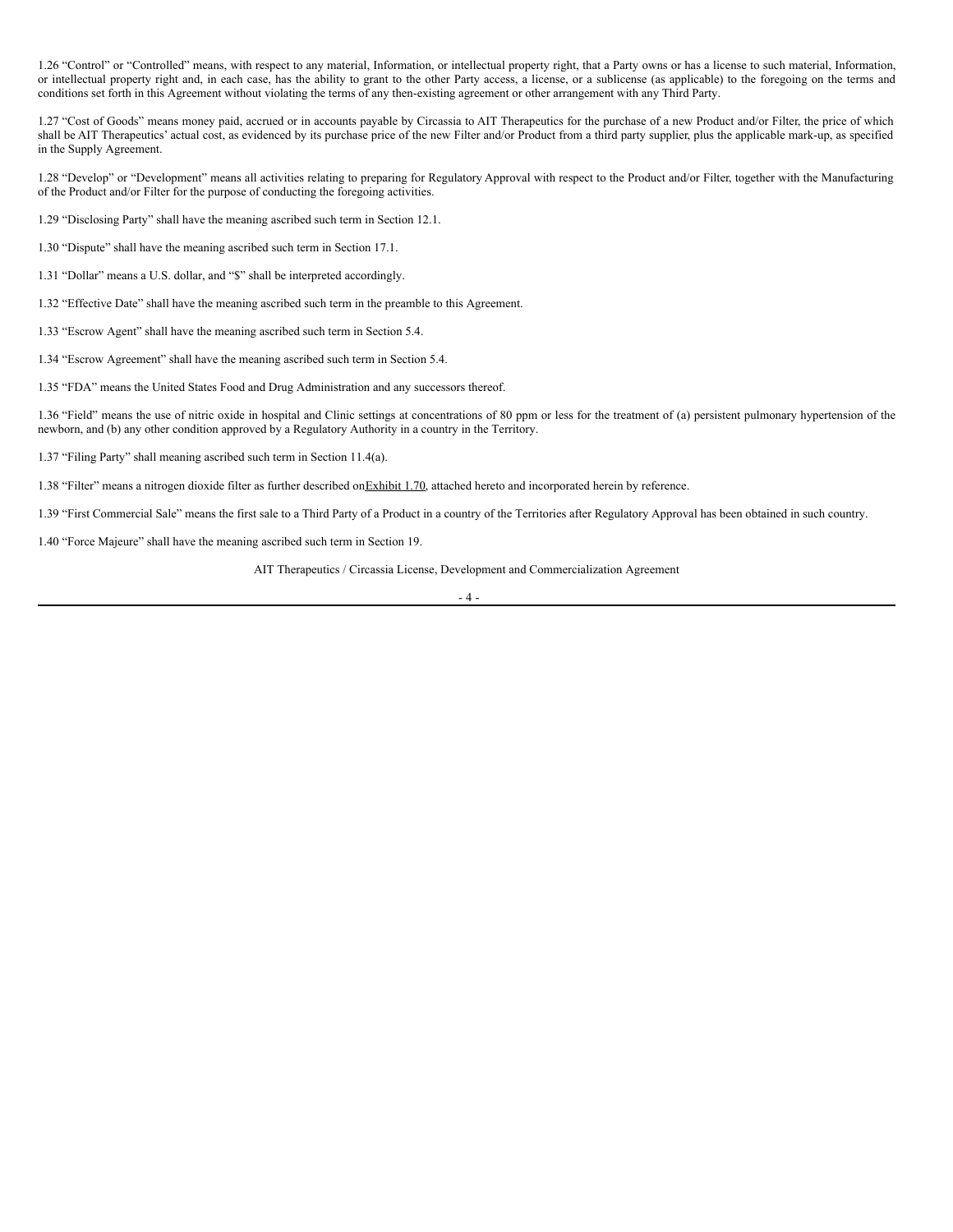1.26 “Control” or “Controlled” means, with respect to any material, Information, or intellectual property right, that a Party owns or has a license to such material, Information, or intellectual property right and, in each case, has the ability to grant to the other Party access, a license, or a sublicense (as applicable) to the foregoing on the terms and conditions set forth in this Agreement without violating the terms of any then-existing agreement or other arrangement with any Third Party.

1.27 “Cost of Goods” means money paid, accrued or in accounts payable by Circassia to AIT Therapeutics for the purchase of a new Product and/or Filter, the price of which shall be AIT Therapeutics’ actual cost, as evidenced by its purchase price of the new Filter and/or Product from a third party supplier, plus the applicable mark-up, as specified in the Supply Agreement.

1.28 “Develop” or “Development” means all activities relating to preparing for Regulatory Approval with respect to the Product and/or Filter, together with the Manufacturing of the Product and/or Filter for the purpose of conducting the foregoing activities.

1.29 “Disclosing Party” shall have the meaning ascribed such term in Section 12.1.

1.30 “Dispute” shall have the meaning ascribed such term in Section 17.1.

1.31 “Dollar” means a U.S. dollar, and “$” shall be interpreted accordingly.

1.32 “Effective Date” shall have the meaning ascribed such term in the preamble to this Agreement.

1.33 “Escrow Agent” shall have the meaning ascribed such term in Section 5.4.

1.34 “Escrow Agreement” shall have the meaning ascribed such term in Section 5.4.

1.35 “FDA” means the United States Food and Drug Administration and any successors thereof.

1.36 “Field” means the use of nitric oxide in hospital and Clinic settings at concentrations of 80 ppm or less for the treatment of (a) persistent pulmonary hypertension of the newborn, and (b) any other condition approved by a Regulatory Authority in a country in the Territory.

1.37 “Filing Party” shall meaning ascribed such term in Section 11.4(a).

1.38 “Filter” means a nitrogen dioxide filter as further described on Exhibit 1.70, attached hereto and incorporated herein by reference.

1.39 “First Commercial Sale” means the first sale to a Third Party of a Product in a country of the Territories after Regulatory Approval has been obtained in such country.

1.40 “Force Majeure” shall have the meaning ascribed such term in Section 19.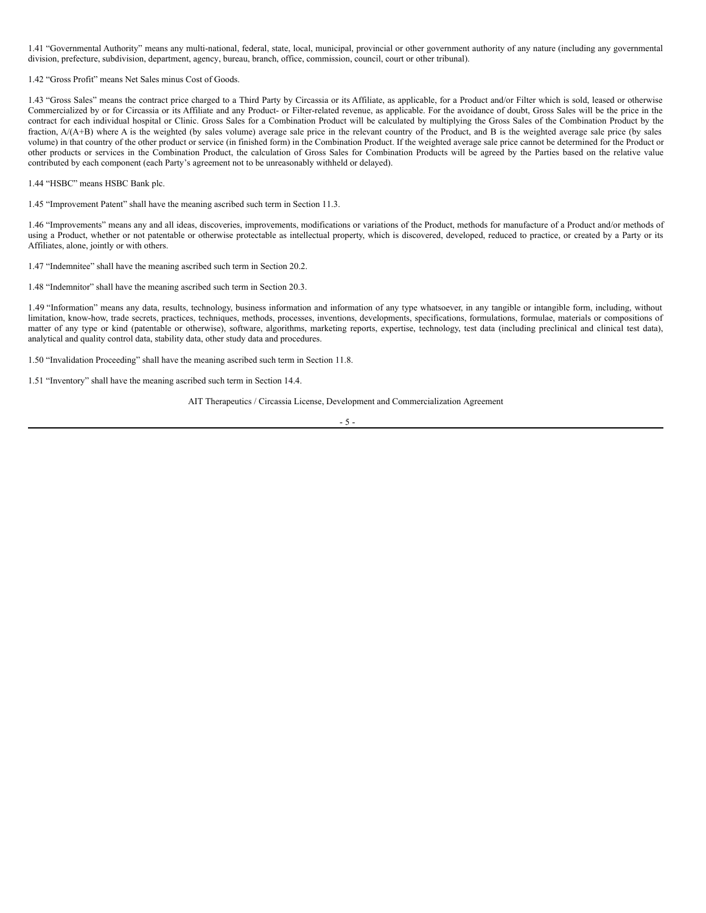1.41 “Governmental Authority” means any multi-national, federal, state, local, municipal, provincial or other government authority of any nature (including any governmental division, prefecture, subdivision, department, agency, bureau, branch, office, commission, council, court or other tribunal).

1.42 “Gross Profit” means Net Sales minus Cost of Goods.

1.43 “Gross Sales” means the contract price charged to a Third Party by Circassia or its Affiliate, as applicable, for a Product and/or Filter which is sold, leased or otherwise Commercialized by or for Circassia or its Affiliate and any Product- or Filter-related revenue, as applicable. For the avoidance of doubt, Gross Sales will be the price in the contract for each individual hospital or Clinic. Gross Sales for a Combination Product will be calculated by multiplying the Gross Sales of the Combination Product by the fraction, $A/(A+B)$ where A is the weighted (by sales volume) average sale price in the relevant country of the Product, and B is the weighted average sale price (by sales volume) in that country of the other product or service (in finished form) in the Combination Product. If the weighted average sale price cannot be determined for the Product or other products or services in the Combination Product, the calculation of Gross Sales for Combination Products will be agreed by the Parties based on the relative value contributed by each component (each Party’s agreement not to be unreasonably withheld or delayed).

1.44 “HSBC” means HSBC Bank plc.

1.45 “Improvement Patent” shall have the meaning ascribed such term in Section 11.3.

1.46 “Improvements” means any and all ideas, discoveries, improvements, modifications or variations of the Product, methods for manufacture of a Product and/or methods of using a Product, whether or not patentable or otherwise protectable as intellectual property, which is discovered, developed, reduced to practice, or created by a Party or its Affiliates, alone, jointly or with others.

1.47 “Indemnitee” shall have the meaning ascribed such term in Section 20.2.

1.48 “Indemnitor” shall have the meaning ascribed such term in Section 20.3.

1.49 “Information” means any data, results, technology, business information and information of any type whatsoever, in any tangible or intangible form, including, without limitation, know-how, trade secrets, practices, techniques, methods, processes, inventions, developments, specifications, formulations, formulae, materials or compositions of matter of any type or kind (patentable or otherwise), software, algorithms, marketing reports, expertise, technology, test data (including preclinical and clinical test data), analytical and quality control data, stability data, other study data and procedures.

1.50 “Invalidation Proceeding” shall have the meaning ascribed such term in Section 11.8.

1.51 “Inventory” shall have the meaning ascribed such term in Section 14.4.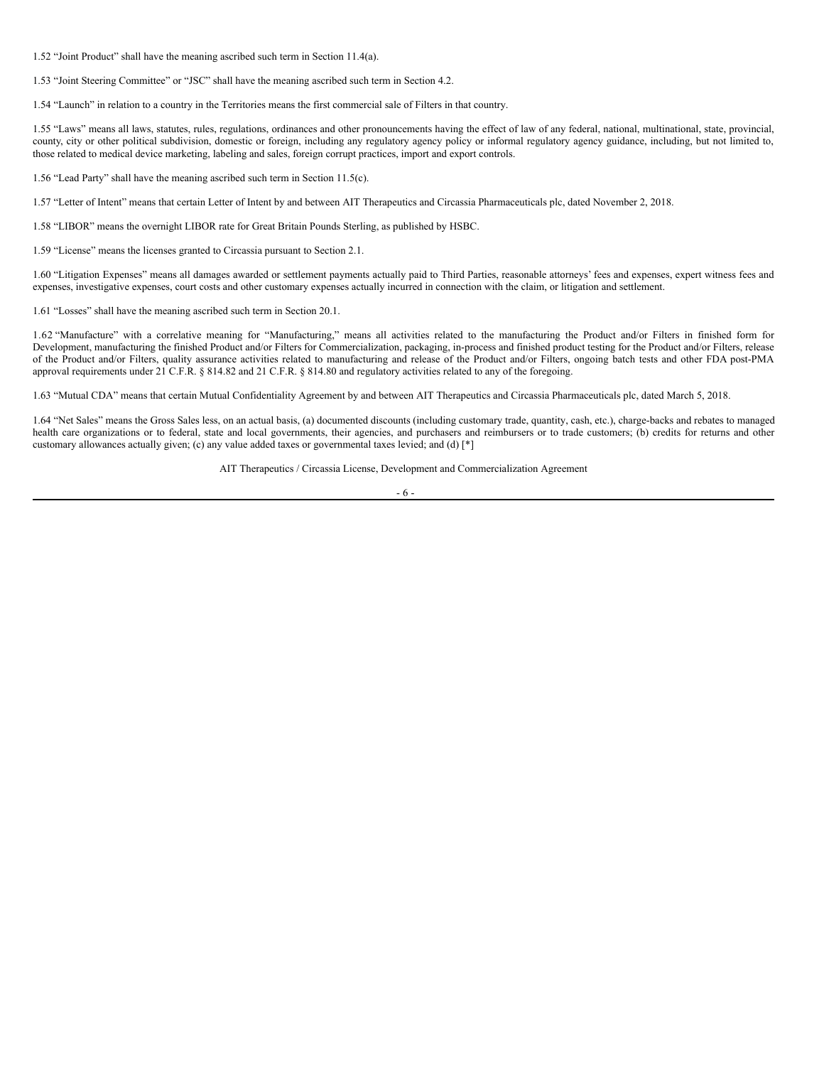1.52 “Joint Product” shall have the meaning ascribed such term in Section 11.4(a).

1.53 “Joint Steering Committee” or “JSC” shall have the meaning ascribed such term in Section 4.2.

1.54 “Launch” in relation to a country in the Territories means the first commercial sale of Filters in that country.

1.55 “Laws” means all laws, statutes, rules, regulations, ordinances and other pronouncements having the effect of law of any federal, national, multinational, state, provincial, county, city or other political subdivision, domestic or foreign, including any regulatory agency policy or informal regulatory agency guidance, including, but not limited to, those related to medical device marketing, labeling and sales, foreign corrupt practices, import and export controls.

1.56 “Lead Party” shall have the meaning ascribed such term in Section 11.5(c).

1.57 “Letter of Intent” means that certain Letter of Intent by and between AIT Therapeutics and Circassia Pharmaceuticals plc, dated November 2, 2018.

1.58 “LIBOR” means the overnight LIBOR rate for Great Britain Pounds Sterling, as published by HSBC.

1.59 “License” means the licenses granted to Circassia pursuant to Section 2.1.

1.60 “Litigation Expenses” means all damages awarded or settlement payments actually paid to Third Parties, reasonable attorneys’ fees and expenses, expert witness fees and expenses, investigative expenses, court costs and other customary expenses actually incurred in connection with the claim, or litigation and settlement.

1.61 “Losses” shall have the meaning ascribed such term in Section 20.1.

1.62 “Manufacture” with a correlative meaning for “Manufacturing,” means all activities related to the manufacturing the Product and/or Filters in finished form for Development, manufacturing the finished Product and/or Filters for Commercialization, packaging, in-process and finished product testing for the Product and/or Filters, release of the Product and/or Filters, quality assurance activities related to manufacturing and release of the Product and/or Filters, ongoing batch tests and other FDA post-PMA approval requirements under 21 C.F.R. § 814.82 and 21 C.F.R. § 814.80 and regulatory activities related to any of the foregoing.

1.63 “Mutual CDA” means that certain Mutual Confidentiality Agreement by and between AIT Therapeutics and Circassia Pharmaceuticals plc, dated March 5, 2018.

1.64 “Net Sales” means the Gross Sales less, on an actual basis, (a) documented discounts (including customary trade, quantity, cash, etc.), charge-backs and rebates to managed health care organizations or to federal, state and local governments, their agencies, and purchasers and reimbursers or to trade customers; (b) credits for returns and other customary allowances actually given; (c) any value added taxes or governmental taxes levied; and (d) [*]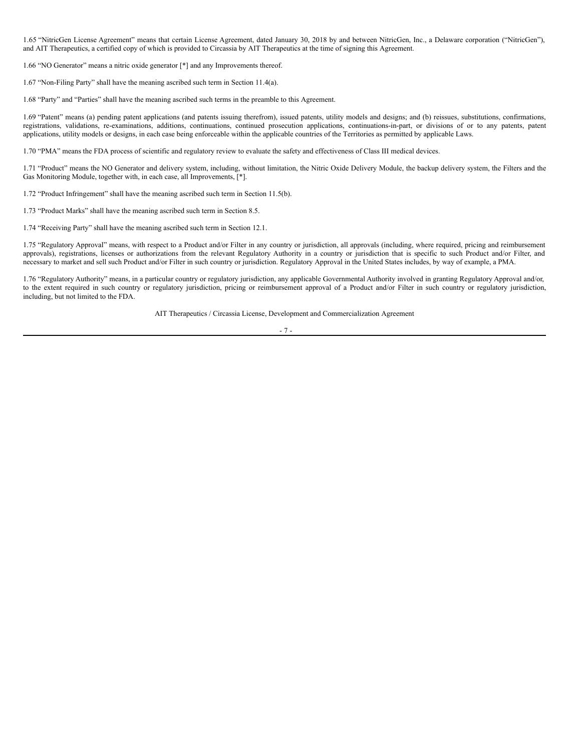1.65 “NitricGen License Agreement” means that certain License Agreement, dated January 30, 2018 by and between NitricGen, Inc., a Delaware corporation (“NitricGen”), and AIT Therapeutics, a certified copy of which is provided to Circassia by AIT Therapeutics at the time of signing this Agreement.

1.66 “NO Generator” means a nitric oxide generator [*] and any Improvements thereof.

1.67 “Non-Filing Party” shall have the meaning ascribed such term in Section 11.4(a).

1.68 “Party” and “Parties” shall have the meaning ascribed such terms in the preamble to this Agreement.

1.69 “Patent” means (a) pending patent applications (and patents issuing therefrom), issued patents, utility models and designs; and (b) reissues, substitutions, confirmations, registrations, validations, re-examinations, additions, continuations, continued prosecution applications, continuations-in-part, or divisions of or to any patents, patent applications, utility models or designs, in each case being enforceable within the applicable countries of the Territories as permitted by applicable Laws.

1.70 “PMA” means the FDA process of scientific and regulatory review to evaluate the safety and effectiveness of Class III medical devices.

1.71 “Product” means the NO Generator and delivery system, including, without limitation, the Nitric Oxide Delivery Module, the backup delivery system, the Filters and the Gas Monitoring Module, together with, in each case, all Improvements, [*].

1.72 “Product Infringement” shall have the meaning ascribed such term in Section 11.5(b).

1.73 “Product Marks” shall have the meaning ascribed such term in Section 8.5.

1.74 “Receiving Party” shall have the meaning ascribed such term in Section 12.1.

1.75 “Regulatory Approval” means, with respect to a Product and/or Filter in any country or jurisdiction, all approvals (including, where required, pricing and reimbursement approvals), registrations, licenses or authorizations from the relevant Regulatory Authority in a country or jurisdiction that is specific to such Product and/or Filter, and necessary to market and sell such Product and/or Filter in such country or jurisdiction. Regulatory Approval in the United States includes, by way of example, a PMA.

1.76 “Regulatory Authority” means, in a particular country or regulatory jurisdiction, any applicable Governmental Authority involved in granting Regulatory Approval and/or, to the extent required in such country or regulatory jurisdiction, pricing or reimbursement approval of a Product and/or Filter in such country or regulatory jurisdiction, including, but not limited to the FDA.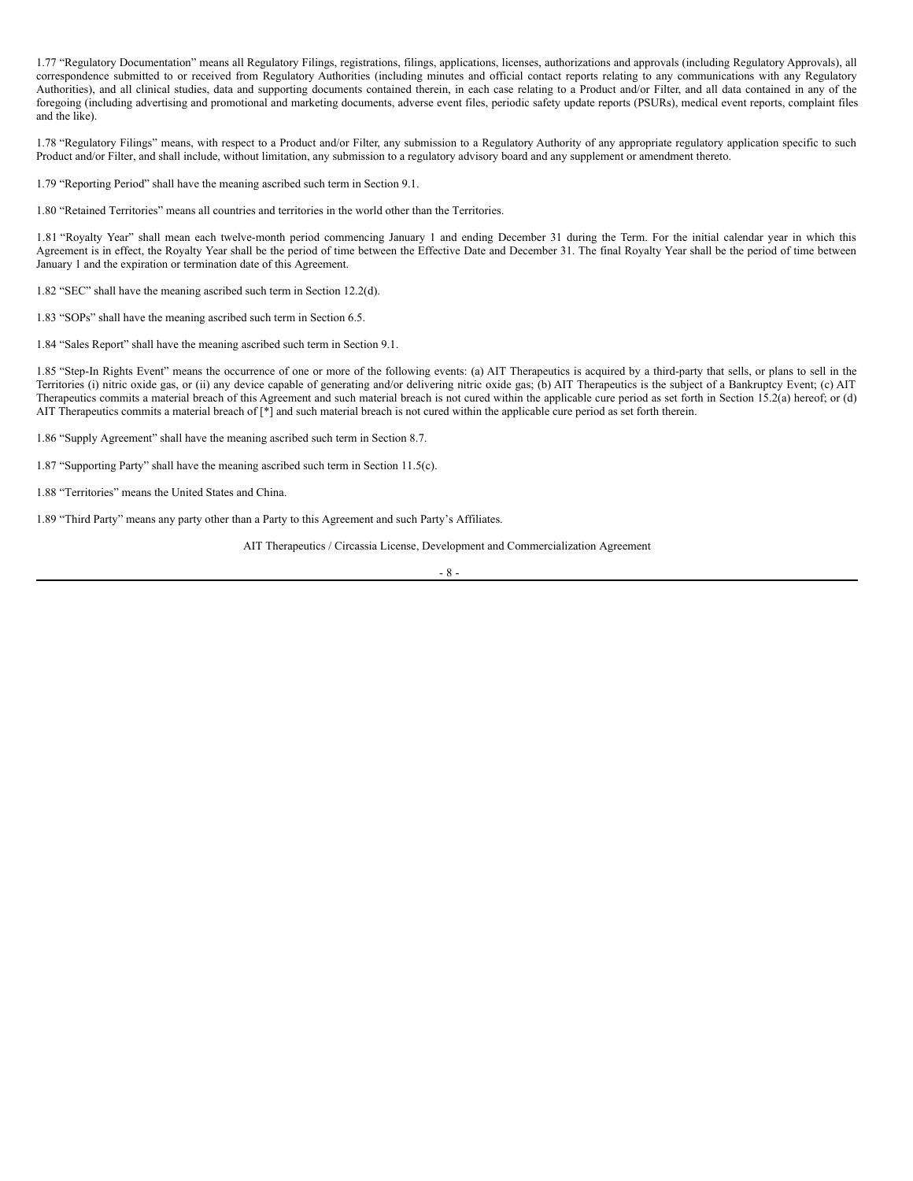1.77 “Regulatory Documentation” means all Regulatory Filings, registrations, filings, applications, licenses, authorizations and approvals (including Regulatory Approvals), all correspondence submitted to or received from Regulatory Authorities (including minutes and official contact reports relating to any communications with any Regulatory Authorities), and all clinical studies, data and supporting documents contained therein, in each case relating to a Product and/or Filter, and all data contained in any of the foregoing (including advertising and promotional and marketing documents, adverse event files, periodic safety update reports (PSURs), medical event reports, complaint files and the like).

1.78 “Regulatory Filings” means, with respect to a Product and/or Filter, any submission to a Regulatory Authority of any appropriate regulatory application specific to such Product and/or Filter, and shall include, without limitation, any submission to a regulatory advisory board and any supplement or amendment thereto.

1.79 “Reporting Period” shall have the meaning ascribed such term in Section 9.1.

1.80 “Retained Territories” means all countries and territories in the world other than the Territories.

1.81 “Royalty Year” shall mean each twelve-month period commencing January 1 and ending December 31 during the Term. For the initial calendar year in which this Agreement is in effect, the Royalty Year shall be the period of time between the Effective Date and December 31. The final Royalty Year shall be the period of time between January 1 and the expiration or termination date of this Agreement.

1.82 “SEC” shall have the meaning ascribed such term in Section 12.2(d).

1.83 “SOPs” shall have the meaning ascribed such term in Section 6.5.

1.84 “Sales Report” shall have the meaning ascribed such term in Section 9.1.

1.85 “Step-In Rights Event” means the occurrence of one or more of the following events: (a) AIT Therapeutics is acquired by a third-party that sells, or plans to sell in the Territories (i) nitric oxide gas, or (ii) any device capable of generating and/or delivering nitric oxide gas; (b) AIT Therapeutics is the subject of a Bankruptcy Event; (c) AIT Therapeutics commits a material breach of this Agreement and such material breach is not cured within the applicable cure period as set forth in Section 15.2(a) hereof; or (d) AIT Therapeutics commits a material breach of [*] and such material breach is not cured within the applicable cure period as set forth therein.

1.86 “Supply Agreement” shall have the meaning ascribed such term in Section 8.7.

1.87 “Supporting Party” shall have the meaning ascribed such term in Section 11.5(c).

1.88 “Territories” means the United States and China.

1.89 “Third Party” means any party other than a Party to this Agreement and such Party’s Affiliates.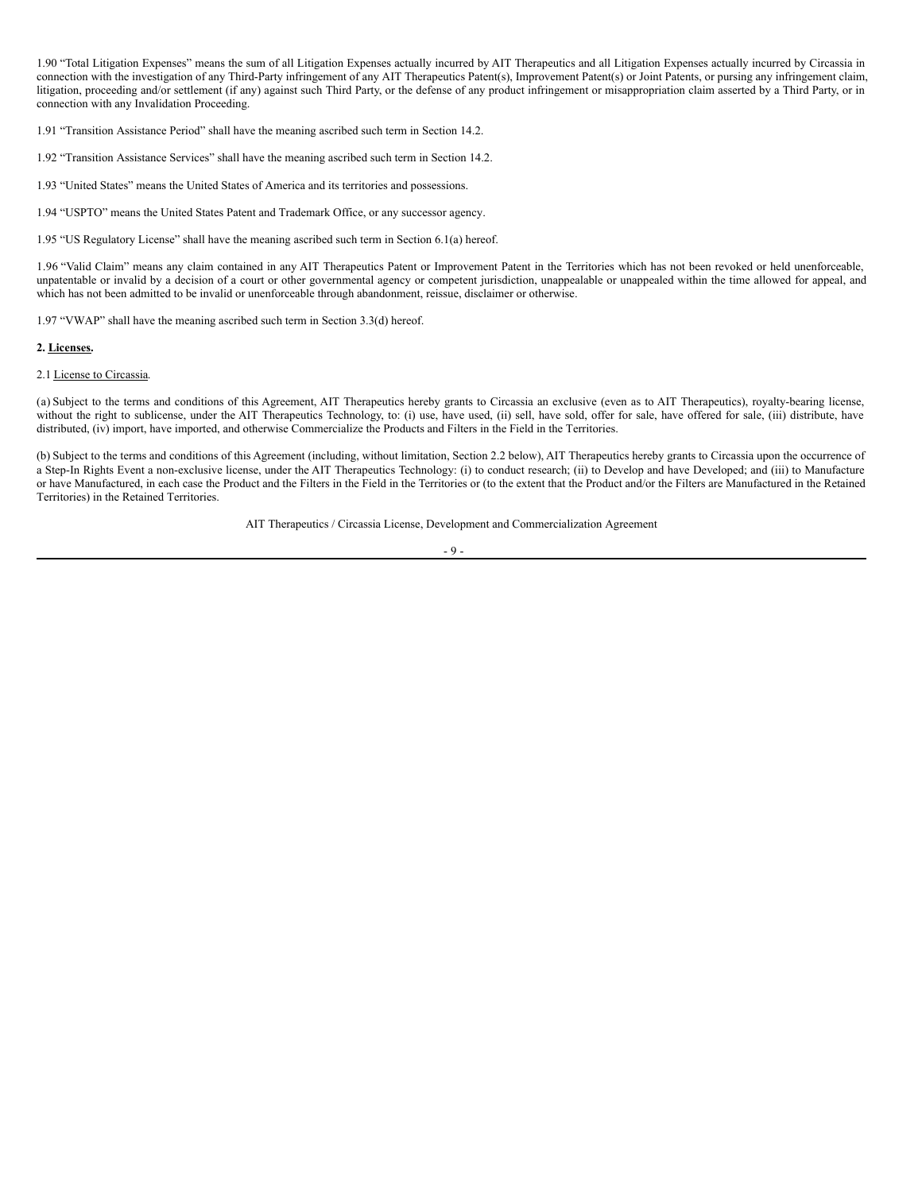1.90 “Total Litigation Expenses” means the sum of all Litigation Expenses actually incurred by AIT Therapeutics and all Litigation Expenses actually incurred by Circassia in connection with the investigation of any Third-Party infringement of any AIT Therapeutics Patent(s), Improvement Patent(s) or Joint Patents, or pursing any infringement claim, litigation, proceeding and/or settlement (if any) against such Third Party, or the defense of any product infringement or misappropriation claim asserted by a Third Party, or in connection with any Invalidation Proceeding.

1.91 “Transition Assistance Period” shall have the meaning ascribed such term in Section 14.2.

1.92 “Transition Assistance Services” shall have the meaning ascribed such term in Section 14.2.

1.93 “United States” means the United States of America and its territories and possessions.

1.94 “USPTO” means the United States Patent and Trademark Office, or any successor agency.

1.95 “US Regulatory License” shall have the meaning ascribed such term in Section 6.1(a) hereof.

1.96 “Valid Claim” means any claim contained in any AIT Therapeutics Patent or Improvement Patent in the Territories which has not been revoked or held unenforceable, unpatentable or invalid by a decision of a court or other governmental agency or competent jurisdiction, unappealable or unappealed within the time allowed for appeal, and which has not been admitted to be invalid or unenforceable through abandonment, reissue, disclaimer or otherwise.

1.97 “VWAP” shall have the meaning ascribed such term in Section 3.3(d) hereof.

**2. Licenses.**

2.1 License to Circassia.

(a) Subject to the terms and conditions of this Agreement, AIT Therapeutics hereby grants to Circassia an exclusive (even as to AIT Therapeutics), royalty-bearing license, without the right to sublicense, under the AIT Therapeutics Technology, to: (i) use, have used, (ii) sell, have sold, offer for sale, have offered for sale, (iii) distribute, have distributed, (iv) import, have imported, and otherwise Commercialize the Products and Filters in the Field in the Territories.

(b) Subject to the terms and conditions of this Agreement (including, without limitation, Section 2.2 below), AIT Therapeutics hereby grants to Circassia upon the occurrence of a Step-In Rights Event a non-exclusive license, under the AIT Therapeutics Technology: (i) to conduct research; (ii) to Develop and have Developed; and (iii) to Manufacture or have Manufactured, in each case the Product and the Filters in the Field in the Territories or (to the extent that the Product and/or the Filters are Manufactured in the Retained Territories) in the Retained Territories.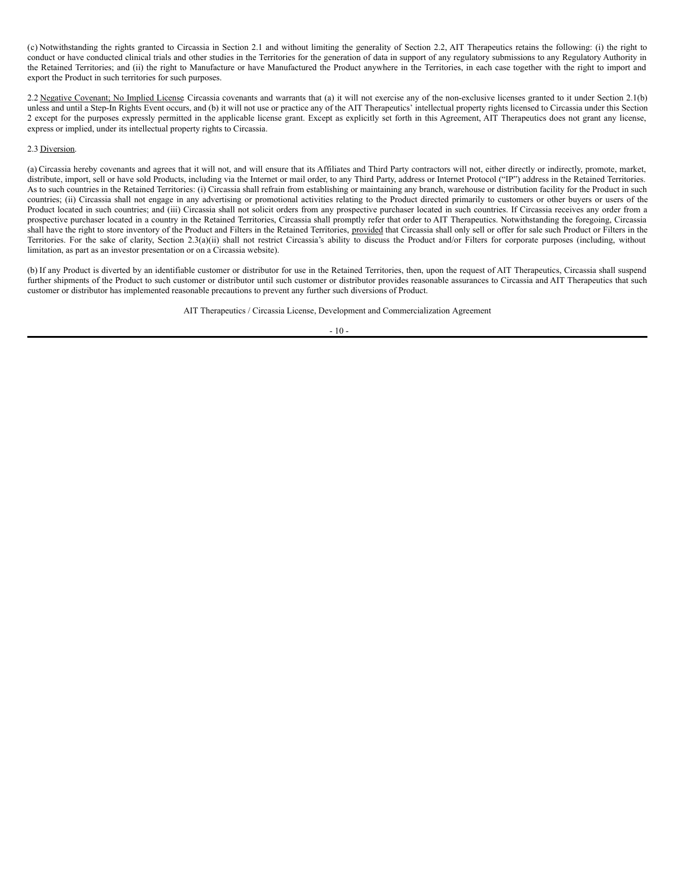(c) Notwithstanding the rights granted to Circassia in Section 2.1 and without limiting the generality of Section 2.2, AIT Therapeutics retains the following: (i) the right to conduct or have conducted clinical trials and other studies in the Territories for the generation of data in support of any regulatory submissions to any Regulatory Authority in the Retained Territories; and (ii) the right to Manufacture or have Manufactured the Product anywhere in the Territories, in each case together with the right to import and export the Product in such territories for such purposes.

2.2 Negative Covenant; No Implied License Circassia covenants and warrants that (a) it will not exercise any of the non-exclusive licenses granted to it under Section 2.1(b) unless and until a Step-In Rights Event occurs, and (b) it will not use or practice any of the AIT Therapeutics' intellectual property rights licensed to Circassia under this Section 2 except for the purposes expressly permitted in the applicable license grant. Except as explicitly set forth in this Agreement, AIT Therapeutics does not grant any license, express or implied, under its intellectual property rights to Circassia.

2.3 Diversion.

(a) Circassia hereby covenants and agrees that it will not, and will ensure that its Affiliates and Third Party contractors will not, either directly or indirectly, promote, market, distribute, import, sell or have sold Products, including via the Internet or mail order, to any Third Party, address or Internet Protocol ("IP") address in the Retained Territories. As to such countries in the Retained Territories: (i) Circassia shall refrain from establishing or maintaining any branch, warehouse or distribution facility for the Product in such countries; (ii) Circassia shall not engage in any advertising or promotional activities relating to the Product directed primarily to customers or other buyers or users of the Product located in such countries; and (iii) Circassia shall not solicit orders from any prospective purchaser located in such countries. If Circassia receives any order from a prospective purchaser located in a country in the Retained Territories, Circassia shall promptly refer that order to AIT Therapeutics. Notwithstanding the foregoing, Circassia shall have the right to store inventory of the Product and Filters in the Retained Territories, provided that Circassia shall only sell or offer for sale such Product or Filters in the Territories. For the sake of clarity, Section 2.3(a)(ii) shall not restrict Circassia's ability to discuss the Product and/or Filters for corporate purposes (including, without limitation, as part as an investor presentation or on a Circassia website).

(b) If any Product is diverted by an identifiable customer or distributor for use in the Retained Territories, then, upon the request of AIT Therapeutics, Circassia shall suspend further shipments of the Product to such customer or distributor until such customer or distributor provides reasonable assurances to Circassia and AIT Therapeutics that such customer or distributor has implemented reasonable precautions to prevent any further such diversions of Product.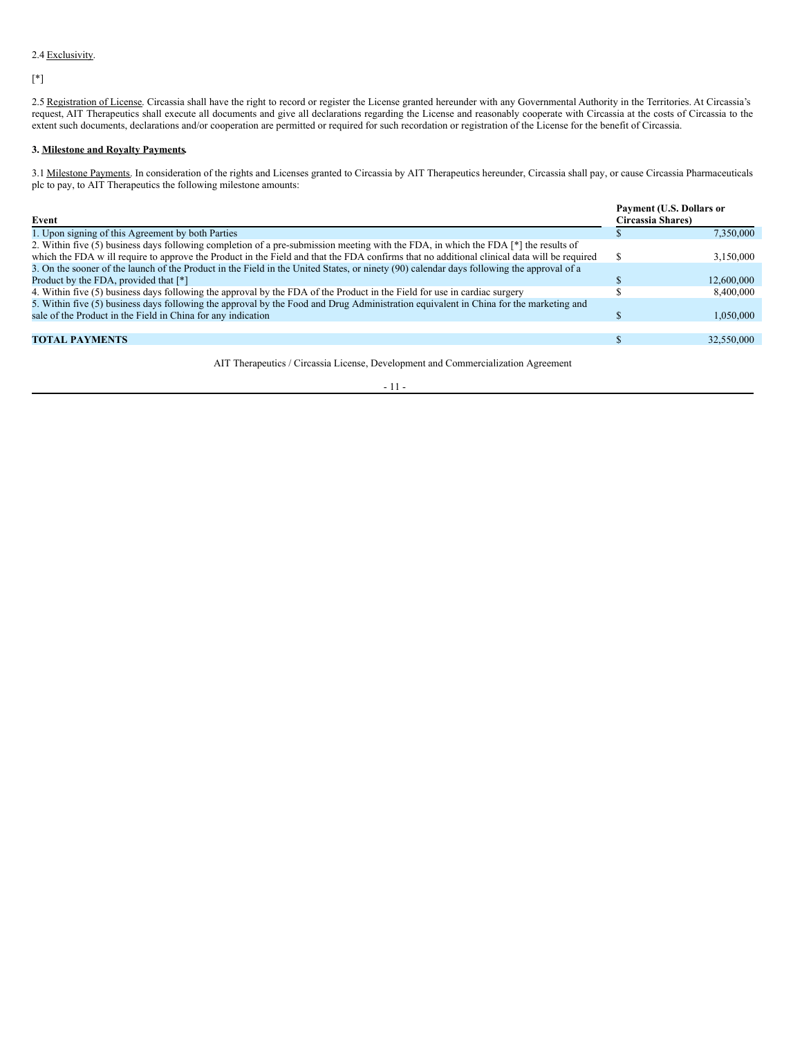2.4 Exclusivity.

[*]

2.5 Registration of License. Circassia shall have the right to record or register the License granted hereunder with any Governmental Authority in the Territories. At Circassia's request, AIT Therapeutics shall execute all documents and give all declarations regarding the License and reasonably cooperate with Circassia at the costs of Circassia to the extent such documents, declarations and/or cooperation are permitted or required for such recordation or registration of the License for the benefit of Circassia.

**3. Milestone and Royalty Payments.**

3.1 Milestone Payments. In consideration of the rights and Licenses granted to Circassia by AIT Therapeutics hereunder, Circassia shall pay, or cause Circassia Pharmaceuticals plc to pay, to AIT Therapeutics the following milestone amounts:

| Event | Payment (U.S. Dollars or Circassia Shares) | |
|---|---|---|
| 1. Upon signing of this Agreement by both Parties | $ | 7,350,000 |
| 2. Within five (5) business days following completion of a pre-submission meeting with the FDA, in which the FDA [*] the results of which the FDA w ill require to approve the Product in the Field and that the FDA confirms that no additional clinical data will be required | $ | 3,150,000 |
| 3. On the sooner of the launch of the Product in the Field in the United States, or ninety (90) calendar days following the approval of a Product by the FDA, provided that [*] | $ | 12,600,000 |
| 4. Within five (5) business days following the approval by the FDA of the Product in the Field for use in cardiac surgery | $ | 8,400,000 |
| 5. Within five (5) business days following the approval by the Food and Drug Administration equivalent in China for the marketing and sale of the Product in the Field in China for any indication | $ | 1,050,000 |
| **TOTAL PAYMENTS** | $ | 32,550,000 |

AIT Therapeutics / Circassia License, Development and Commercialization Agreement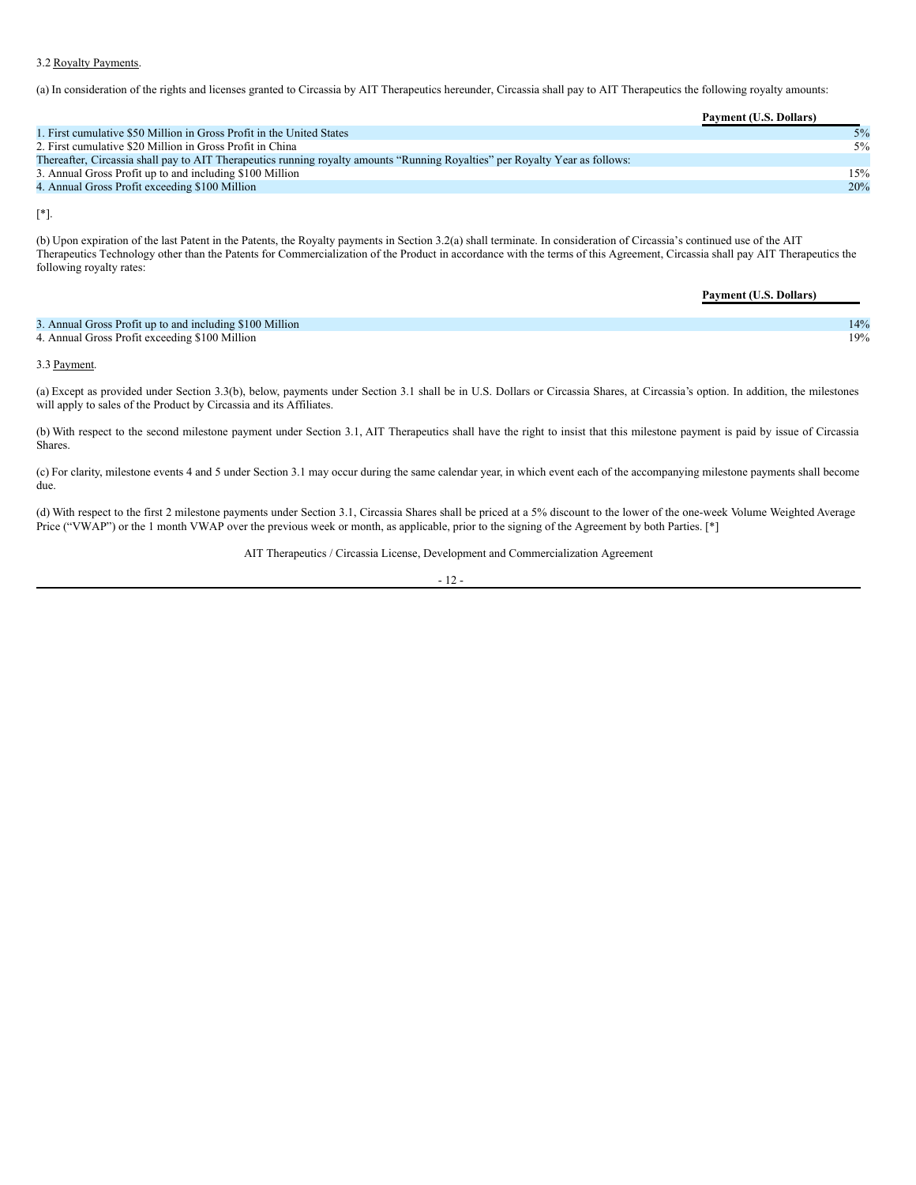3.2 Royalty Payments.

(a) In consideration of the rights and licenses granted to Circassia by AIT Therapeutics hereunder, Circassia shall pay to AIT Therapeutics the following royalty amounts:

| | Payment (U.S. Dollars) |
| --- | --- |
| 1. First cumulative $50 Million in Gross Profit in the United States | 5% |
| 2. First cumulative $20 Million in Gross Profit in China | 5% |
| Thereafter, Circassia shall pay to AIT Therapeutics running royalty amounts “Running Royalties” per Royalty Year as follows: | |
| 3. Annual Gross Profit up to and including $100 Million | 15% |
| 4. Annual Gross Profit exceeding $100 Million | 20% |

[*].

(b) Upon expiration of the last Patent in the Patents, the Royalty payments in Section 3.2(a) shall terminate. In consideration of Circassia’s continued use of the AIT Therapeutics Technology other than the Patents for Commercialization of the Product in accordance with the terms of this Agreement, Circassia shall pay AIT Therapeutics the following royalty rates:

| | Payment (U.S. Dollars) |
| --- | --- |
| 3. Annual Gross Profit up to and including $100 Million | 14% |
| 4. Annual Gross Profit exceeding $100 Million | 19% |

3.3 Payment.

(a) Except as provided under Section 3.3(b), below, payments under Section 3.1 shall be in U.S. Dollars or Circassia Shares, at Circassia’s option. In addition, the milestones will apply to sales of the Product by Circassia and its Affiliates.

(b) With respect to the second milestone payment under Section 3.1, AIT Therapeutics shall have the right to insist that this milestone payment is paid by issue of Circassia Shares.

(c) For clarity, milestone events 4 and 5 under Section 3.1 may occur during the same calendar year, in which event each of the accompanying milestone payments shall become due.

(d) With respect to the first 2 milestone payments under Section 3.1, Circassia Shares shall be priced at a 5% discount to the lower of the one-week Volume Weighted Average Price (“VWAP”) or the 1 month VWAP over the previous week or month, as applicable, prior to the signing of the Agreement by both Parties. [*]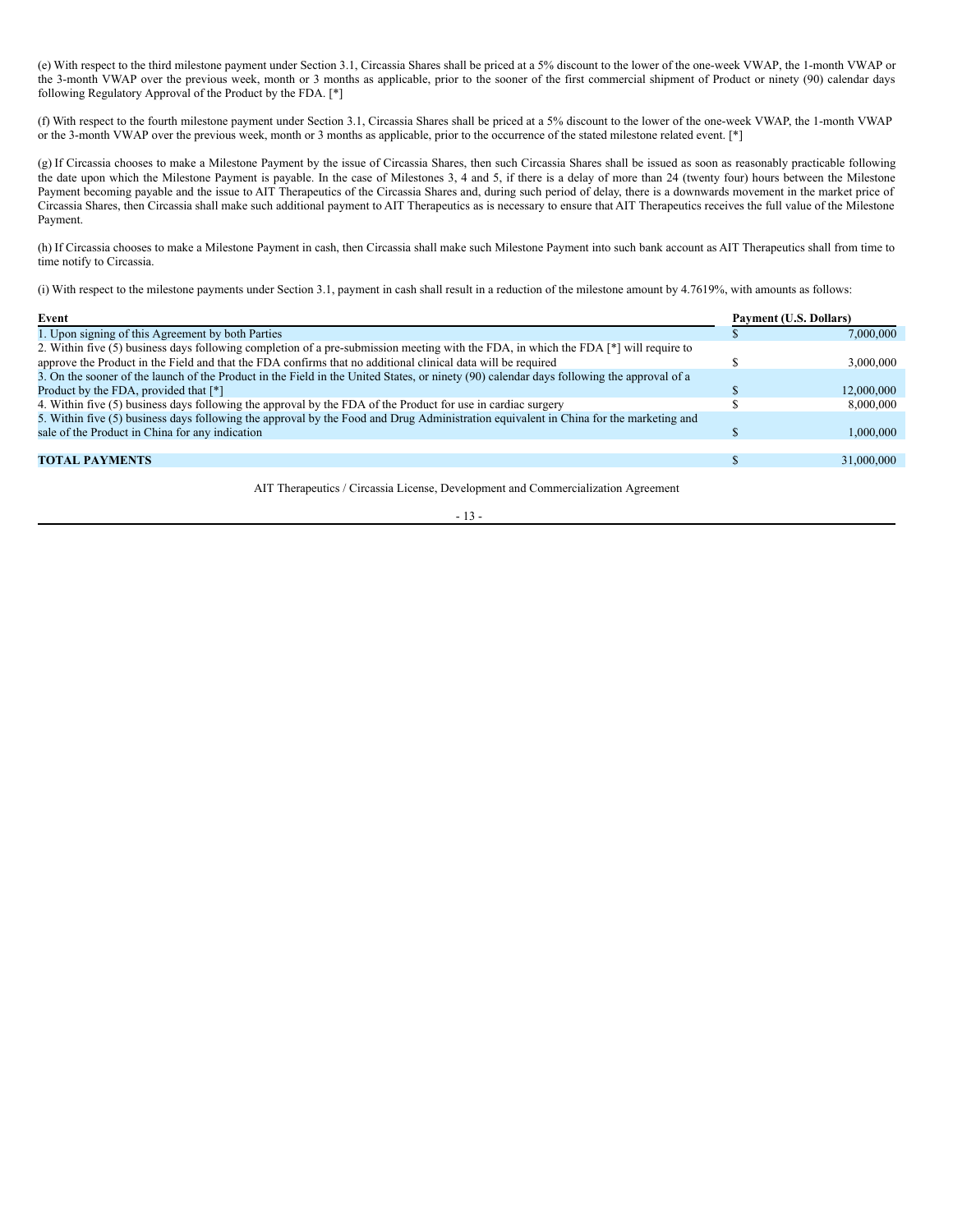(e) With respect to the third milestone payment under Section 3.1, Circassia Shares shall be priced at a 5% discount to the lower of the one-week VWAP, the 1-month VWAP or the 3-month VWAP over the previous week, month or 3 months as applicable, prior to the sooner of the first commercial shipment of Product or ninety (90) calendar days following Regulatory Approval of the Product by the FDA. [*]

(f) With respect to the fourth milestone payment under Section 3.1, Circassia Shares shall be priced at a 5% discount to the lower of the one-week VWAP, the 1-month VWAP or the 3-month VWAP over the previous week, month or 3 months as applicable, prior to the occurrence of the stated milestone related event. [*]

(g) If Circassia chooses to make a Milestone Payment by the issue of Circassia Shares, then such Circassia Shares shall be issued as soon as reasonably practicable following the date upon which the Milestone Payment is payable. In the case of Milestones 3, 4 and 5, if there is a delay of more than 24 (twenty four) hours between the Milestone Payment becoming payable and the issue to AIT Therapeutics of the Circassia Shares and, during such period of delay, there is a downwards movement in the market price of Circassia Shares, then Circassia shall make such additional payment to AIT Therapeutics as is necessary to ensure that AIT Therapeutics receives the full value of the Milestone Payment.

(h) If Circassia chooses to make a Milestone Payment in cash, then Circassia shall make such Milestone Payment into such bank account as AIT Therapeutics shall from time to time notify to Circassia.

(i) With respect to the milestone payments under Section 3.1, payment in cash shall result in a reduction of the milestone amount by 4.7619%, with amounts as follows:

| Event | Payment (U.S. Dollars) | |
|---|---|---|
| 1. Upon signing of this Agreement by both Parties | $ | 7,000,000 |
| 2. Within five (5) business days following completion of a pre-submission meeting with the FDA, in which the FDA [*] will require to approve the Product in the Field and that the FDA confirms that no additional clinical data will be required | $ | 3,000,000 |
| 3. On the sooner of the launch of the Product in the Field in the United States, or ninety (90) calendar days following the approval of a Product by the FDA, provided that [*] | $ | 12,000,000 |
| 4. Within five (5) business days following the approval by the FDA of the Product for use in cardiac surgery | $ | 8,000,000 |
| 5. Within five (5) business days following the approval by the Food and Drug Administration equivalent in China for the marketing and sale of the Product in China for any indication | $ | 1,000,000 |
| **TOTAL PAYMENTS** | $ | 31,000,000 |

AIT Therapeutics / Circassia License, Development and Commercialization Agreement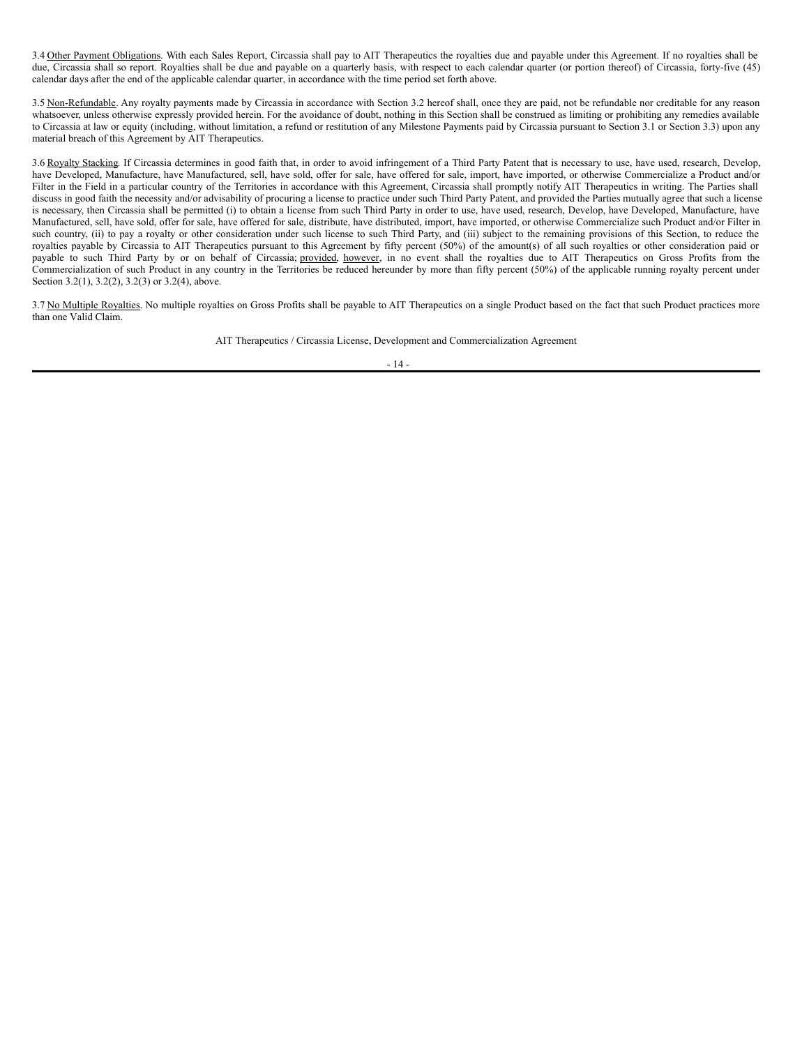3.4 <u>Other Payment Obligations</u>. With each Sales Report, Circassia shall pay to AIT Therapeutics the royalties due and payable under this Agreement. If no royalties shall be due, Circassia shall so report. Royalties shall be due and payable on a quarterly basis, with respect to each calendar quarter (or portion thereof) of Circassia, forty-five (45) calendar days after the end of the applicable calendar quarter, in accordance with the time period set forth above.

3.5 <u>Non-Refundable</u>. Any royalty payments made by Circassia in accordance with Section 3.2 hereof shall, once they are paid, not be refundable nor creditable for any reason whatsoever, unless otherwise expressly provided herein. For the avoidance of doubt, nothing in this Section shall be construed as limiting or prohibiting any remedies available to Circassia at law or equity (including, without limitation, a refund or restitution of any Milestone Payments paid by Circassia pursuant to Section 3.1 or Section 3.3) upon any material breach of this Agreement by AIT Therapeutics.

3.6 <u>Royalty Stacking</u>. If Circassia determines in good faith that, in order to avoid infringement of a Third Party Patent that is necessary to use, have used, research, Develop, have Developed, Manufacture, have Manufactured, sell, have sold, offer for sale, have offered for sale, import, have imported, or otherwise Commercialize a Product and/or Filter in the Field in a particular country of the Territories in accordance with this Agreement, Circassia shall promptly notify AIT Therapeutics in writing. The Parties shall discuss in good faith the necessity and/or advisability of procuring a license to practice under such Third Party Patent, and provided the Parties mutually agree that such a license is necessary, then Circassia shall be permitted (i) to obtain a license from such Third Party in order to use, have used, research, Develop, have Developed, Manufacture, have Manufactured, sell, have sold, offer for sale, have offered for sale, distribute, have distributed, import, have imported, or otherwise Commercialize such Product and/or Filter in such country, (ii) to pay a royalty or other consideration under such license to such Third Party, and (iii) subject to the remaining provisions of this Section, to reduce the royalties payable by Circassia to AIT Therapeutics pursuant to this Agreement by fifty percent (50%) of the amount(s) of all such royalties or other consideration paid or payable to such Third Party by or on behalf of Circassia; <u>provided</u>, <u>however</u>, in no event shall the royalties due to AIT Therapeutics on Gross Profits from the Commercialization of such Product in any country in the Territories be reduced hereunder by more than fifty percent (50%) of the applicable running royalty percent under Section 3.2(1), 3.2(2), 3.2(3) or 3.2(4), above.

3.7 <u>No Multiple Royalties</u>. No multiple royalties on Gross Profits shall be payable to AIT Therapeutics on a single Product based on the fact that such Product practices more than one Valid Claim.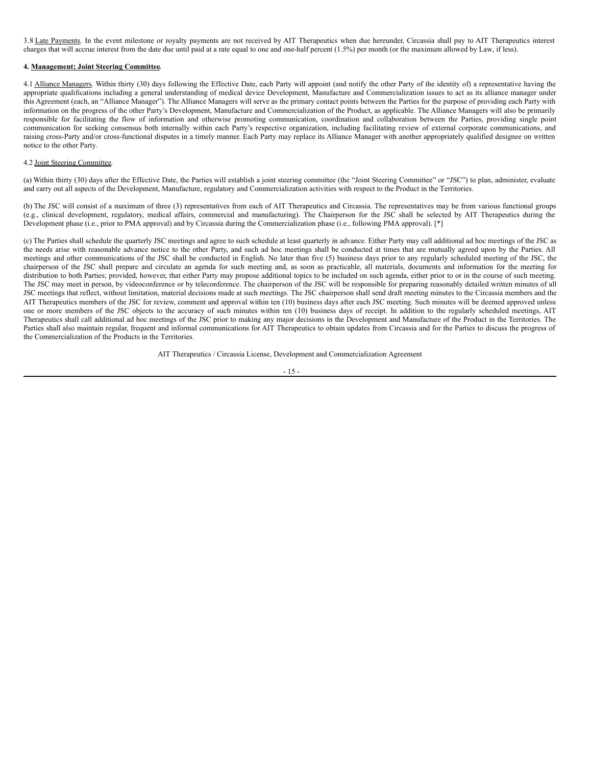3.8 Late Payments. In the event milestone or royalty payments are not received by AIT Therapeutics when due hereunder, Circassia shall pay to AIT Therapeutics interest charges that will accrue interest from the date due until paid at a rate equal to one and one-half percent (1.5%) per month (or the maximum allowed by Law, if less).

**4. Management; Joint Steering Committee.**

4.1 Alliance Managers. Within thirty (30) days following the Effective Date, each Party will appoint (and notify the other Party of the identity of) a representative having the appropriate qualifications including a general understanding of medical device Development, Manufacture and Commercialization issues to act as its alliance manager under this Agreement (each, an "Alliance Manager"). The Alliance Managers will serve as the primary contact points between the Parties for the purpose of providing each Party with information on the progress of the other Party's Development, Manufacture and Commercialization of the Product, as applicable. The Alliance Managers will also be primarily responsible for facilitating the flow of information and otherwise promoting communication, coordination and collaboration between the Parties, providing single point communication for seeking consensus both internally within each Party's respective organization, including facilitating review of external corporate communications, and raising cross-Party and/or cross-functional disputes in a timely manner. Each Party may replace its Alliance Manager with another appropriately qualified designee on written notice to the other Party.

4.2 Joint Steering Committee.

(a) Within thirty (30) days after the Effective Date, the Parties will establish a joint steering committee (the "Joint Steering Committee" or "JSC") to plan, administer, evaluate and carry out all aspects of the Development, Manufacture, regulatory and Commercialization activities with respect to the Product in the Territories.

(b) The JSC will consist of a maximum of three (3) representatives from each of AIT Therapeutics and Circassia. The representatives may be from various functional groups (e.g., clinical development, regulatory, medical affairs, commercial and manufacturing). The Chairperson for the JSC shall be selected by AIT Therapeutics during the Development phase (i.e., prior to PMA approval) and by Circassia during the Commercialization phase (i.e., following PMA approval). [*]

(c) The Parties shall schedule the quarterly JSC meetings and agree to such schedule at least quarterly in advance. Either Party may call additional ad hoc meetings of the JSC as the needs arise with reasonable advance notice to the other Party, and such ad hoc meetings shall be conducted at times that are mutually agreed upon by the Parties. All meetings and other communications of the JSC shall be conducted in English. No later than five (5) business days prior to any regularly scheduled meeting of the JSC, the chairperson of the JSC shall prepare and circulate an agenda for such meeting and, as soon as practicable, all materials, documents and information for the meeting for distribution to both Parties; provided, however, that either Party may propose additional topics to be included on such agenda, either prior to or in the course of such meeting. The JSC may meet in person, by videoconference or by teleconference. The chairperson of the JSC will be responsible for preparing reasonably detailed written minutes of all JSC meetings that reflect, without limitation, material decisions made at such meetings. The JSC chairperson shall send draft meeting minutes to the Circassia members and the AIT Therapeutics members of the JSC for review, comment and approval within ten (10) business days after each JSC meeting. Such minutes will be deemed approved unless one or more members of the JSC objects to the accuracy of such minutes within ten (10) business days of receipt. In addition to the regularly scheduled meetings, AIT Therapeutics shall call additional ad hoc meetings of the JSC prior to making any major decisions in the Development and Manufacture of the Product in the Territories. The Parties shall also maintain regular, frequent and informal communications for AIT Therapeutics to obtain updates from Circassia and for the Parties to discuss the progress of the Commercialization of the Products in the Territories.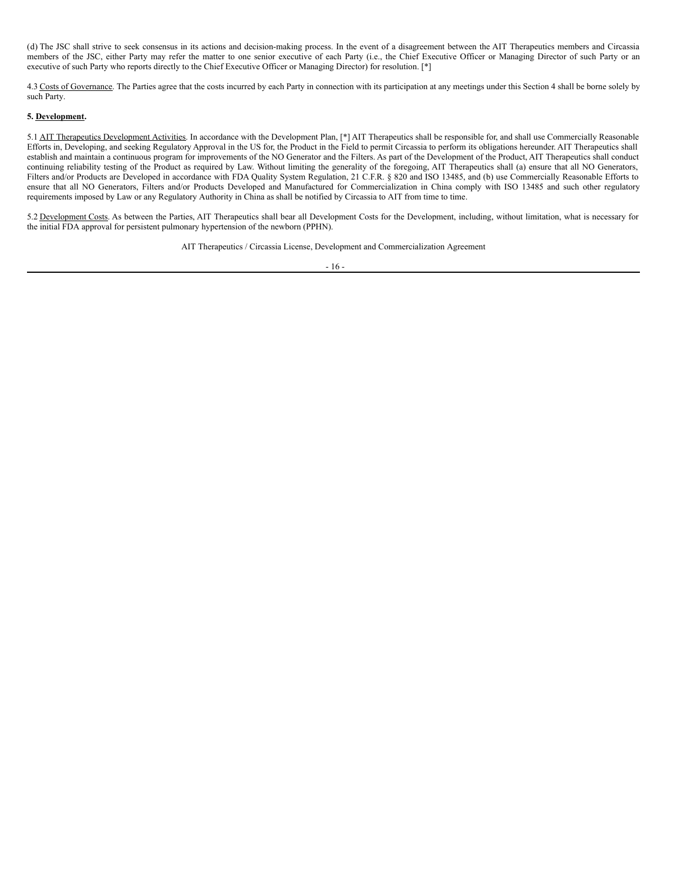(d) The JSC shall strive to seek consensus in its actions and decision-making process. In the event of a disagreement between the AIT Therapeutics members and Circassia members of the JSC, either Party may refer the matter to one senior executive of each Party (i.e., the Chief Executive Officer or Managing Director of such Party or an executive of such Party who reports directly to the Chief Executive Officer or Managing Director) for resolution. [*]

4.3 Costs of Governance. The Parties agree that the costs incurred by each Party in connection with its participation at any meetings under this Section 4 shall be borne solely by such Party.

**5. Development.**

5.1 AIT Therapeutics Development Activities. In accordance with the Development Plan, [*] AIT Therapeutics shall be responsible for, and shall use Commercially Reasonable Efforts in, Developing, and seeking Regulatory Approval in the US for, the Product in the Field to permit Circassia to perform its obligations hereunder. AIT Therapeutics shall establish and maintain a continuous program for improvements of the NO Generator and the Filters. As part of the Development of the Product, AIT Therapeutics shall conduct continuing reliability testing of the Product as required by Law. Without limiting the generality of the foregoing, AIT Therapeutics shall (a) ensure that all NO Generators, Filters and/or Products are Developed in accordance with FDA Quality System Regulation, 21 C.F.R. § 820 and ISO 13485, and (b) use Commercially Reasonable Efforts to ensure that all NO Generators, Filters and/or Products Developed and Manufactured for Commercialization in China comply with ISO 13485 and such other regulatory requirements imposed by Law or any Regulatory Authority in China as shall be notified by Circassia to AIT from time to time.

5.2 Development Costs. As between the Parties, AIT Therapeutics shall bear all Development Costs for the Development, including, without limitation, what is necessary for the initial FDA approval for persistent pulmonary hypertension of the newborn (PPHN).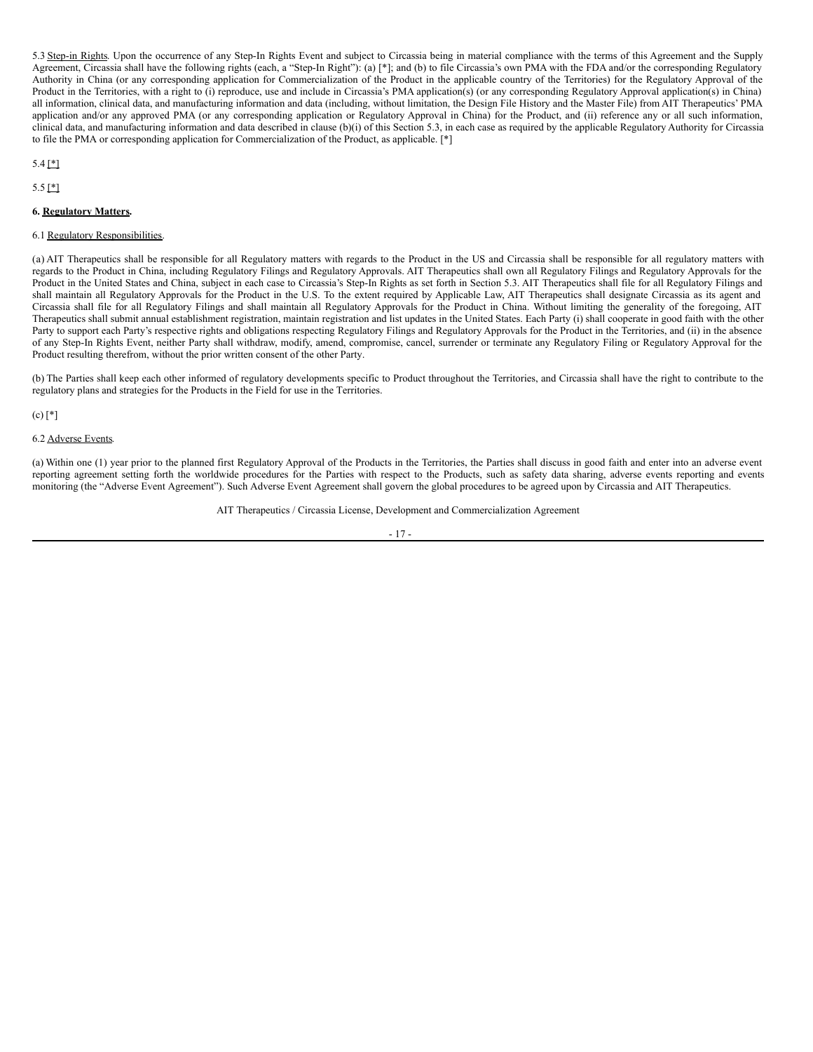5.3 Step-in Rights. Upon the occurrence of any Step-In Rights Event and subject to Circassia being in material compliance with the terms of this Agreement and the Supply Agreement, Circassia shall have the following rights (each, a "Step-In Right"): (a) [*]; and (b) to file Circassia's own PMA with the FDA and/or the corresponding Regulatory Authority in China (or any corresponding application for Commercialization of the Product in the applicable country of the Territories) for the Regulatory Approval of the Product in the Territories, with a right to (i) reproduce, use and include in Circassia's PMA application(s) (or any corresponding Regulatory Approval application(s) in China) all information, clinical data, and manufacturing information and data (including, without limitation, the Design File History and the Master File) from AIT Therapeutics' PMA application and/or any approved PMA (or any corresponding application or Regulatory Approval in China) for the Product, and (ii) reference any or all such information, clinical data, and manufacturing information and data described in clause (b)(i) of this Section 5.3, in each case as required by the applicable Regulatory Authority for Circassia to file the PMA or corresponding application for Commercialization of the Product, as applicable. [*]

5.4 [*]

5.5 [*]

**6. Regulatory Matters.**

6.1 Regulatory Responsibilities.

(a) AIT Therapeutics shall be responsible for all Regulatory matters with regards to the Product in the US and Circassia shall be responsible for all regulatory matters with regards to the Product in China, including Regulatory Filings and Regulatory Approvals. AIT Therapeutics shall own all Regulatory Filings and Regulatory Approvals for the Product in the United States and China, subject in each case to Circassia's Step-In Rights as set forth in Section 5.3. AIT Therapeutics shall file for all Regulatory Filings and shall maintain all Regulatory Approvals for the Product in the U.S. To the extent required by Applicable Law, AIT Therapeutics shall designate Circassia as its agent and Circassia shall file for all Regulatory Filings and shall maintain all Regulatory Approvals for the Product in China. Without limiting the generality of the foregoing, AIT Therapeutics shall submit annual establishment registration, maintain registration and list updates in the United States. Each Party (i) shall cooperate in good faith with the other Party to support each Party's respective rights and obligations respecting Regulatory Filings and Regulatory Approvals for the Product in the Territories, and (ii) in the absence of any Step-In Rights Event, neither Party shall withdraw, modify, amend, compromise, cancel, surrender or terminate any Regulatory Filing or Regulatory Approval for the Product resulting therefrom, without the prior written consent of the other Party.

(b) The Parties shall keep each other informed of regulatory developments specific to Product throughout the Territories, and Circassia shall have the right to contribute to the regulatory plans and strategies for the Products in the Field for use in the Territories.

(c) [*]

6.2 Adverse Events.

(a) Within one (1) year prior to the planned first Regulatory Approval of the Products in the Territories, the Parties shall discuss in good faith and enter into an adverse event reporting agreement setting forth the worldwide procedures for the Parties with respect to the Products, such as safety data sharing, adverse events reporting and events monitoring (the "Adverse Event Agreement"). Such Adverse Event Agreement shall govern the global procedures to be agreed upon by Circassia and AIT Therapeutics.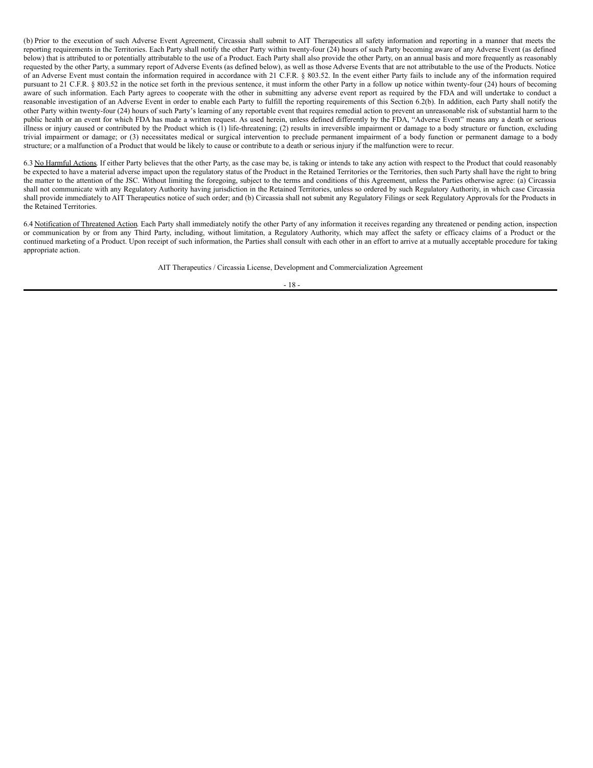(b) Prior to the execution of such Adverse Event Agreement, Circassia shall submit to AIT Therapeutics all safety information and reporting in a manner that meets the reporting requirements in the Territories. Each Party shall notify the other Party within twenty-four (24) hours of such Party becoming aware of any Adverse Event (as defined below) that is attributed to or potentially attributable to the use of a Product. Each Party shall also provide the other Party, on an annual basis and more frequently as reasonably requested by the other Party, a summary report of Adverse Events (as defined below), as well as those Adverse Events that are not attributable to the use of the Products. Notice of an Adverse Event must contain the information required in accordance with 21 C.F.R. § 803.52. In the event either Party fails to include any of the information required pursuant to 21 C.F.R. § 803.52 in the notice set forth in the previous sentence, it must inform the other Party in a follow up notice within twenty-four (24) hours of becoming aware of such information. Each Party agrees to cooperate with the other in submitting any adverse event report as required by the FDA and will undertake to conduct a reasonable investigation of an Adverse Event in order to enable each Party to fulfill the reporting requirements of this Section 6.2(b). In addition, each Party shall notify the other Party within twenty-four (24) hours of such Party's learning of any reportable event that requires remedial action to prevent an unreasonable risk of substantial harm to the public health or an event for which FDA has made a written request. As used herein, unless defined differently by the FDA, "Adverse Event" means any a death or serious illness or injury caused or contributed by the Product which is (1) life-threatening; (2) results in irreversible impairment or damage to a body structure or function, excluding trivial impairment or damage; or (3) necessitates medical or surgical intervention to preclude permanent impairment of a body function or permanent damage to a body structure; or a malfunction of a Product that would be likely to cause or contribute to a death or serious injury if the malfunction were to recur.

6.3 No Harmful Actions. If either Party believes that the other Party, as the case may be, is taking or intends to take any action with respect to the Product that could reasonably be expected to have a material adverse impact upon the regulatory status of the Product in the Retained Territories or the Territories, then such Party shall have the right to bring the matter to the attention of the JSC. Without limiting the foregoing, subject to the terms and conditions of this Agreement, unless the Parties otherwise agree: (a) Circassia shall not communicate with any Regulatory Authority having jurisdiction in the Retained Territories, unless so ordered by such Regulatory Authority, in which case Circassia shall provide immediately to AIT Therapeutics notice of such order; and (b) Circassia shall not submit any Regulatory Filings or seek Regulatory Approvals for the Products in the Retained Territories.

6.4 Notification of Threatened Action. Each Party shall immediately notify the other Party of any information it receives regarding any threatened or pending action, inspection or communication by or from any Third Party, including, without limitation, a Regulatory Authority, which may affect the safety or efficacy claims of a Product or the continued marketing of a Product. Upon receipt of such information, the Parties shall consult with each other in an effort to arrive at a mutually acceptable procedure for taking appropriate action.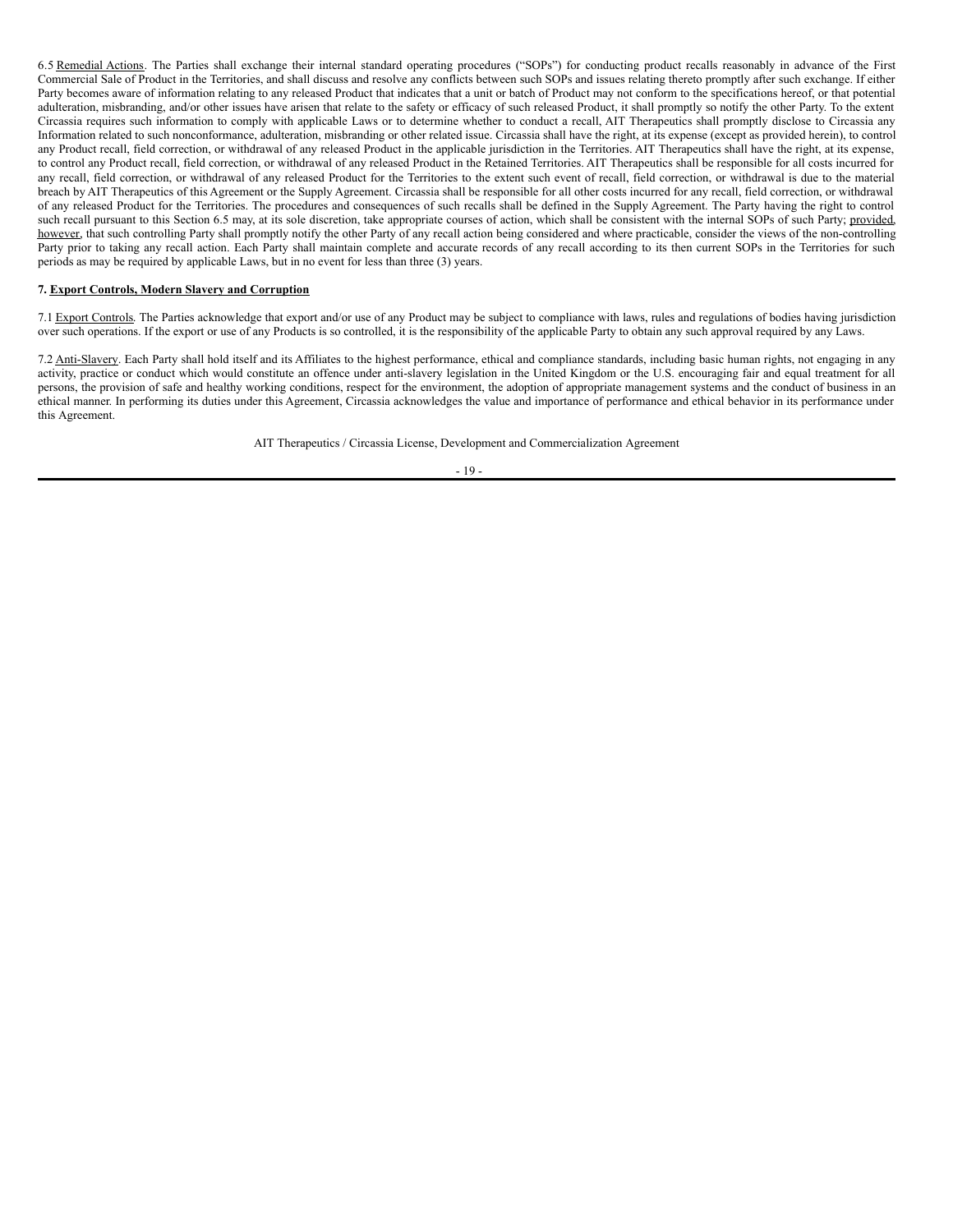6.5 Remedial Actions. The Parties shall exchange their internal standard operating procedures ("SOPs") for conducting product recalls reasonably in advance of the First Commercial Sale of Product in the Territories, and shall discuss and resolve any conflicts between such SOPs and issues relating thereto promptly after such exchange. If either Party becomes aware of information relating to any released Product that indicates that a unit or batch of Product may not conform to the specifications hereof, or that potential adulteration, misbranding, and/or other issues have arisen that relate to the safety or efficacy of such released Product, it shall promptly so notify the other Party. To the extent Circassia requires such information to comply with applicable Laws or to determine whether to conduct a recall, AIT Therapeutics shall promptly disclose to Circassia any Information related to such nonconformance, adulteration, misbranding or other related issue. Circassia shall have the right, at its expense (except as provided herein), to control any Product recall, field correction, or withdrawal of any released Product in the applicable jurisdiction in the Territories. AIT Therapeutics shall have the right, at its expense, to control any Product recall, field correction, or withdrawal of any released Product in the Retained Territories. AIT Therapeutics shall be responsible for all costs incurred for any recall, field correction, or withdrawal of any released Product for the Territories to the extent such event of recall, field correction, or withdrawal is due to the material breach by AIT Therapeutics of this Agreement or the Supply Agreement. Circassia shall be responsible for all other costs incurred for any recall, field correction, or withdrawal of any released Product for the Territories. The procedures and consequences of such recalls shall be defined in the Supply Agreement. The Party having the right to control such recall pursuant to this Section 6.5 may, at its sole discretion, take appropriate courses of action, which shall be consistent with the internal SOPs of such Party; provided, however, that such controlling Party shall promptly notify the other Party of any recall action being considered and where practicable, consider the views of the non-controlling Party prior to taking any recall action. Each Party shall maintain complete and accurate records of any recall according to its then current SOPs in the Territories for such periods as may be required by applicable Laws, but in no event for less than three (3) years.

**7. Export Controls, Modern Slavery and Corruption**

7.1 Export Controls. The Parties acknowledge that export and/or use of any Product may be subject to compliance with laws, rules and regulations of bodies having jurisdiction over such operations. If the export or use of any Products is so controlled, it is the responsibility of the applicable Party to obtain any such approval required by any Laws.

7.2 Anti-Slavery. Each Party shall hold itself and its Affiliates to the highest performance, ethical and compliance standards, including basic human rights, not engaging in any activity, practice or conduct which would constitute an offence under anti-slavery legislation in the United Kingdom or the U.S. encouraging fair and equal treatment for all persons, the provision of safe and healthy working conditions, respect for the environment, the adoption of appropriate management systems and the conduct of business in an ethical manner. In performing its duties under this Agreement, Circassia acknowledges the value and importance of performance and ethical behavior in its performance under this Agreement.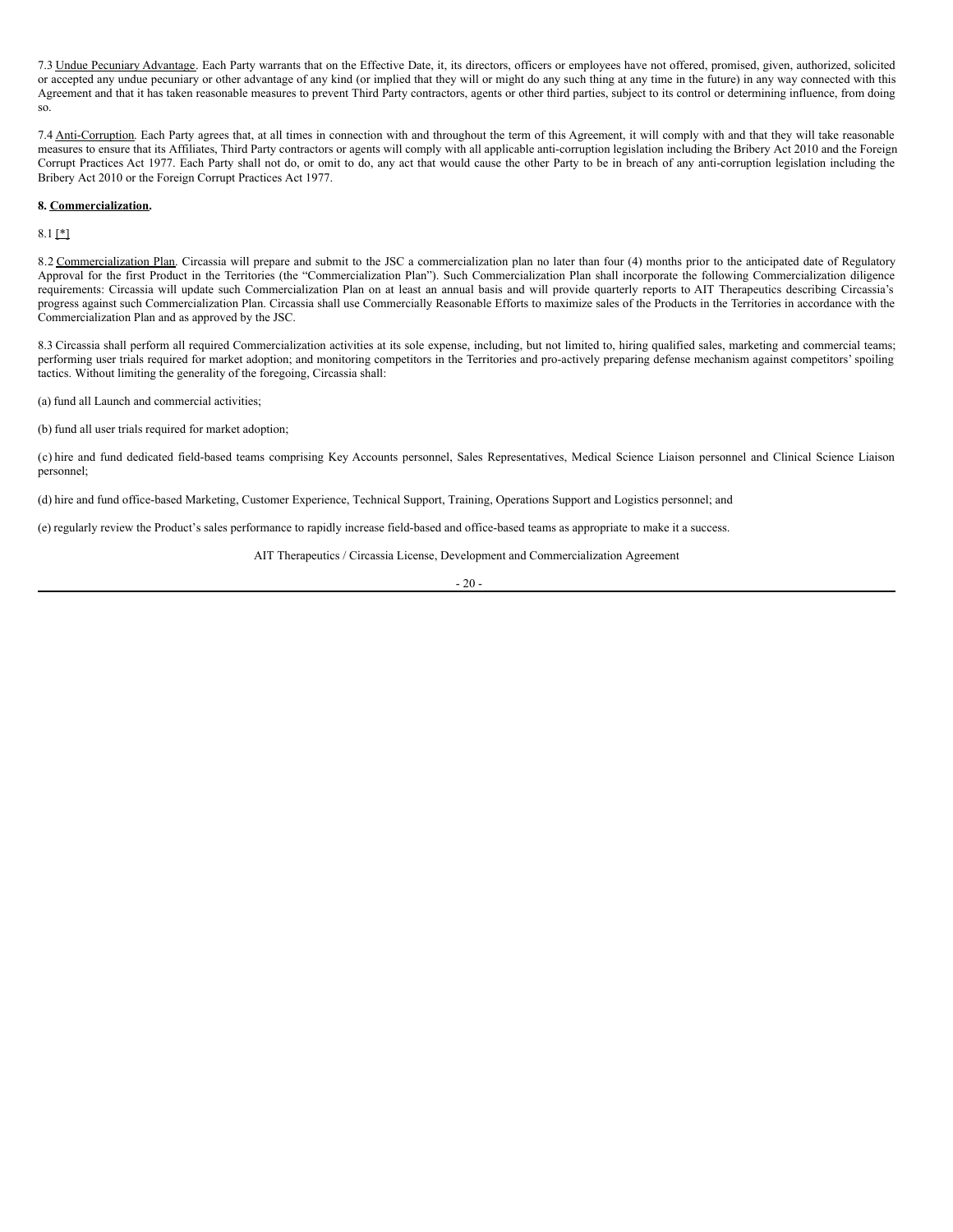7.3 Undue Pecuniary Advantage. Each Party warrants that on the Effective Date, it, its directors, officers or employees have not offered, promised, given, authorized, solicited or accepted any undue pecuniary or other advantage of any kind (or implied that they will or might do any such thing at any time in the future) in any way connected with this Agreement and that it has taken reasonable measures to prevent Third Party contractors, agents or other third parties, subject to its control or determining influence, from doing so.

7.4 Anti-Corruption. Each Party agrees that, at all times in connection with and throughout the term of this Agreement, it will comply with and that they will take reasonable measures to ensure that its Affiliates, Third Party contractors or agents will comply with all applicable anti-corruption legislation including the Bribery Act 2010 and the Foreign Corrupt Practices Act 1977. Each Party shall not do, or omit to do, any act that would cause the other Party to be in breach of any anti-corruption legislation including the Bribery Act 2010 or the Foreign Corrupt Practices Act 1977.

**8. Commercialization.**

8.1 [*]

8.2 Commercialization Plan. Circassia will prepare and submit to the JSC a commercialization plan no later than four (4) months prior to the anticipated date of Regulatory Approval for the first Product in the Territories (the "Commercialization Plan"). Such Commercialization Plan shall incorporate the following Commercialization diligence requirements: Circassia will update such Commercialization Plan on at least an annual basis and will provide quarterly reports to AIT Therapeutics describing Circassia's progress against such Commercialization Plan. Circassia shall use Commercially Reasonable Efforts to maximize sales of the Products in the Territories in accordance with the Commercialization Plan and as approved by the JSC.

8.3 Circassia shall perform all required Commercialization activities at its sole expense, including, but not limited to, hiring qualified sales, marketing and commercial teams; performing user trials required for market adoption; and monitoring competitors in the Territories and pro-actively preparing defense mechanism against competitors' spoiling tactics. Without limiting the generality of the foregoing, Circassia shall:

(a) fund all Launch and commercial activities;

(b) fund all user trials required for market adoption;

(c) hire and fund dedicated field-based teams comprising Key Accounts personnel, Sales Representatives, Medical Science Liaison personnel and Clinical Science Liaison personnel;

(d) hire and fund office-based Marketing, Customer Experience, Technical Support, Training, Operations Support and Logistics personnel; and

(e) regularly review the Product's sales performance to rapidly increase field-based and office-based teams as appropriate to make it a success.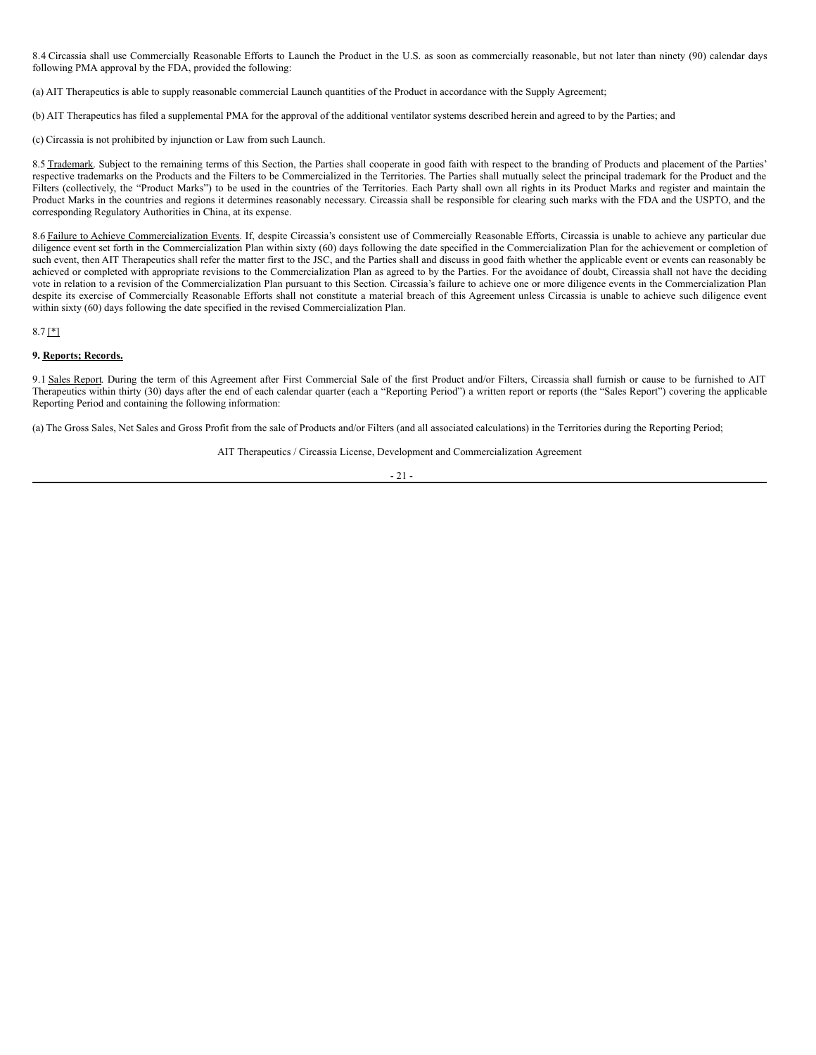8.4 Circassia shall use Commercially Reasonable Efforts to Launch the Product in the U.S. as soon as commercially reasonable, but not later than ninety (90) calendar days following PMA approval by the FDA, provided the following:

(a) AIT Therapeutics is able to supply reasonable commercial Launch quantities of the Product in accordance with the Supply Agreement;

(b) AIT Therapeutics has filed a supplemental PMA for the approval of the additional ventilator systems described herein and agreed to by the Parties; and

(c) Circassia is not prohibited by injunction or Law from such Launch.

8.5 Trademark. Subject to the remaining terms of this Section, the Parties shall cooperate in good faith with respect to the branding of Products and placement of the Parties' respective trademarks on the Products and the Filters to be Commercialized in the Territories. The Parties shall mutually select the principal trademark for the Product and the Filters (collectively, the "Product Marks") to be used in the countries of the Territories. Each Party shall own all rights in its Product Marks and register and maintain the Product Marks in the countries and regions it determines reasonably necessary. Circassia shall be responsible for clearing such marks with the FDA and the USPTO, and the corresponding Regulatory Authorities in China, at its expense.

8.6 Failure to Achieve Commercialization Events. If, despite Circassia's consistent use of Commercially Reasonable Efforts, Circassia is unable to achieve any particular due diligence event set forth in the Commercialization Plan within sixty (60) days following the date specified in the Commercialization Plan for the achievement or completion of such event, then AIT Therapeutics shall refer the matter first to the JSC, and the Parties shall and discuss in good faith whether the applicable event or events can reasonably be achieved or completed with appropriate revisions to the Commercialization Plan as agreed to by the Parties. For the avoidance of doubt, Circassia shall not have the deciding vote in relation to a revision of the Commercialization Plan pursuant to this Section. Circassia's failure to achieve one or more diligence events in the Commercialization Plan despite its exercise of Commercially Reasonable Efforts shall not constitute a material breach of this Agreement unless Circassia is unable to achieve such diligence event within sixty (60) days following the date specified in the revised Commercialization Plan.

8.7 [*]

**9. Reports; Records.**

9.1 Sales Report. During the term of this Agreement after First Commercial Sale of the first Product and/or Filters, Circassia shall furnish or cause to be furnished to AIT Therapeutics within thirty (30) days after the end of each calendar quarter (each a "Reporting Period") a written report or reports (the "Sales Report") covering the applicable Reporting Period and containing the following information:

(a) The Gross Sales, Net Sales and Gross Profit from the sale of Products and/or Filters (and all associated calculations) in the Territories during the Reporting Period;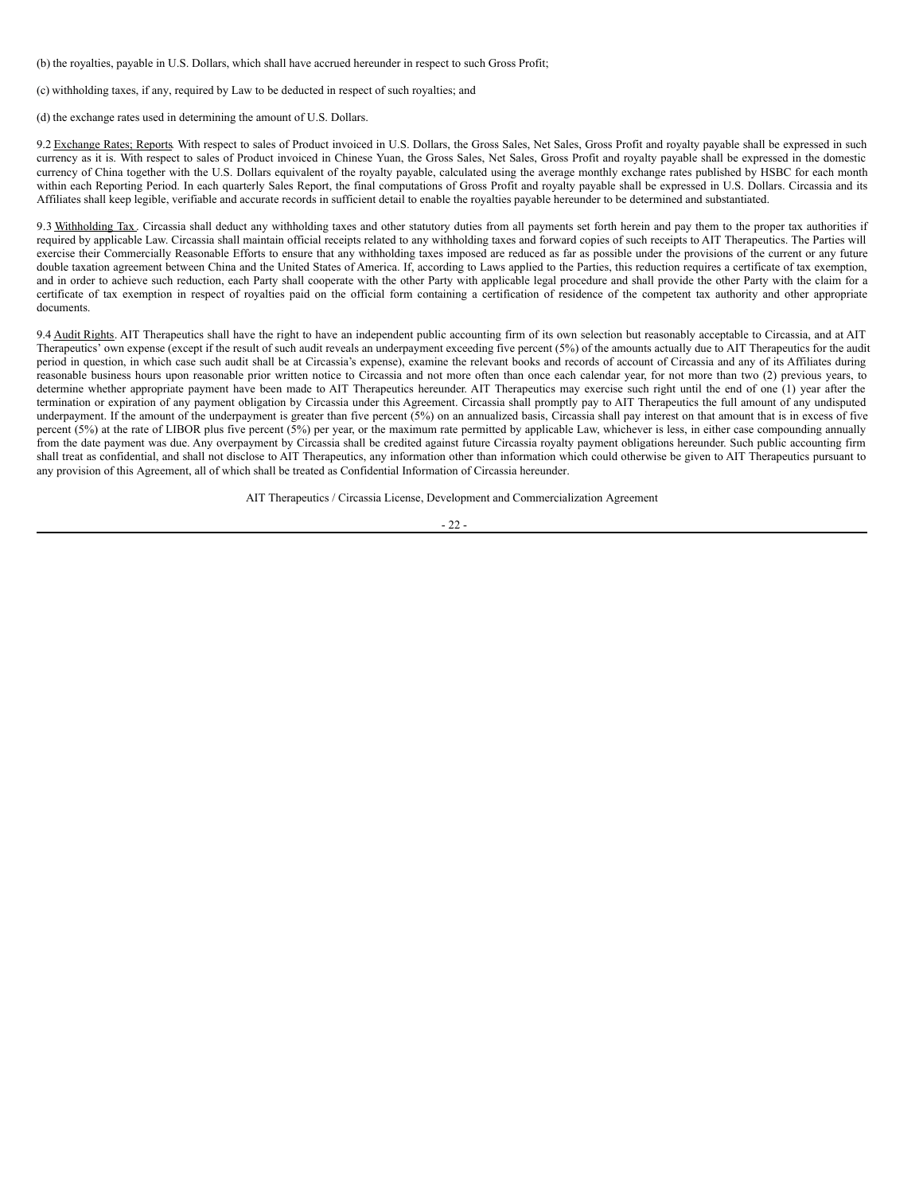(b) the royalties, payable in U.S. Dollars, which shall have accrued hereunder in respect to such Gross Profit;

(c) withholding taxes, if any, required by Law to be deducted in respect of such royalties; and

(d) the exchange rates used in determining the amount of U.S. Dollars.

9.2 Exchange Rates; Reports. With respect to sales of Product invoiced in U.S. Dollars, the Gross Sales, Net Sales, Gross Profit and royalty payable shall be expressed in such currency as it is. With respect to sales of Product invoiced in Chinese Yuan, the Gross Sales, Net Sales, Gross Profit and royalty payable shall be expressed in the domestic currency of China together with the U.S. Dollars equivalent of the royalty payable, calculated using the average monthly exchange rates published by HSBC for each month within each Reporting Period. In each quarterly Sales Report, the final computations of Gross Profit and royalty payable shall be expressed in U.S. Dollars. Circassia and its Affiliates shall keep legible, verifiable and accurate records in sufficient detail to enable the royalties payable hereunder to be determined and substantiated.

9.3 Withholding Tax. Circassia shall deduct any withholding taxes and other statutory duties from all payments set forth herein and pay them to the proper tax authorities if required by applicable Law. Circassia shall maintain official receipts related to any withholding taxes and forward copies of such receipts to AIT Therapeutics. The Parties will exercise their Commercially Reasonable Efforts to ensure that any withholding taxes imposed are reduced as far as possible under the provisions of the current or any future double taxation agreement between China and the United States of America. If, according to Laws applied to the Parties, this reduction requires a certificate of tax exemption, and in order to achieve such reduction, each Party shall cooperate with the other Party with applicable legal procedure and shall provide the other Party with the claim for a certificate of tax exemption in respect of royalties paid on the official form containing a certification of residence of the competent tax authority and other appropriate documents.

9.4 Audit Rights. AIT Therapeutics shall have the right to have an independent public accounting firm of its own selection but reasonably acceptable to Circassia, and at AIT Therapeutics' own expense (except if the result of such audit reveals an underpayment exceeding five percent (5%) of the amounts actually due to AIT Therapeutics for the audit period in question, in which case such audit shall be at Circassia's expense), examine the relevant books and records of account of Circassia and any of its Affiliates during reasonable business hours upon reasonable prior written notice to Circassia and not more often than once each calendar year, for not more than two (2) previous years, to determine whether appropriate payment have been made to AIT Therapeutics hereunder. AIT Therapeutics may exercise such right until the end of one (1) year after the termination or expiration of any payment obligation by Circassia under this Agreement. Circassia shall promptly pay to AIT Therapeutics the full amount of any undisputed underpayment. If the amount of the underpayment is greater than five percent (5%) on an annualized basis, Circassia shall pay interest on that amount that is in excess of five percent (5%) at the rate of LIBOR plus five percent (5%) per year, or the maximum rate permitted by applicable Law, whichever is less, in either case compounding annually from the date payment was due. Any overpayment by Circassia shall be credited against future Circassia royalty payment obligations hereunder. Such public accounting firm shall treat as confidential, and shall not disclose to AIT Therapeutics, any information other than information which could otherwise be given to AIT Therapeutics pursuant to any provision of this Agreement, all of which shall be treated as Confidential Information of Circassia hereunder.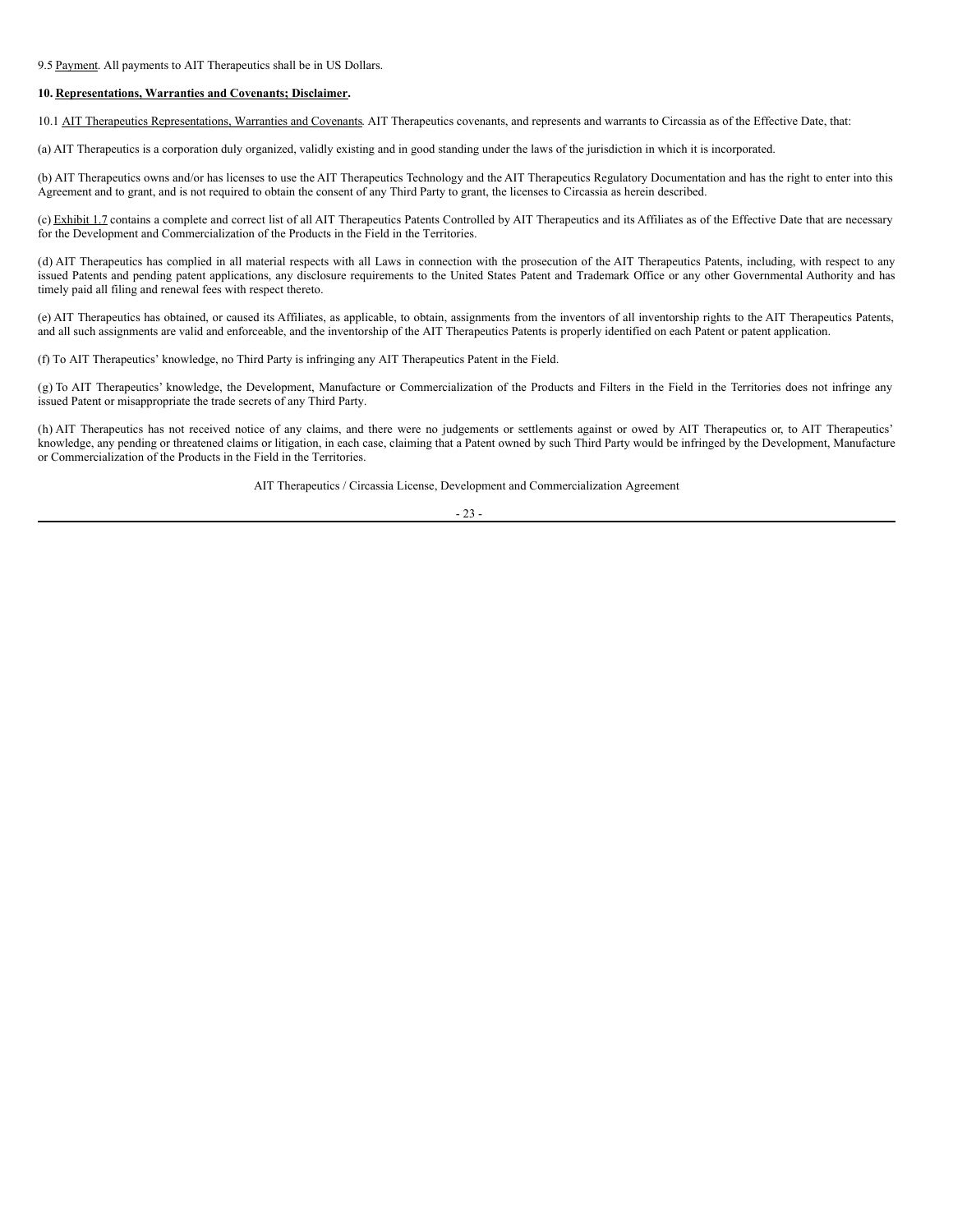9.5 Payment. All payments to AIT Therapeutics shall be in US Dollars.

**10. Representations, Warranties and Covenants; Disclaimer.**

10.1 AIT Therapeutics Representations, Warranties and Covenants. AIT Therapeutics covenants, and represents and warrants to Circassia as of the Effective Date, that:

(a) AIT Therapeutics is a corporation duly organized, validly existing and in good standing under the laws of the jurisdiction in which it is incorporated.

(b) AIT Therapeutics owns and/or has licenses to use the AIT Therapeutics Technology and the AIT Therapeutics Regulatory Documentation and has the right to enter into this Agreement and to grant, and is not required to obtain the consent of any Third Party to grant, the licenses to Circassia as herein described.

(c) Exhibit 1.7 contains a complete and correct list of all AIT Therapeutics Patents Controlled by AIT Therapeutics and its Affiliates as of the Effective Date that are necessary for the Development and Commercialization of the Products in the Field in the Territories.

(d) AIT Therapeutics has complied in all material respects with all Laws in connection with the prosecution of the AIT Therapeutics Patents, including, with respect to any issued Patents and pending patent applications, any disclosure requirements to the United States Patent and Trademark Office or any other Governmental Authority and has timely paid all filing and renewal fees with respect thereto.

(e) AIT Therapeutics has obtained, or caused its Affiliates, as applicable, to obtain, assignments from the inventors of all inventorship rights to the AIT Therapeutics Patents, and all such assignments are valid and enforceable, and the inventorship of the AIT Therapeutics Patents is properly identified on each Patent or patent application.

(f) To AIT Therapeutics' knowledge, no Third Party is infringing any AIT Therapeutics Patent in the Field.

(g) To AIT Therapeutics' knowledge, the Development, Manufacture or Commercialization of the Products and Filters in the Field in the Territories does not infringe any issued Patent or misappropriate the trade secrets of any Third Party.

(h) AIT Therapeutics has not received notice of any claims, and there were no judgements or settlements against or owed by AIT Therapeutics or, to AIT Therapeutics' knowledge, any pending or threatened claims or litigation, in each case, claiming that a Patent owned by such Third Party would be infringed by the Development, Manufacture or Commercialization of the Products in the Field in the Territories.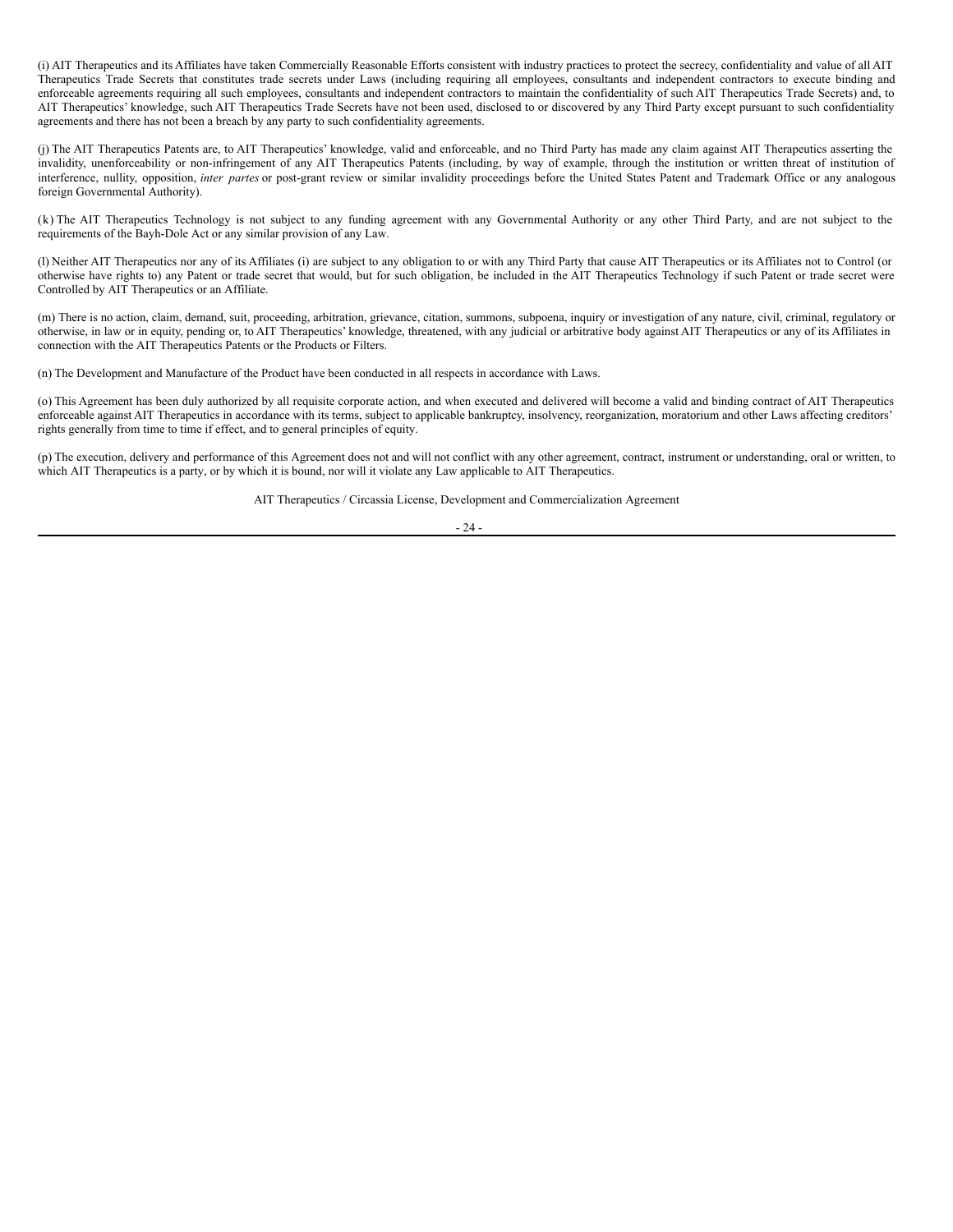(i) AIT Therapeutics and its Affiliates have taken Commercially Reasonable Efforts consistent with industry practices to protect the secrecy, confidentiality and value of all AIT Therapeutics Trade Secrets that constitutes trade secrets under Laws (including requiring all employees, consultants and independent contractors to execute binding and enforceable agreements requiring all such employees, consultants and independent contractors to maintain the confidentiality of such AIT Therapeutics Trade Secrets) and, to AIT Therapeutics' knowledge, such AIT Therapeutics Trade Secrets have not been used, disclosed to or discovered by any Third Party except pursuant to such confidentiality agreements and there has not been a breach by any party to such confidentiality agreements.

(j) The AIT Therapeutics Patents are, to AIT Therapeutics' knowledge, valid and enforceable, and no Third Party has made any claim against AIT Therapeutics asserting the invalidity, unenforceability or non-infringement of any AIT Therapeutics Patents (including, by way of example, through the institution or written threat of institution of interference, nullity, opposition, *inter partes* or post-grant review or similar invalidity proceedings before the United States Patent and Trademark Office or any analogous foreign Governmental Authority).

(k) The AIT Therapeutics Technology is not subject to any funding agreement with any Governmental Authority or any other Third Party, and are not subject to the requirements of the Bayh-Dole Act or any similar provision of any Law.

(l) Neither AIT Therapeutics nor any of its Affiliates (i) are subject to any obligation to or with any Third Party that cause AIT Therapeutics or its Affiliates not to Control (or otherwise have rights to) any Patent or trade secret that would, but for such obligation, be included in the AIT Therapeutics Technology if such Patent or trade secret were Controlled by AIT Therapeutics or an Affiliate.

(m) There is no action, claim, demand, suit, proceeding, arbitration, grievance, citation, summons, subpoena, inquiry or investigation of any nature, civil, criminal, regulatory or otherwise, in law or in equity, pending or, to AIT Therapeutics' knowledge, threatened, with any judicial or arbitrative body against AIT Therapeutics or any of its Affiliates in connection with the AIT Therapeutics Patents or the Products or Filters.

(n) The Development and Manufacture of the Product have been conducted in all respects in accordance with Laws.

(o) This Agreement has been duly authorized by all requisite corporate action, and when executed and delivered will become a valid and binding contract of AIT Therapeutics enforceable against AIT Therapeutics in accordance with its terms, subject to applicable bankruptcy, insolvency, reorganization, moratorium and other Laws affecting creditors' rights generally from time to time if effect, and to general principles of equity.

(p) The execution, delivery and performance of this Agreement does not and will not conflict with any other agreement, contract, instrument or understanding, oral or written, to which AIT Therapeutics is a party, or by which it is bound, nor will it violate any Law applicable to AIT Therapeutics.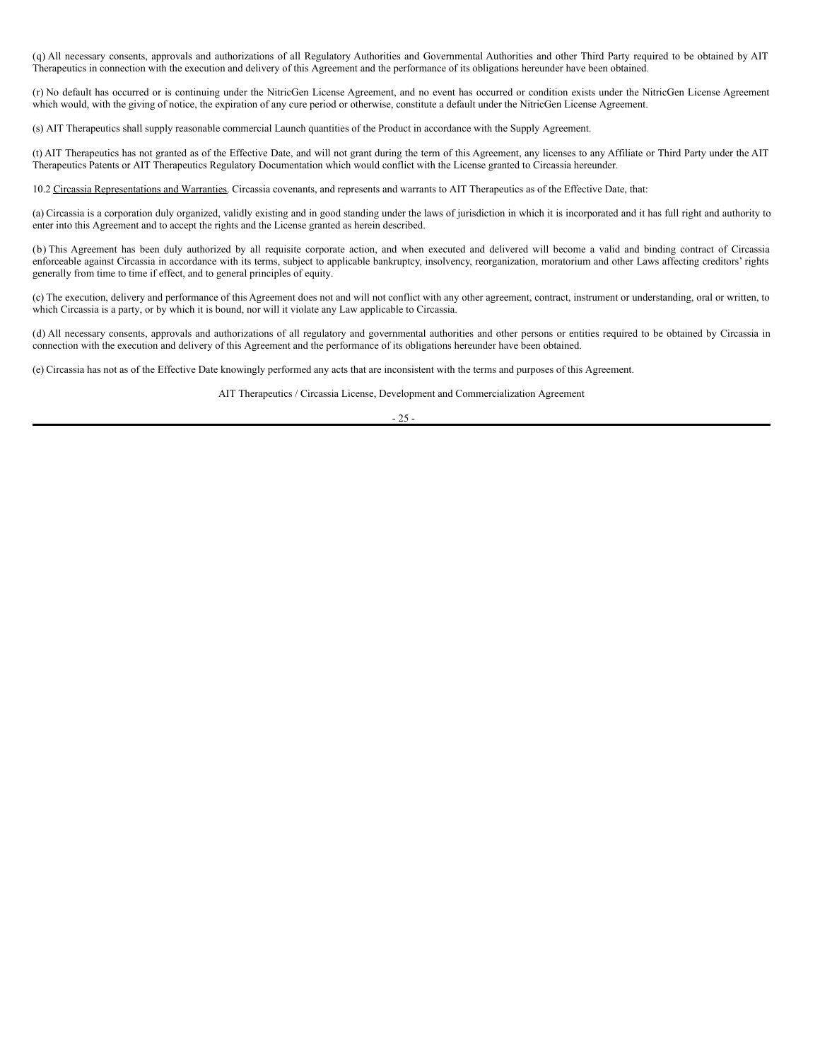(q) All necessary consents, approvals and authorizations of all Regulatory Authorities and Governmental Authorities and other Third Party required to be obtained by AIT Therapeutics in connection with the execution and delivery of this Agreement and the performance of its obligations hereunder have been obtained.

(r) No default has occurred or is continuing under the NitricGen License Agreement, and no event has occurred or condition exists under the NitricGen License Agreement which would, with the giving of notice, the expiration of any cure period or otherwise, constitute a default under the NitricGen License Agreement.

(s) AIT Therapeutics shall supply reasonable commercial Launch quantities of the Product in accordance with the Supply Agreement.

(t) AIT Therapeutics has not granted as of the Effective Date, and will not grant during the term of this Agreement, any licenses to any Affiliate or Third Party under the AIT Therapeutics Patents or AIT Therapeutics Regulatory Documentation which would conflict with the License granted to Circassia hereunder.

10.2 Circassia Representations and Warranties. Circassia covenants, and represents and warrants to AIT Therapeutics as of the Effective Date, that:

(a) Circassia is a corporation duly organized, validly existing and in good standing under the laws of jurisdiction in which it is incorporated and it has full right and authority to enter into this Agreement and to accept the rights and the License granted as herein described.

(b) This Agreement has been duly authorized by all requisite corporate action, and when executed and delivered will become a valid and binding contract of Circassia enforceable against Circassia in accordance with its terms, subject to applicable bankruptcy, insolvency, reorganization, moratorium and other Laws affecting creditors' rights generally from time to time if effect, and to general principles of equity.

(c) The execution, delivery and performance of this Agreement does not and will not conflict with any other agreement, contract, instrument or understanding, oral or written, to which Circassia is a party, or by which it is bound, nor will it violate any Law applicable to Circassia.

(d) All necessary consents, approvals and authorizations of all regulatory and governmental authorities and other persons or entities required to be obtained by Circassia in connection with the execution and delivery of this Agreement and the performance of its obligations hereunder have been obtained.

(e) Circassia has not as of the Effective Date knowingly performed any acts that are inconsistent with the terms and purposes of this Agreement.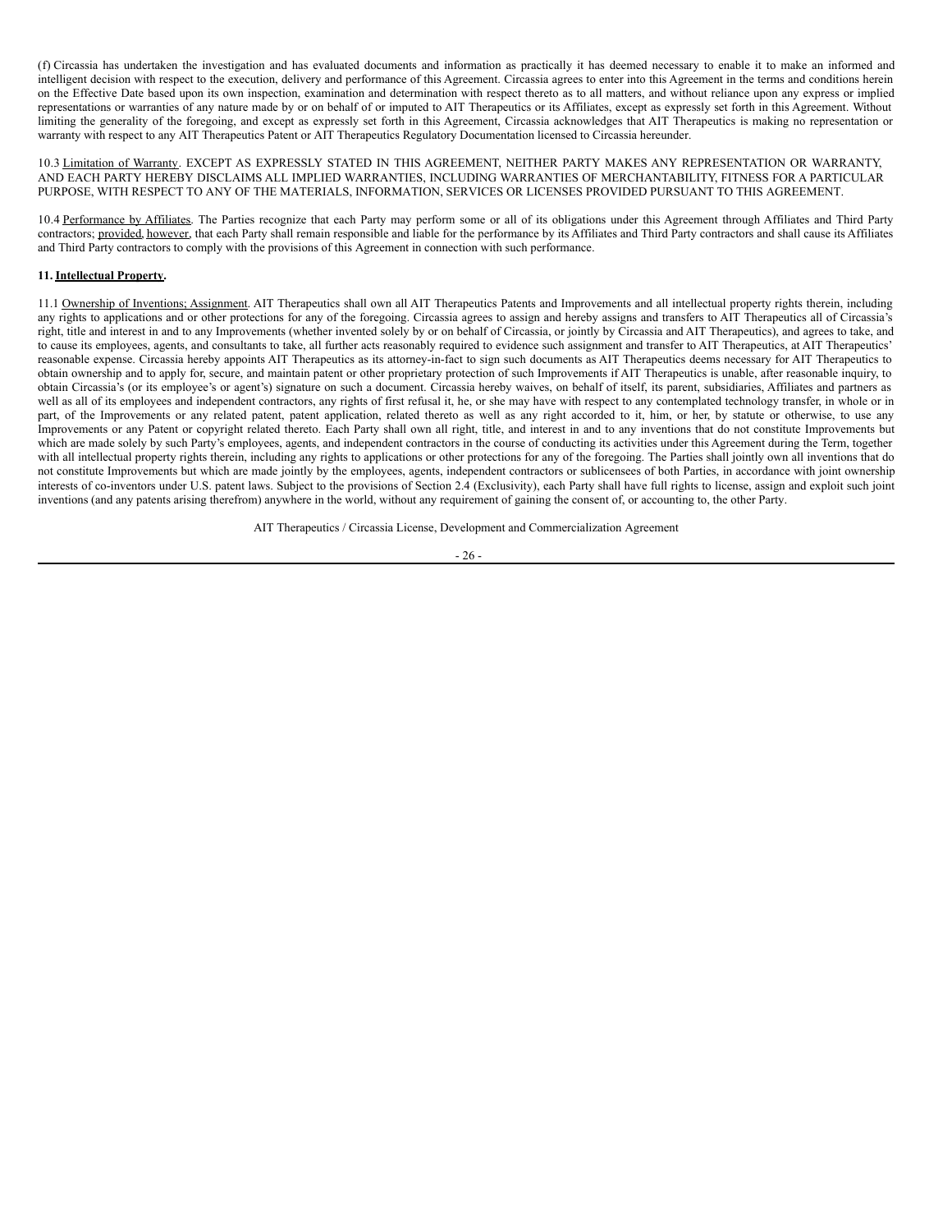(f) Circassia has undertaken the investigation and has evaluated documents and information as practically it has deemed necessary to enable it to make an informed and intelligent decision with respect to the execution, delivery and performance of this Agreement. Circassia agrees to enter into this Agreement in the terms and conditions herein on the Effective Date based upon its own inspection, examination and determination with respect thereto as to all matters, and without reliance upon any express or implied representations or warranties of any nature made by or on behalf of or imputed to AIT Therapeutics or its Affiliates, except as expressly set forth in this Agreement. Without limiting the generality of the foregoing, and except as expressly set forth in this Agreement, Circassia acknowledges that AIT Therapeutics is making no representation or warranty with respect to any AIT Therapeutics Patent or AIT Therapeutics Regulatory Documentation licensed to Circassia hereunder.

10.3 Limitation of Warranty. EXCEPT AS EXPRESSLY STATED IN THIS AGREEMENT, NEITHER PARTY MAKES ANY REPRESENTATION OR WARRANTY, AND EACH PARTY HEREBY DISCLAIMS ALL IMPLIED WARRANTIES, INCLUDING WARRANTIES OF MERCHANTABILITY, FITNESS FOR A PARTICULAR PURPOSE, WITH RESPECT TO ANY OF THE MATERIALS, INFORMATION, SERVICES OR LICENSES PROVIDED PURSUANT TO THIS AGREEMENT.

10.4 Performance by Affiliates. The Parties recognize that each Party may perform some or all of its obligations under this Agreement through Affiliates and Third Party contractors; provided, however, that each Party shall remain responsible and liable for the performance by its Affiliates and Third Party contractors and shall cause its Affiliates and Third Party contractors to comply with the provisions of this Agreement in connection with such performance.

**11. Intellectual Property.**

11.1 Ownership of Inventions; Assignment. AIT Therapeutics shall own all AIT Therapeutics Patents and Improvements and all intellectual property rights therein, including any rights to applications and or other protections for any of the foregoing. Circassia agrees to assign and hereby assigns and transfers to AIT Therapeutics all of Circassia's right, title and interest in and to any Improvements (whether invented solely by or on behalf of Circassia, or jointly by Circassia and AIT Therapeutics), and agrees to take, and to cause its employees, agents, and consultants to take, all further acts reasonably required to evidence such assignment and transfer to AIT Therapeutics, at AIT Therapeutics' reasonable expense. Circassia hereby appoints AIT Therapeutics as its attorney-in-fact to sign such documents as AIT Therapeutics deems necessary for AIT Therapeutics to obtain ownership and to apply for, secure, and maintain patent or other proprietary protection of such Improvements if AIT Therapeutics is unable, after reasonable inquiry, to obtain Circassia's (or its employee's or agent's) signature on such a document. Circassia hereby waives, on behalf of itself, its parent, subsidiaries, Affiliates and partners as well as all of its employees and independent contractors, any rights of first refusal it, he, or she may have with respect to any contemplated technology transfer, in whole or in part, of the Improvements or any related patent, patent application, related thereto as well as any right accorded to it, him, or her, by statute or otherwise, to use any Improvements or any Patent or copyright related thereto. Each Party shall own all right, title, and interest in and to any inventions that do not constitute Improvements but which are made solely by such Party's employees, agents, and independent contractors in the course of conducting its activities under this Agreement during the Term, together with all intellectual property rights therein, including any rights to applications or other protections for any of the foregoing. The Parties shall jointly own all inventions that do not constitute Improvements but which are made jointly by the employees, agents, independent contractors or sublicensees of both Parties, in accordance with joint ownership interests of co-inventors under U.S. patent laws. Subject to the provisions of Section 2.4 (Exclusivity), each Party shall have full rights to license, assign and exploit such joint inventions (and any patents arising therefrom) anywhere in the world, without any requirement of gaining the consent of, or accounting to, the other Party.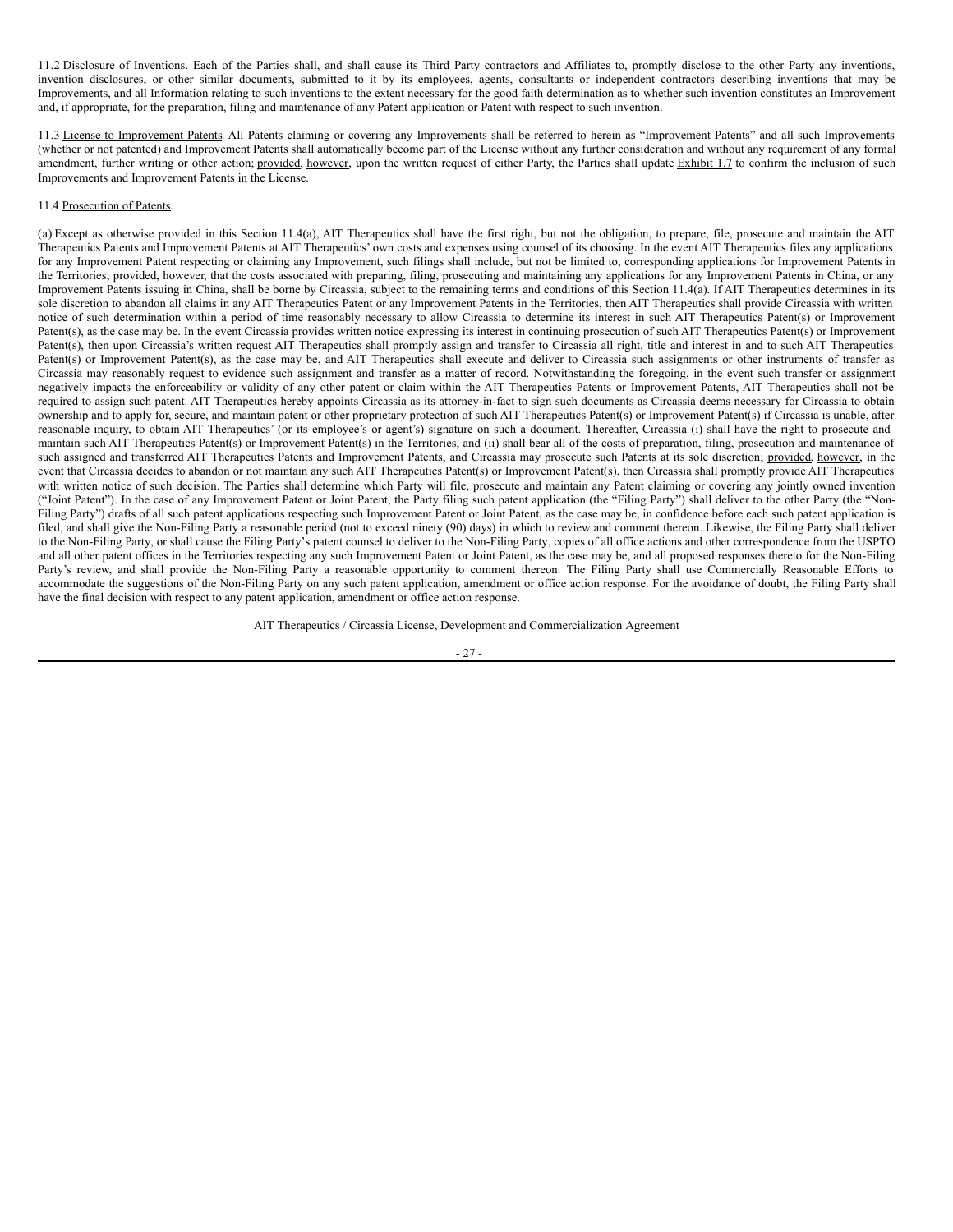11.2 Disclosure of Inventions. Each of the Parties shall, and shall cause its Third Party contractors and Affiliates to, promptly disclose to the other Party any inventions, invention disclosures, or other similar documents, submitted to it by its employees, agents, consultants or independent contractors describing inventions that may be Improvements, and all Information relating to such inventions to the extent necessary for the good faith determination as to whether such invention constitutes an Improvement and, if appropriate, for the preparation, filing and maintenance of any Patent application or Patent with respect to such invention.

11.3 License to Improvement Patents. All Patents claiming or covering any Improvements shall be referred to herein as "Improvement Patents" and all such Improvements (whether or not patented) and Improvement Patents shall automatically become part of the License without any further consideration and without any requirement of any formal amendment, further writing or other action; provided, however, upon the written request of either Party, the Parties shall update Exhibit 1.7 to confirm the inclusion of such Improvements and Improvement Patents in the License.

11.4 Prosecution of Patents.

(a) Except as otherwise provided in this Section 11.4(a), AIT Therapeutics shall have the first right, but not the obligation, to prepare, file, prosecute and maintain the AIT Therapeutics Patents and Improvement Patents at AIT Therapeutics' own costs and expenses using counsel of its choosing. In the event AIT Therapeutics files any applications for any Improvement Patent respecting or claiming any Improvement, such filings shall include, but not be limited to, corresponding applications for Improvement Patents in the Territories; provided, however, that the costs associated with preparing, filing, prosecuting and maintaining any applications for any Improvement Patents in China, or any Improvement Patents issuing in China, shall be borne by Circassia, subject to the remaining terms and conditions of this Section 11.4(a). If AIT Therapeutics determines in its sole discretion to abandon all claims in any AIT Therapeutics Patent or any Improvement Patents in the Territories, then AIT Therapeutics shall provide Circassia with written notice of such determination within a period of time reasonably necessary to allow Circassia to determine its interest in such AIT Therapeutics Patent(s) or Improvement Patent(s), as the case may be. In the event Circassia provides written notice expressing its interest in continuing prosecution of such AIT Therapeutics Patent(s) or Improvement Patent(s), then upon Circassia's written request AIT Therapeutics shall promptly assign and transfer to Circassia all right, title and interest in and to such AIT Therapeutics Patent(s) or Improvement Patent(s), as the case may be, and AIT Therapeutics shall execute and deliver to Circassia such assignments or other instruments of transfer as Circassia may reasonably request to evidence such assignment and transfer as a matter of record. Notwithstanding the foregoing, in the event such transfer or assignment negatively impacts the enforceability or validity of any other patent or claim within the AIT Therapeutics Patents or Improvement Patents, AIT Therapeutics shall not be required to assign such patent. AIT Therapeutics hereby appoints Circassia as its attorney-in-fact to sign such documents as Circassia deems necessary for Circassia to obtain ownership and to apply for, secure, and maintain patent or other proprietary protection of such AIT Therapeutics Patent(s) or Improvement Patent(s) if Circassia is unable, after reasonable inquiry, to obtain AIT Therapeutics' (or its employee's or agent's) signature on such a document. Thereafter, Circassia (i) shall have the right to prosecute and maintain such AIT Therapeutics Patent(s) or Improvement Patent(s) in the Territories, and (ii) shall bear all of the costs of preparation, filing, prosecution and maintenance of such assigned and transferred AIT Therapeutics Patents and Improvement Patents, and Circassia may prosecute such Patents at its sole discretion; provided, however, in the event that Circassia decides to abandon or not maintain any such AIT Therapeutics Patent(s) or Improvement Patent(s), then Circassia shall promptly provide AIT Therapeutics with written notice of such decision. The Parties shall determine which Party will file, prosecute and maintain any Patent claiming or covering any jointly owned invention ("Joint Patent"). In the case of any Improvement Patent or Joint Patent, the Party filing such patent application (the "Filing Party") shall deliver to the other Party (the "Non-Filing Party") drafts of all such patent applications respecting such Improvement Patent or Joint Patent, as the case may be, in confidence before each such patent application is filed, and shall give the Non-Filing Party a reasonable period (not to exceed ninety (90) days) in which to review and comment thereon. Likewise, the Filing Party shall deliver to the Non-Filing Party, or shall cause the Filing Party's patent counsel to deliver to the Non-Filing Party, copies of all office actions and other correspondence from the USPTO and all other patent offices in the Territories respecting any such Improvement Patent or Joint Patent, as the case may be, and all proposed responses thereto for the Non-Filing Party's review, and shall provide the Non-Filing Party a reasonable opportunity to comment thereon. The Filing Party shall use Commercially Reasonable Efforts to accommodate the suggestions of the Non-Filing Party on any such patent application, amendment or office action response. For the avoidance of doubt, the Filing Party shall have the final decision with respect to any patent application, amendment or office action response.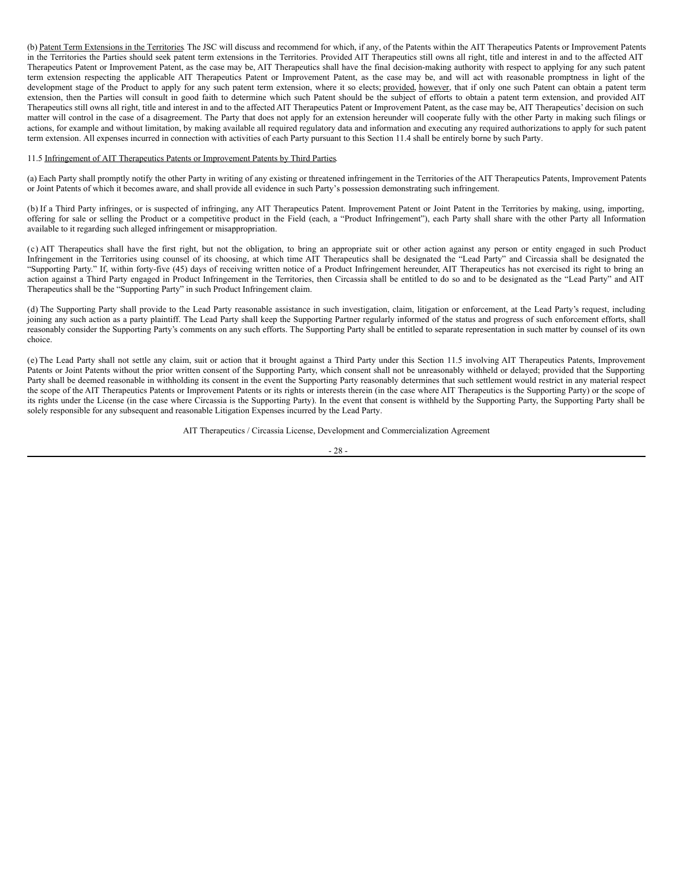(b) Patent Term Extensions in the Territories. The JSC will discuss and recommend for which, if any, of the Patents within the AIT Therapeutics Patents or Improvement Patents in the Territories the Parties should seek patent term extensions in the Territories. Provided AIT Therapeutics still owns all right, title and interest in and to the affected AIT Therapeutics Patent or Improvement Patent, as the case may be, AIT Therapeutics shall have the final decision-making authority with respect to applying for any such patent term extension respecting the applicable AIT Therapeutics Patent or Improvement Patent, as the case may be, and will act with reasonable promptness in light of the development stage of the Product to apply for any such patent term extension, where it so elects; provided, however, that if only one such Patent can obtain a patent term extension, then the Parties will consult in good faith to determine which such Patent should be the subject of efforts to obtain a patent term extension, and provided AIT Therapeutics still owns all right, title and interest in and to the affected AIT Therapeutics Patent or Improvement Patent, as the case may be, AIT Therapeutics' decision on such matter will control in the case of a disagreement. The Party that does not apply for an extension hereunder will cooperate fully with the other Party in making such filings or actions, for example and without limitation, by making available all required regulatory data and information and executing any required authorizations to apply for such patent term extension. All expenses incurred in connection with activities of each Party pursuant to this Section 11.4 shall be entirely borne by such Party.

11.5 Infringement of AIT Therapeutics Patents or Improvement Patents by Third Parties.

(a) Each Party shall promptly notify the other Party in writing of any existing or threatened infringement in the Territories of the AIT Therapeutics Patents, Improvement Patents or Joint Patents of which it becomes aware, and shall provide all evidence in such Party's possession demonstrating such infringement.

(b) If a Third Party infringes, or is suspected of infringing, any AIT Therapeutics Patent. Improvement Patent or Joint Patent in the Territories by making, using, importing, offering for sale or selling the Product or a competitive product in the Field (each, a "Product Infringement"), each Party shall share with the other Party all Information available to it regarding such alleged infringement or misappropriation.

(c) AIT Therapeutics shall have the first right, but not the obligation, to bring an appropriate suit or other action against any person or entity engaged in such Product Infringement in the Territories using counsel of its choosing, at which time AIT Therapeutics shall be designated the "Lead Party" and Circassia shall be designated the "Supporting Party." If, within forty-five (45) days of receiving written notice of a Product Infringement hereunder, AIT Therapeutics has not exercised its right to bring an action against a Third Party engaged in Product Infringement in the Territories, then Circassia shall be entitled to do so and to be designated as the "Lead Party" and AIT Therapeutics shall be the "Supporting Party" in such Product Infringement claim.

(d) The Supporting Party shall provide to the Lead Party reasonable assistance in such investigation, claim, litigation or enforcement, at the Lead Party's request, including joining any such action as a party plaintiff. The Lead Party shall keep the Supporting Partner regularly informed of the status and progress of such enforcement efforts, shall reasonably consider the Supporting Party's comments on any such efforts. The Supporting Party shall be entitled to separate representation in such matter by counsel of its own choice.

(e) The Lead Party shall not settle any claim, suit or action that it brought against a Third Party under this Section 11.5 involving AIT Therapeutics Patents, Improvement Patents or Joint Patents without the prior written consent of the Supporting Party, which consent shall not be unreasonably withheld or delayed; provided that the Supporting Party shall be deemed reasonable in withholding its consent in the event the Supporting Party reasonably determines that such settlement would restrict in any material respect the scope of the AIT Therapeutics Patents or Improvement Patents or its rights or interests therein (in the case where AIT Therapeutics is the Supporting Party) or the scope of its rights under the License (in the case where Circassia is the Supporting Party). In the event that consent is withheld by the Supporting Party, the Supporting Party shall be solely responsible for any subsequent and reasonable Litigation Expenses incurred by the Lead Party.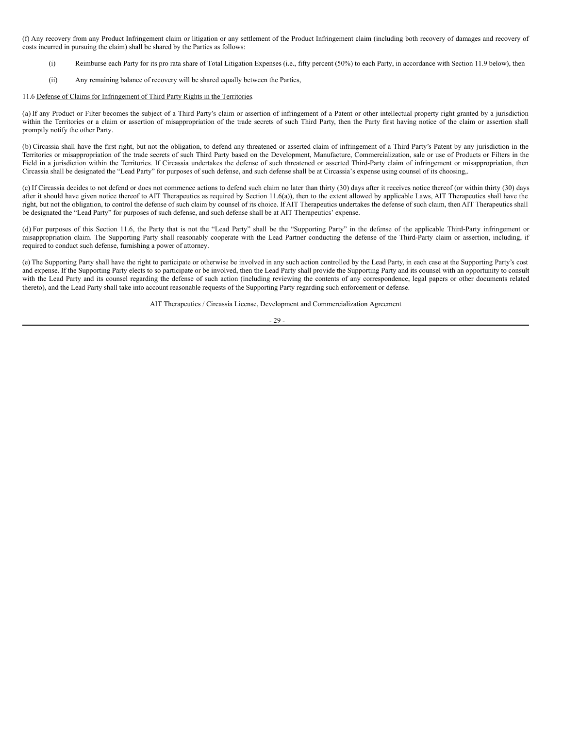(f) Any recovery from any Product Infringement claim or litigation or any settlement of the Product Infringement claim (including both recovery of damages and recovery of costs incurred in pursuing the claim) shall be shared by the Parties as follows:

(i) Reimburse each Party for its pro rata share of Total Litigation Expenses (i.e., fifty percent (50%) to each Party, in accordance with Section 11.9 below), then

(ii) Any remaining balance of recovery will be shared equally between the Parties,

11.6 Defense of Claims for Infringement of Third Party Rights in the Territories

(a) If any Product or Filter becomes the subject of a Third Party's claim or assertion of infringement of a Patent or other intellectual property right granted by a jurisdiction within the Territories or a claim or assertion of misappropriation of the trade secrets of such Third Party, then the Party first having notice of the claim or assertion shall promptly notify the other Party.

(b) Circassia shall have the first right, but not the obligation, to defend any threatened or asserted claim of infringement of a Third Party's Patent by any jurisdiction in the Territories or misappropriation of the trade secrets of such Third Party based on the Development, Manufacture, Commercialization, sale or use of Products or Filters in the Field in a jurisdiction within the Territories. If Circassia undertakes the defense of such threatened or asserted Third-Party claim of infringement or misappropriation, then Circassia shall be designated the "Lead Party" for purposes of such defense, and such defense shall be at Circassia's expense using counsel of its choosing,.

(c) If Circassia decides to not defend or does not commence actions to defend such claim no later than thirty (30) days after it receives notice thereof (or within thirty (30) days after it should have given notice thereof to AIT Therapeutics as required by Section 11.6(a)), then to the extent allowed by applicable Laws, AIT Therapeutics shall have the right, but not the obligation, to control the defense of such claim by counsel of its choice. If AIT Therapeutics undertakes the defense of such claim, then AIT Therapeutics shall be designated the "Lead Party" for purposes of such defense, and such defense shall be at AIT Therapeutics' expense.

(d) For purposes of this Section 11.6, the Party that is not the "Lead Party" shall be the "Supporting Party" in the defense of the applicable Third-Party infringement or misappropriation claim. The Supporting Party shall reasonably cooperate with the Lead Partner conducting the defense of the Third-Party claim or assertion, including, if required to conduct such defense, furnishing a power of attorney.

(e) The Supporting Party shall have the right to participate or otherwise be involved in any such action controlled by the Lead Party, in each case at the Supporting Party's cost and expense. If the Supporting Party elects to so participate or be involved, then the Lead Party shall provide the Supporting Party and its counsel with an opportunity to consult with the Lead Party and its counsel regarding the defense of such action (including reviewing the contents of any correspondence, legal papers or other documents related thereto), and the Lead Party shall take into account reasonable requests of the Supporting Party regarding such enforcement or defense.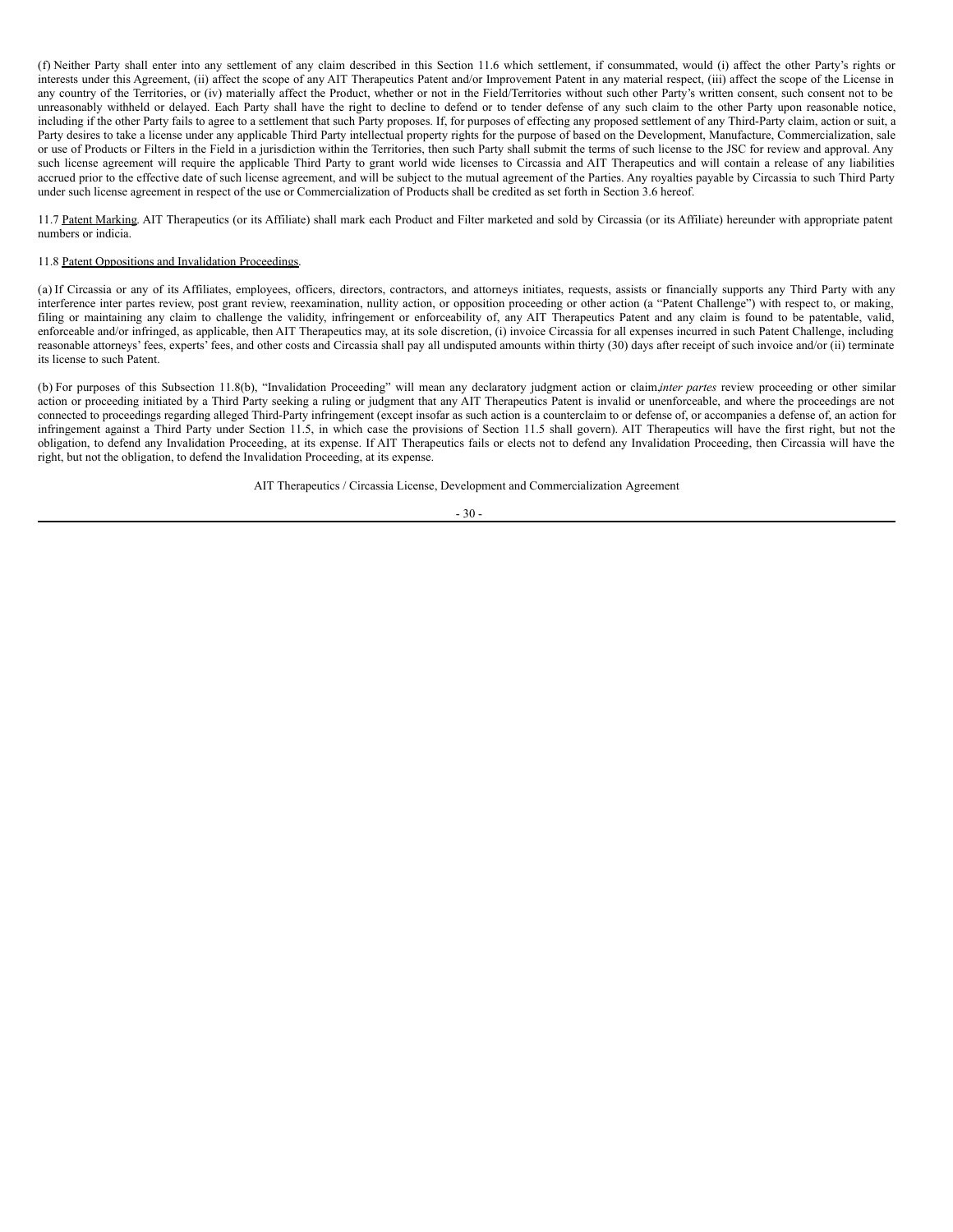(f) Neither Party shall enter into any settlement of any claim described in this Section 11.6 which settlement, if consummated, would (i) affect the other Party's rights or interests under this Agreement, (ii) affect the scope of any AIT Therapeutics Patent and/or Improvement Patent in any material respect, (iii) affect the scope of the License in any country of the Territories, or (iv) materially affect the Product, whether or not in the Field/Territories without such other Party's written consent, such consent not to be unreasonably withheld or delayed. Each Party shall have the right to decline to defend or to tender defense of any such claim to the other Party upon reasonable notice, including if the other Party fails to agree to a settlement that such Party proposes. If, for purposes of effecting any proposed settlement of any Third-Party claim, action or suit, a Party desires to take a license under any applicable Third Party intellectual property rights for the purpose of based on the Development, Manufacture, Commercialization, sale or use of Products or Filters in the Field in a jurisdiction within the Territories, then such Party shall submit the terms of such license to the JSC for review and approval. Any such license agreement will require the applicable Third Party to grant world wide licenses to Circassia and AIT Therapeutics and will contain a release of any liabilities accrued prior to the effective date of such license agreement, and will be subject to the mutual agreement of the Parties. Any royalties payable by Circassia to such Third Party under such license agreement in respect of the use or Commercialization of Products shall be credited as set forth in Section 3.6 hereof.

11.7 Patent Marking. AIT Therapeutics (or its Affiliate) shall mark each Product and Filter marketed and sold by Circassia (or its Affiliate) hereunder with appropriate patent numbers or indicia.

11.8 Patent Oppositions and Invalidation Proceedings.

(a) If Circassia or any of its Affiliates, employees, officers, directors, contractors, and attorneys initiates, requests, assists or financially supports any Third Party with any interference inter partes review, post grant review, reexamination, nullity action, or opposition proceeding or other action (a "Patent Challenge") with respect to, or making, filing or maintaining any claim to challenge the validity, infringement or enforceability of, any AIT Therapeutics Patent and any claim is found to be patentable, valid, enforceable and/or infringed, as applicable, then AIT Therapeutics may, at its sole discretion, (i) invoice Circassia for all expenses incurred in such Patent Challenge, including reasonable attorneys' fees, experts' fees, and other costs and Circassia shall pay all undisputed amounts within thirty (30) days after receipt of such invoice and/or (ii) terminate its license to such Patent.

(b) For purposes of this Subsection 11.8(b), "Invalidation Proceeding" will mean any declaratory judgment action or claim, *inter partes* review proceeding or other similar action or proceeding initiated by a Third Party seeking a ruling or judgment that any AIT Therapeutics Patent is invalid or unenforceable, and where the proceedings are not connected to proceedings regarding alleged Third-Party infringement (except insofar as such action is a counterclaim to or defense of, or accompanies a defense of, an action for infringement against a Third Party under Section 11.5, in which case the provisions of Section 11.5 shall govern). AIT Therapeutics will have the first right, but not the obligation, to defend any Invalidation Proceeding, at its expense. If AIT Therapeutics fails or elects not to defend any Invalidation Proceeding, then Circassia will have the right, but not the obligation, to defend the Invalidation Proceeding, at its expense.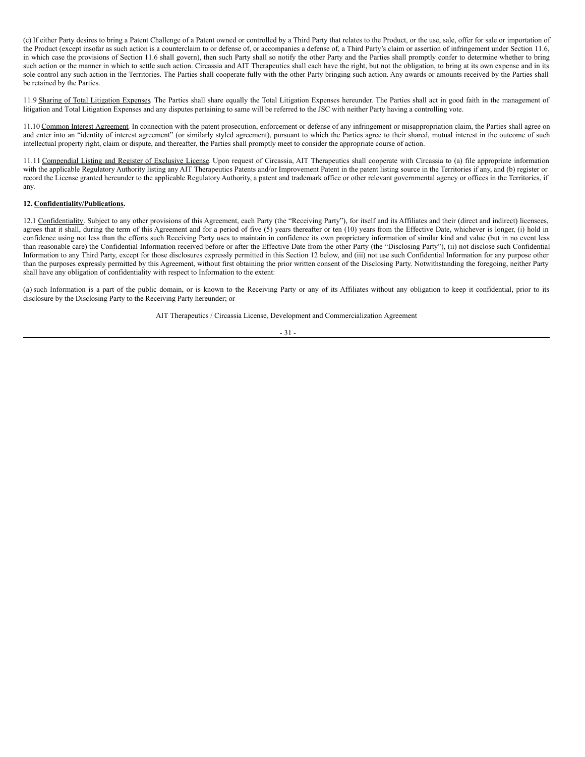(c) If either Party desires to bring a Patent Challenge of a Patent owned or controlled by a Third Party that relates to the Product, or the use, sale, offer for sale or importation of the Product (except insofar as such action is a counterclaim to or defense of, or accompanies a defense of, a Third Party's claim or assertion of infringement under Section 11.6, in which case the provisions of Section 11.6 shall govern), then such Party shall so notify the other Party and the Parties shall promptly confer to determine whether to bring such action or the manner in which to settle such action. Circassia and AIT Therapeutics shall each have the right, but not the obligation, to bring at its own expense and in its sole control any such action in the Territories. The Parties shall cooperate fully with the other Party bringing such action. Any awards or amounts received by the Parties shall be retained by the Parties.

11.9 Sharing of Total Litigation Expenses. The Parties shall share equally the Total Litigation Expenses hereunder. The Parties shall act in good faith in the management of litigation and Total Litigation Expenses and any disputes pertaining to same will be referred to the JSC with neither Party having a controlling vote.

11.10 Common Interest Agreement. In connection with the patent prosecution, enforcement or defense of any infringement or misappropriation claim, the Parties shall agree on and enter into an "identity of interest agreement" (or similarly styled agreement), pursuant to which the Parties agree to their shared, mutual interest in the outcome of such intellectual property right, claim or dispute, and thereafter, the Parties shall promptly meet to consider the appropriate course of action.

11.11 Compendial Listing and Register of Exclusive License. Upon request of Circassia, AIT Therapeutics shall cooperate with Circassia to (a) file appropriate information with the applicable Regulatory Authority listing any AIT Therapeutics Patents and/or Improvement Patent in the patent listing source in the Territories if any, and (b) register or record the License granted hereunder to the applicable Regulatory Authority, a patent and trademark office or other relevant governmental agency or offices in the Territories, if any.

**12. Confidentiality/Publications.**

12.1 Confidentiality. Subject to any other provisions of this Agreement, each Party (the "Receiving Party"), for itself and its Affiliates and their (direct and indirect) licensees, agrees that it shall, during the term of this Agreement and for a period of five (5) years thereafter or ten (10) years from the Effective Date, whichever is longer, (i) hold in confidence using not less than the efforts such Receiving Party uses to maintain in confidence its own proprietary information of similar kind and value (but in no event less than reasonable care) the Confidential Information received before or after the Effective Date from the other Party (the "Disclosing Party"), (ii) not disclose such Confidential Information to any Third Party, except for those disclosures expressly permitted in this Section 12 below, and (iii) not use such Confidential Information for any purpose other than the purposes expressly permitted by this Agreement, without first obtaining the prior written consent of the Disclosing Party. Notwithstanding the foregoing, neither Party shall have any obligation of confidentiality with respect to Information to the extent:

(a) such Information is a part of the public domain, or is known to the Receiving Party or any of its Affiliates without any obligation to keep it confidential, prior to its disclosure by the Disclosing Party to the Receiving Party hereunder; or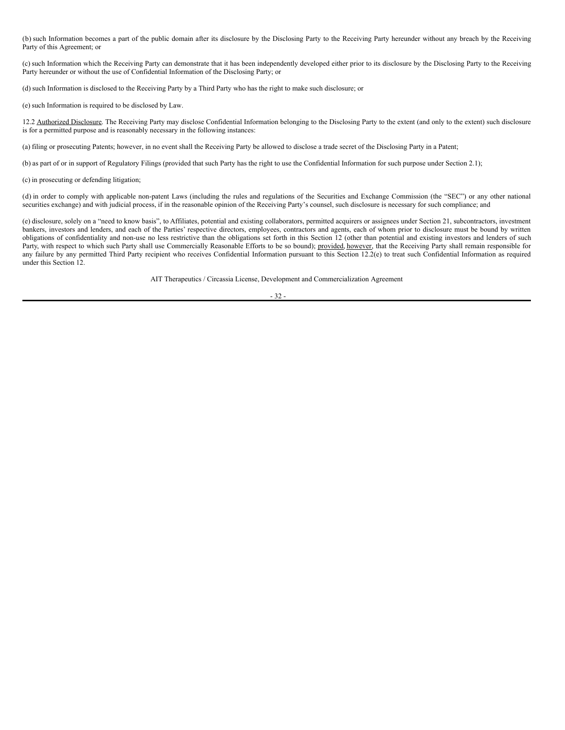(b) such Information becomes a part of the public domain after its disclosure by the Disclosing Party to the Receiving Party hereunder without any breach by the Receiving Party of this Agreement; or

(c) such Information which the Receiving Party can demonstrate that it has been independently developed either prior to its disclosure by the Disclosing Party to the Receiving Party hereunder or without the use of Confidential Information of the Disclosing Party; or

(d) such Information is disclosed to the Receiving Party by a Third Party who has the right to make such disclosure; or

(e) such Information is required to be disclosed by Law.

12.2 Authorized Disclosure. The Receiving Party may disclose Confidential Information belonging to the Disclosing Party to the extent (and only to the extent) such disclosure is for a permitted purpose and is reasonably necessary in the following instances:

(a) filing or prosecuting Patents; however, in no event shall the Receiving Party be allowed to disclose a trade secret of the Disclosing Party in a Patent;

(b) as part of or in support of Regulatory Filings (provided that such Party has the right to use the Confidential Information for such purpose under Section 2.1);

(c) in prosecuting or defending litigation;

(d) in order to comply with applicable non-patent Laws (including the rules and regulations of the Securities and Exchange Commission (the "SEC") or any other national securities exchange) and with judicial process, if in the reasonable opinion of the Receiving Party's counsel, such disclosure is necessary for such compliance; and

(e) disclosure, solely on a "need to know basis", to Affiliates, potential and existing collaborators, permitted acquirers or assignees under Section 21, subcontractors, investment bankers, investors and lenders, and each of the Parties' respective directors, employees, contractors and agents, each of whom prior to disclosure must be bound by written obligations of confidentiality and non-use no less restrictive than the obligations set forth in this Section 12 (other than potential and existing investors and lenders of such Party, with respect to which such Party shall use Commercially Reasonable Efforts to be so bound); provided, however, that the Receiving Party shall remain responsible for any failure by any permitted Third Party recipient who receives Confidential Information pursuant to this Section 12.2(e) to treat such Confidential Information as required under this Section 12.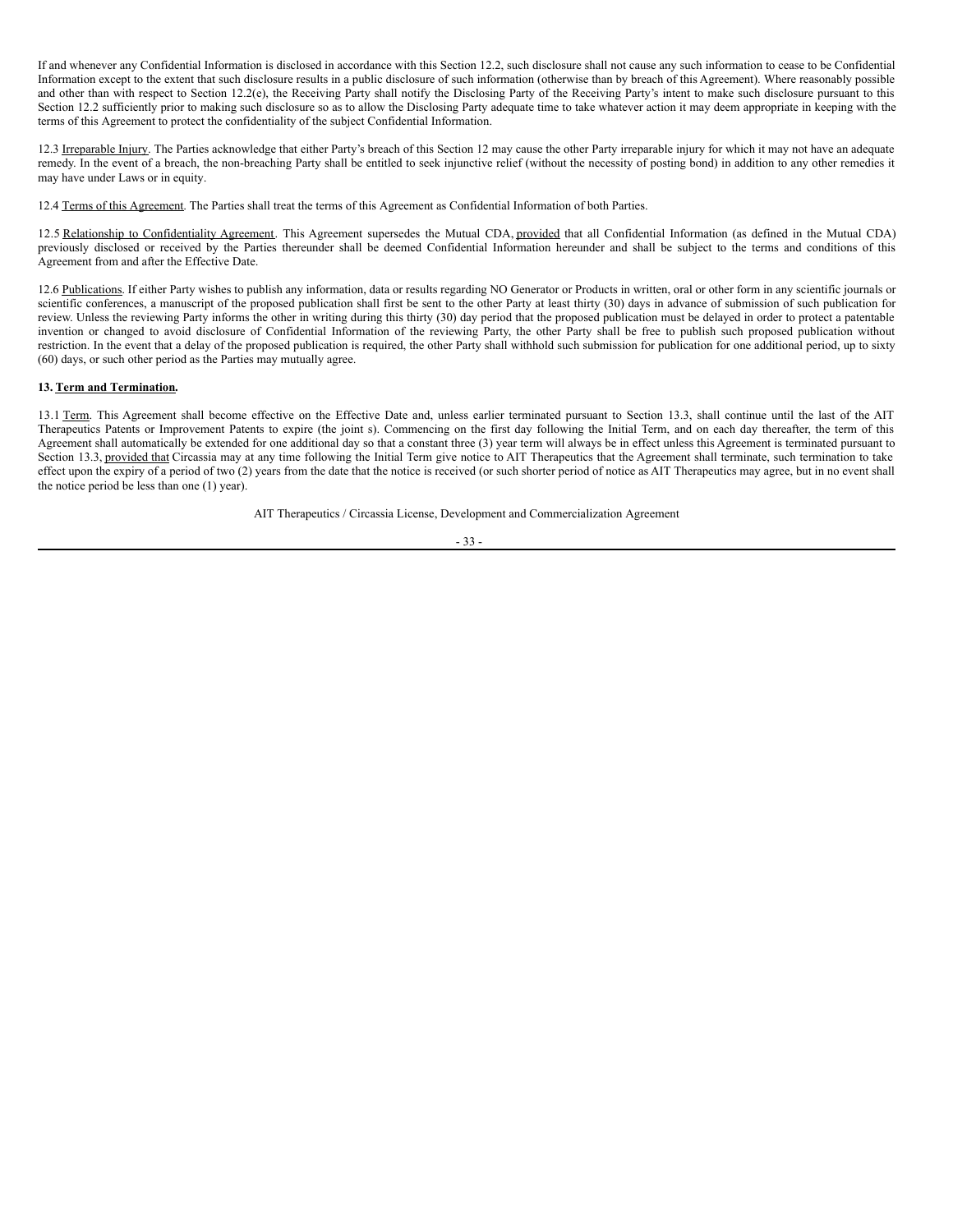If and whenever any Confidential Information is disclosed in accordance with this Section 12.2, such disclosure shall not cause any such information to cease to be Confidential Information except to the extent that such disclosure results in a public disclosure of such information (otherwise than by breach of this Agreement). Where reasonably possible and other than with respect to Section 12.2(e), the Receiving Party shall notify the Disclosing Party of the Receiving Party's intent to make such disclosure pursuant to this Section 12.2 sufficiently prior to making such disclosure so as to allow the Disclosing Party adequate time to take whatever action it may deem appropriate in keeping with the terms of this Agreement to protect the confidentiality of the subject Confidential Information.

12.3 Irreparable Injury. The Parties acknowledge that either Party's breach of this Section 12 may cause the other Party irreparable injury for which it may not have an adequate remedy. In the event of a breach, the non-breaching Party shall be entitled to seek injunctive relief (without the necessity of posting bond) in addition to any other remedies it may have under Laws or in equity.

12.4 Terms of this Agreement. The Parties shall treat the terms of this Agreement as Confidential Information of both Parties.

12.5 Relationship to Confidentiality Agreement. This Agreement supersedes the Mutual CDA, provided that all Confidential Information (as defined in the Mutual CDA) previously disclosed or received by the Parties thereunder shall be deemed Confidential Information hereunder and shall be subject to the terms and conditions of this Agreement from and after the Effective Date.

12.6 Publications. If either Party wishes to publish any information, data or results regarding NO Generator or Products in written, oral or other form in any scientific journals or scientific conferences, a manuscript of the proposed publication shall first be sent to the other Party at least thirty (30) days in advance of submission of such publication for review. Unless the reviewing Party informs the other in writing during this thirty (30) day period that the proposed publication must be delayed in order to protect a patentable invention or changed to avoid disclosure of Confidential Information of the reviewing Party, the other Party shall be free to publish such proposed publication without restriction. In the event that a delay of the proposed publication is required, the other Party shall withhold such submission for publication for one additional period, up to sixty (60) days, or such other period as the Parties may mutually agree.

**13. Term and Termination.**

13.1 Term. This Agreement shall become effective on the Effective Date and, unless earlier terminated pursuant to Section 13.3, shall continue until the last of the AIT Therapeutics Patents or Improvement Patents to expire (the joint s). Commencing on the first day following the Initial Term, and on each day thereafter, the term of this Agreement shall automatically be extended for one additional day so that a constant three (3) year term will always be in effect unless this Agreement is terminated pursuant to Section 13.3, provided that Circassia may at any time following the Initial Term give notice to AIT Therapeutics that the Agreement shall terminate, such termination to take effect upon the expiry of a period of two (2) years from the date that the notice is received (or such shorter period of notice as AIT Therapeutics may agree, but in no event shall the notice period be less than one (1) year).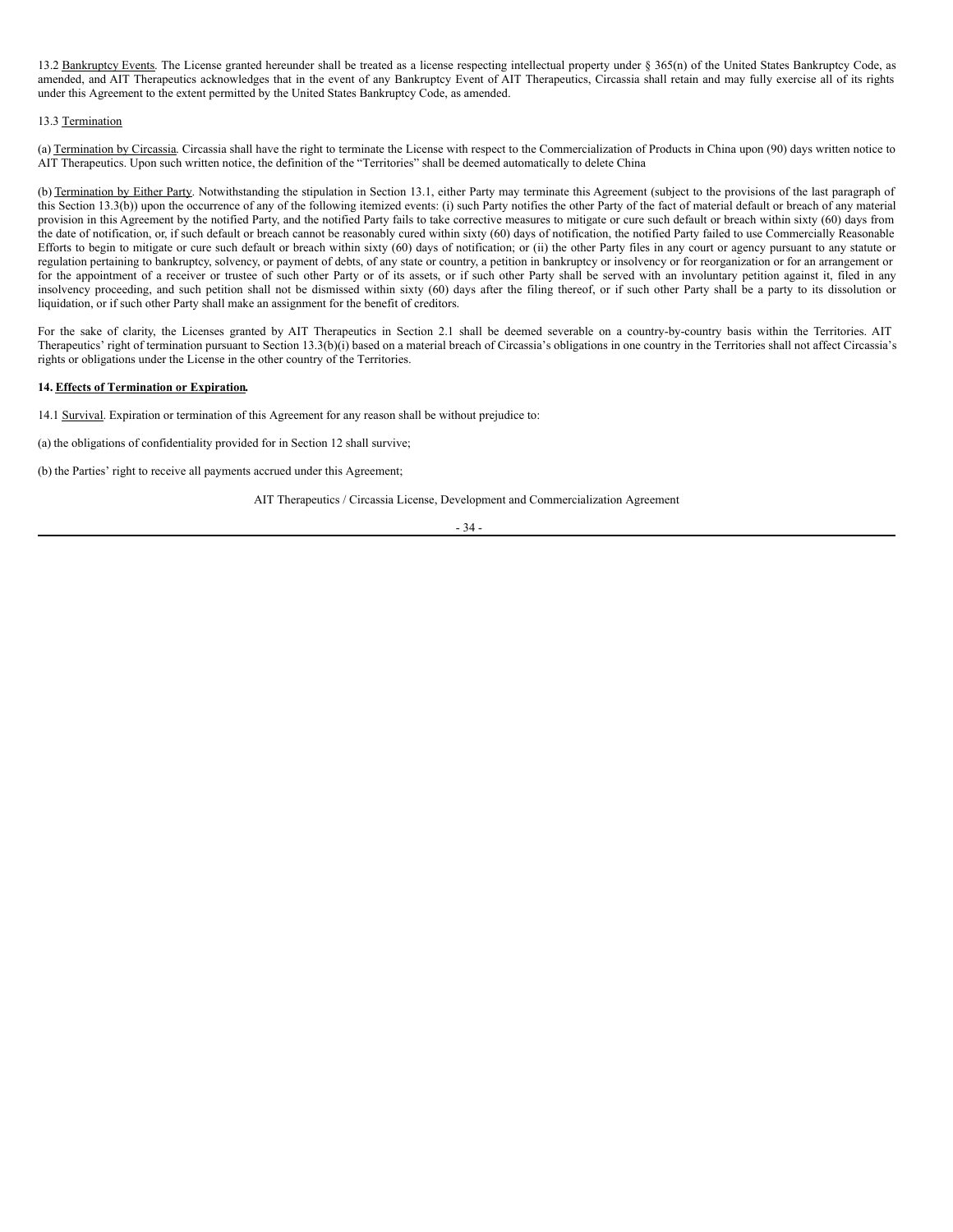13.2 Bankruptcy Events. The License granted hereunder shall be treated as a license respecting intellectual property under § 365(n) of the United States Bankruptcy Code, as amended, and AIT Therapeutics acknowledges that in the event of any Bankruptcy Event of AIT Therapeutics, Circassia shall retain and may fully exercise all of its rights under this Agreement to the extent permitted by the United States Bankruptcy Code, as amended.

13.3 Termination

(a) Termination by Circassia. Circassia shall have the right to terminate the License with respect to the Commercialization of Products in China upon (90) days written notice to AIT Therapeutics. Upon such written notice, the definition of the "Territories" shall be deemed automatically to delete China

(b) Termination by Either Party. Notwithstanding the stipulation in Section 13.1, either Party may terminate this Agreement (subject to the provisions of the last paragraph of this Section 13.3(b)) upon the occurrence of any of the following itemized events: (i) such Party notifies the other Party of the fact of material default or breach of any material provision in this Agreement by the notified Party, and the notified Party fails to take corrective measures to mitigate or cure such default or breach within sixty (60) days from the date of notification, or, if such default or breach cannot be reasonably cured within sixty (60) days of notification, the notified Party failed to use Commercially Reasonable Efforts to begin to mitigate or cure such default or breach within sixty (60) days of notification; or (ii) the other Party files in any court or agency pursuant to any statute or regulation pertaining to bankruptcy, solvency, or payment of debts, of any state or country, a petition in bankruptcy or insolvency or for reorganization or for an arrangement or for the appointment of a receiver or trustee of such other Party or of its assets, or if such other Party shall be served with an involuntary petition against it, filed in any insolvency proceeding, and such petition shall not be dismissed within sixty (60) days after the filing thereof, or if such other Party shall be a party to its dissolution or liquidation, or if such other Party shall make an assignment for the benefit of creditors.

For the sake of clarity, the Licenses granted by AIT Therapeutics in Section 2.1 shall be deemed severable on a country-by-country basis within the Territories. AIT Therapeutics' right of termination pursuant to Section 13.3(b)(i) based on a material breach of Circassia's obligations in one country in the Territories shall not affect Circassia's rights or obligations under the License in the other country of the Territories.

**14. Effects of Termination or Expiration.**

14.1 Survival. Expiration or termination of this Agreement for any reason shall be without prejudice to:

(a) the obligations of confidentiality provided for in Section 12 shall survive;

(b) the Parties' right to receive all payments accrued under this Agreement;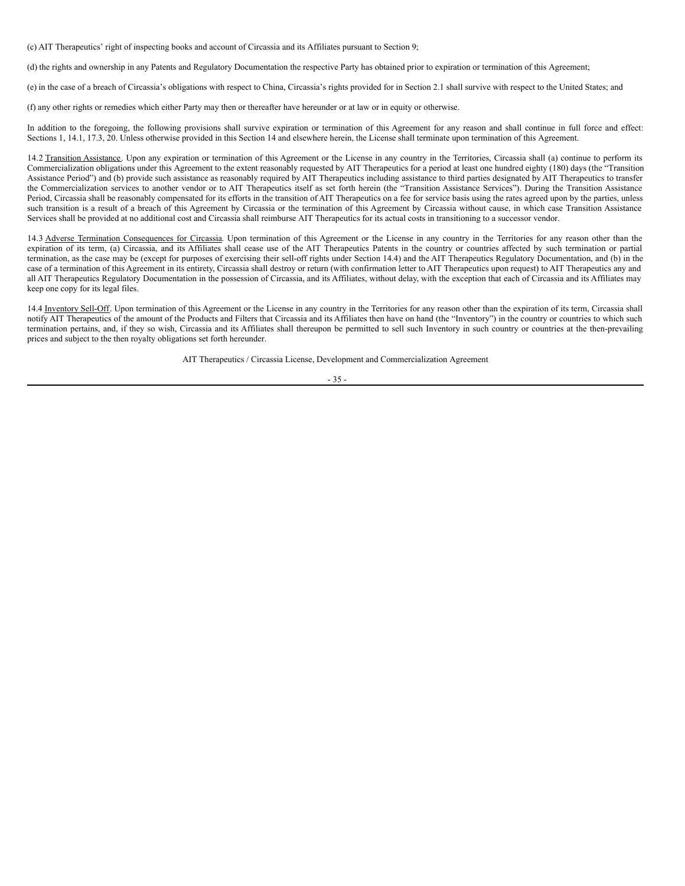(c) AIT Therapeutics' right of inspecting books and account of Circassia and its Affiliates pursuant to Section 9;

(d) the rights and ownership in any Patents and Regulatory Documentation the respective Party has obtained prior to expiration or termination of this Agreement;

(e) in the case of a breach of Circassia's obligations with respect to China, Circassia's rights provided for in Section 2.1 shall survive with respect to the United States; and

(f) any other rights or remedies which either Party may then or thereafter have hereunder or at law or in equity or otherwise.

In addition to the foregoing, the following provisions shall survive expiration or termination of this Agreement for any reason and shall continue in full force and effect: Sections 1, 14.1, 17.3, 20. Unless otherwise provided in this Section 14 and elsewhere herein, the License shall terminate upon termination of this Agreement.

14.2 Transition Assistance. Upon any expiration or termination of this Agreement or the License in any country in the Territories, Circassia shall (a) continue to perform its Commercialization obligations under this Agreement to the extent reasonably requested by AIT Therapeutics for a period at least one hundred eighty (180) days (the "Transition Assistance Period") and (b) provide such assistance as reasonably required by AIT Therapeutics including assistance to third parties designated by AIT Therapeutics to transfer the Commercialization services to another vendor or to AIT Therapeutics itself as set forth herein (the "Transition Assistance Services"). During the Transition Assistance Period, Circassia shall be reasonably compensated for its efforts in the transition of AIT Therapeutics on a fee for service basis using the rates agreed upon by the parties, unless such transition is a result of a breach of this Agreement by Circassia or the termination of this Agreement by Circassia without cause, in which case Transition Assistance Services shall be provided at no additional cost and Circassia shall reimburse AIT Therapeutics for its actual costs in transitioning to a successor vendor.

14.3 Adverse Termination Consequences for Circassia. Upon termination of this Agreement or the License in any country in the Territories for any reason other than the expiration of its term, (a) Circassia, and its Affiliates shall cease use of the AIT Therapeutics Patents in the country or countries affected by such termination or partial termination, as the case may be (except for purposes of exercising their sell-off rights under Section 14.4) and the AIT Therapeutics Regulatory Documentation, and (b) in the case of a termination of this Agreement in its entirety, Circassia shall destroy or return (with confirmation letter to AIT Therapeutics upon request) to AIT Therapeutics any and all AIT Therapeutics Regulatory Documentation in the possession of Circassia, and its Affiliates, without delay, with the exception that each of Circassia and its Affiliates may keep one copy for its legal files.

14.4 Inventory Sell-Off. Upon termination of this Agreement or the License in any country in the Territories for any reason other than the expiration of its term, Circassia shall notify AIT Therapeutics of the amount of the Products and Filters that Circassia and its Affiliates then have on hand (the "Inventory") in the country or countries to which such termination pertains, and, if they so wish, Circassia and its Affiliates shall thereupon be permitted to sell such Inventory in such country or countries at the then-prevailing prices and subject to the then royalty obligations set forth hereunder.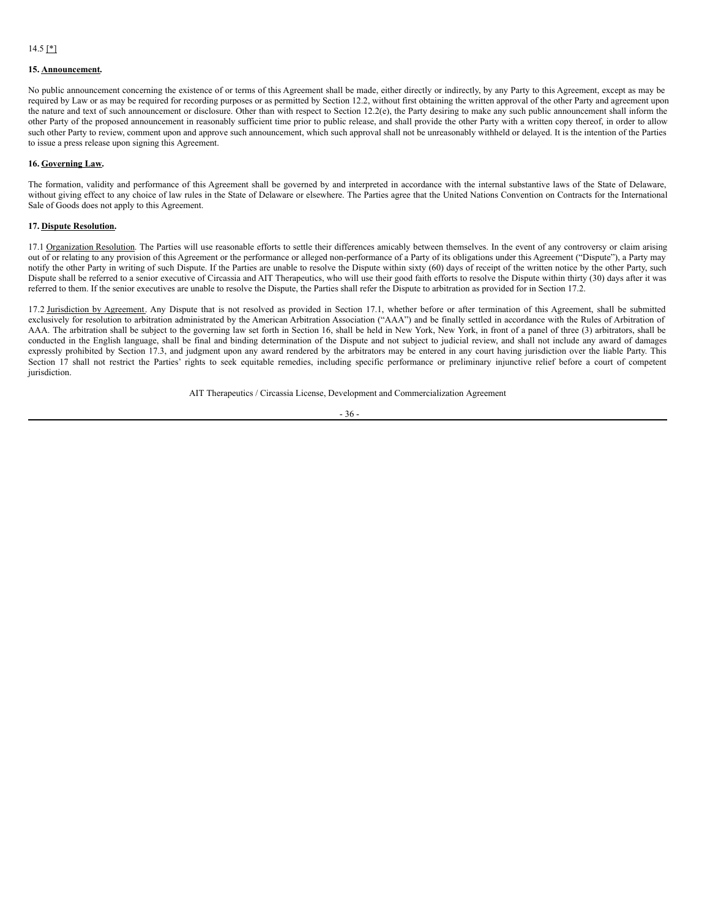14.5 [*]

**15. Announcement.**

No public announcement concerning the existence of or terms of this Agreement shall be made, either directly or indirectly, by any Party to this Agreement, except as may be required by Law or as may be required for recording purposes or as permitted by Section 12.2, without first obtaining the written approval of the other Party and agreement upon the nature and text of such announcement or disclosure. Other than with respect to Section 12.2(e), the Party desiring to make any such public announcement shall inform the other Party of the proposed announcement in reasonably sufficient time prior to public release, and shall provide the other Party with a written copy thereof, in order to allow such other Party to review, comment upon and approve such announcement, which such approval shall not be unreasonably withheld or delayed. It is the intention of the Parties to issue a press release upon signing this Agreement.

**16. Governing Law.**

The formation, validity and performance of this Agreement shall be governed by and interpreted in accordance with the internal substantive laws of the State of Delaware, without giving effect to any choice of law rules in the State of Delaware or elsewhere. The Parties agree that the United Nations Convention on Contracts for the International Sale of Goods does not apply to this Agreement.

**17. Dispute Resolution.**

17.1 Organization Resolution. The Parties will use reasonable efforts to settle their differences amicably between themselves. In the event of any controversy or claim arising out of or relating to any provision of this Agreement or the performance or alleged non-performance of a Party of its obligations under this Agreement ("Dispute"), a Party may notify the other Party in writing of such Dispute. If the Parties are unable to resolve the Dispute within sixty (60) days of receipt of the written notice by the other Party, such Dispute shall be referred to a senior executive of Circassia and AIT Therapeutics, who will use their good faith efforts to resolve the Dispute within thirty (30) days after it was referred to them. If the senior executives are unable to resolve the Dispute, the Parties shall refer the Dispute to arbitration as provided for in Section 17.2.

17.2 Jurisdiction by Agreement. Any Dispute that is not resolved as provided in Section 17.1, whether before or after termination of this Agreement, shall be submitted exclusively for resolution to arbitration administrated by the American Arbitration Association ("AAA") and be finally settled in accordance with the Rules of Arbitration of AAA. The arbitration shall be subject to the governing law set forth in Section 16, shall be held in New York, New York, in front of a panel of three (3) arbitrators, shall be conducted in the English language, shall be final and binding determination of the Dispute and not subject to judicial review, and shall not include any award of damages expressly prohibited by Section 17.3, and judgment upon any award rendered by the arbitrators may be entered in any court having jurisdiction over the liable Party. This Section 17 shall not restrict the Parties' rights to seek equitable remedies, including specific performance or preliminary injunctive relief before a court of competent jurisdiction.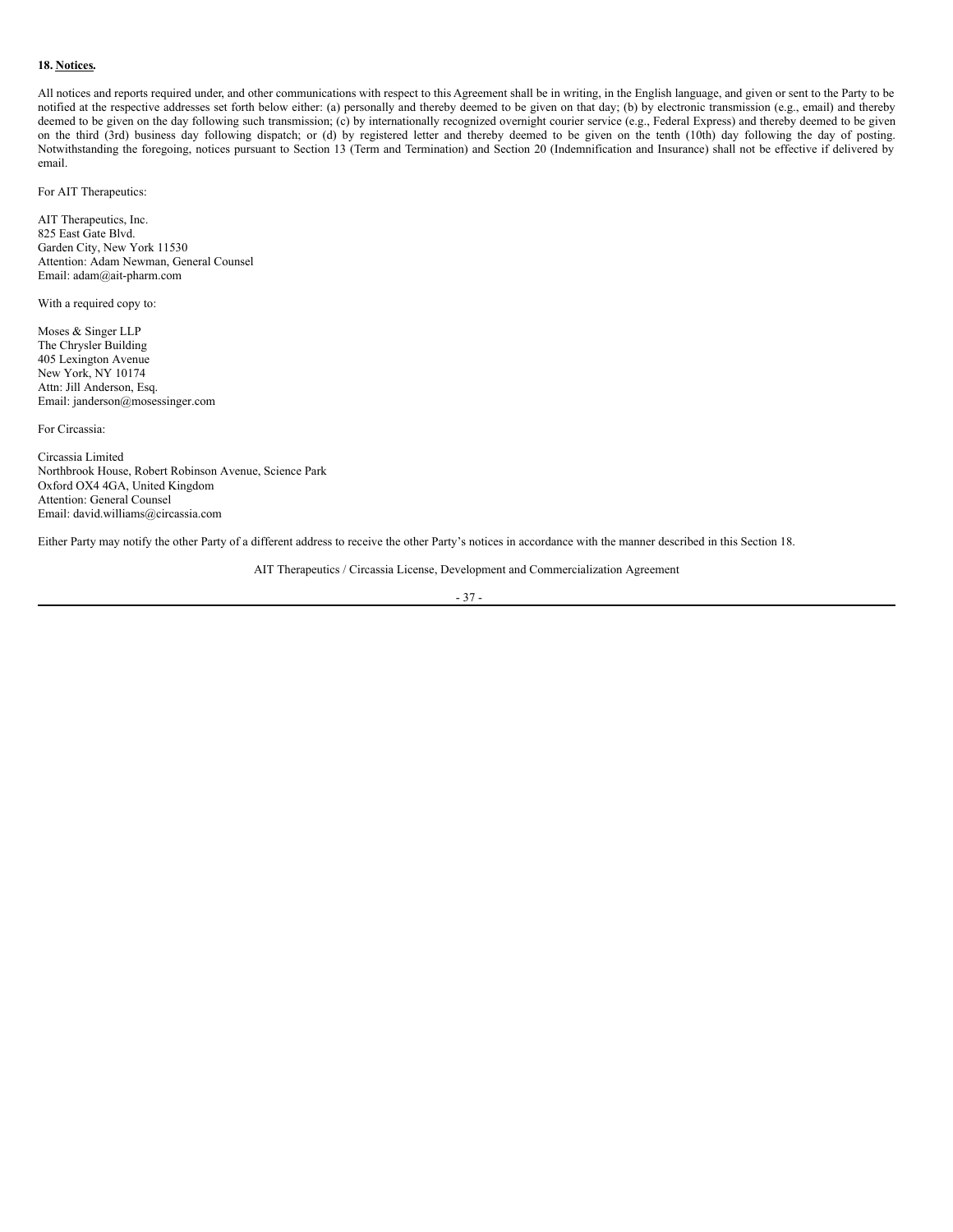**18. Notices.**

All notices and reports required under, and other communications with respect to this Agreement shall be in writing, in the English language, and given or sent to the Party to be notified at the respective addresses set forth below either: (a) personally and thereby deemed to be given on that day; (b) by electronic transmission (e.g., email) and thereby deemed to be given on the day following such transmission; (c) by internationally recognized overnight courier service (e.g., Federal Express) and thereby deemed to be given on the third (3rd) business day following dispatch; or (d) by registered letter and thereby deemed to be given on the tenth (10th) day following the day of posting. Notwithstanding the foregoing, notices pursuant to Section 13 (Term and Termination) and Section 20 (Indemnification and Insurance) shall not be effective if delivered by email.

For AIT Therapeutics:

AIT Therapeutics, Inc.
825 East Gate Blvd.
Garden City, New York 11530
Attention: Adam Newman, General Counsel
Email: adam@ait-pharm.com

With a required copy to:

Moses & Singer LLP
The Chrysler Building
405 Lexington Avenue
New York, NY 10174
Attn: Jill Anderson, Esq.
Email: janderson@mosessinger.com

For Circassia:

Circassia Limited
Northbrook House, Robert Robinson Avenue, Science Park
Oxford OX4 4GA, United Kingdom
Attention: General Counsel
Email: david.williams@circassia.com

Either Party may notify the other Party of a different address to receive the other Party's notices in accordance with the manner described in this Section 18.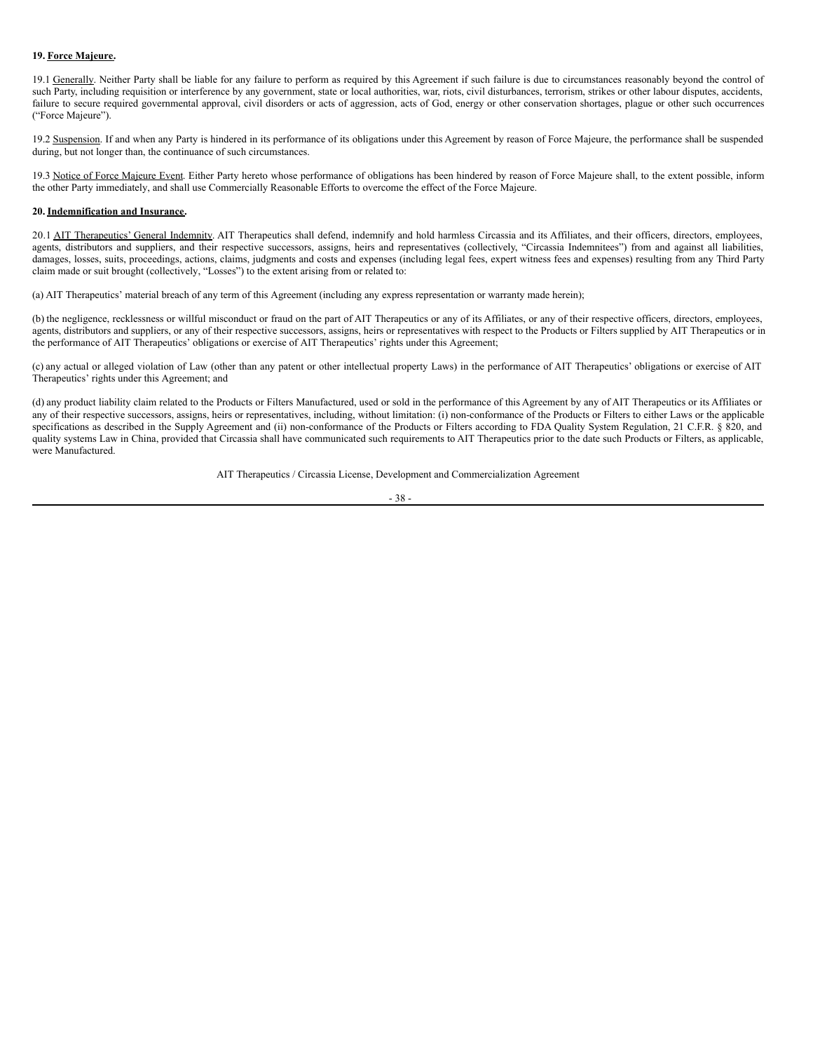**19. Force Majeure.**

19.1 Generally. Neither Party shall be liable for any failure to perform as required by this Agreement if such failure is due to circumstances reasonably beyond the control of such Party, including requisition or interference by any government, state or local authorities, war, riots, civil disturbances, terrorism, strikes or other labour disputes, accidents, failure to secure required governmental approval, civil disorders or acts of aggression, acts of God, energy or other conservation shortages, plague or other such occurrences ("Force Majeure").

19.2 Suspension. If and when any Party is hindered in its performance of its obligations under this Agreement by reason of Force Majeure, the performance shall be suspended during, but not longer than, the continuance of such circumstances.

19.3 Notice of Force Majeure Event. Either Party hereto whose performance of obligations has been hindered by reason of Force Majeure shall, to the extent possible, inform the other Party immediately, and shall use Commercially Reasonable Efforts to overcome the effect of the Force Majeure.

**20. Indemnification and Insurance.**

20.1 AIT Therapeutics' General Indemnity. AIT Therapeutics shall defend, indemnify and hold harmless Circassia and its Affiliates, and their officers, directors, employees, agents, distributors and suppliers, and their respective successors, assigns, heirs and representatives (collectively, "Circassia Indemnitees") from and against all liabilities, damages, losses, suits, proceedings, actions, claims, judgments and costs and expenses (including legal fees, expert witness fees and expenses) resulting from any Third Party claim made or suit brought (collectively, "Losses") to the extent arising from or related to:

(a) AIT Therapeutics' material breach of any term of this Agreement (including any express representation or warranty made herein);

(b) the negligence, recklessness or willful misconduct or fraud on the part of AIT Therapeutics or any of its Affiliates, or any of their respective officers, directors, employees, agents, distributors and suppliers, or any of their respective successors, assigns, heirs or representatives with respect to the Products or Filters supplied by AIT Therapeutics or in the performance of AIT Therapeutics' obligations or exercise of AIT Therapeutics' rights under this Agreement;

(c) any actual or alleged violation of Law (other than any patent or other intellectual property Laws) in the performance of AIT Therapeutics' obligations or exercise of AIT Therapeutics' rights under this Agreement; and

(d) any product liability claim related to the Products or Filters Manufactured, used or sold in the performance of this Agreement by any of AIT Therapeutics or its Affiliates or any of their respective successors, assigns, heirs or representatives, including, without limitation: (i) non-conformance of the Products or Filters to either Laws or the applicable specifications as described in the Supply Agreement and (ii) non-conformance of the Products or Filters according to FDA Quality System Regulation, 21 C.F.R. § 820, and quality systems Law in China, provided that Circassia shall have communicated such requirements to AIT Therapeutics prior to the date such Products or Filters, as applicable, were Manufactured.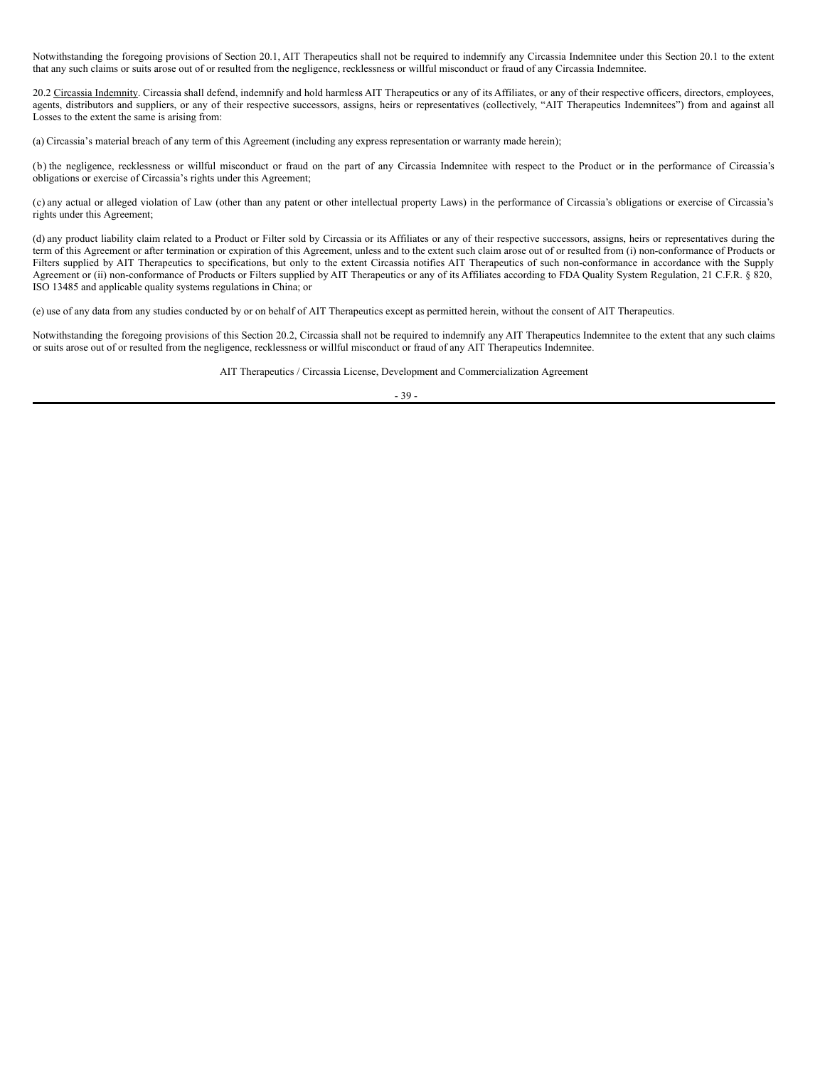Notwithstanding the foregoing provisions of Section 20.1, AIT Therapeutics shall not be required to indemnify any Circassia Indemnitee under this Section 20.1 to the extent that any such claims or suits arose out of or resulted from the negligence, recklessness or willful misconduct or fraud of any Circassia Indemnitee.

20.2 Circassia Indemnity. Circassia shall defend, indemnify and hold harmless AIT Therapeutics or any of its Affiliates, or any of their respective officers, directors, employees, agents, distributors and suppliers, or any of their respective successors, assigns, heirs or representatives (collectively, "AIT Therapeutics Indemnitees") from and against all Losses to the extent the same is arising from:

(a) Circassia's material breach of any term of this Agreement (including any express representation or warranty made herein);

(b) the negligence, recklessness or willful misconduct or fraud on the part of any Circassia Indemnitee with respect to the Product or in the performance of Circassia's obligations or exercise of Circassia's rights under this Agreement;

(c) any actual or alleged violation of Law (other than any patent or other intellectual property Laws) in the performance of Circassia's obligations or exercise of Circassia's rights under this Agreement;

(d) any product liability claim related to a Product or Filter sold by Circassia or its Affiliates or any of their respective successors, assigns, heirs or representatives during the term of this Agreement or after termination or expiration of this Agreement, unless and to the extent such claim arose out of or resulted from (i) non-conformance of Products or Filters supplied by AIT Therapeutics to specifications, but only to the extent Circassia notifies AIT Therapeutics of such non-conformance in accordance with the Supply Agreement or (ii) non-conformance of Products or Filters supplied by AIT Therapeutics or any of its Affiliates according to FDA Quality System Regulation, 21 C.F.R. § 820, ISO 13485 and applicable quality systems regulations in China; or

(e) use of any data from any studies conducted by or on behalf of AIT Therapeutics except as permitted herein, without the consent of AIT Therapeutics.

Notwithstanding the foregoing provisions of this Section 20.2, Circassia shall not be required to indemnify any AIT Therapeutics Indemnitee to the extent that any such claims or suits arose out of or resulted from the negligence, recklessness or willful misconduct or fraud of any AIT Therapeutics Indemnitee.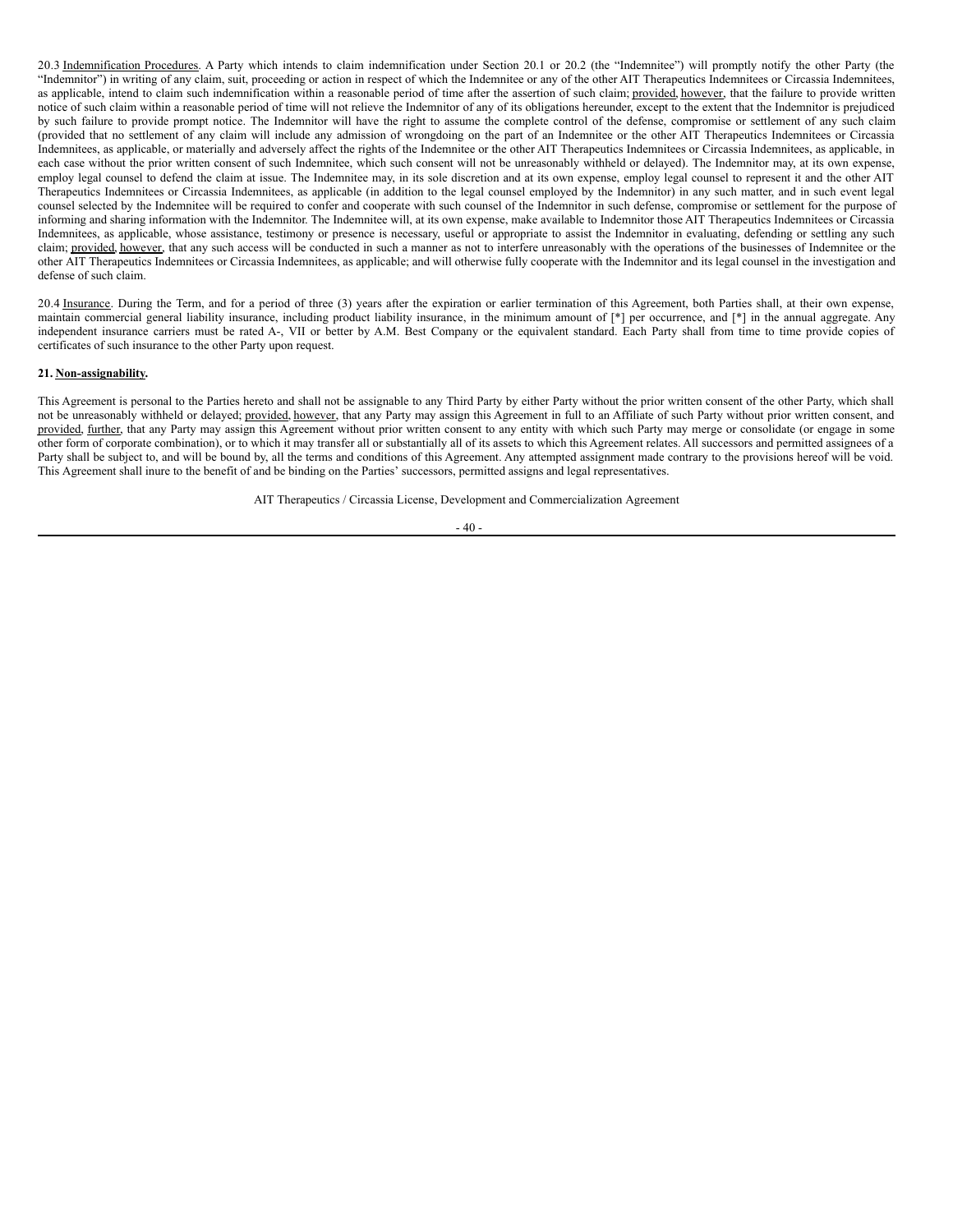20.3 Indemnification Procedures. A Party which intends to claim indemnification under Section 20.1 or 20.2 (the "Indemnitee") will promptly notify the other Party (the "Indemnitor") in writing of any claim, suit, proceeding or action in respect of which the Indemnitee or any of the other AIT Therapeutics Indemnitees or Circassia Indemnitees, as applicable, intend to claim such indemnification within a reasonable period of time after the assertion of such claim; provided, however, that the failure to provide written notice of such claim within a reasonable period of time will not relieve the Indemnitor of any of its obligations hereunder, except to the extent that the Indemnitor is prejudiced by such failure to provide prompt notice. The Indemnitor will have the right to assume the complete control of the defense, compromise or settlement of any such claim (provided that no settlement of any claim will include any admission of wrongdoing on the part of an Indemnitee or the other AIT Therapeutics Indemnitees or Circassia Indemnitees, as applicable, or materially and adversely affect the rights of the Indemnitee or the other AIT Therapeutics Indemnitees or Circassia Indemnitees, as applicable, in each case without the prior written consent of such Indemnitee, which such consent will not be unreasonably withheld or delayed). The Indemnitor may, at its own expense, employ legal counsel to defend the claim at issue. The Indemnitee may, in its sole discretion and at its own expense, employ legal counsel to represent it and the other AIT Therapeutics Indemnitees or Circassia Indemnitees, as applicable (in addition to the legal counsel employed by the Indemnitor) in any such matter, and in such event legal counsel selected by the Indemnitee will be required to confer and cooperate with such counsel of the Indemnitor in such defense, compromise or settlement for the purpose of informing and sharing information with the Indemnitor. The Indemnitee will, at its own expense, make available to Indemnitor those AIT Therapeutics Indemnitees or Circassia Indemnitees, as applicable, whose assistance, testimony or presence is necessary, useful or appropriate to assist the Indemnitor in evaluating, defending or settling any such claim; provided, however, that any such access will be conducted in such a manner as not to interfere unreasonably with the operations of the businesses of Indemnitee or the other AIT Therapeutics Indemnitees or Circassia Indemnitees, as applicable; and will otherwise fully cooperate with the Indemnitor and its legal counsel in the investigation and defense of such claim.

20.4 Insurance. During the Term, and for a period of three (3) years after the expiration or earlier termination of this Agreement, both Parties shall, at their own expense, maintain commercial general liability insurance, including product liability insurance, in the minimum amount of [*] per occurrence, and [*] in the annual aggregate. Any independent insurance carriers must be rated A-, VII or better by A.M. Best Company or the equivalent standard. Each Party shall from time to time provide copies of certificates of such insurance to the other Party upon request.

**21. Non-assignability.**

This Agreement is personal to the Parties hereto and shall not be assignable to any Third Party by either Party without the prior written consent of the other Party, which shall not be unreasonably withheld or delayed; provided, however, that any Party may assign this Agreement in full to an Affiliate of such Party without prior written consent, and provided, further, that any Party may assign this Agreement without prior written consent to any entity with which such Party may merge or consolidate (or engage in some other form of corporate combination), or to which it may transfer all or substantially all of its assets to which this Agreement relates. All successors and permitted assignees of a Party shall be subject to, and will be bound by, all the terms and conditions of this Agreement. Any attempted assignment made contrary to the provisions hereof will be void. This Agreement shall inure to the benefit of and be binding on the Parties' successors, permitted assigns and legal representatives.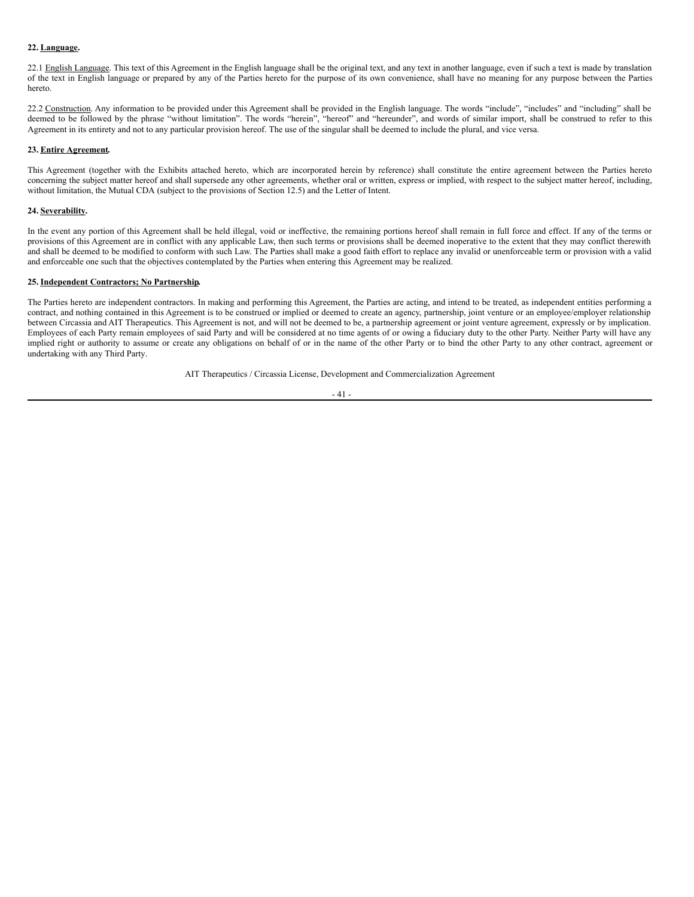**22. Language.**

22.1 English Language. This text of this Agreement in the English language shall be the original text, and any text in another language, even if such a text is made by translation of the text in English language or prepared by any of the Parties hereto for the purpose of its own convenience, shall have no meaning for any purpose between the Parties hereto.

22.2 Construction. Any information to be provided under this Agreement shall be provided in the English language. The words "include", "includes" and "including" shall be deemed to be followed by the phrase "without limitation". The words "herein", "hereof" and "hereunder", and words of similar import, shall be construed to refer to this Agreement in its entirety and not to any particular provision hereof. The use of the singular shall be deemed to include the plural, and vice versa.

**23. Entire Agreement.**

This Agreement (together with the Exhibits attached hereto, which are incorporated herein by reference) shall constitute the entire agreement between the Parties hereto concerning the subject matter hereof and shall supersede any other agreements, whether oral or written, express or implied, with respect to the subject matter hereof, including, without limitation, the Mutual CDA (subject to the provisions of Section 12.5) and the Letter of Intent.

**24. Severability.**

In the event any portion of this Agreement shall be held illegal, void or ineffective, the remaining portions hereof shall remain in full force and effect. If any of the terms or provisions of this Agreement are in conflict with any applicable Law, then such terms or provisions shall be deemed inoperative to the extent that they may conflict therewith and shall be deemed to be modified to conform with such Law. The Parties shall make a good faith effort to replace any invalid or unenforceable term or provision with a valid and enforceable one such that the objectives contemplated by the Parties when entering this Agreement may be realized.

**25. Independent Contractors; No Partnership.**

The Parties hereto are independent contractors. In making and performing this Agreement, the Parties are acting, and intend to be treated, as independent entities performing a contract, and nothing contained in this Agreement is to be construed or implied or deemed to create an agency, partnership, joint venture or an employee/employer relationship between Circassia and AIT Therapeutics. This Agreement is not, and will not be deemed to be, a partnership agreement or joint venture agreement, expressly or by implication. Employees of each Party remain employees of said Party and will be considered at no time agents of or owing a fiduciary duty to the other Party. Neither Party will have any implied right or authority to assume or create any obligations on behalf of or in the name of the other Party or to bind the other Party to any other contract, agreement or undertaking with any Third Party.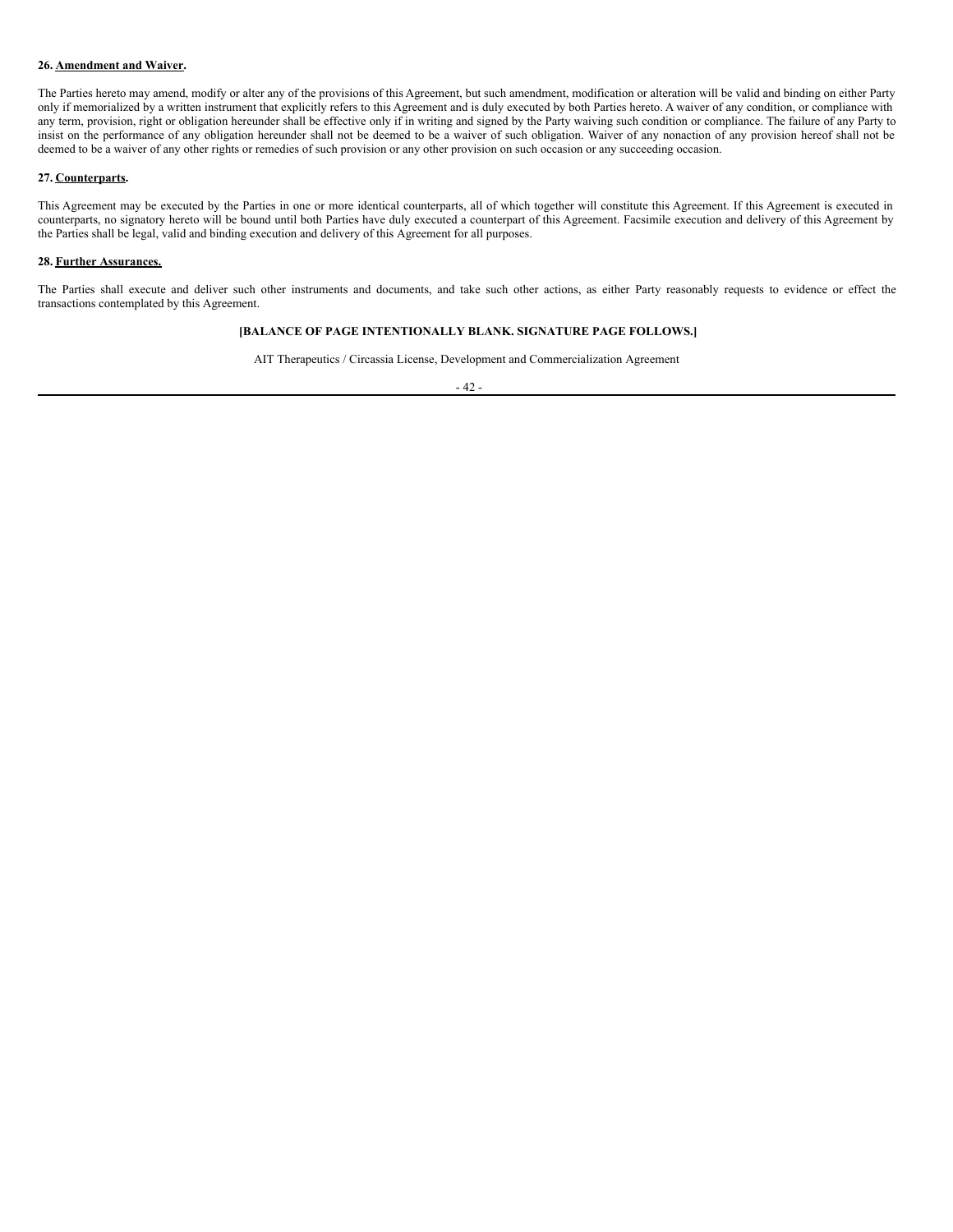**26. Amendment and Waiver.**

The Parties hereto may amend, modify or alter any of the provisions of this Agreement, but such amendment, modification or alteration will be valid and binding on either Party only if memorialized by a written instrument that explicitly refers to this Agreement and is duly executed by both Parties hereto. A waiver of any condition, or compliance with any term, provision, right or obligation hereunder shall be effective only if in writing and signed by the Party waiving such condition or compliance. The failure of any Party to insist on the performance of any obligation hereunder shall not be deemed to be a waiver of such obligation. Waiver of any nonaction of any provision hereof shall not be deemed to be a waiver of any other rights or remedies of such provision or any other provision on such occasion or any succeeding occasion.

**27. Counterparts.**

This Agreement may be executed by the Parties in one or more identical counterparts, all of which together will constitute this Agreement. If this Agreement is executed in counterparts, no signatory hereto will be bound until both Parties have duly executed a counterpart of this Agreement. Facsimile execution and delivery of this Agreement by the Parties shall be legal, valid and binding execution and delivery of this Agreement for all purposes.

**28. Further Assurances.**

The Parties shall execute and deliver such other instruments and documents, and take such other actions, as either Party reasonably requests to evidence or effect the transactions contemplated by this Agreement.

**[BALANCE OF PAGE INTENTIONALLY BLANK. SIGNATURE PAGE FOLLOWS.]**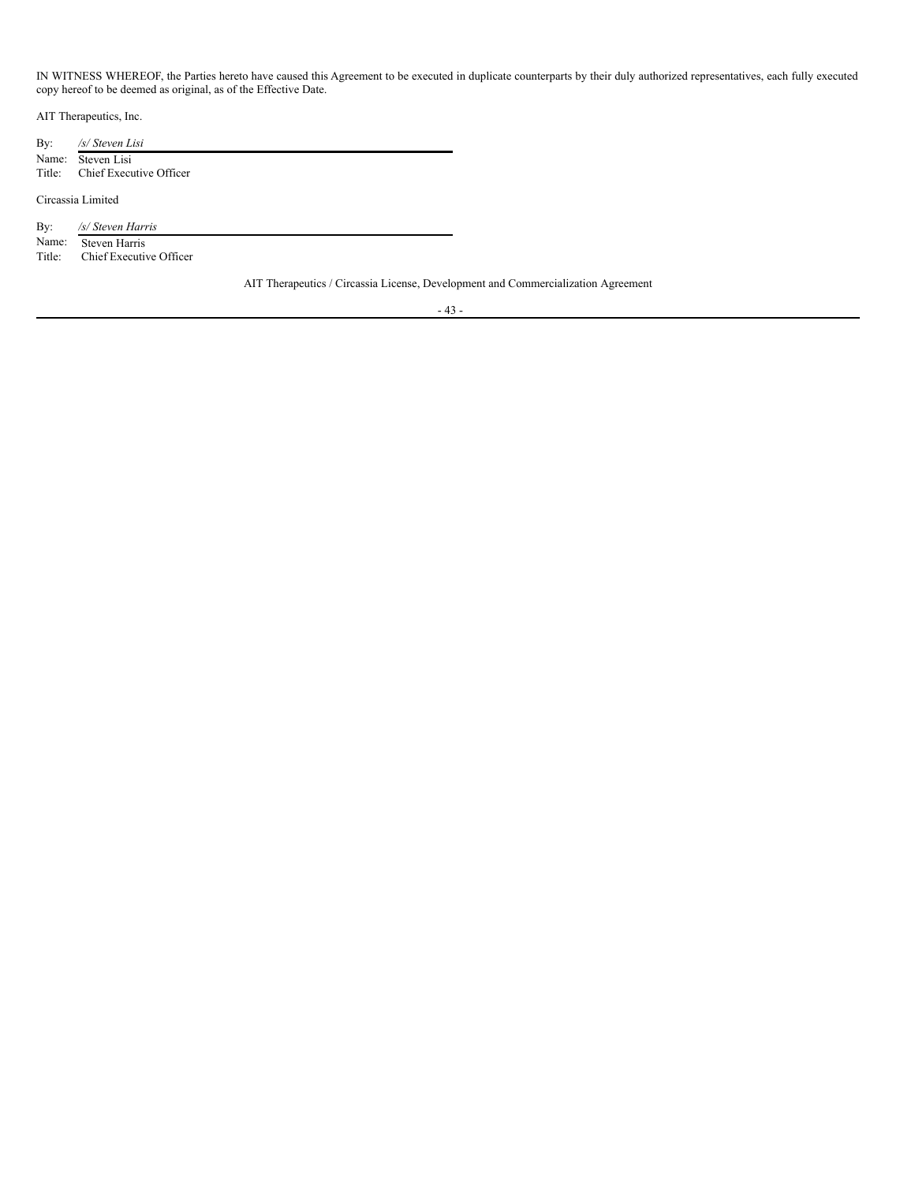IN WITNESS WHEREOF, the Parties hereto have caused this Agreement to be executed in duplicate counterparts by their duly authorized representatives, each fully executed copy hereof to be deemed as original, as of the Effective Date.

AIT Therapeutics, Inc.

By: */s/ Steven Lisi*
Name: Steven Lisi
Title: Chief Executive Officer

Circassia Limited

By: */s/ Steven Harris*
Name: Steven Harris
Title: Chief Executive Officer

AIT Therapeutics / Circassia License, Development and Commercialization Agreement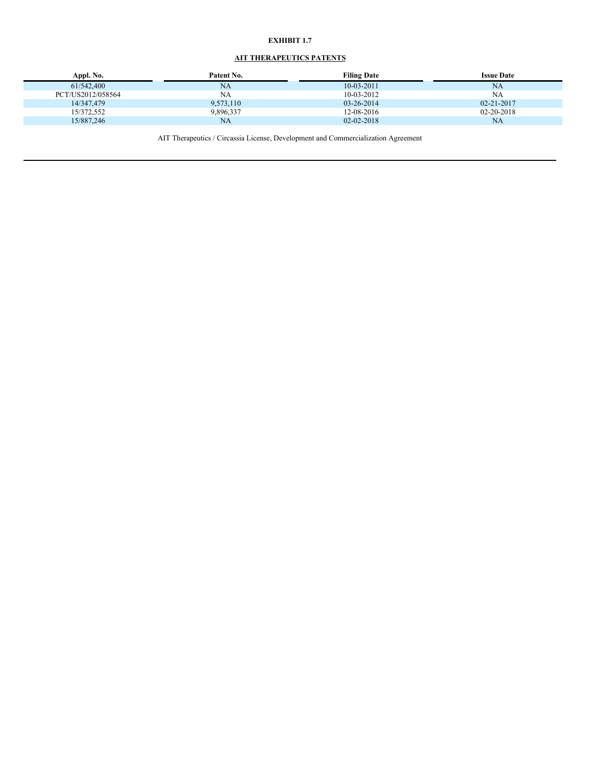**EXHIBIT 1.7**

**AIT THERAPEUTICS PATENTS**

| Appl. No. | Patent No. | Filing Date | Issue Date |
|---|---|---|---|
| 61/542,400 | NA | 10-03-2011 | NA |
| PCT/US2012/058564 | NA | 10-03-2012 | NA |
| 14/347,479 | 9,573,110 | 03-26-2014 | 02-21-2017 |
| 15/372,552 | 9,896,337 | 12-08-2016 | 02-20-2018 |
| 15/887,246 | NA | 02-02-2018 | NA |

AIT Therapeutics / Circassia License, Development and Commercialization Agreement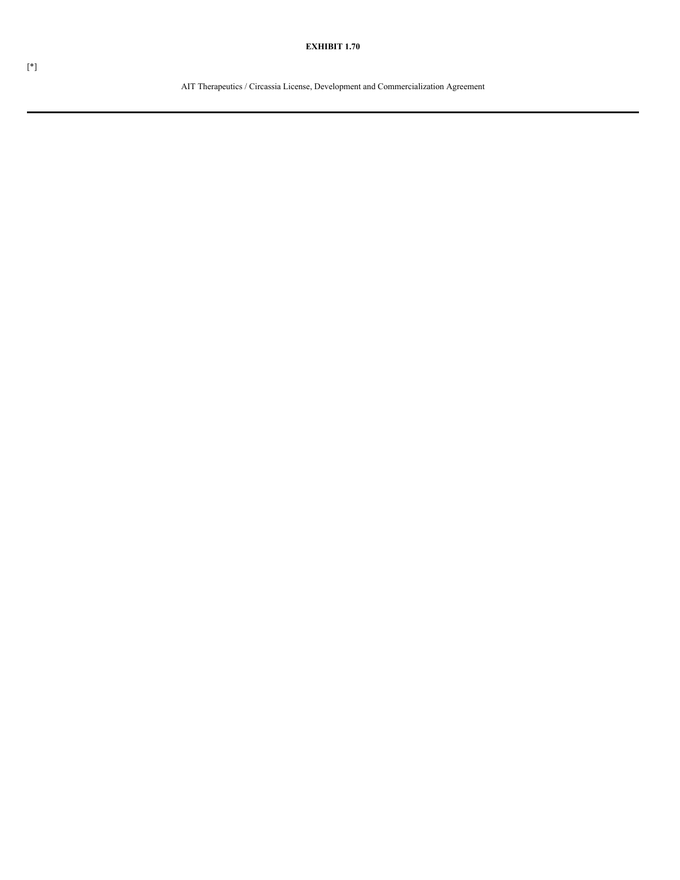**EXHIBIT 1.70**

[*]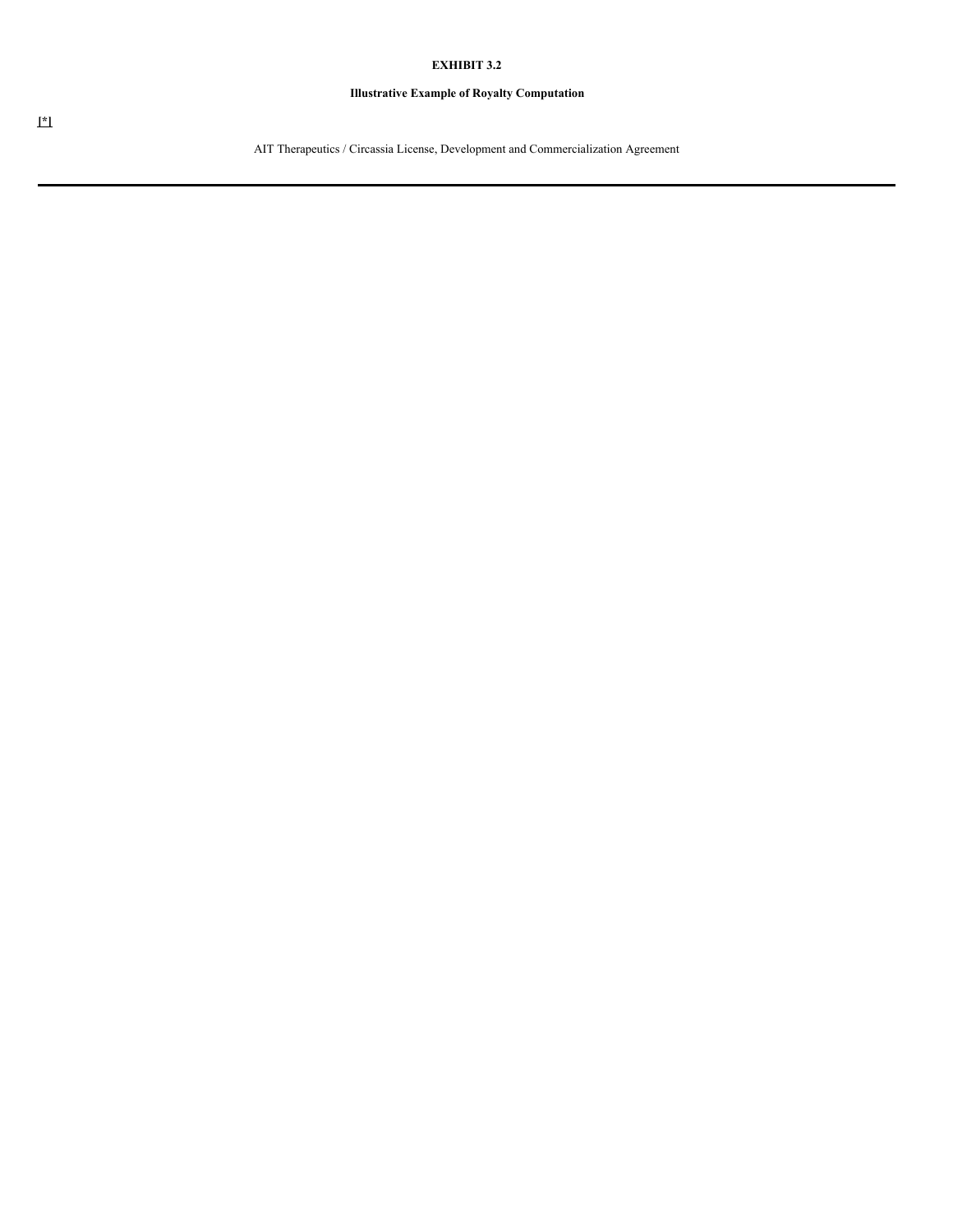**EXHIBIT 3.2**

**Illustrative Example of Royalty Computation**

[*]

AIT Therapeutics / Circassia License, Development and Commercialization Agreement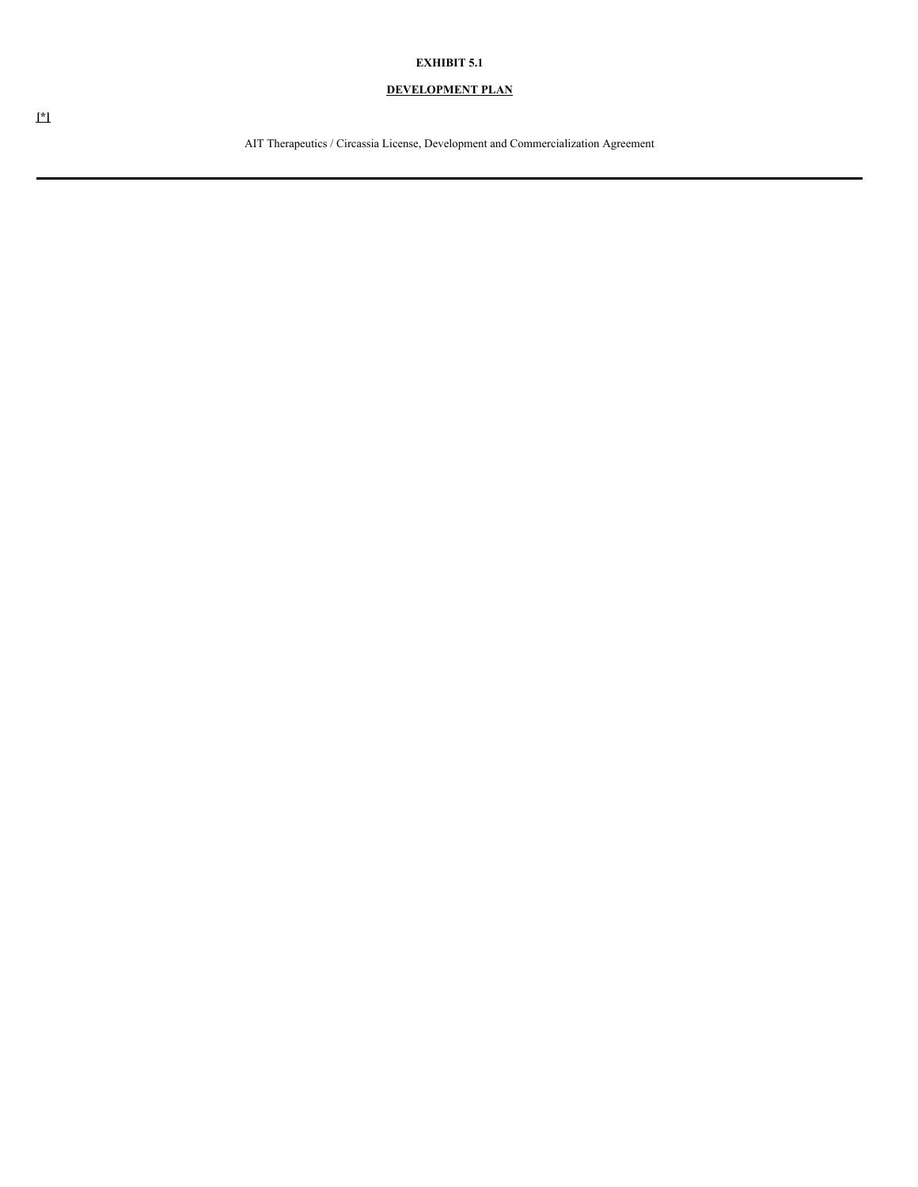**EXHIBIT 5.1**

**DEVELOPMENT PLAN**

[*]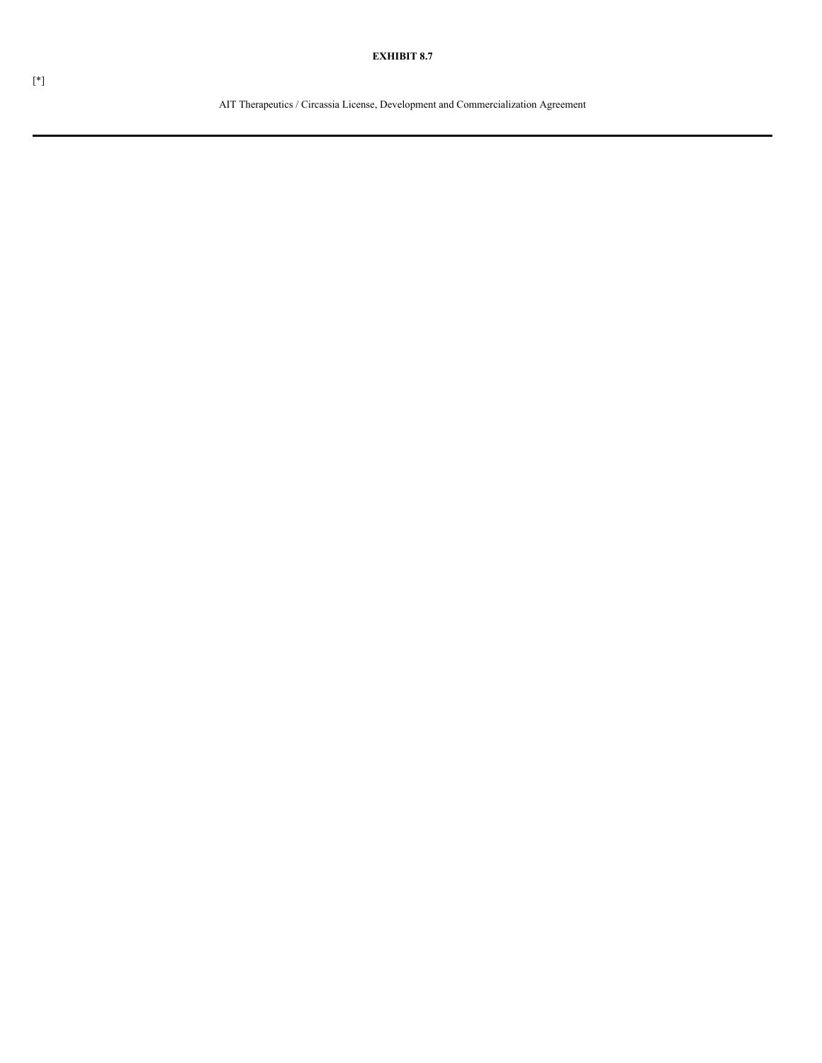**EXHIBIT 8.7**

[*]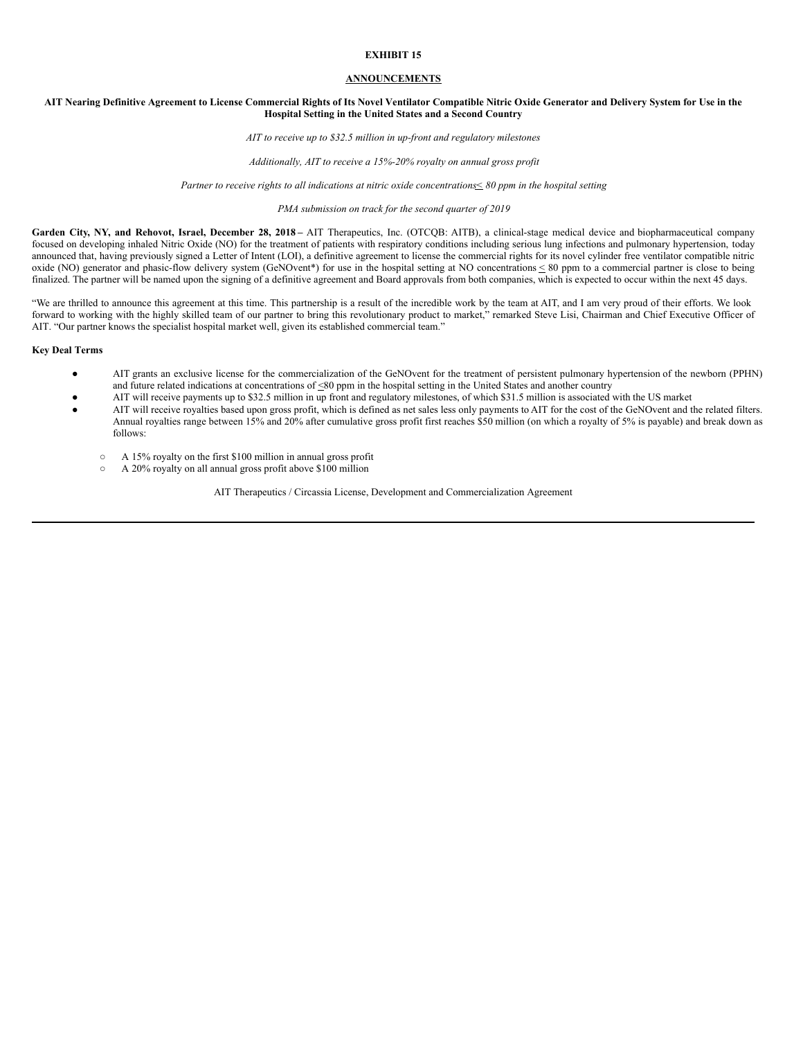**EXHIBIT 15**

**ANNOUNCEMENTS**

**AIT Nearing Definitive Agreement to License Commercial Rights of Its Novel Ventilator Compatible Nitric Oxide Generator and Delivery System for Use in the Hospital Setting in the United States and a Second Country**

*AIT to receive up to $32.5 million in up-front and regulatory milestones*

*Additionally, AIT to receive a 15%-20% royalty on annual gross profit*

*Partner to receive rights to all indications at nitric oxide concentrations≤ 80 ppm in the hospital setting*

*PMA submission on track for the second quarter of 2019*

**Garden City, NY, and Rehovot, Israel, December 28, 2018 –** AIT Therapeutics, Inc. (OTCQB: AITB), a clinical-stage medical device and biopharmaceutical company focused on developing inhaled Nitric Oxide (NO) for the treatment of patients with respiratory conditions including serious lung infections and pulmonary hypertension, today announced that, having previously signed a Letter of Intent (LOI), a definitive agreement to license the commercial rights for its novel cylinder free ventilator compatible nitric oxide (NO) generator and phasic-flow delivery system (GeNOvent*) for use in the hospital setting at NO concentrations ≤ 80 ppm to a commercial partner is close to being finalized. The partner will be named upon the signing of a definitive agreement and Board approvals from both companies, which is expected to occur within the next 45 days.

"We are thrilled to announce this agreement at this time. This partnership is a result of the incredible work by the team at AIT, and I am very proud of their efforts. We look forward to working with the highly skilled team of our partner to bring this revolutionary product to market," remarked Steve Lisi, Chairman and Chief Executive Officer of AIT. "Our partner knows the specialist hospital market well, given its established commercial team."

**Key Deal Terms**

- AIT grants an exclusive license for the commercialization of the GeNOvent for the treatment of persistent pulmonary hypertension of the newborn (PPHN) and future related indications at concentrations of ≤80 ppm in the hospital setting in the United States and another country
- AIT will receive payments up to $32.5 million in up front and regulatory milestones, of which $31.5 million is associated with the US market
- AIT will receive royalties based upon gross profit, which is defined as net sales less only payments to AIT for the cost of the GeNOvent and the related filters. Annual royalties range between 15% and 20% after cumulative gross profit first reaches $50 million (on which a royalty of 5% is payable) and break down as follows:
  - A 15% royalty on the first $100 million in annual gross profit
  - A 20% royalty on all annual gross profit above $100 million

AIT Therapeutics / Circassia License, Development and Commercialization Agreement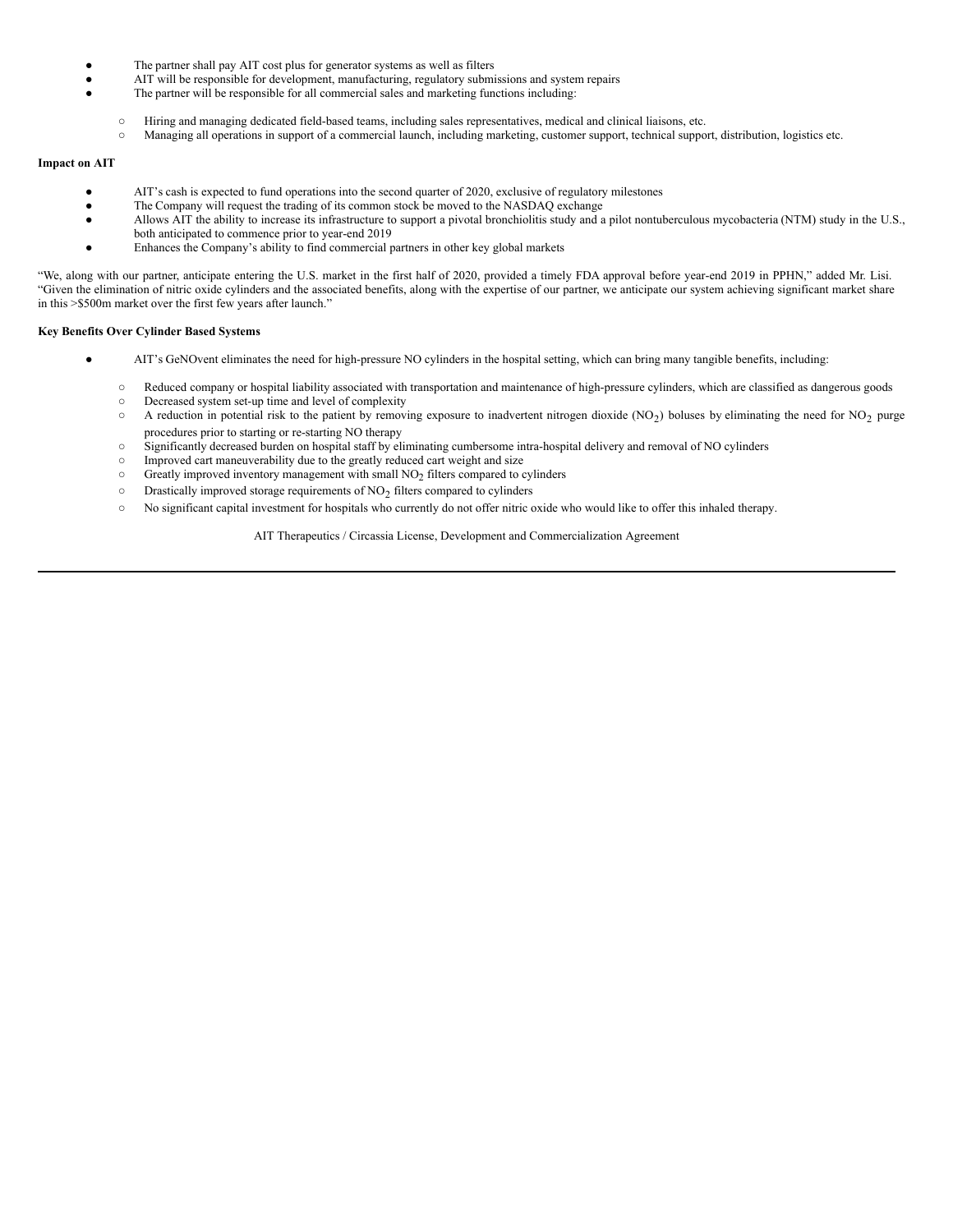- The partner shall pay AIT cost plus for generator systems as well as filters
- AIT will be responsible for development, manufacturing, regulatory submissions and system repairs
- The partner will be responsible for all commercial sales and marketing functions including:
  - Hiring and managing dedicated field-based teams, including sales representatives, medical and clinical liaisons, etc.
  - Managing all operations in support of a commercial launch, including marketing, customer support, technical support, distribution, logistics etc.

**Impact on AIT**

- AIT's cash is expected to fund operations into the second quarter of 2020, exclusive of regulatory milestones
- The Company will request the trading of its common stock be moved to the NASDAQ exchange
- Allows AIT the ability to increase its infrastructure to support a pivotal bronchiolitis study and a pilot nontuberculous mycobacteria (NTM) study in the U.S., both anticipated to commence prior to year-end 2019
- Enhances the Company's ability to find commercial partners in other key global markets

"We, along with our partner, anticipate entering the U.S. market in the first half of 2020, provided a timely FDA approval before year-end 2019 in PPHN," added Mr. Lisi. "Given the elimination of nitric oxide cylinders and the associated benefits, along with the expertise of our partner, we anticipate our system achieving significant market share in this >$500m market over the first few years after launch."

**Key Benefits Over Cylinder Based Systems**

- AIT's GeNOvent eliminates the need for high-pressure NO cylinders in the hospital setting, which can bring many tangible benefits, including:
  - Reduced company or hospital liability associated with transportation and maintenance of high-pressure cylinders, which are classified as dangerous goods
  - Decreased system set-up time and level of complexity
  - A reduction in potential risk to the patient by removing exposure to inadvertent nitrogen dioxide ($NO_2$) boluses by eliminating the need for $NO_2$ purge procedures prior to starting or re-starting NO therapy
  - Significantly decreased burden on hospital staff by eliminating cumbersome intra-hospital delivery and removal of NO cylinders
  - Improved cart maneuverability due to the greatly reduced cart weight and size
  - Greatly improved inventory management with small $NO_2$ filters compared to cylinders
  - Drastically improved storage requirements of $NO_2$ filters compared to cylinders
  - No significant capital investment for hospitals who currently do not offer nitric oxide who would like to offer this inhaled therapy.

AIT Therapeutics / Circassia License, Development and Commercialization Agreement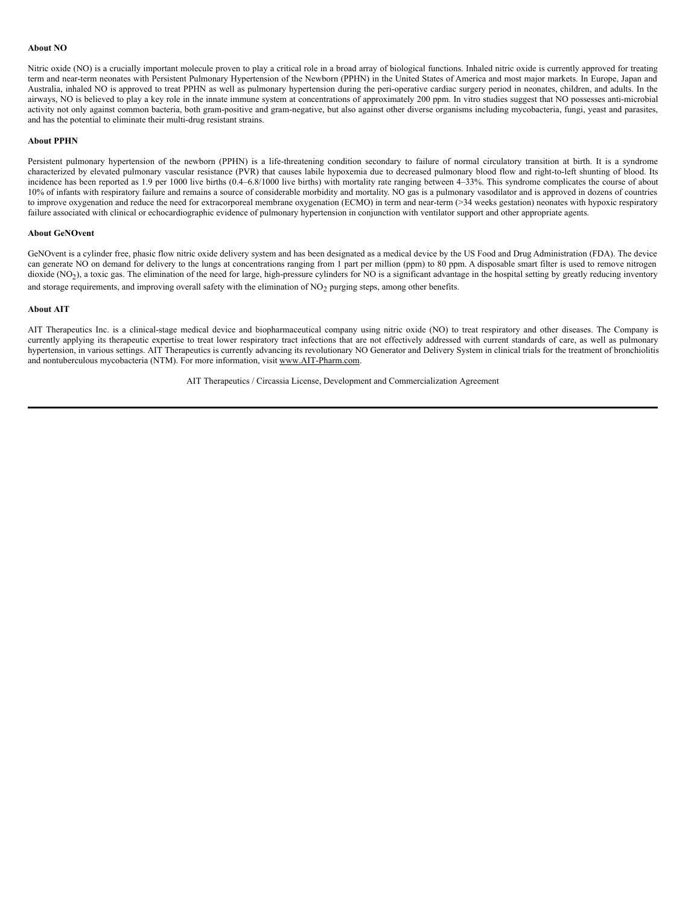**About NO**

Nitric oxide (NO) is a crucially important molecule proven to play a critical role in a broad array of biological functions. Inhaled nitric oxide is currently approved for treating term and near-term neonates with Persistent Pulmonary Hypertension of the Newborn (PPHN) in the United States of America and most major markets. In Europe, Japan and Australia, inhaled NO is approved to treat PPHN as well as pulmonary hypertension during the peri-operative cardiac surgery period in neonates, children, and adults. In the airways, NO is believed to play a key role in the innate immune system at concentrations of approximately 200 ppm. In vitro studies suggest that NO possesses anti-microbial activity not only against common bacteria, both gram-positive and gram-negative, but also against other diverse organisms including mycobacteria, fungi, yeast and parasites, and has the potential to eliminate their multi-drug resistant strains.

**About PPHN**

Persistent pulmonary hypertension of the newborn (PPHN) is a life-threatening condition secondary to failure of normal circulatory transition at birth. It is a syndrome characterized by elevated pulmonary vascular resistance (PVR) that causes labile hypoxemia due to decreased pulmonary blood flow and right-to-left shunting of blood. Its incidence has been reported as 1.9 per 1000 live births (0.4–6.8/1000 live births) with mortality rate ranging between 4–33%. This syndrome complicates the course of about 10% of infants with respiratory failure and remains a source of considerable morbidity and mortality. NO gas is a pulmonary vasodilator and is approved in dozens of countries to improve oxygenation and reduce the need for extracorporeal membrane oxygenation (ECMO) in term and near-term (>34 weeks gestation) neonates with hypoxic respiratory failure associated with clinical or echocardiographic evidence of pulmonary hypertension in conjunction with ventilator support and other appropriate agents.

**About GeNOvent**

GeNOvent is a cylinder free, phasic flow nitric oxide delivery system and has been designated as a medical device by the US Food and Drug Administration (FDA). The device can generate NO on demand for delivery to the lungs at concentrations ranging from 1 part per million (ppm) to 80 ppm. A disposable smart filter is used to remove nitrogen dioxide ($NO_2$), a toxic gas. The elimination of the need for large, high-pressure cylinders for NO is a significant advantage in the hospital setting by greatly reducing inventory and storage requirements, and improving overall safety with the elimination of $NO_2$ purging steps, among other benefits.

**About AIT**

AIT Therapeutics Inc. is a clinical-stage medical device and biopharmaceutical company using nitric oxide (NO) to treat respiratory and other diseases. The Company is currently applying its therapeutic expertise to treat lower respiratory tract infections that are not effectively addressed with current standards of care, as well as pulmonary hypertension, in various settings. AIT Therapeutics is currently advancing its revolutionary NO Generator and Delivery System in clinical trials for the treatment of bronchiolitis and nontuberculous mycobacteria (NTM). For more information, visit www.AIT-Pharm.com.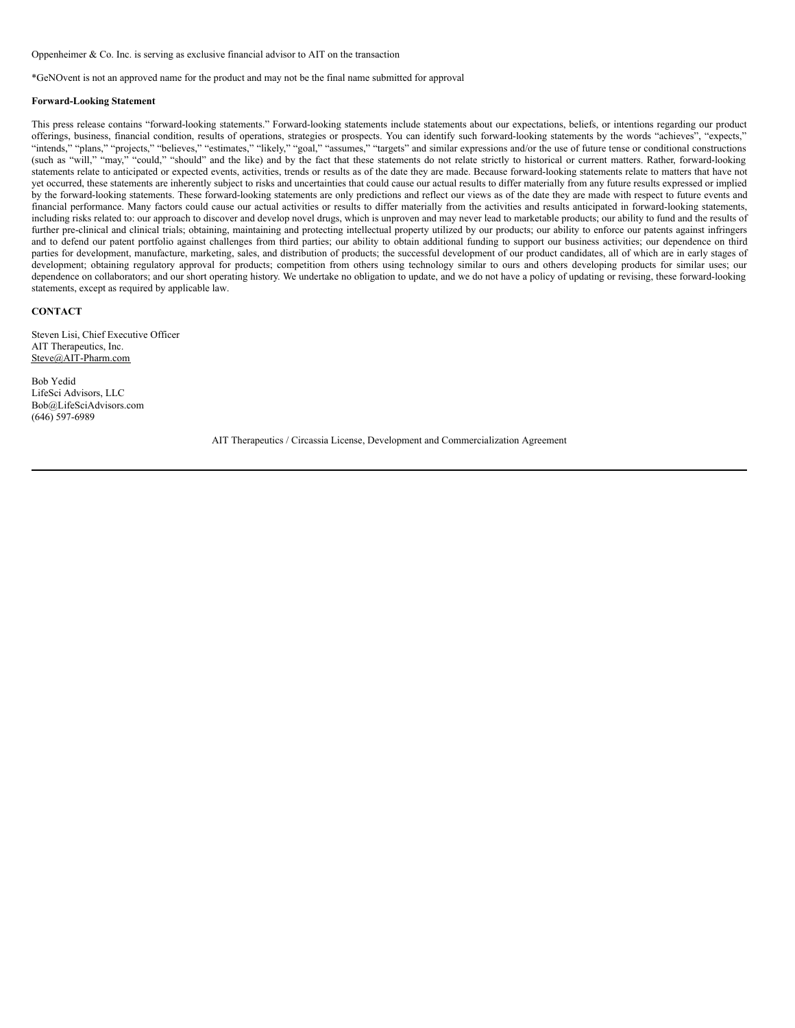Oppenheimer & Co. Inc. is serving as exclusive financial advisor to AIT on the transaction

*GeNOvent is not an approved name for the product and may not be the final name submitted for approval

**Forward-Looking Statement**

This press release contains "forward-looking statements." Forward-looking statements include statements about our expectations, beliefs, or intentions regarding our product offerings, business, financial condition, results of operations, strategies or prospects. You can identify such forward-looking statements by the words "achieves", "expects," "intends," "plans," "projects," "believes," "estimates," "likely," "goal," "assumes," "targets" and similar expressions and/or the use of future tense or conditional constructions (such as "will," "may," "could," "should" and the like) and by the fact that these statements do not relate strictly to historical or current matters. Rather, forward-looking statements relate to anticipated or expected events, activities, trends or results as of the date they are made. Because forward-looking statements relate to matters that have not yet occurred, these statements are inherently subject to risks and uncertainties that could cause our actual results to differ materially from any future results expressed or implied by the forward-looking statements. These forward-looking statements are only predictions and reflect our views as of the date they are made with respect to future events and financial performance. Many factors could cause our actual activities or results to differ materially from the activities and results anticipated in forward-looking statements, including risks related to: our approach to discover and develop novel drugs, which is unproven and may never lead to marketable products; our ability to fund and the results of further pre-clinical and clinical trials; obtaining, maintaining and protecting intellectual property utilized by our products; our ability to enforce our patents against infringers and to defend our patent portfolio against challenges from third parties; our ability to obtain additional funding to support our business activities; our dependence on third parties for development, manufacture, marketing, sales, and distribution of products; the successful development of our product candidates, all of which are in early stages of development; obtaining regulatory approval for products; competition from others using technology similar to ours and others developing products for similar uses; our dependence on collaborators; and our short operating history. We undertake no obligation to update, and we do not have a policy of updating or revising, these forward-looking statements, except as required by applicable law.

**CONTACT**

Steven Lisi, Chief Executive Officer
AIT Therapeutics, Inc.
Steve@AIT-Pharm.com

Bob Yedid
LifeSci Advisors, LLC
Bob@LifeSciAdvisors.com
(646) 597-6989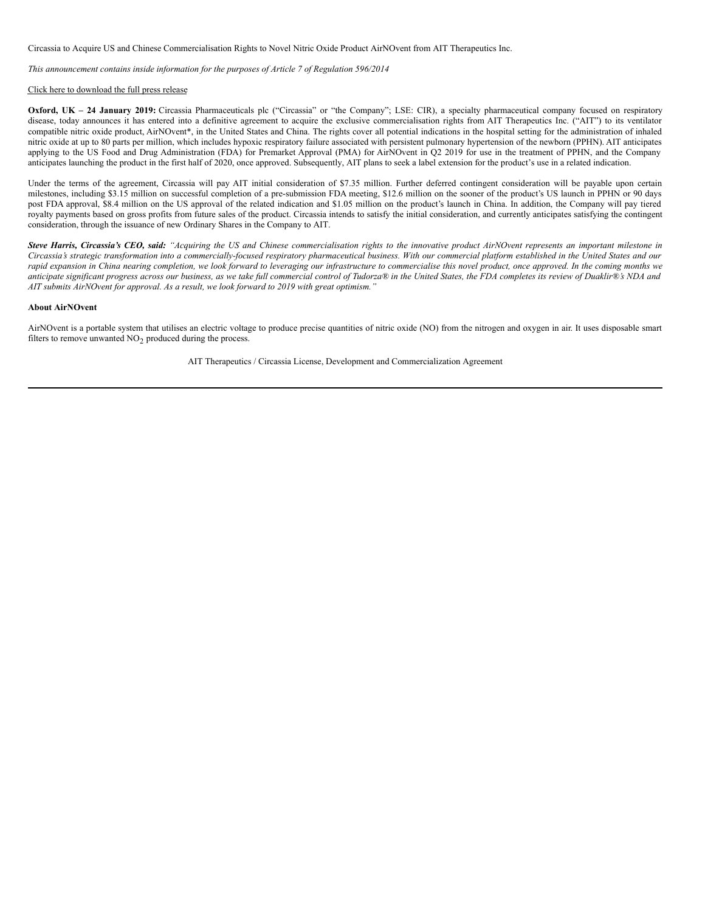Circassia to Acquire US and Chinese Commercialisation Rights to Novel Nitric Oxide Product AirNOvent from AIT Therapeutics Inc.

*This announcement contains inside information for the purposes of Article 7 of Regulation 596/2014*

Click here to download the full press release

**Oxford, UK – 24 January 2019:** Circassia Pharmaceuticals plc ("Circassia" or "the Company"; LSE: CIR), a specialty pharmaceutical company focused on respiratory disease, today announces it has entered into a definitive agreement to acquire the exclusive commercialisation rights from AIT Therapeutics Inc. ("AIT") to its ventilator compatible nitric oxide product, AirNOvent*, in the United States and China. The rights cover all potential indications in the hospital setting for the administration of inhaled nitric oxide at up to 80 parts per million, which includes hypoxic respiratory failure associated with persistent pulmonary hypertension of the newborn (PPHN). AIT anticipates applying to the US Food and Drug Administration (FDA) for Premarket Approval (PMA) for AirNOvent in Q2 2019 for use in the treatment of PPHN, and the Company anticipates launching the product in the first half of 2020, once approved. Subsequently, AIT plans to seek a label extension for the product's use in a related indication.

Under the terms of the agreement, Circassia will pay AIT initial consideration of $7.35 million. Further deferred contingent consideration will be payable upon certain milestones, including $3.15 million on successful completion of a pre-submission FDA meeting, $12.6 million on the sooner of the product's US launch in PPHN or 90 days post FDA approval, $8.4 million on the US approval of the related indication and $1.05 million on the product's launch in China. In addition, the Company will pay tiered royalty payments based on gross profits from future sales of the product. Circassia intends to satisfy the initial consideration, and currently anticipates satisfying the contingent consideration, through the issuance of new Ordinary Shares in the Company to AIT.

***Steve Harris, Circassia's CEO, said:*** *"Acquiring the US and Chinese commercialisation rights to the innovative product AirNOvent represents an important milestone in Circassia's strategic transformation into a commercially-focused respiratory pharmaceutical business. With our commercial platform established in the United States and our rapid expansion in China nearing completion, we look forward to leveraging our infrastructure to commercialise this novel product, once approved. In the coming months we anticipate significant progress across our business, as we take full commercial control of Tudorza® in the United States, the FDA completes its review of Duaklir®'s NDA and AIT submits AirNOvent for approval. As a result, we look forward to 2019 with great optimism."*

**About AirNOvent**

AirNOvent is a portable system that utilises an electric voltage to produce precise quantities of nitric oxide (NO) from the nitrogen and oxygen in air. It uses disposable smart filters to remove unwanted $NO_2$ produced during the process.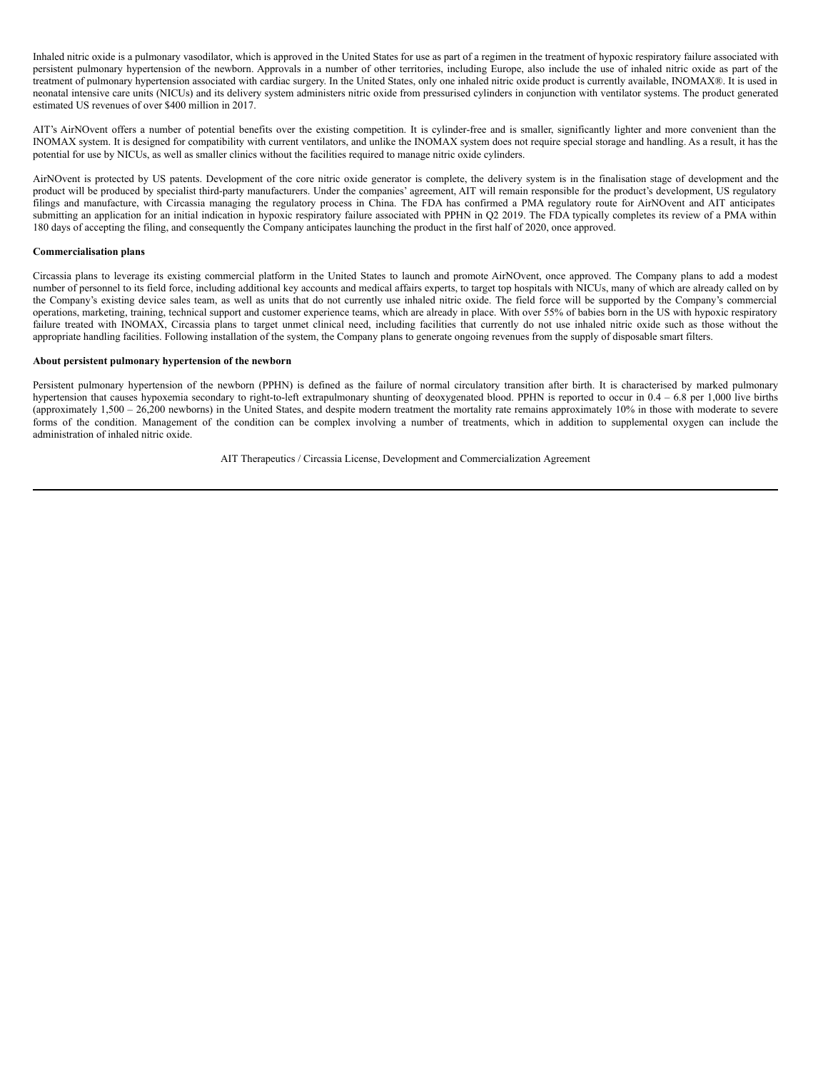Inhaled nitric oxide is a pulmonary vasodilator, which is approved in the United States for use as part of a regimen in the treatment of hypoxic respiratory failure associated with persistent pulmonary hypertension of the newborn. Approvals in a number of other territories, including Europe, also include the use of inhaled nitric oxide as part of the treatment of pulmonary hypertension associated with cardiac surgery. In the United States, only one inhaled nitric oxide product is currently available, INOMAX®. It is used in neonatal intensive care units (NICUs) and its delivery system administers nitric oxide from pressurised cylinders in conjunction with ventilator systems. The product generated estimated US revenues of over $400 million in 2017.

AIT's AirNOvent offers a number of potential benefits over the existing competition. It is cylinder-free and is smaller, significantly lighter and more convenient than the INOMAX system. It is designed for compatibility with current ventilators, and unlike the INOMAX system does not require special storage and handling. As a result, it has the potential for use by NICUs, as well as smaller clinics without the facilities required to manage nitric oxide cylinders.

AirNOvent is protected by US patents. Development of the core nitric oxide generator is complete, the delivery system is in the finalisation stage of development and the product will be produced by specialist third-party manufacturers. Under the companies' agreement, AIT will remain responsible for the product's development, US regulatory filings and manufacture, with Circassia managing the regulatory process in China. The FDA has confirmed a PMA regulatory route for AirNOvent and AIT anticipates submitting an application for an initial indication in hypoxic respiratory failure associated with PPHN in Q2 2019. The FDA typically completes its review of a PMA within 180 days of accepting the filing, and consequently the Company anticipates launching the product in the first half of 2020, once approved.

**Commercialisation plans**

Circassia plans to leverage its existing commercial platform in the United States to launch and promote AirNOvent, once approved. The Company plans to add a modest number of personnel to its field force, including additional key accounts and medical affairs experts, to target top hospitals with NICUs, many of which are already called on by the Company's existing device sales team, as well as units that do not currently use inhaled nitric oxide. The field force will be supported by the Company's commercial operations, marketing, training, technical support and customer experience teams, which are already in place. With over 55% of babies born in the US with hypoxic respiratory failure treated with INOMAX, Circassia plans to target unmet clinical need, including facilities that currently do not use inhaled nitric oxide such as those without the appropriate handling facilities. Following installation of the system, the Company plans to generate ongoing revenues from the supply of disposable smart filters.

**About persistent pulmonary hypertension of the newborn**

Persistent pulmonary hypertension of the newborn (PPHN) is defined as the failure of normal circulatory transition after birth. It is characterised by marked pulmonary hypertension that causes hypoxemia secondary to right-to-left extrapulmonary shunting of deoxygenated blood. PPHN is reported to occur in 0.4 – 6.8 per 1,000 live births (approximately 1,500 – 26,200 newborns) in the United States, and despite modern treatment the mortality rate remains approximately 10% in those with moderate to severe forms of the condition. Management of the condition can be complex involving a number of treatments, which in addition to supplemental oxygen can include the administration of inhaled nitric oxide.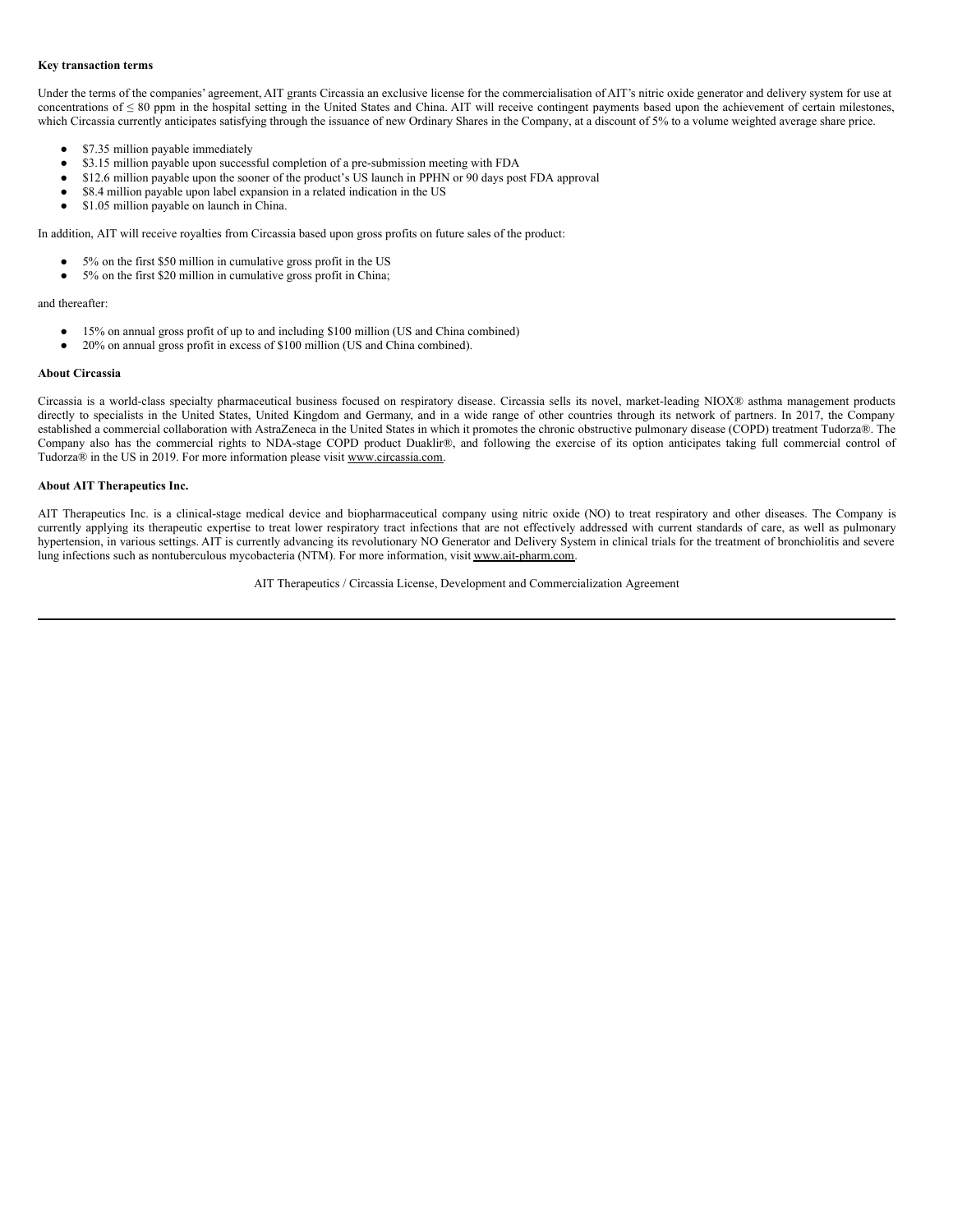**Key transaction terms**

Under the terms of the companies' agreement, AIT grants Circassia an exclusive license for the commercialisation of AIT's nitric oxide generator and delivery system for use at concentrations of ≤ 80 ppm in the hospital setting in the United States and China. AIT will receive contingent payments based upon the achievement of certain milestones, which Circassia currently anticipates satisfying through the issuance of new Ordinary Shares in the Company, at a discount of 5% to a volume weighted average share price.

- $7.35 million payable immediately
- $3.15 million payable upon successful completion of a pre-submission meeting with FDA
- $12.6 million payable upon the sooner of the product's US launch in PPHN or 90 days post FDA approval
- $8.4 million payable upon label expansion in a related indication in the US
- $1.05 million payable on launch in China.

In addition, AIT will receive royalties from Circassia based upon gross profits on future sales of the product:

- 5% on the first $50 million in cumulative gross profit in the US
- 5% on the first $20 million in cumulative gross profit in China;

and thereafter:

- 15% on annual gross profit of up to and including $100 million (US and China combined)
- 20% on annual gross profit in excess of $100 million (US and China combined).

**About Circassia**

Circassia is a world-class specialty pharmaceutical business focused on respiratory disease. Circassia sells its novel, market-leading NIOX® asthma management products directly to specialists in the United States, United Kingdom and Germany, and in a wide range of other countries through its network of partners. In 2017, the Company established a commercial collaboration with AstraZeneca in the United States in which it promotes the chronic obstructive pulmonary disease (COPD) treatment Tudorza®. The Company also has the commercial rights to NDA-stage COPD product Duaklir®, and following the exercise of its option anticipates taking full commercial control of Tudorza® in the US in 2019. For more information please visit www.circassia.com.

**About AIT Therapeutics Inc.**

AIT Therapeutics Inc. is a clinical-stage medical device and biopharmaceutical company using nitric oxide (NO) to treat respiratory and other diseases. The Company is currently applying its therapeutic expertise to treat lower respiratory tract infections that are not effectively addressed with current standards of care, as well as pulmonary hypertension, in various settings. AIT is currently advancing its revolutionary NO Generator and Delivery System in clinical trials for the treatment of bronchiolitis and severe lung infections such as nontuberculous mycobacteria (NTM). For more information, visit www.ait-pharm.com.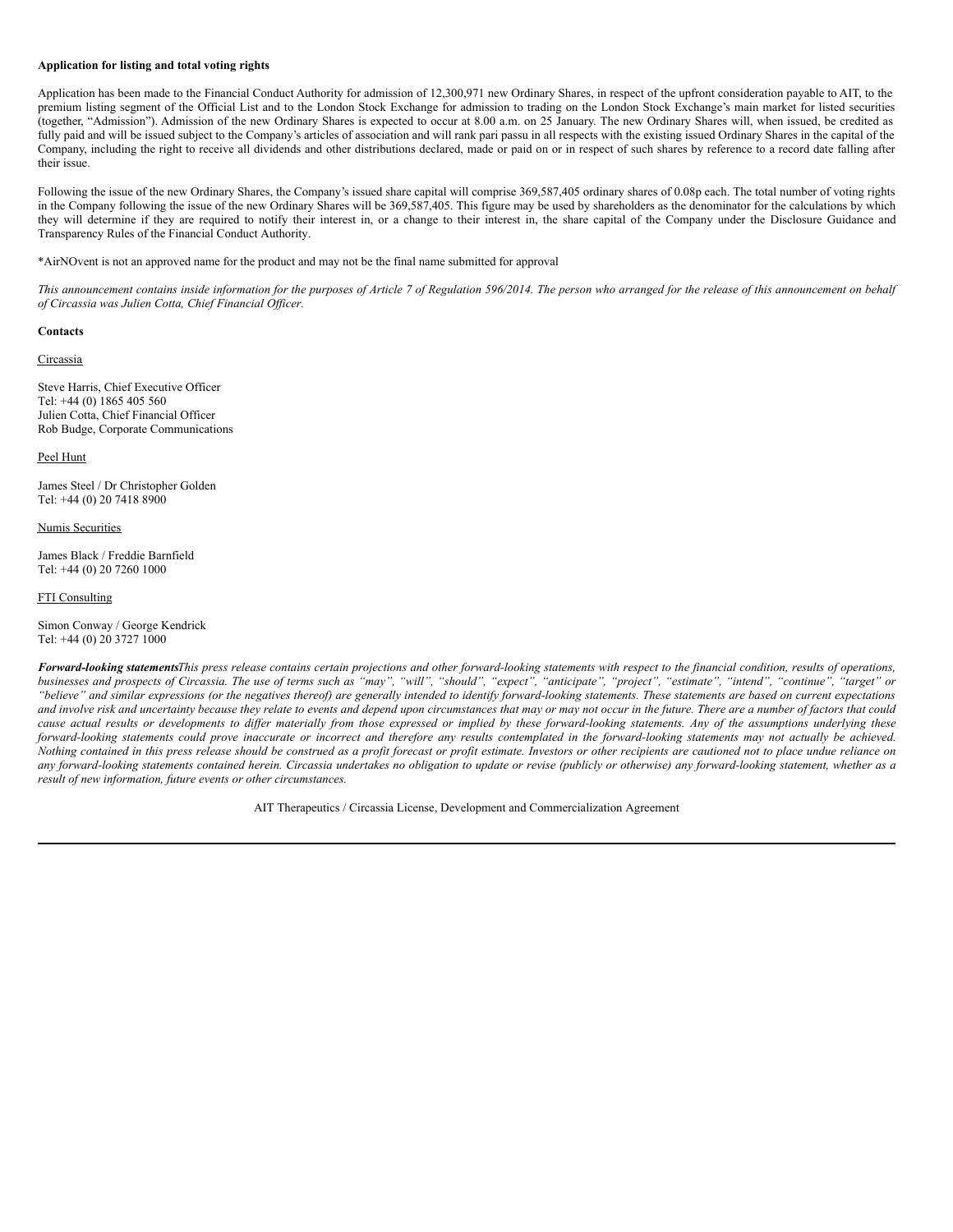**Application for listing and total voting rights**

Application has been made to the Financial Conduct Authority for admission of 12,300,971 new Ordinary Shares, in respect of the upfront consideration payable to AIT, to the premium listing segment of the Official List and to the London Stock Exchange for admission to trading on the London Stock Exchange's main market for listed securities (together, "Admission"). Admission of the new Ordinary Shares is expected to occur at 8.00 a.m. on 25 January. The new Ordinary Shares will, when issued, be credited as fully paid and will be issued subject to the Company's articles of association and will rank pari passu in all respects with the existing issued Ordinary Shares in the capital of the Company, including the right to receive all dividends and other distributions declared, made or paid on or in respect of such shares by reference to a record date falling after their issue.

Following the issue of the new Ordinary Shares, the Company's issued share capital will comprise 369,587,405 ordinary shares of 0.08p each. The total number of voting rights in the Company following the issue of the new Ordinary Shares will be 369,587,405. This figure may be used by shareholders as the denominator for the calculations by which they will determine if they are required to notify their interest in, or a change to their interest in, the share capital of the Company under the Disclosure Guidance and Transparency Rules of the Financial Conduct Authority.

*AirNOvent is not an approved name for the product and may not be the final name submitted for approval

*This announcement contains inside information for the purposes of Article 7 of Regulation 596/2014. The person who arranged for the release of this announcement on behalf of Circassia was Julien Cotta, Chief Financial Officer.*

**Contacts**

Circassia

Steve Harris, Chief Executive Officer
Tel: +44 (0) 1865 405 560
Julien Cotta, Chief Financial Officer
Rob Budge, Corporate Communications

Peel Hunt

James Steel / Dr Christopher Golden
Tel: +44 (0) 20 7418 8900

Numis Securities

James Black / Freddie Barnfield
Tel: +44 (0) 20 7260 1000

FTI Consulting

Simon Conway / George Kendrick
Tel: +44 (0) 20 3727 1000

***Forward-looking statements*** *This press release contains certain projections and other forward-looking statements with respect to the financial condition, results of operations, businesses and prospects of Circassia. The use of terms such as "may", "will", "should", "expect", "anticipate", "project", "estimate", "intend", "continue", "target" or "believe" and similar expressions (or the negatives thereof) are generally intended to identify forward-looking statements. These statements are based on current expectations and involve risk and uncertainty because they relate to events and depend upon circumstances that may or may not occur in the future. There are a number of factors that could cause actual results or developments to differ materially from those expressed or implied by these forward-looking statements. Any of the assumptions underlying these forward-looking statements could prove inaccurate or incorrect and therefore any results contemplated in the forward-looking statements may not actually be achieved. Nothing contained in this press release should be construed as a profit forecast or profit estimate. Investors or other recipients are cautioned not to place undue reliance on any forward-looking statements contained herein. Circassia undertakes no obligation to update or revise (publicly or otherwise) any forward-looking statement, whether as a result of new information, future events or other circumstances.*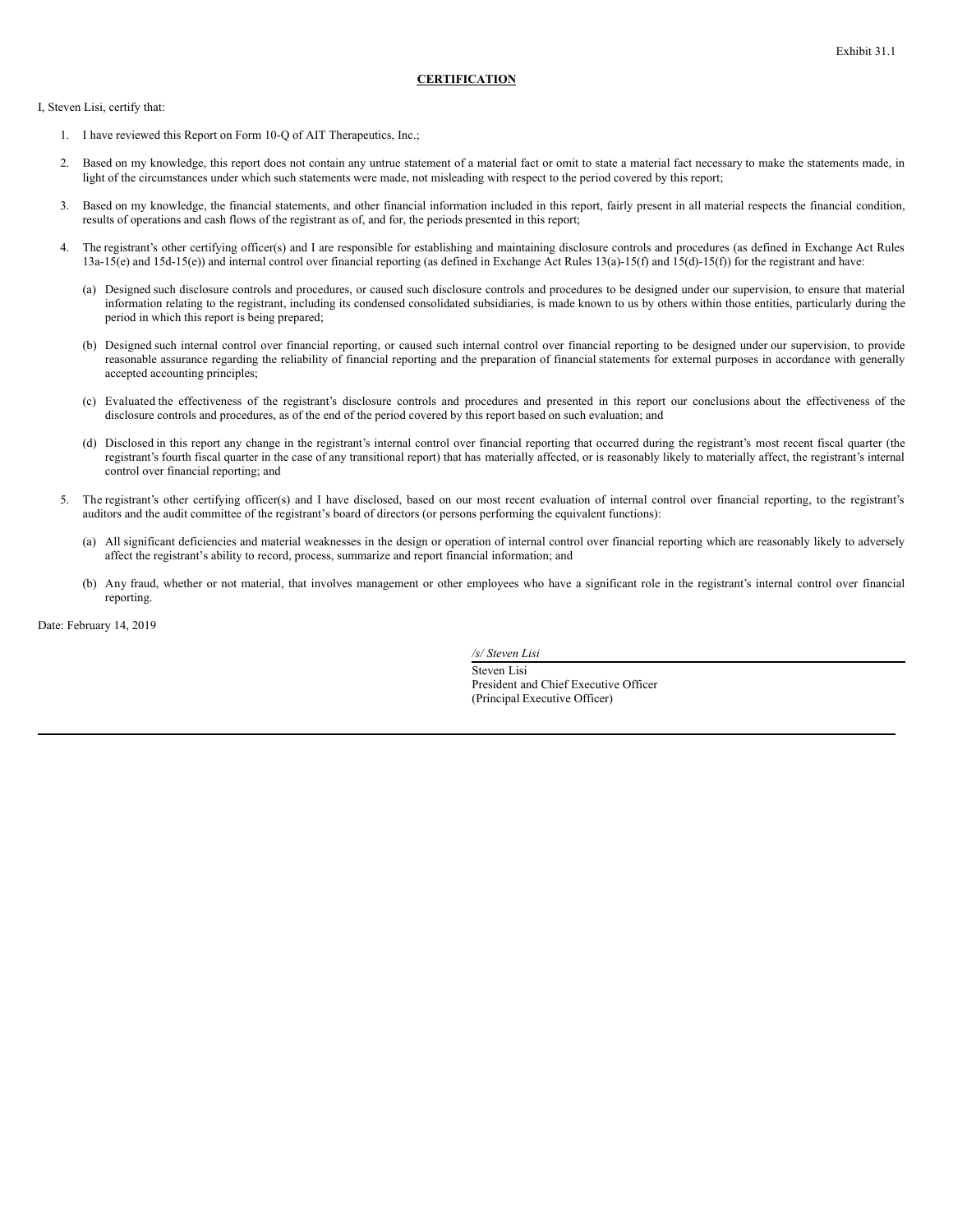Exhibit 31.1

**CERTIFICATION**

I, Steven Lisi, certify that:

1. I have reviewed this Report on Form 10-Q of AIT Therapeutics, Inc.;

2. Based on my knowledge, this report does not contain any untrue statement of a material fact or omit to state a material fact necessary to make the statements made, in light of the circumstances under which such statements were made, not misleading with respect to the period covered by this report;

3. Based on my knowledge, the financial statements, and other financial information included in this report, fairly present in all material respects the financial condition, results of operations and cash flows of the registrant as of, and for, the periods presented in this report;

4. The registrant's other certifying officer(s) and I are responsible for establishing and maintaining disclosure controls and procedures (as defined in Exchange Act Rules 13a-15(e) and 15d-15(e)) and internal control over financial reporting (as defined in Exchange Act Rules 13(a)-15(f) and 15(d)-15(f)) for the registrant and have:

   (a) Designed such disclosure controls and procedures, or caused such disclosure controls and procedures to be designed under our supervision, to ensure that material information relating to the registrant, including its condensed consolidated subsidiaries, is made known to us by others within those entities, particularly during the period in which this report is being prepared;

   (b) Designed such internal control over financial reporting, or caused such internal control over financial reporting to be designed under our supervision, to provide reasonable assurance regarding the reliability of financial reporting and the preparation of financial statements for external purposes in accordance with generally accepted accounting principles;

   (c) Evaluated the effectiveness of the registrant's disclosure controls and procedures and presented in this report our conclusions about the effectiveness of the disclosure controls and procedures, as of the end of the period covered by this report based on such evaluation; and

   (d) Disclosed in this report any change in the registrant's internal control over financial reporting that occurred during the registrant's most recent fiscal quarter (the registrant's fourth fiscal quarter in the case of any transitional report) that has materially affected, or is reasonably likely to materially affect, the registrant's internal control over financial reporting; and

5. The registrant's other certifying officer(s) and I have disclosed, based on our most recent evaluation of internal control over financial reporting, to the registrant's auditors and the audit committee of the registrant's board of directors (or persons performing the equivalent functions):

   (a) All significant deficiencies and material weaknesses in the design or operation of internal control over financial reporting which are reasonably likely to adversely affect the registrant's ability to record, process, summarize and report financial information; and

   (b) Any fraud, whether or not material, that involves management or other employees who have a significant role in the registrant's internal control over financial reporting.

Date: February 14, 2019

*/s/ Steven Lisi*

Steven Lisi
President and Chief Executive Officer
(Principal Executive Officer)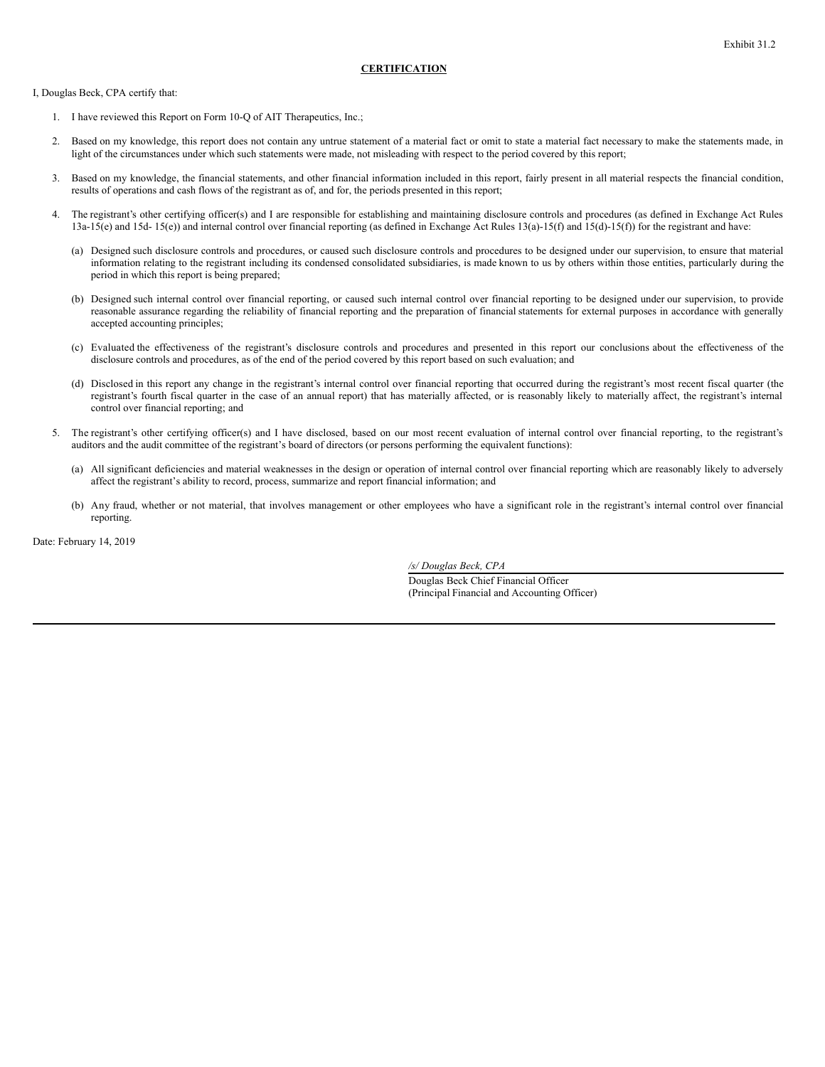Exhibit 31.2

**CERTIFICATION**

I, Douglas Beck, CPA certify that:

1. I have reviewed this Report on Form 10-Q of AIT Therapeutics, Inc.;

2. Based on my knowledge, this report does not contain any untrue statement of a material fact or omit to state a material fact necessary to make the statements made, in light of the circumstances under which such statements were made, not misleading with respect to the period covered by this report;

3. Based on my knowledge, the financial statements, and other financial information included in this report, fairly present in all material respects the financial condition, results of operations and cash flows of the registrant as of, and for, the periods presented in this report;

4. The registrant's other certifying officer(s) and I are responsible for establishing and maintaining disclosure controls and procedures (as defined in Exchange Act Rules 13a-15(e) and 15d- 15(e)) and internal control over financial reporting (as defined in Exchange Act Rules 13(a)-15(f) and 15(d)-15(f)) for the registrant and have:

   (a) Designed such disclosure controls and procedures, or caused such disclosure controls and procedures to be designed under our supervision, to ensure that material information relating to the registrant including its condensed consolidated subsidiaries, is made known to us by others within those entities, particularly during the period in which this report is being prepared;

   (b) Designed such internal control over financial reporting, or caused such internal control over financial reporting to be designed under our supervision, to provide reasonable assurance regarding the reliability of financial reporting and the preparation of financial statements for external purposes in accordance with generally accepted accounting principles;

   (c) Evaluated the effectiveness of the registrant's disclosure controls and procedures and presented in this report our conclusions about the effectiveness of the disclosure controls and procedures, as of the end of the period covered by this report based on such evaluation; and

   (d) Disclosed in this report any change in the registrant's internal control over financial reporting that occurred during the registrant's most recent fiscal quarter (the registrant's fourth fiscal quarter in the case of an annual report) that has materially affected, or is reasonably likely to materially affect, the registrant's internal control over financial reporting; and

5. The registrant's other certifying officer(s) and I have disclosed, based on our most recent evaluation of internal control over financial reporting, to the registrant's auditors and the audit committee of the registrant's board of directors (or persons performing the equivalent functions):

   (a) All significant deficiencies and material weaknesses in the design or operation of internal control over financial reporting which are reasonably likely to adversely affect the registrant's ability to record, process, summarize and report financial information; and

   (b) Any fraud, whether or not material, that involves management or other employees who have a significant role in the registrant's internal control over financial reporting.

Date: February 14, 2019

*/s/ Douglas Beck, CPA*

Douglas Beck Chief Financial Officer
(Principal Financial and Accounting Officer)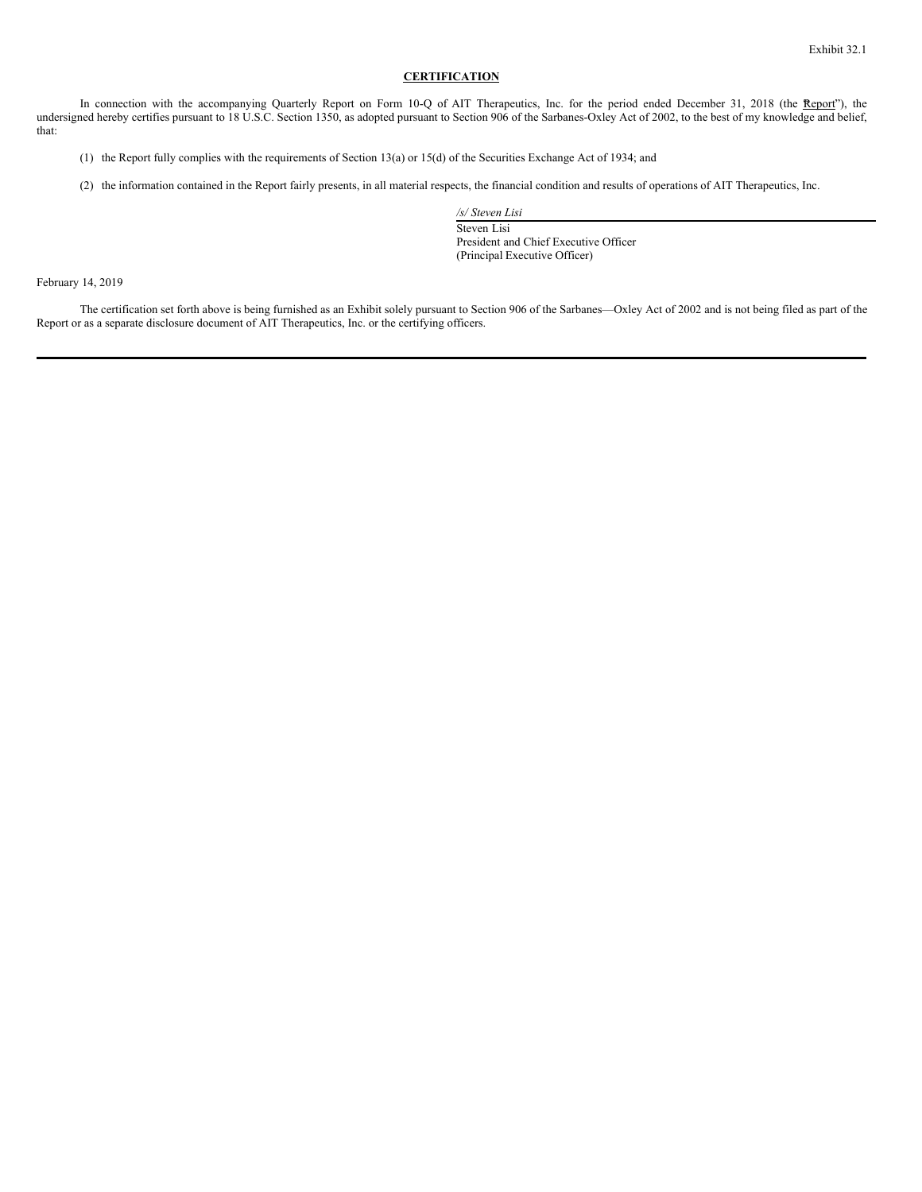Exhibit 32.1

**CERTIFICATION**

In connection with the accompanying Quarterly Report on Form 10-Q of AIT Therapeutics, Inc. for the period ended December 31, 2018 (the "Report"), the undersigned hereby certifies pursuant to 18 U.S.C. Section 1350, as adopted pursuant to Section 906 of the Sarbanes-Oxley Act of 2002, to the best of my knowledge and belief, that:

(1) the Report fully complies with the requirements of Section 13(a) or 15(d) of the Securities Exchange Act of 1934; and

(2) the information contained in the Report fairly presents, in all material respects, the financial condition and results of operations of AIT Therapeutics, Inc.

*/s/ Steven Lisi*
Steven Lisi
President and Chief Executive Officer
(Principal Executive Officer)

February 14, 2019

The certification set forth above is being furnished as an Exhibit solely pursuant to Section 906 of the Sarbanes—Oxley Act of 2002 and is not being filed as part of the Report or as a separate disclosure document of AIT Therapeutics, Inc. or the certifying officers.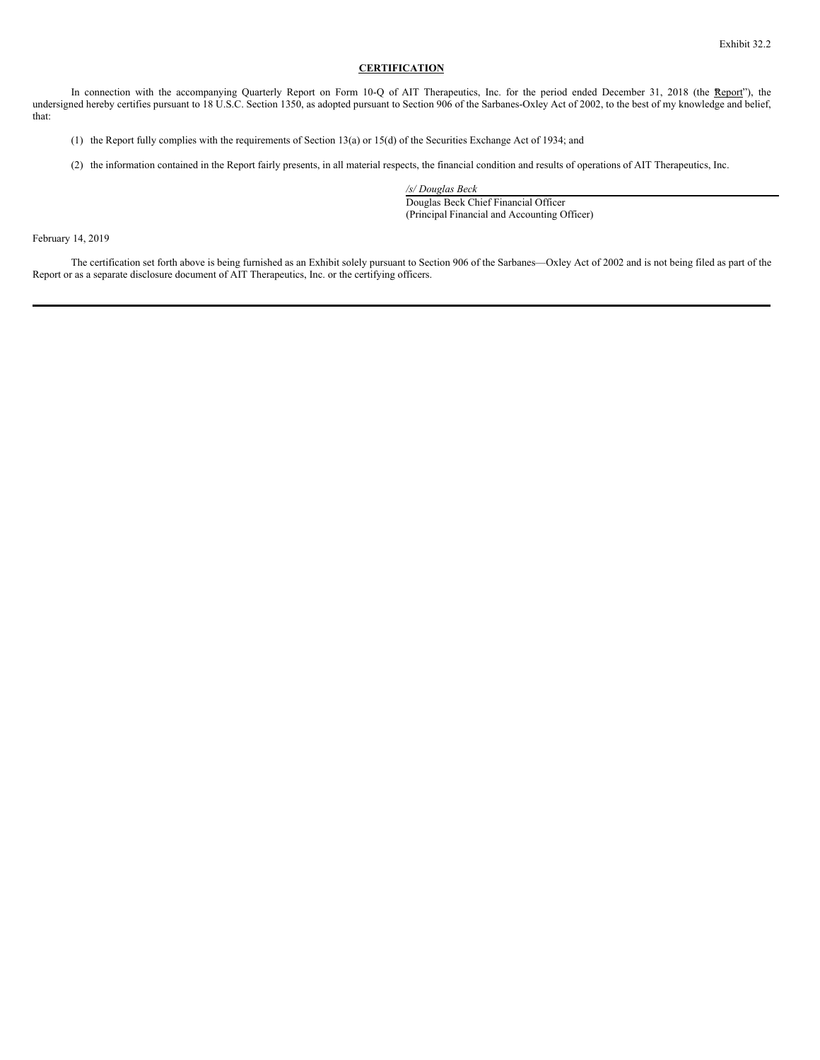Exhibit 32.2

**CERTIFICATION**

In connection with the accompanying Quarterly Report on Form 10-Q of AIT Therapeutics, Inc. for the period ended December 31, 2018 (the "Report"), the undersigned hereby certifies pursuant to 18 U.S.C. Section 1350, as adopted pursuant to Section 906 of the Sarbanes-Oxley Act of 2002, to the best of my knowledge and belief, that:

(1) the Report fully complies with the requirements of Section 13(a) or 15(d) of the Securities Exchange Act of 1934; and

(2) the information contained in the Report fairly presents, in all material respects, the financial condition and results of operations of AIT Therapeutics, Inc.

*/s/ Douglas Beck*

Douglas Beck Chief Financial Officer
(Principal Financial and Accounting Officer)

February 14, 2019

The certification set forth above is being furnished as an Exhibit solely pursuant to Section 906 of the Sarbanes—Oxley Act of 2002 and is not being filed as part of the Report or as a separate disclosure document of AIT Therapeutics, Inc. or the certifying officers.